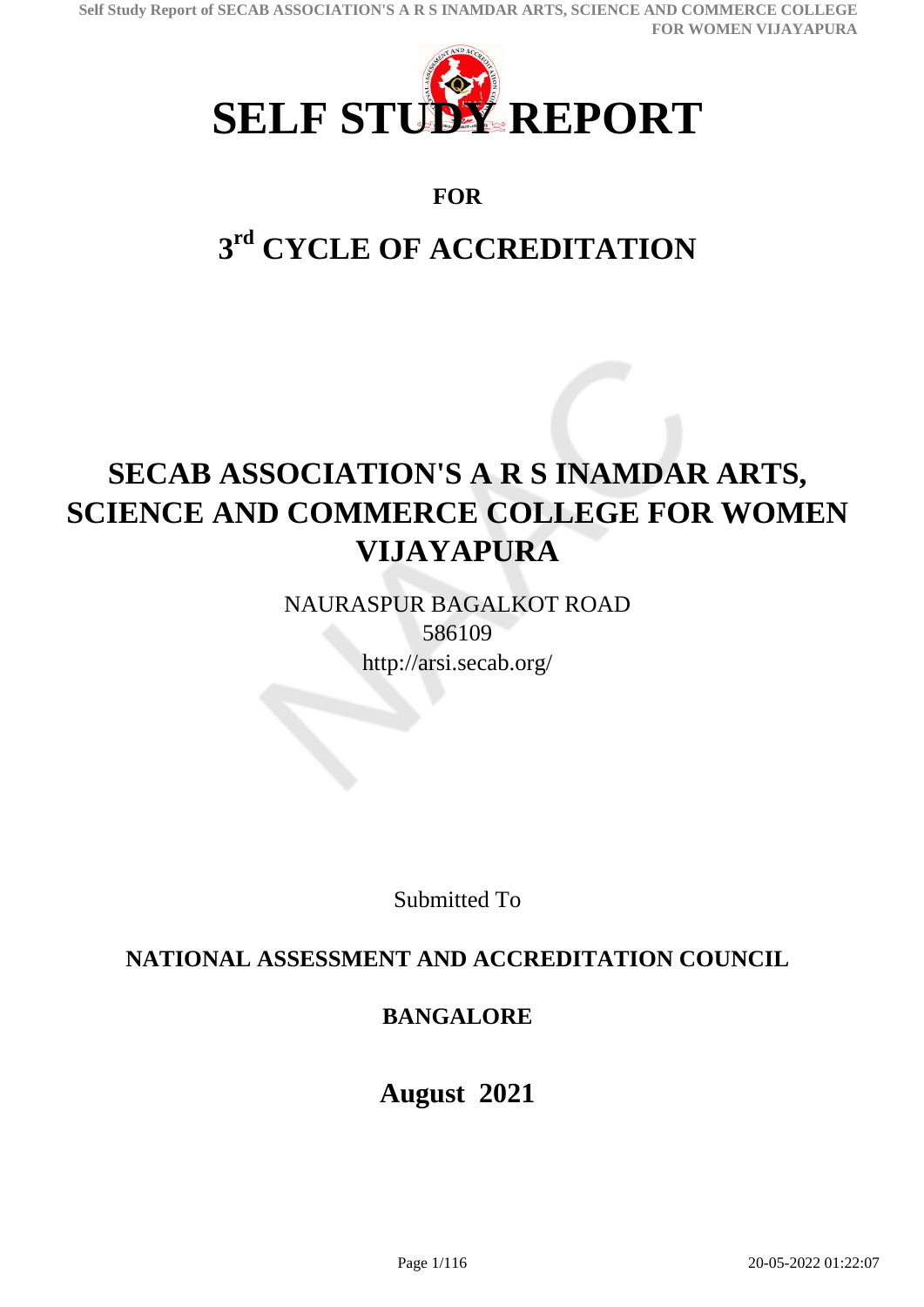# SELF STUDY REPORT

**FOR**

## 3rd CYCLE OF ACCREDITATION

# SECAB ASSOCIATION'S A R S INAMDAR ARTS, SCIENCE AND COMMERCE COLLEGE FOR WOMEN VIJAYAPURA

NAURASPUR BAGALKOT ROAD
586109
http://arsi.secab.org/

Submitted To

**NATIONAL ASSESSMENT AND ACCREDITATION COUNCIL**

**BANGALORE**

**August 2021**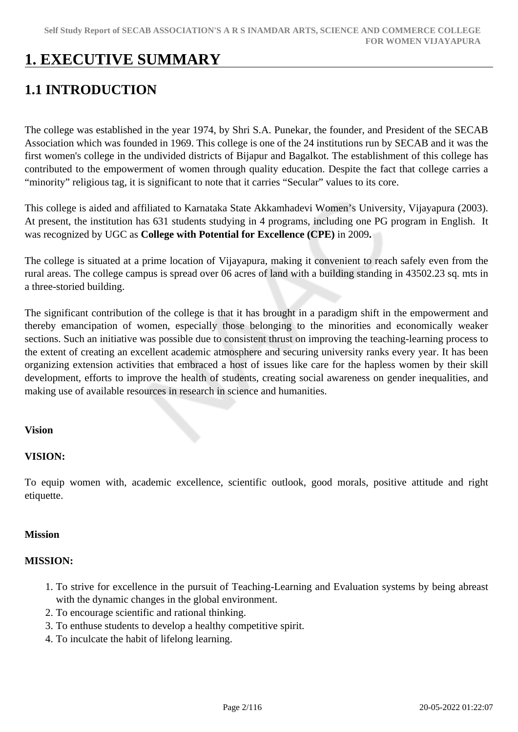# 1. EXECUTIVE SUMMARY

## 1.1 INTRODUCTION

The college was established in the year 1974, by Shri S.A. Punekar, the founder, and President of the SECAB Association which was founded in 1969. This college is one of the 24 institutions run by SECAB and it was the first women's college in the undivided districts of Bijapur and Bagalkot. The establishment of this college has contributed to the empowerment of women through quality education. Despite the fact that college carries a “minority” religious tag, it is significant to note that it carries “Secular” values to its core.

This college is aided and affiliated to Karnataka State Akkamhadevi Women’s University, Vijayapura (2003). At present, the institution has 631 students studying in 4 programs, including one PG program in English. It was recognized by UGC as **College with Potential for Excellence (CPE)** in 2009**.**

The college is situated at a prime location of Vijayapura, making it convenient to reach safely even from the rural areas. The college campus is spread over 06 acres of land with a building standing in 43502.23 sq. mts in a three-storied building.

The significant contribution of the college is that it has brought in a paradigm shift in the empowerment and thereby emancipation of women, especially those belonging to the minorities and economically weaker sections. Such an initiative was possible due to consistent thrust on improving the teaching-learning process to the extent of creating an excellent academic atmosphere and securing university ranks every year. It has been organizing extension activities that embraced a host of issues like care for the hapless women by their skill development, efforts to improve the health of students, creating social awareness on gender inequalities, and making use of available resources in research in science and humanities.

**Vision**

**VISION:**

To equip women with, academic excellence, scientific outlook, good morals, positive attitude and right etiquette.

**Mission**

**MISSION:**

1. To strive for excellence in the pursuit of Teaching-Learning and Evaluation systems by being abreast with the dynamic changes in the global environment.
2. To encourage scientific and rational thinking.
3. To enthuse students to develop a healthy competitive spirit.
4. To inculcate the habit of lifelong learning.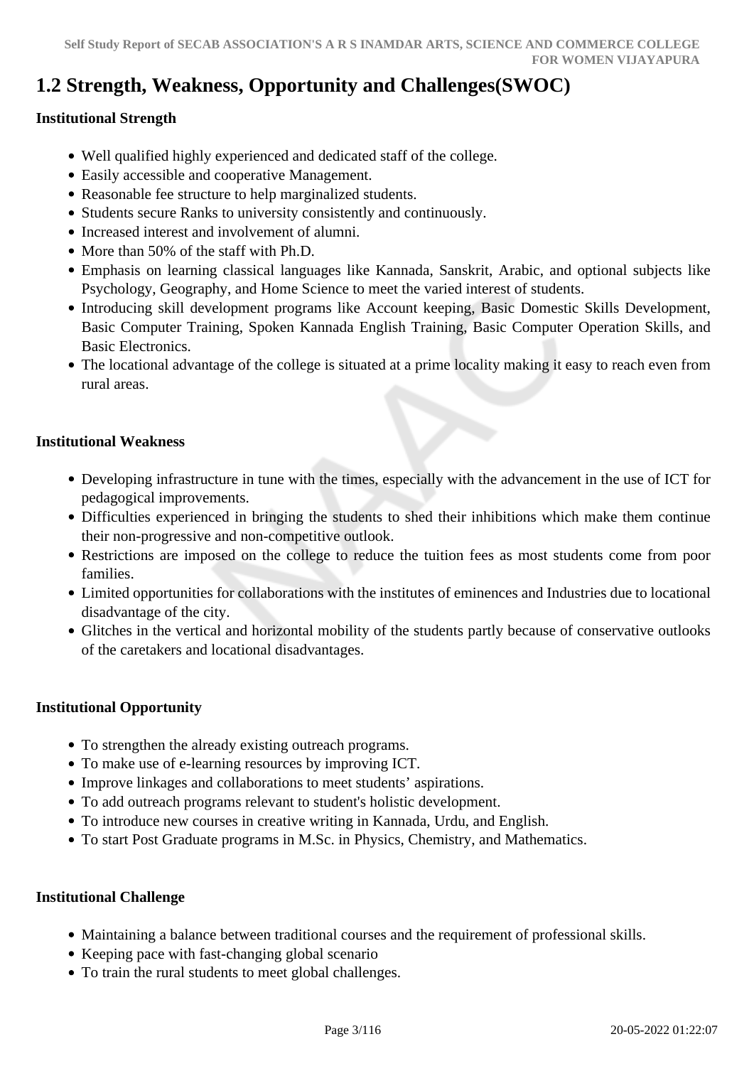## 1.2 Strength, Weakness, Opportunity and Challenges(SWOC)

**Institutional Strength**

- Well qualified highly experienced and dedicated staff of the college.
- Easily accessible and cooperative Management.
- Reasonable fee structure to help marginalized students.
- Students secure Ranks to university consistently and continuously.
- Increased interest and involvement of alumni.
- More than 50% of the staff with Ph.D.
- Emphasis on learning classical languages like Kannada, Sanskrit, Arabic, and optional subjects like Psychology, Geography, and Home Science to meet the varied interest of students.
- Introducing skill development programs like Account keeping, Basic Domestic Skills Development, Basic Computer Training, Spoken Kannada English Training, Basic Computer Operation Skills, and Basic Electronics.
- The locational advantage of the college is situated at a prime locality making it easy to reach even from rural areas.

**Institutional Weakness**

- Developing infrastructure in tune with the times, especially with the advancement in the use of ICT for pedagogical improvements.
- Difficulties experienced in bringing the students to shed their inhibitions which make them continue their non-progressive and non-competitive outlook.
- Restrictions are imposed on the college to reduce the tuition fees as most students come from poor families.
- Limited opportunities for collaborations with the institutes of eminences and Industries due to locational disadvantage of the city.
- Glitches in the vertical and horizontal mobility of the students partly because of conservative outlooks of the caretakers and locational disadvantages.

**Institutional Opportunity**

- To strengthen the already existing outreach programs.
- To make use of e-learning resources by improving ICT.
- Improve linkages and collaborations to meet students' aspirations.
- To add outreach programs relevant to student's holistic development.
- To introduce new courses in creative writing in Kannada, Urdu, and English.
- To start Post Graduate programs in M.Sc. in Physics, Chemistry, and Mathematics.

**Institutional Challenge**

- Maintaining a balance between traditional courses and the requirement of professional skills.
- Keeping pace with fast-changing global scenario
- To train the rural students to meet global challenges.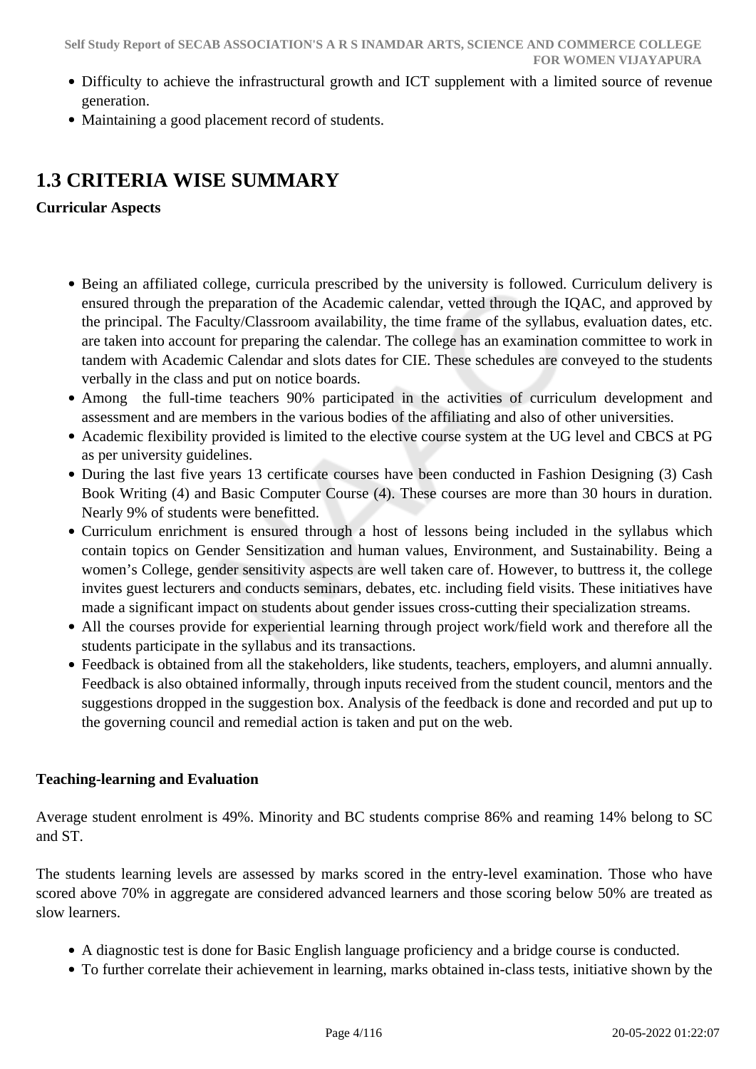- Difficulty to achieve the infrastructural growth and ICT supplement with a limited source of revenue generation.
- Maintaining a good placement record of students.

## 1.3 CRITERIA WISE SUMMARY

**Curricular Aspects**

- Being an affiliated college, curricula prescribed by the university is followed. Curriculum delivery is ensured through the preparation of the Academic calendar, vetted through the IQAC, and approved by the principal. The Faculty/Classroom availability, the time frame of the syllabus, evaluation dates, etc. are taken into account for preparing the calendar. The college has an examination committee to work in tandem with Academic Calendar and slots dates for CIE. These schedules are conveyed to the students verbally in the class and put on notice boards.
- Among the full-time teachers 90% participated in the activities of curriculum development and assessment and are members in the various bodies of the affiliating and also of other universities.
- Academic flexibility provided is limited to the elective course system at the UG level and CBCS at PG as per university guidelines.
- During the last five years 13 certificate courses have been conducted in Fashion Designing (3) Cash Book Writing (4) and Basic Computer Course (4). These courses are more than 30 hours in duration. Nearly 9% of students were benefitted.
- Curriculum enrichment is ensured through a host of lessons being included in the syllabus which contain topics on Gender Sensitization and human values, Environment, and Sustainability. Being a women's College, gender sensitivity aspects are well taken care of. However, to buttress it, the college invites guest lecturers and conducts seminars, debates, etc. including field visits. These initiatives have made a significant impact on students about gender issues cross-cutting their specialization streams.
- All the courses provide for experiential learning through project work/field work and therefore all the students participate in the syllabus and its transactions.
- Feedback is obtained from all the stakeholders, like students, teachers, employers, and alumni annually. Feedback is also obtained informally, through inputs received from the student council, mentors and the suggestions dropped in the suggestion box. Analysis of the feedback is done and recorded and put up to the governing council and remedial action is taken and put on the web.

**Teaching-learning and Evaluation**

Average student enrolment is 49%. Minority and BC students comprise 86% and reaming 14% belong to SC and ST.

The students learning levels are assessed by marks scored in the entry-level examination. Those who have scored above 70% in aggregate are considered advanced learners and those scoring below 50% are treated as slow learners.

- A diagnostic test is done for Basic English language proficiency and a bridge course is conducted.
- To further correlate their achievement in learning, marks obtained in-class tests, initiative shown by the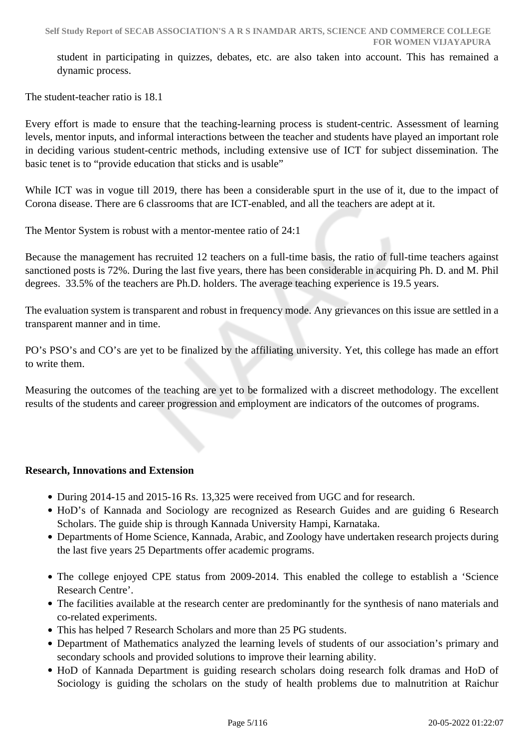student in participating in quizzes, debates, etc. are also taken into account. This has remained a dynamic process.

The student-teacher ratio is 18.1

Every effort is made to ensure that the teaching-learning process is student-centric. Assessment of learning levels, mentor inputs, and informal interactions between the teacher and students have played an important role in deciding various student-centric methods, including extensive use of ICT for subject dissemination. The basic tenet is to "provide education that sticks and is usable"

While ICT was in vogue till 2019, there has been a considerable spurt in the use of it, due to the impact of Corona disease. There are 6 classrooms that are ICT-enabled, and all the teachers are adept at it.

The Mentor System is robust with a mentor-mentee ratio of 24:1

Because the management has recruited 12 teachers on a full-time basis, the ratio of full-time teachers against sanctioned posts is 72%. During the last five years, there has been considerable in acquiring Ph. D. and M. Phil degrees. 33.5% of the teachers are Ph.D. holders. The average teaching experience is 19.5 years.

The evaluation system is transparent and robust in frequency mode. Any grievances on this issue are settled in a transparent manner and in time.

PO's PSO's and CO's are yet to be finalized by the affiliating university. Yet, this college has made an effort to write them.

Measuring the outcomes of the teaching are yet to be formalized with a discreet methodology. The excellent results of the students and career progression and employment are indicators of the outcomes of programs.

**Research, Innovations and Extension**

- During 2014-15 and 2015-16 Rs. 13,325 were received from UGC and for research.
- HoD's of Kannada and Sociology are recognized as Research Guides and are guiding 6 Research Scholars. The guide ship is through Kannada University Hampi, Karnataka.
- Departments of Home Science, Kannada, Arabic, and Zoology have undertaken research projects during the last five years 25 Departments offer academic programs.

- The college enjoyed CPE status from 2009-2014. This enabled the college to establish a 'Science Research Centre'.
- The facilities available at the research center are predominantly for the synthesis of nano materials and co-related experiments.
- This has helped 7 Research Scholars and more than 25 PG students.
- Department of Mathematics analyzed the learning levels of students of our association's primary and secondary schools and provided solutions to improve their learning ability.
- HoD of Kannada Department is guiding research scholars doing research folk dramas and HoD of Sociology is guiding the scholars on the study of health problems due to malnutrition at Raichur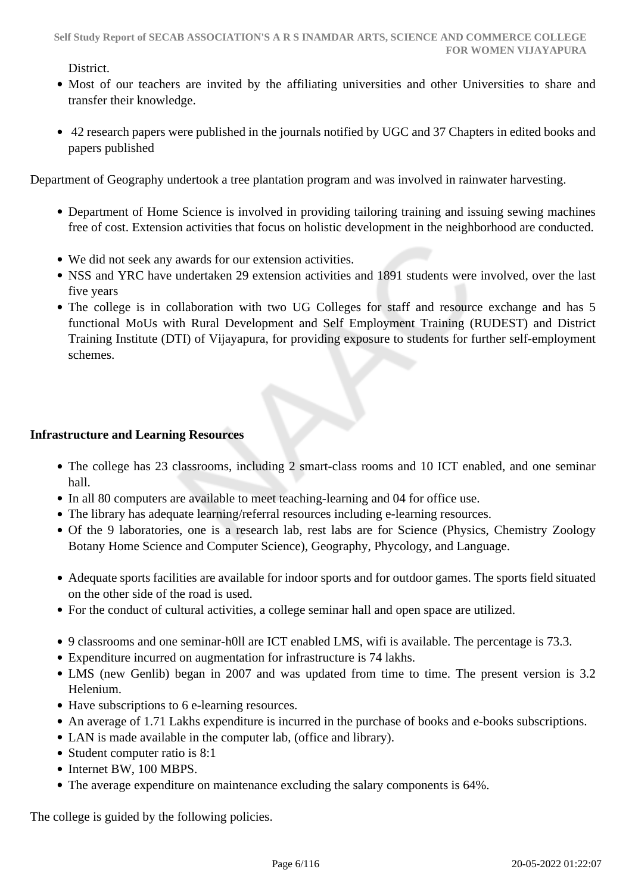District.

- Most of our teachers are invited by the affiliating universities and other Universities to share and transfer their knowledge.
- 42 research papers were published in the journals notified by UGC and 37 Chapters in edited books and papers published

Department of Geography undertook a tree plantation program and was involved in rainwater harvesting.

- Department of Home Science is involved in providing tailoring training and issuing sewing machines free of cost. Extension activities that focus on holistic development in the neighborhood are conducted.
- We did not seek any awards for our extension activities.
- NSS and YRC have undertaken 29 extension activities and 1891 students were involved, over the last five years
- The college is in collaboration with two UG Colleges for staff and resource exchange and has 5 functional MoUs with Rural Development and Self Employment Training (RUDEST) and District Training Institute (DTI) of Vijayapura, for providing exposure to students for further self-employment schemes.

**Infrastructure and Learning Resources**

- The college has 23 classrooms, including 2 smart-class rooms and 10 ICT enabled, and one seminar hall.
- In all 80 computers are available to meet teaching-learning and 04 for office use.
- The library has adequate learning/referral resources including e-learning resources.
- Of the 9 laboratories, one is a research lab, rest labs are for Science (Physics, Chemistry Zoology Botany Home Science and Computer Science), Geography, Phycology, and Language.
- Adequate sports facilities are available for indoor sports and for outdoor games. The sports field situated on the other side of the road is used.
- For the conduct of cultural activities, a college seminar hall and open space are utilized.
- 9 classrooms and one seminar-h0ll are ICT enabled LMS, wifi is available. The percentage is 73.3.
- Expenditure incurred on augmentation for infrastructure is 74 lakhs.
- LMS (new Genlib) began in 2007 and was updated from time to time. The present version is 3.2 Helenium.
- Have subscriptions to 6 e-learning resources.
- An average of 1.71 Lakhs expenditure is incurred in the purchase of books and e-books subscriptions.
- LAN is made available in the computer lab, (office and library).
- Student computer ratio is 8:1
- Internet BW, 100 MBPS.
- The average expenditure on maintenance excluding the salary components is 64%.

The college is guided by the following policies.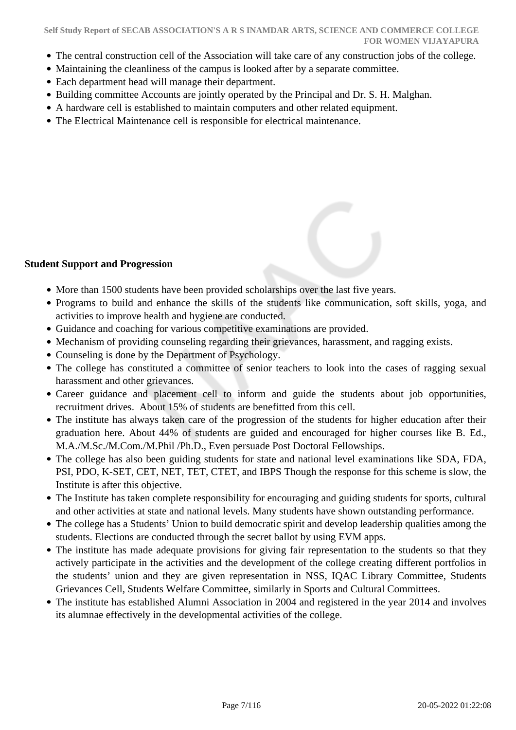- The central construction cell of the Association will take care of any construction jobs of the college.
- Maintaining the cleanliness of the campus is looked after by a separate committee.
- Each department head will manage their department.
- Building committee Accounts are jointly operated by the Principal and Dr. S. H. Malghan.
- A hardware cell is established to maintain computers and other related equipment.
- The Electrical Maintenance cell is responsible for electrical maintenance.

**Student Support and Progression**

- More than 1500 students have been provided scholarships over the last five years.
- Programs to build and enhance the skills of the students like communication, soft skills, yoga, and activities to improve health and hygiene are conducted.
- Guidance and coaching for various competitive examinations are provided.
- Mechanism of providing counseling regarding their grievances, harassment, and ragging exists.
- Counseling is done by the Department of Psychology.
- The college has constituted a committee of senior teachers to look into the cases of ragging sexual harassment and other grievances.
- Career guidance and placement cell to inform and guide the students about job opportunities, recruitment drives. About 15% of students are benefitted from this cell.
- The institute has always taken care of the progression of the students for higher education after their graduation here. About 44% of students are guided and encouraged for higher courses like B. Ed., M.A./M.Sc./M.Com./M.Phil /Ph.D., Even persuade Post Doctoral Fellowships.
- The college has also been guiding students for state and national level examinations like SDA, FDA, PSI, PDO, K-SET, CET, NET, TET, CTET, and IBPS Though the response for this scheme is slow, the Institute is after this objective.
- The Institute has taken complete responsibility for encouraging and guiding students for sports, cultural and other activities at state and national levels. Many students have shown outstanding performance.
- The college has a Students' Union to build democratic spirit and develop leadership qualities among the students. Elections are conducted through the secret ballot by using EVM apps.
- The institute has made adequate provisions for giving fair representation to the students so that they actively participate in the activities and the development of the college creating different portfolios in the students' union and they are given representation in NSS, IQAC Library Committee, Students Grievances Cell, Students Welfare Committee, similarly in Sports and Cultural Committees.
- The institute has established Alumni Association in 2004 and registered in the year 2014 and involves its alumnae effectively in the developmental activities of the college.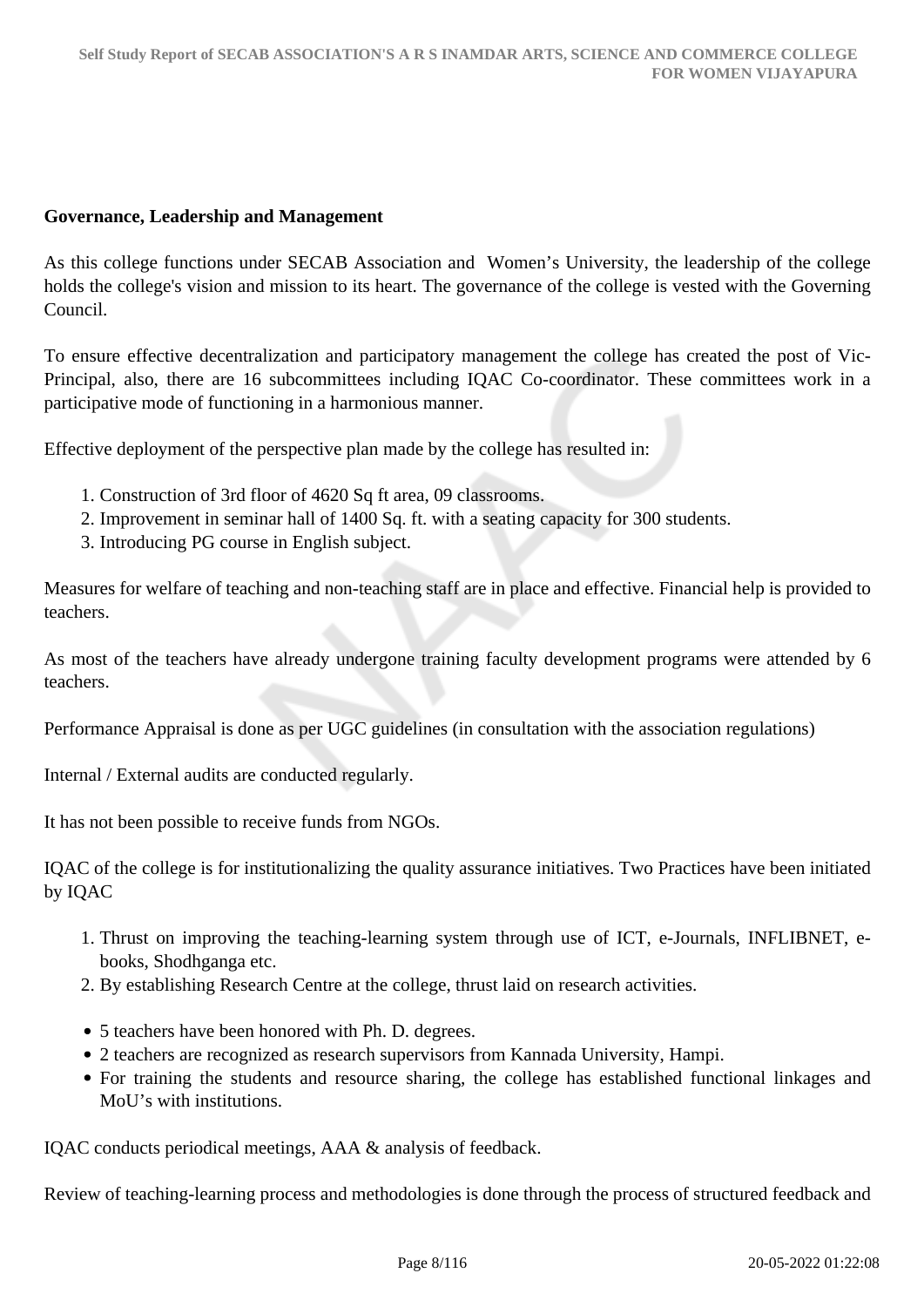**Governance, Leadership and Management**

As this college functions under SECAB Association and  Women's University, the leadership of the college holds the college's vision and mission to its heart. The governance of the college is vested with the Governing Council.

To ensure effective decentralization and participatory management the college has created the post of Vic-Principal, also, there are 16 subcommittees including IQAC Co-coordinator. These committees work in a participative mode of functioning in a harmonious manner.

Effective deployment of the perspective plan made by the college has resulted in:

1. Construction of 3rd floor of 4620 Sq ft area, 09 classrooms.
2. Improvement in seminar hall of 1400 Sq. ft. with a seating capacity for 300 students.
3. Introducing PG course in English subject.

Measures for welfare of teaching and non-teaching staff are in place and effective. Financial help is provided to teachers.

As most of the teachers have already undergone training faculty development programs were attended by 6 teachers.

Performance Appraisal is done as per UGC guidelines (in consultation with the association regulations)

Internal / External audits are conducted regularly.

It has not been possible to receive funds from NGOs.

IQAC of the college is for institutionalizing the quality assurance initiatives. Two Practices have been initiated by IQAC

1. Thrust on improving the teaching-learning system through use of ICT, e-Journals, INFLIBNET, e-books, Shodhganga etc.
2. By establishing Research Centre at the college, thrust laid on research activities.

- 5 teachers have been honored with Ph. D. degrees.
- 2 teachers are recognized as research supervisors from Kannada University, Hampi.
- For training the students and resource sharing, the college has established functional linkages and MoU's with institutions.

IQAC conducts periodical meetings, AAA & analysis of feedback.

Review of teaching-learning process and methodologies is done through the process of structured feedback and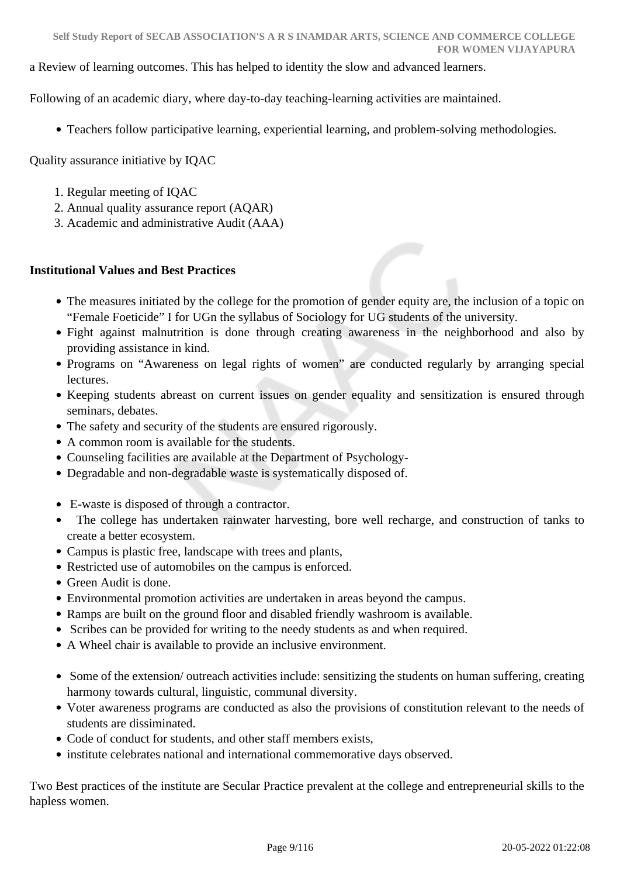a Review of learning outcomes. This has helped to identity the slow and advanced learners.

Following of an academic diary, where day-to-day teaching-learning activities are maintained.

- Teachers follow participative learning, experiential learning, and problem-solving methodologies.

Quality assurance initiative by IQAC

1. Regular meeting of IQAC
2. Annual quality assurance report (AQAR)
3. Academic and administrative Audit (AAA)

**Institutional Values and Best Practices**

- The measures initiated by the college for the promotion of gender equity are, the inclusion of a topic on "Female Foeticide" I for UGn the syllabus of Sociology for UG students of the university.
- Fight against malnutrition is done through creating awareness in the neighborhood and also by providing assistance in kind.
- Programs on "Awareness on legal rights of women" are conducted regularly by arranging special lectures.
- Keeping students abreast on current issues on gender equality and sensitization is ensured through seminars, debates.
- The safety and security of the students are ensured rigorously.
- A common room is available for the students.
- Counseling facilities are available at the Department of Psychology-
- Degradable and non-degradable waste is systematically disposed of.

- E-waste is disposed of through a contractor.
- The college has undertaken rainwater harvesting, bore well recharge, and construction of tanks to create a better ecosystem.
- Campus is plastic free, landscape with trees and plants,
- Restricted use of automobiles on the campus is enforced.
- Green Audit is done.
- Environmental promotion activities are undertaken in areas beyond the campus.
- Ramps are built on the ground floor and disabled friendly washroom is available.
- Scribes can be provided for writing to the needy students as and when required.
- A Wheel chair is available to provide an inclusive environment.

- Some of the extension/ outreach activities include: sensitizing the students on human suffering, creating harmony towards cultural, linguistic, communal diversity.
- Voter awareness programs are conducted as also the provisions of constitution relevant to the needs of students are dissiminated.
- Code of conduct for students, and other staff members exists,
- institute celebrates national and international commemorative days observed.

Two Best practices of the institute are Secular Practice prevalent at the college and entrepreneurial skills to the hapless women.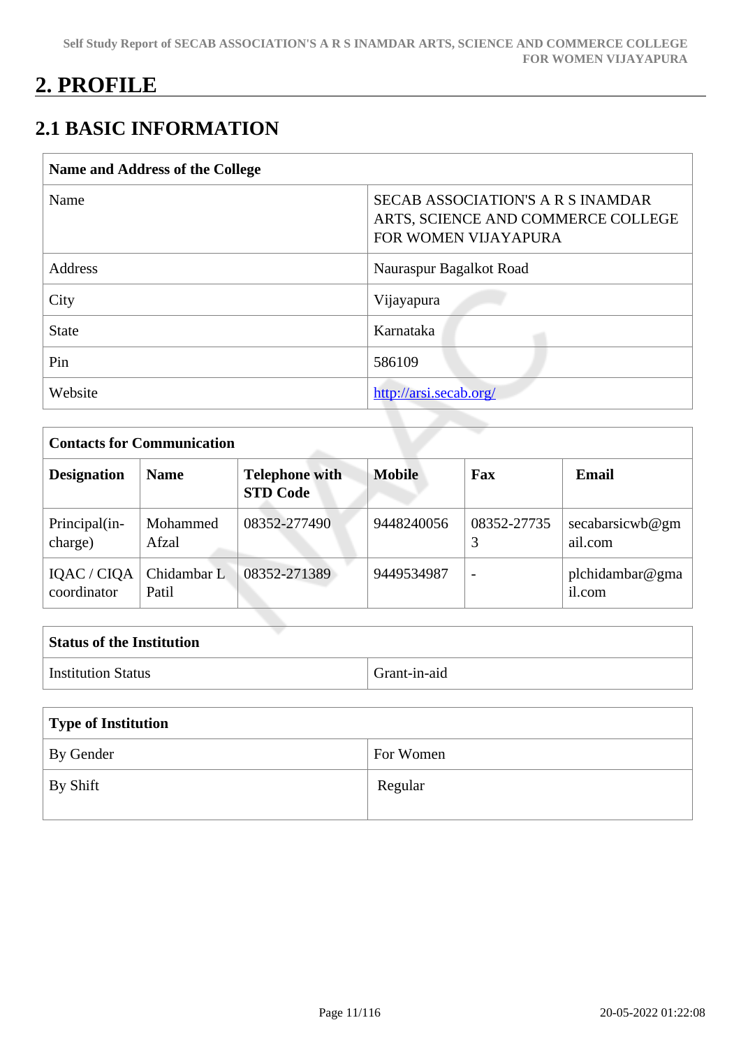# 2. PROFILE

## 2.1 BASIC INFORMATION

| Name and Address of the College | |
|---|---|
| Name | SECAB ASSOCIATION'S A R S INAMDAR ARTS, SCIENCE AND COMMERCE COLLEGE FOR WOMEN VIJAYAPURA |
| Address | Nauraspur Bagalkot Road |
| City | Vijayapura |
| State | Karnataka |
| Pin | 586109 |
| Website | http://arsi.secab.org/ |

| Contacts for Communication | | | | | |
|---|---|---|---|---|---|
| **Designation** | **Name** | **Telephone with STD Code** | **Mobile** | **Fax** | **Email** |
| Principal(in-charge) | Mohammed Afzal | 08352-277490 | 9448240056 | 08352-277353 | secabarsicwb@gmail.com |
| IQAC / CIQA coordinator | Chidambar L Patil | 08352-271389 | 9449534987 | - | plchidambar@gmail.com |

| Status of the Institution | |
|---|---|
| Institution Status | Grant-in-aid |

| Type of Institution | |
|---|---|
| By Gender | For Women |
| By Shift | Regular |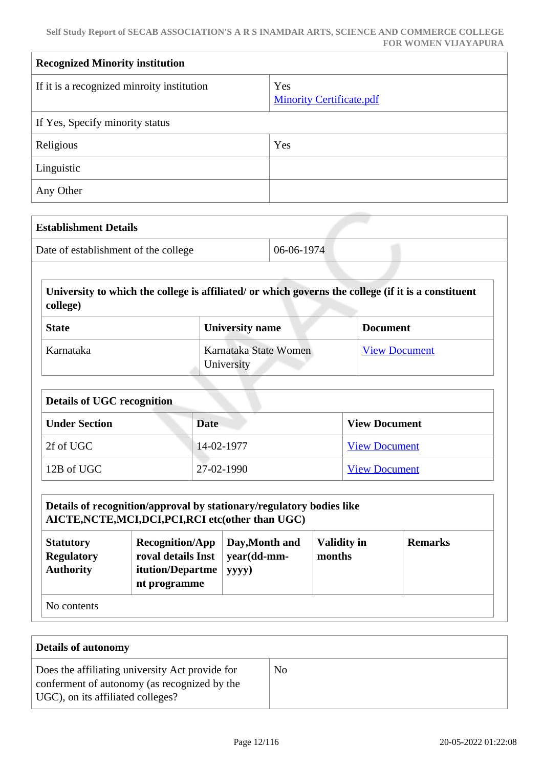| Recognized Minority institution | |
|---|---|
| If it is a recognized minroity institution | Yes<br>Minority Certificate.pdf |
| If Yes, Specify minority status | |
| Religious | Yes |
| Linguistic | |
| Any Other | |

| Establishment Details | |
|---|---|
| Date of establishment of the college | 06-06-1974 |

**University to which the college is affiliated/ or which governs the college (if it is a constituent college)**

| State | University name | Document |
|---|---|---|
| Karnataka | Karnataka State Women University | View Document |

**Details of UGC recognition**

| Under Section | Date | View Document |
|---|---|---|
| 2f of UGC | 14-02-1977 | View Document |
| 12B of UGC | 27-02-1990 | View Document |

**Details of recognition/approval by stationary/regulatory bodies like AICTE,NCTE,MCI,DCI,PCI,RCI etc(other than UGC)**

| Statutory Regulatory Authority | Recognition/Approval details Institution/Department programme | Day,Month and year(dd-mm-yyyy) | Validity in months | Remarks |
|---|---|---|---|---|
| No contents | | | | |

| Details of autonomy | |
|---|---|
| Does the affiliating university Act provide for conferment of autonomy (as recognized by the UGC), on its affiliated colleges? | No |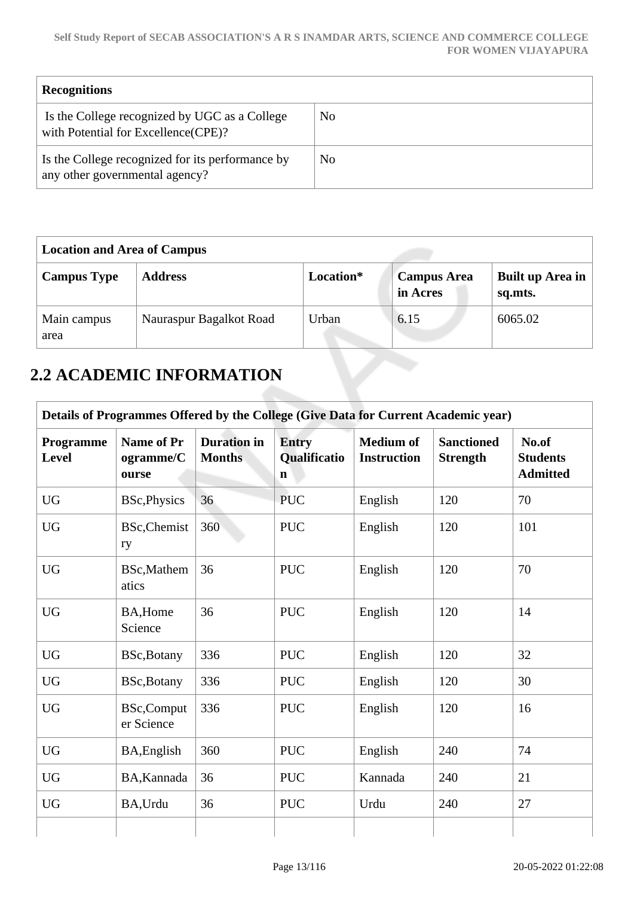| Recognitions | |
|---|---|
| Is the College recognized by UGC as a College with Potential for Excellence(CPE)? | No |
| Is the College recognized for its performance by any other governmental agency? | No |

| Location and Area of Campus | | | | |
|---|---|---|---|---|
| **Campus Type** | **Address** | **Location*** | **Campus Area in Acres** | **Built up Area in sq.mts.** |
| Main campus area | Nauraspur Bagalkot Road | Urban | 6.15 | 6065.02 |

## 2.2 ACADEMIC INFORMATION

| Details of Programmes Offered by the College (Give Data for Current Academic year) | | | | | | |
|---|---|---|---|---|---|---|
| **Programme Level** | **Name of Programme/Course** | **Duration in Months** | **Entry Qualification** | **Medium of Instruction** | **Sanctioned Strength** | **No.of Students Admitted** |
| UG | BSc,Physics | 36 | PUC | English | 120 | 70 |
| UG | BSc,Chemistry | 360 | PUC | English | 120 | 101 |
| UG | BSc,Mathematics | 36 | PUC | English | 120 | 70 |
| UG | BA,Home Science | 36 | PUC | English | 120 | 14 |
| UG | BSc,Botany | 336 | PUC | English | 120 | 32 |
| UG | BSc,Botany | 336 | PUC | English | 120 | 30 |
| UG | BSc,Computer Science | 336 | PUC | English | 120 | 16 |
| UG | BA,English | 360 | PUC | English | 240 | 74 |
| UG | BA,Kannada | 36 | PUC | Kannada | 240 | 21 |
| UG | BA,Urdu | 36 | PUC | Urdu | 240 | 27 |
| | | | | | | |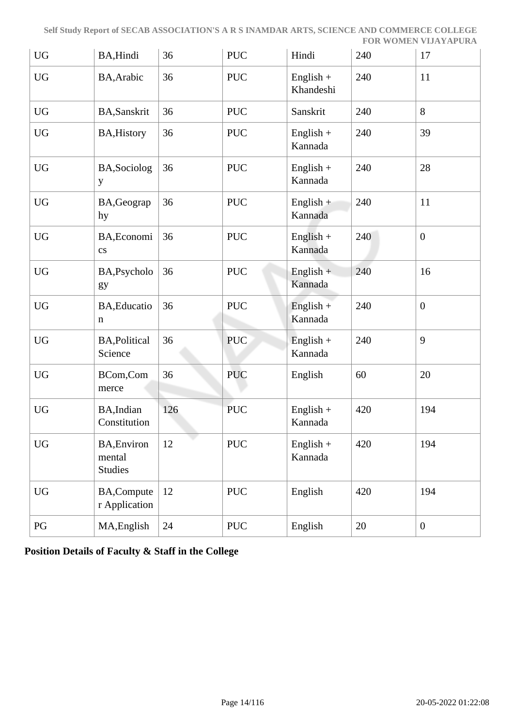| UG | BA,Hindi | 36 | PUC | Hindi | 240 | 17 |
|---|---|---|---|---|---|---|
| UG | BA,Arabic | 36 | PUC | English + Khandeshi | 240 | 11 |
| UG | BA,Sanskrit | 36 | PUC | Sanskrit | 240 | 8 |
| UG | BA,History | 36 | PUC | English + Kannada | 240 | 39 |
| UG | BA,Sociology | 36 | PUC | English + Kannada | 240 | 28 |
| UG | BA,Geography | 36 | PUC | English + Kannada | 240 | 11 |
| UG | BA,Economics | 36 | PUC | English + Kannada | 240 | 0 |
| UG | BA,Psychology | 36 | PUC | English + Kannada | 240 | 16 |
| UG | BA,Education | 36 | PUC | English + Kannada | 240 | 0 |
| UG | BA,Political Science | 36 | PUC | English + Kannada | 240 | 9 |
| UG | BCom,Commerce | 36 | PUC | English | 60 | 20 |
| UG | BA,Indian Constitution | 126 | PUC | English + Kannada | 420 | 194 |
| UG | BA,Environmental Studies | 12 | PUC | English + Kannada | 420 | 194 |
| UG | BA,Computer Application | 12 | PUC | English | 420 | 194 |
| PG | MA,English | 24 | PUC | English | 20 | 0 |

**Position Details of Faculty & Staff in the College**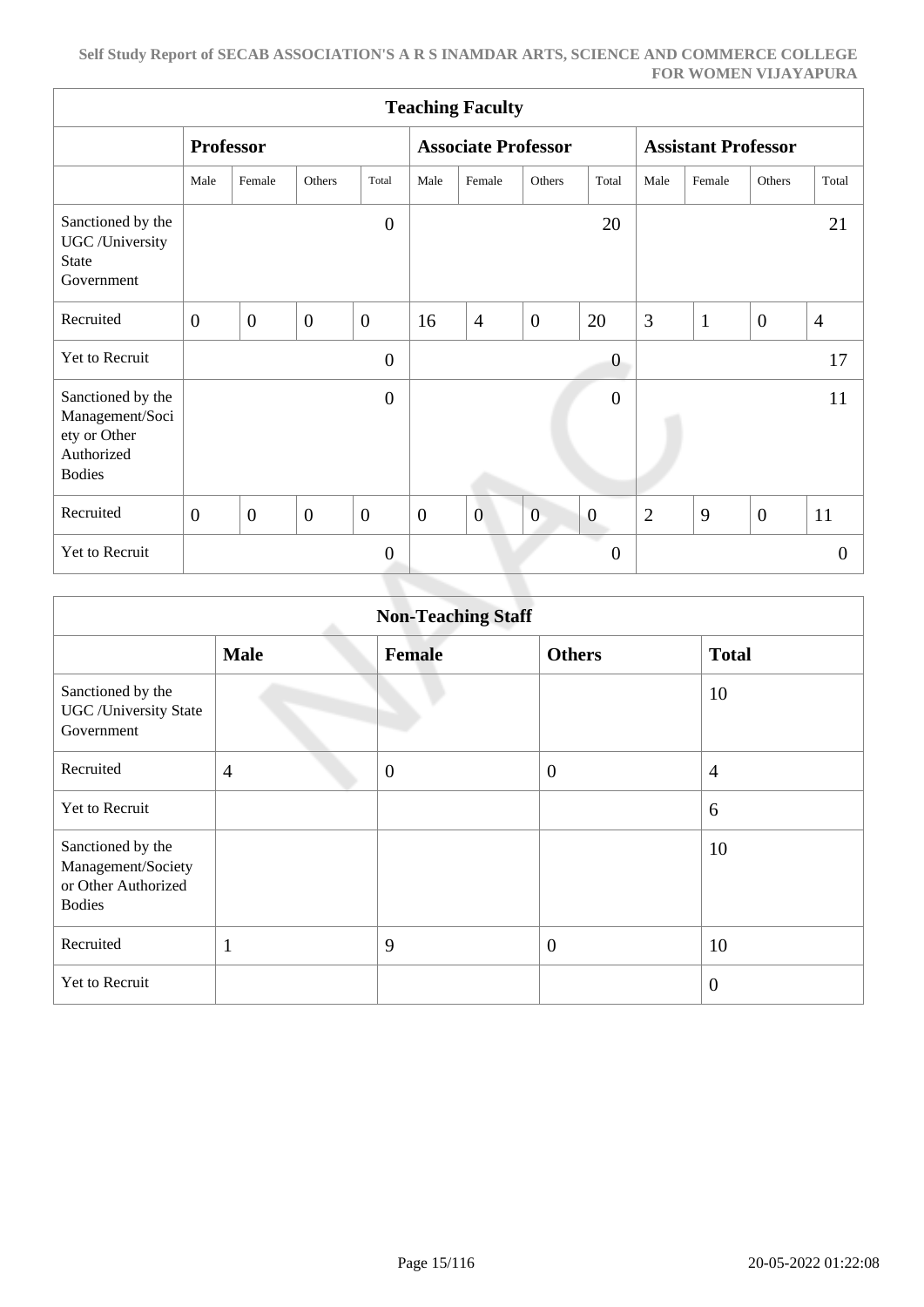| Teaching Faculty | | | | | | | | | | | | |
|---|---|---|---|---|---|---|---|---|---|---|---|---|
| | Professor | | | | Associate Professor | | | | Assistant Professor | | | |
| | Male | Female | Others | Total | Male | Female | Others | Total | Male | Female | Others | Total |
| Sanctioned by the UGC /University State Government | | | | 0 | | | | 20 | | | | 21 |
| Recruited | 0 | 0 | 0 | 0 | 16 | 4 | 0 | 20 | 3 | 1 | 0 | 4 |
| Yet to Recruit | | | | 0 | | | | 0 | | | | 17 |
| Sanctioned by the Management/Society or Other Authorized Bodies | | | | 0 | | | | 0 | | | | 11 |
| Recruited | 0 | 0 | 0 | 0 | 0 | 0 | 0 | 0 | 2 | 9 | 0 | 11 |
| Yet to Recruit | | | | 0 | | | | 0 | | | | 0 |

| Non-Teaching Staff | | | | |
|---|---|---|---|---|
| | **Male** | **Female** | **Others** | **Total** |
| Sanctioned by the UGC /University State Government | | | | 10 |
| Recruited | 4 | 0 | 0 | 4 |
| Yet to Recruit | | | | 6 |
| Sanctioned by the Management/Society or Other Authorized Bodies | | | | 10 |
| Recruited | 1 | 9 | 0 | 10 |
| Yet to Recruit | | | | 0 |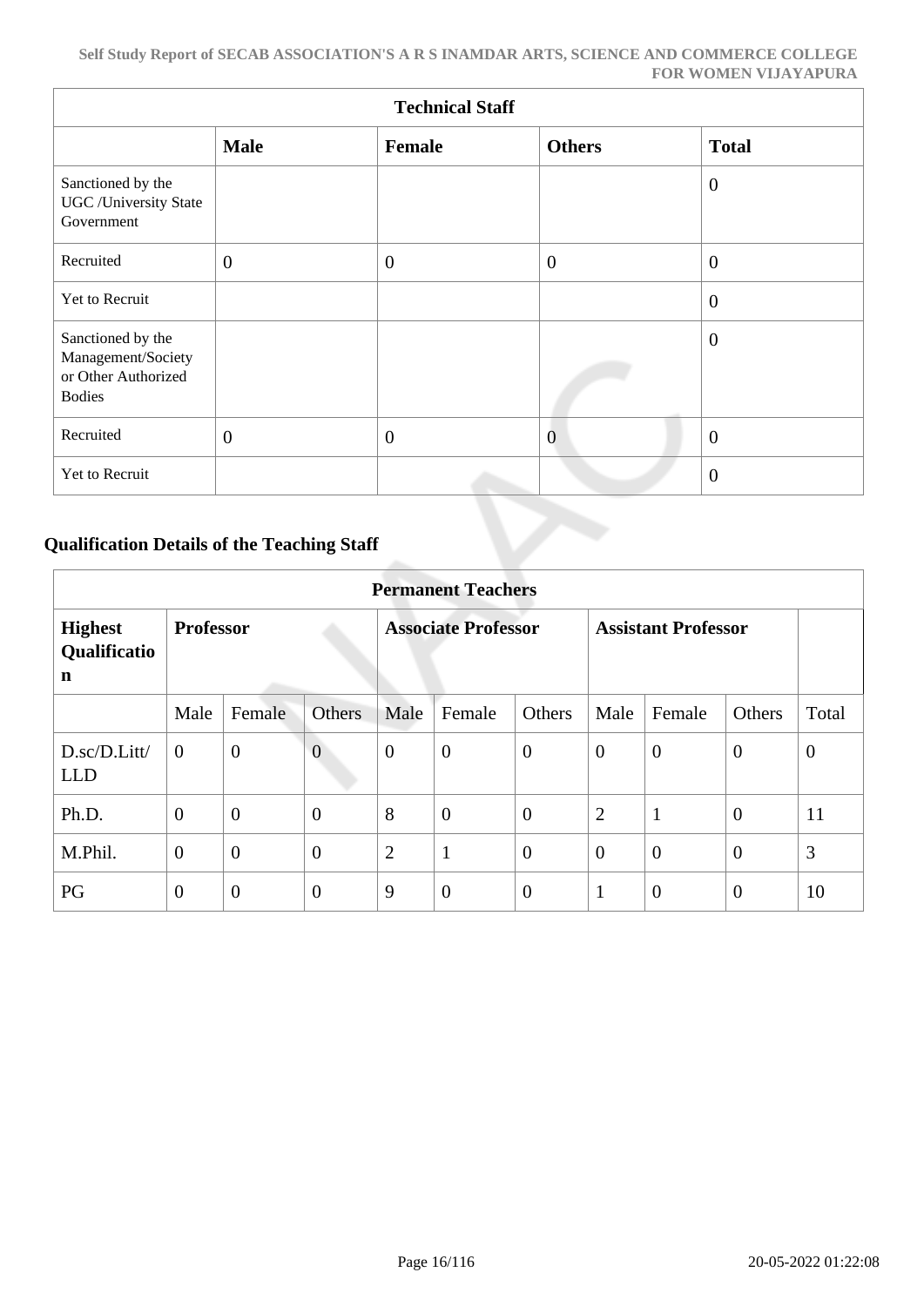| Technical Staff | | | | |
|---|---|---|---|---|
| | **Male** | **Female** | **Others** | **Total** |
| Sanctioned by the UGC /University State Government | | | | 0 |
| Recruited | 0 | 0 | 0 | 0 |
| Yet to Recruit | | | | 0 |
| Sanctioned by the Management/Society or Other Authorized Bodies | | | | 0 |
| Recruited | 0 | 0 | 0 | 0 |
| Yet to Recruit | | | | 0 |

### Qualification Details of the Teaching Staff

| Permanent Teachers | | | | | | | | | | |
|---|---|---|---|---|---|---|---|---|---|---|
| **Highest Qualification** | **Professor** | | | **Associate Professor** | | | **Assistant Professor** | | | |
| | Male | Female | Others | Male | Female | Others | Male | Female | Others | Total |
| D.sc/D.Litt/ LLD | 0 | 0 | 0 | 0 | 0 | 0 | 0 | 0 | 0 | 0 |
| Ph.D. | 0 | 0 | 0 | 8 | 0 | 0 | 2 | 1 | 0 | 11 |
| M.Phil. | 0 | 0 | 0 | 2 | 1 | 0 | 0 | 0 | 0 | 3 |
| PG | 0 | 0 | 0 | 9 | 0 | 0 | 1 | 0 | 0 | 10 |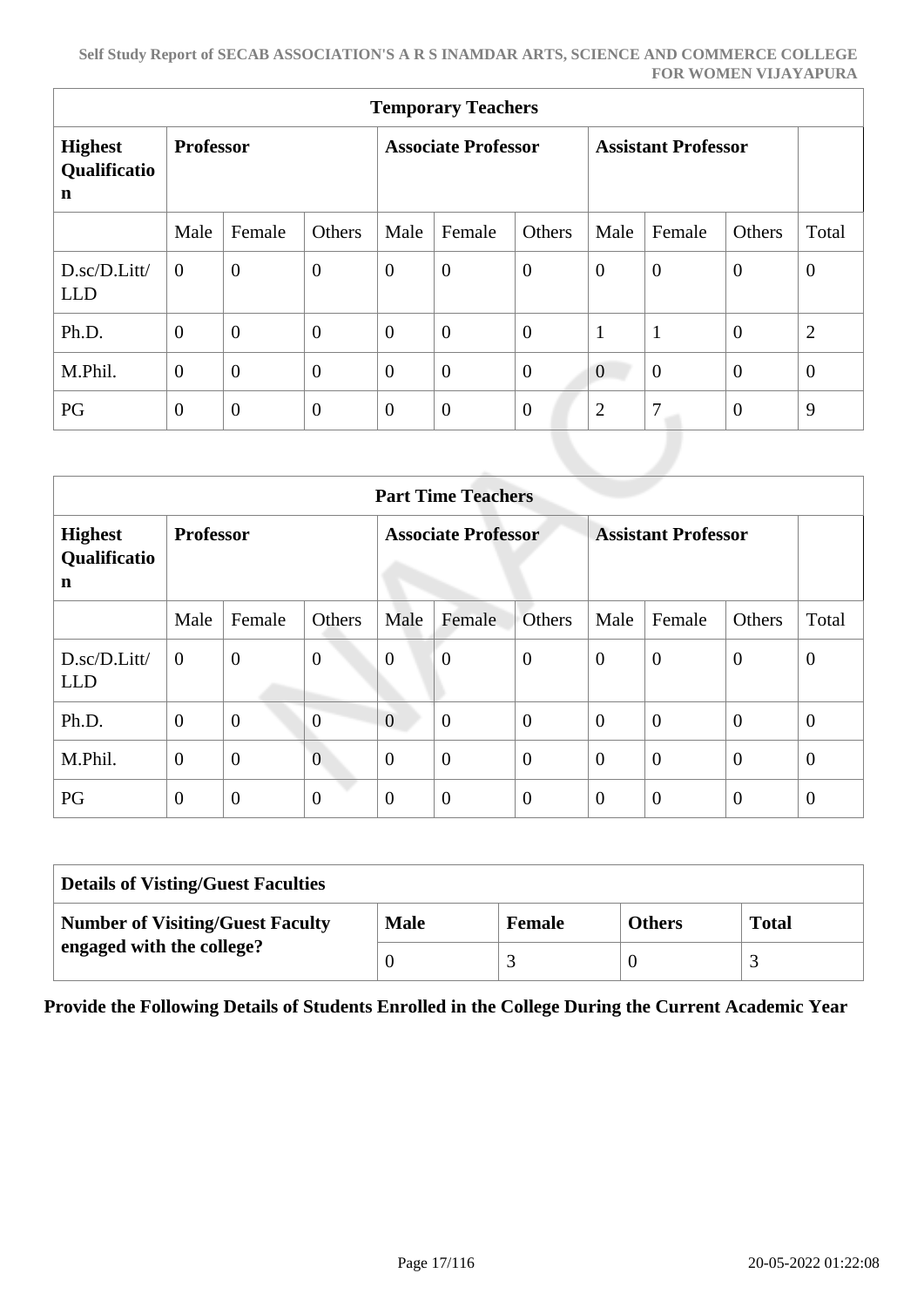| Temporary Teachers | | | | | | | | | | |
|---|---|---|---|---|---|---|---|---|---|---|
| **Highest Qualification** | **Professor** | | | **Associate Professor** | | | **Assistant Professor** | | | |
| | Male | Female | Others | Male | Female | Others | Male | Female | Others | Total |
| D.sc/D.Litt/LLD | 0 | 0 | 0 | 0 | 0 | 0 | 0 | 0 | 0 | 0 |
| Ph.D. | 0 | 0 | 0 | 0 | 0 | 0 | 1 | 1 | 0 | 2 |
| M.Phil. | 0 | 0 | 0 | 0 | 0 | 0 | 0 | 0 | 0 | 0 |
| PG | 0 | 0 | 0 | 0 | 0 | 0 | 2 | 7 | 0 | 9 |

| Part Time Teachers | | | | | | | | | | |
|---|---|---|---|---|---|---|---|---|---|---|
| **Highest Qualification** | **Professor** | | | **Associate Professor** | | | **Assistant Professor** | | | |
| | Male | Female | Others | Male | Female | Others | Male | Female | Others | Total |
| D.sc/D.Litt/LLD | 0 | 0 | 0 | 0 | 0 | 0 | 0 | 0 | 0 | 0 |
| Ph.D. | 0 | 0 | 0 | 0 | 0 | 0 | 0 | 0 | 0 | 0 |
| M.Phil. | 0 | 0 | 0 | 0 | 0 | 0 | 0 | 0 | 0 | 0 |
| PG | 0 | 0 | 0 | 0 | 0 | 0 | 0 | 0 | 0 | 0 |

| Details of Visting/Guest Faculties | | | | |
|---|---|---|---|---|
| **Number of Visiting/Guest Faculty engaged with the college?** | **Male** | **Female** | **Others** | **Total** |
| | 0 | 3 | 0 | 3 |

**Provide the Following Details of Students Enrolled in the College During the Current Academic Year**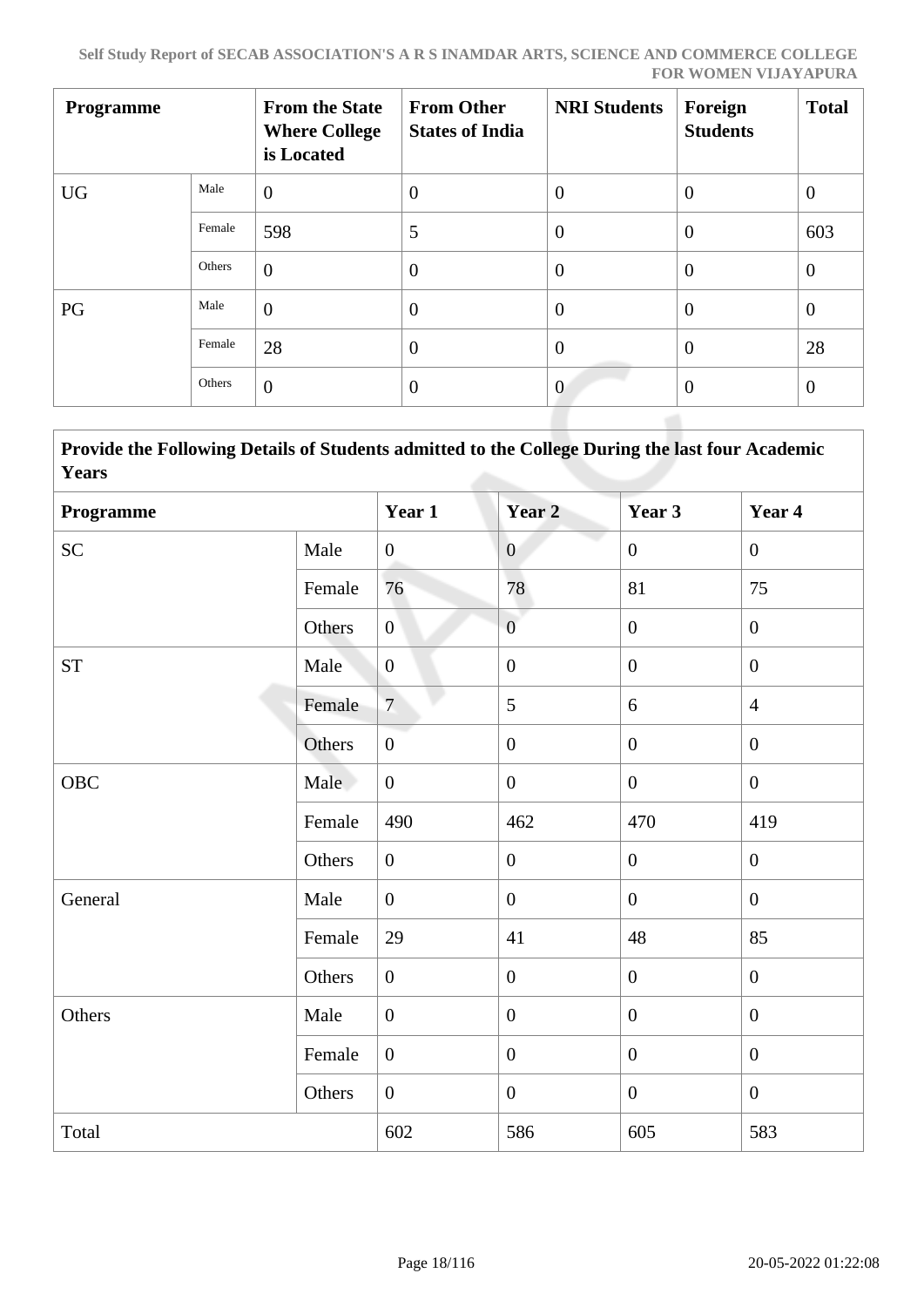| Programme | | From the State Where College is Located | From Other States of India | NRI Students | Foreign Students | Total |
|---|---|---|---|---|---|---|
| UG | Male | 0 | 0 | 0 | 0 | 0 |
| | Female | 598 | 5 | 0 | 0 | 603 |
| | Others | 0 | 0 | 0 | 0 | 0 |
| PG | Male | 0 | 0 | 0 | 0 | 0 |
| | Female | 28 | 0 | 0 | 0 | 28 |
| | Others | 0 | 0 | 0 | 0 | 0 |

**Provide the Following Details of Students admitted to the College During the last four Academic Years**

| Programme | | Year 1 | Year 2 | Year 3 | Year 4 |
|---|---|---|---|---|---|
| SC | Male | 0 | 0 | 0 | 0 |
| | Female | 76 | 78 | 81 | 75 |
| | Others | 0 | 0 | 0 | 0 |
| ST | Male | 0 | 0 | 0 | 0 |
| | Female | 7 | 5 | 6 | 4 |
| | Others | 0 | 0 | 0 | 0 |
| OBC | Male | 0 | 0 | 0 | 0 |
| | Female | 490 | 462 | 470 | 419 |
| | Others | 0 | 0 | 0 | 0 |
| General | Male | 0 | 0 | 0 | 0 |
| | Female | 29 | 41 | 48 | 85 |
| | Others | 0 | 0 | 0 | 0 |
| Others | Male | 0 | 0 | 0 | 0 |
| | Female | 0 | 0 | 0 | 0 |
| | Others | 0 | 0 | 0 | 0 |
| Total | | 602 | 586 | 605 | 583 |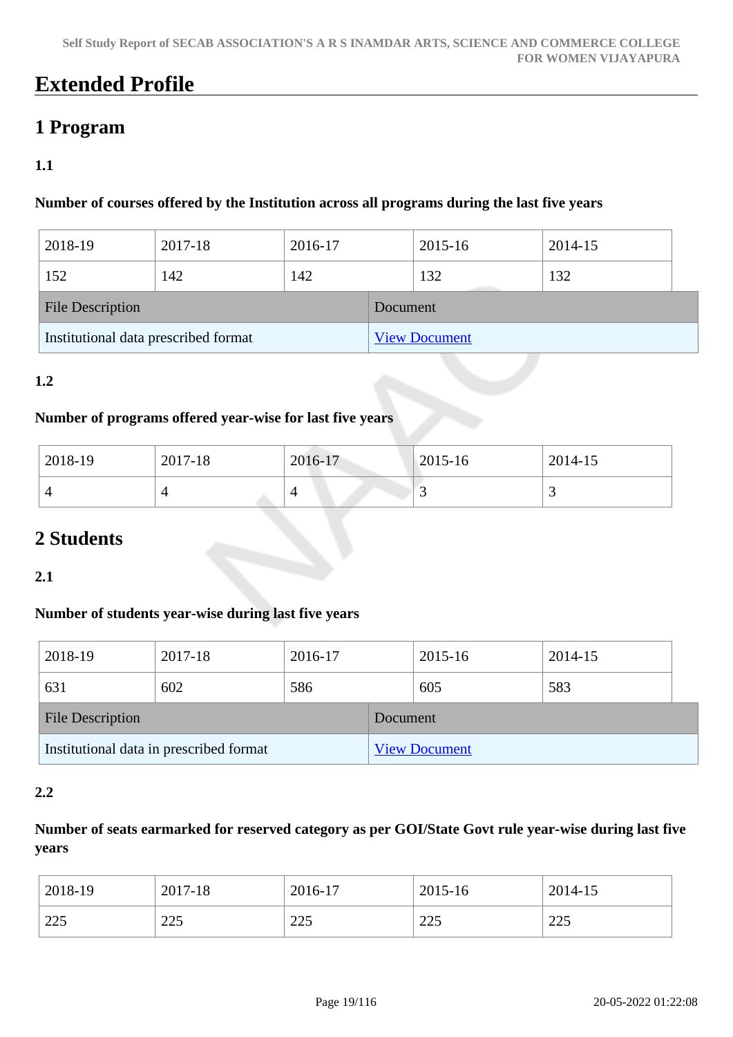# Extended Profile

## 1 Program

### 1.1

**Number of courses offered by the Institution across all programs during the last five years**

| 2018-19 | 2017-18 | 2016-17 | 2015-16 | 2014-15 |
|---|---|---|---|---|
| 152 | 142 | 142 | 132 | 132 |

| File Description | Document |
|---|---|
| Institutional data prescribed format | View Document |

### 1.2

**Number of programs offered year-wise for last five years**

| 2018-19 | 2017-18 | 2016-17 | 2015-16 | 2014-15 |
|---|---|---|---|---|
| 4 | 4 | 4 | 3 | 3 |

## 2 Students

### 2.1

**Number of students year-wise during last five years**

| 2018-19 | 2017-18 | 2016-17 | 2015-16 | 2014-15 |
|---|---|---|---|---|
| 631 | 602 | 586 | 605 | 583 |

| File Description | Document |
|---|---|
| Institutional data in prescribed format | View Document |

### 2.2

**Number of seats earmarked for reserved category as per GOI/State Govt rule year-wise during last five years**

| 2018-19 | 2017-18 | 2016-17 | 2015-16 | 2014-15 |
|---|---|---|---|---|
| 225 | 225 | 225 | 225 | 225 |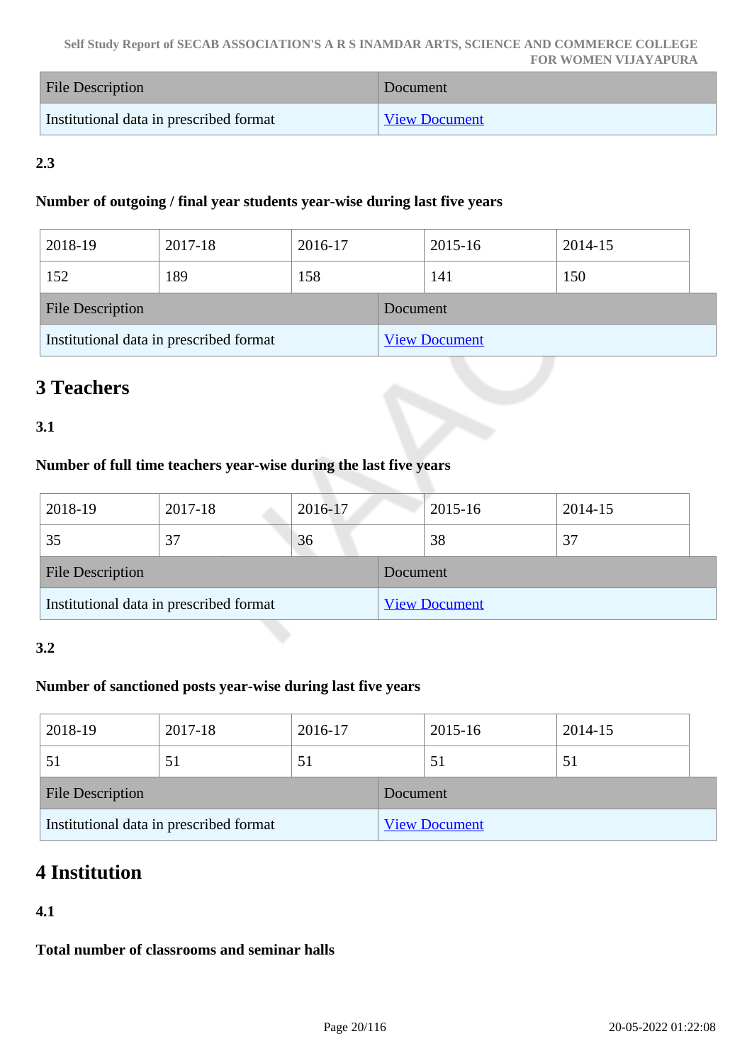| File Description | Document |
| --- | --- |
| Institutional data in prescribed format | View Document |

**2.3**

**Number of outgoing / final year students year-wise during last five years**

| 2018-19 | 2017-18 | 2016-17 | 2015-16 | 2014-15 |
| --- | --- | --- | --- | --- |
| 152 | 189 | 158 | 141 | 150 |

| File Description | Document |
| --- | --- |
| Institutional data in prescribed format | View Document |

# 3 Teachers

**3.1**

**Number of full time teachers year-wise during the last five years**

| 2018-19 | 2017-18 | 2016-17 | 2015-16 | 2014-15 |
| --- | --- | --- | --- | --- |
| 35 | 37 | 36 | 38 | 37 |

| File Description | Document |
| --- | --- |
| Institutional data in prescribed format | View Document |

**3.2**

**Number of sanctioned posts year-wise during last five years**

| 2018-19 | 2017-18 | 2016-17 | 2015-16 | 2014-15 |
| --- | --- | --- | --- | --- |
| 51 | 51 | 51 | 51 | 51 |

| File Description | Document |
| --- | --- |
| Institutional data in prescribed format | View Document |

# 4 Institution

**4.1**

**Total number of classrooms and seminar halls**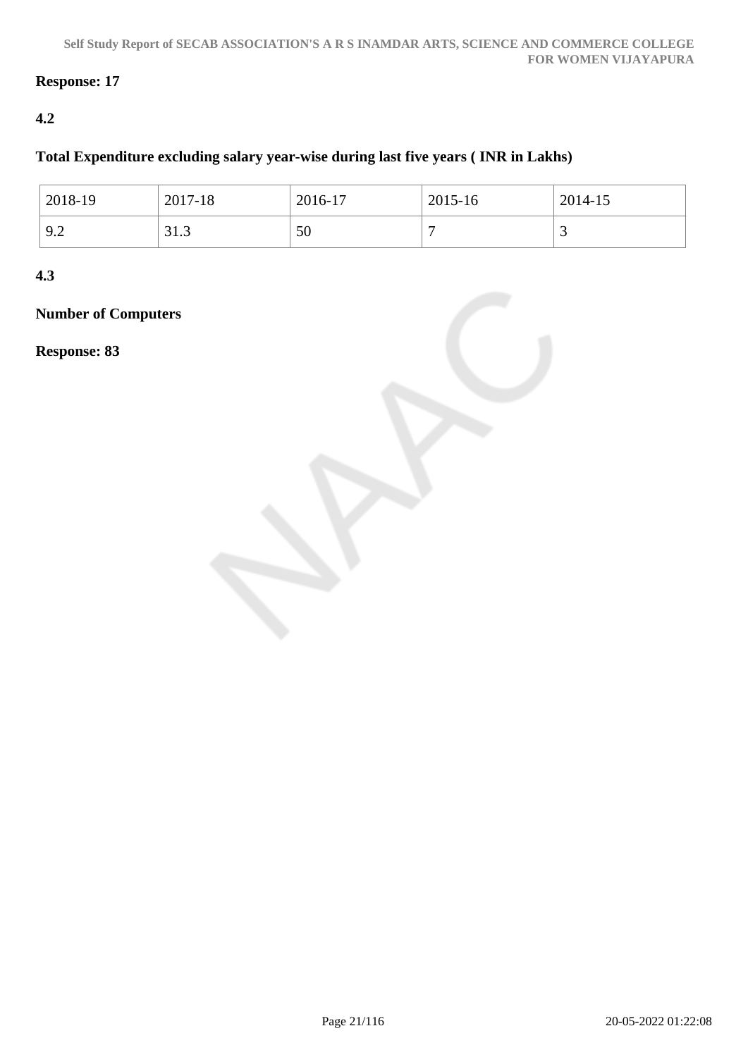**Response: 17**

**4.2**

**Total Expenditure excluding salary year-wise during last five years ( INR in Lakhs)**

| 2018-19 | 2017-18 | 2016-17 | 2015-16 | 2014-15 |
|---|---|---|---|---|
| 9.2 | 31.3 | 50 | 7 | 3 |

**4.3**

**Number of Computers**

**Response: 83**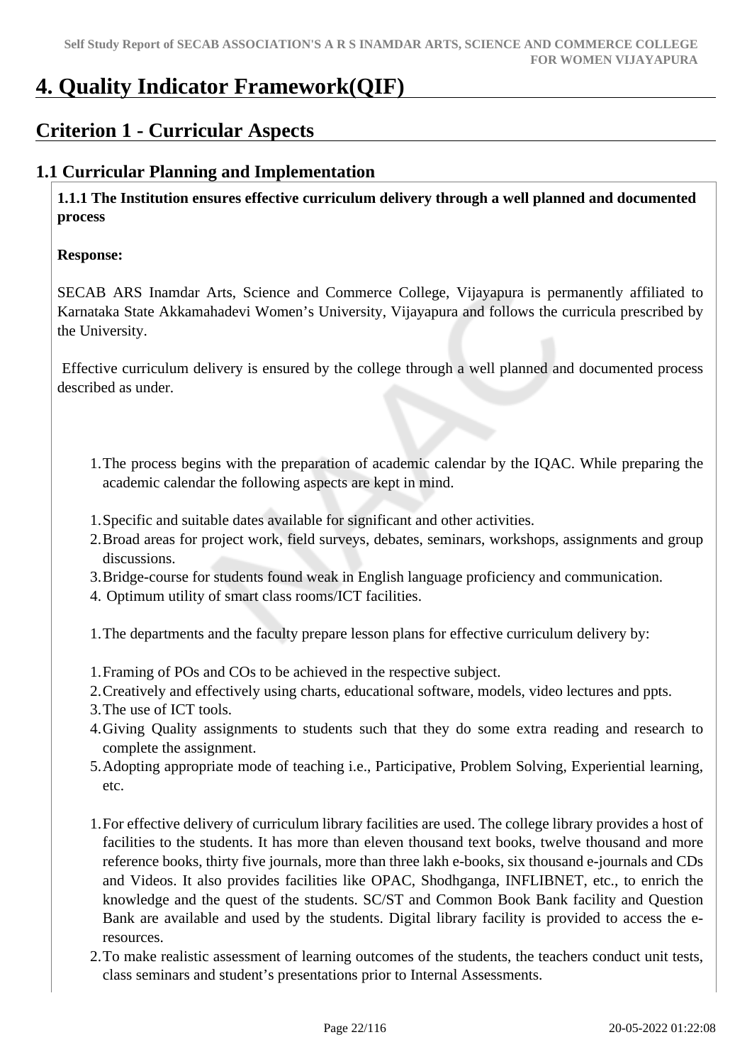# 4. Quality Indicator Framework(QIF)

## Criterion 1 - Curricular Aspects

### 1.1 Curricular Planning and Implementation

**1.1.1 The Institution ensures effective curriculum delivery through a well planned and documented process**

**Response:**

SECAB ARS Inamdar Arts, Science and Commerce College, Vijayapura is permanently affiliated to Karnataka State Akkamahadevi Women's University, Vijayapura and follows the curricula prescribed by the University.

Effective curriculum delivery is ensured by the college through a well planned and documented process described as under.

1. The process begins with the preparation of academic calendar by the IQAC. While preparing the academic calendar the following aspects are kept in mind.

1. Specific and suitable dates available for significant and other activities.
2. Broad areas for project work, field surveys, debates, seminars, workshops, assignments and group discussions.
3. Bridge-course for students found weak in English language proficiency and communication.
4. Optimum utility of smart class rooms/ICT facilities.

1. The departments and the faculty prepare lesson plans for effective curriculum delivery by:

1. Framing of POs and COs to be achieved in the respective subject.
2. Creatively and effectively using charts, educational software, models, video lectures and ppts.
3. The use of ICT tools.
4. Giving Quality assignments to students such that they do some extra reading and research to complete the assignment.
5. Adopting appropriate mode of teaching i.e., Participative, Problem Solving, Experiential learning, etc.

1. For effective delivery of curriculum library facilities are used. The college library provides a host of facilities to the students. It has more than eleven thousand text books, twelve thousand and more reference books, thirty five journals, more than three lakh e-books, six thousand e-journals and CDs and Videos. It also provides facilities like OPAC, Shodhganga, INFLIBNET, etc., to enrich the knowledge and the quest of the students. SC/ST and Common Book Bank facility and Question Bank are available and used by the students. Digital library facility is provided to access the e-resources.
2. To make realistic assessment of learning outcomes of the students, the teachers conduct unit tests, class seminars and student's presentations prior to Internal Assessments.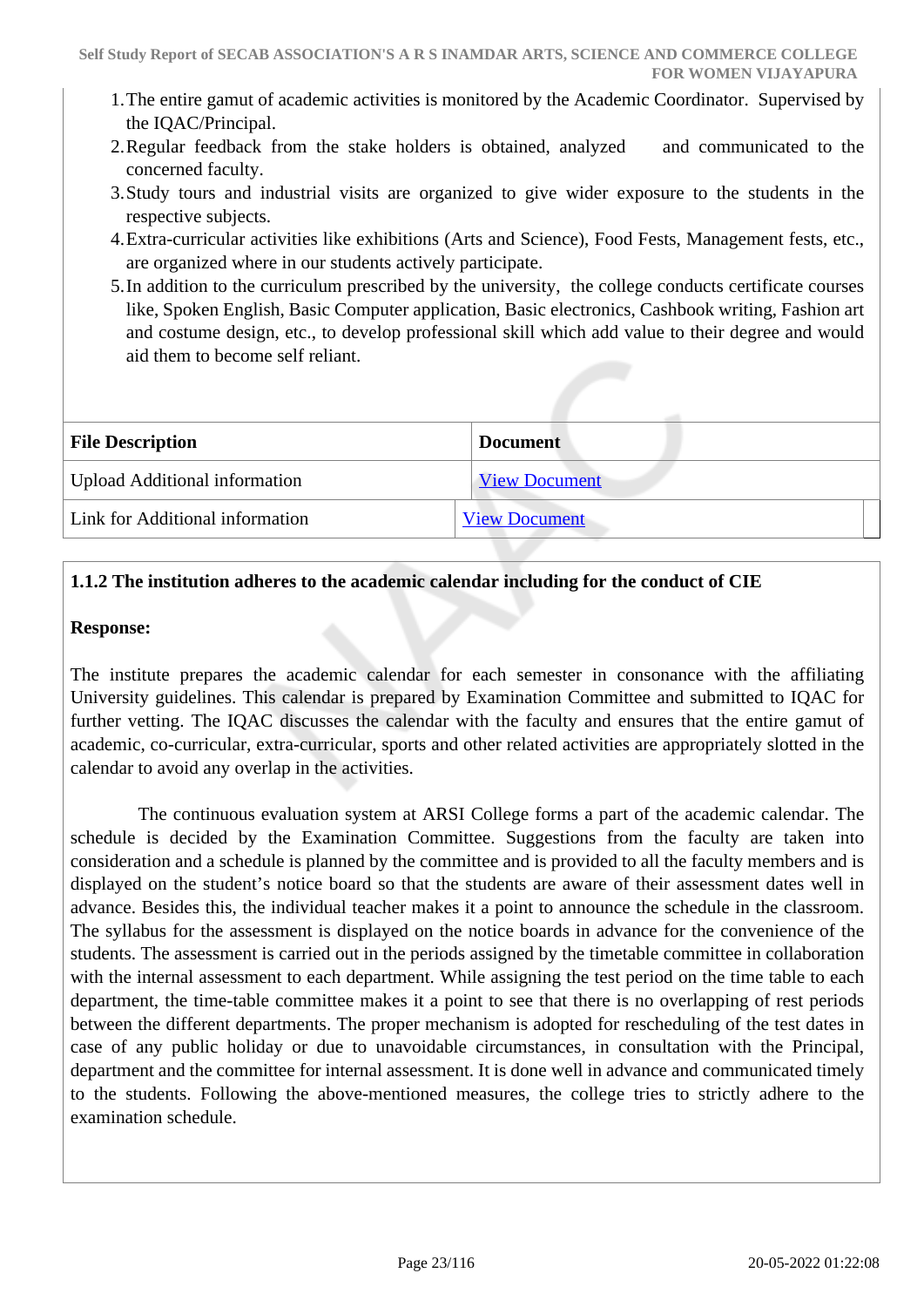1. The entire gamut of academic activities is monitored by the Academic Coordinator. Supervised by the IQAC/Principal.
2. Regular feedback from the stake holders is obtained, analyzed and communicated to the concerned faculty.
3. Study tours and industrial visits are organized to give wider exposure to the students in the respective subjects.
4. Extra-curricular activities like exhibitions (Arts and Science), Food Fests, Management fests, etc., are organized where in our students actively participate.
5. In addition to the curriculum prescribed by the university, the college conducts certificate courses like, Spoken English, Basic Computer application, Basic electronics, Cashbook writing, Fashion art and costume design, etc., to develop professional skill which add value to their degree and would aid them to become self reliant.

| File Description | Document |
| --- | --- |
| Upload Additional information | View Document |
| Link for Additional information | View Document |

**1.1.2 The institution adheres to the academic calendar including for the conduct of CIE**

**Response:**

The institute prepares the academic calendar for each semester in consonance with the affiliating University guidelines. This calendar is prepared by Examination Committee and submitted to IQAC for further vetting. The IQAC discusses the calendar with the faculty and ensures that the entire gamut of academic, co-curricular, extra-curricular, sports and other related activities are appropriately slotted in the calendar to avoid any overlap in the activities.

The continuous evaluation system at ARSI College forms a part of the academic calendar. The schedule is decided by the Examination Committee. Suggestions from the faculty are taken into consideration and a schedule is planned by the committee and is provided to all the faculty members and is displayed on the student's notice board so that the students are aware of their assessment dates well in advance. Besides this, the individual teacher makes it a point to announce the schedule in the classroom. The syllabus for the assessment is displayed on the notice boards in advance for the convenience of the students. The assessment is carried out in the periods assigned by the timetable committee in collaboration with the internal assessment to each department. While assigning the test period on the time table to each department, the time-table committee makes it a point to see that there is no overlapping of rest periods between the different departments. The proper mechanism is adopted for rescheduling of the test dates in case of any public holiday or due to unavoidable circumstances, in consultation with the Principal, department and the committee for internal assessment. It is done well in advance and communicated timely to the students. Following the above-mentioned measures, the college tries to strictly adhere to the examination schedule.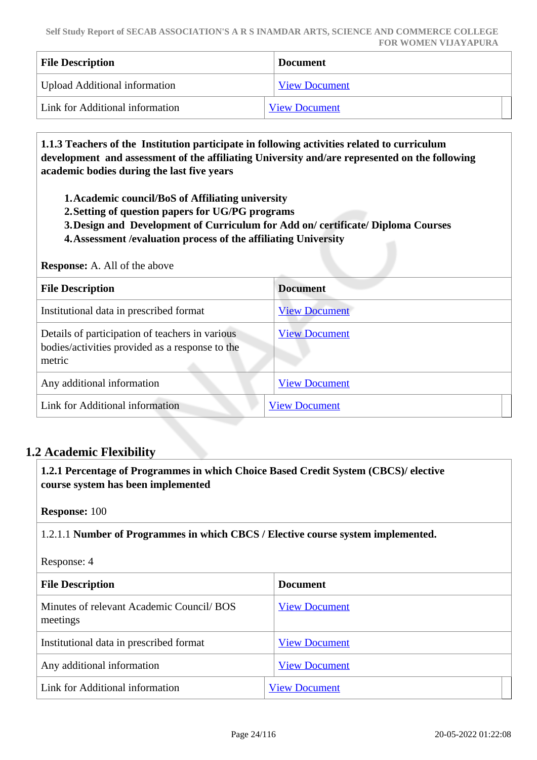| File Description | Document |
|---|---|
| Upload Additional information | View Document |
| Link for Additional information | View Document |

**1.1.3 Teachers of the Institution participate in following activities related to curriculum development and assessment of the affiliating University and/are represented on the following academic bodies during the last five years**

1. **Academic council/BoS of Affiliating university**
2. **Setting of question papers for UG/PG programs**
3. **Design and Development of Curriculum for Add on/ certificate/ Diploma Courses**
4. **Assessment /evaluation process of the affiliating University**

**Response:** A. All of the above

| File Description | Document |
|---|---|
| Institutional data in prescribed format | View Document |
| Details of participation of teachers in various bodies/activities provided as a response to the metric | View Document |
| Any additional information | View Document |
| Link for Additional information | View Document |

## 1.2 Academic Flexibility

**1.2.1 Percentage of Programmes in which Choice Based Credit System (CBCS)/ elective course system has been implemented**

**Response:** 100

1.2.1.1 **Number of Programmes in which CBCS / Elective course system implemented.**

Response: 4

| File Description | Document |
|---|---|
| Minutes of relevant Academic Council/ BOS meetings | View Document |
| Institutional data in prescribed format | View Document |
| Any additional information | View Document |
| Link for Additional information | View Document |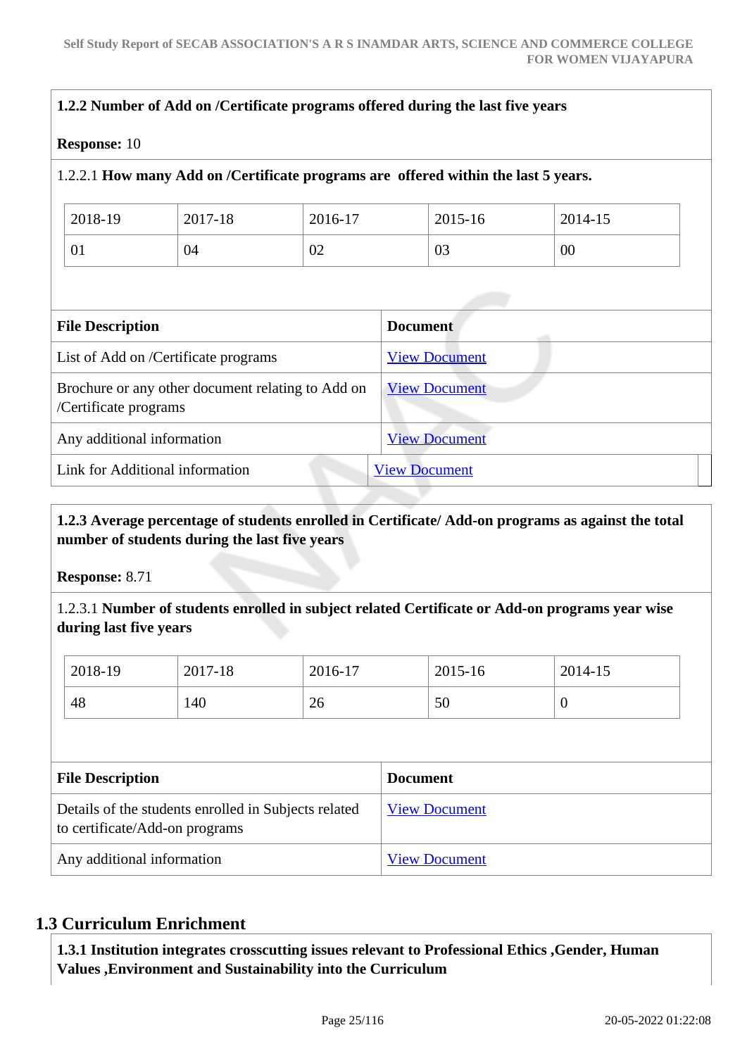**1.2.2 Number of Add on /Certificate programs offered during the last five years**

**Response:** 10

1.2.2.1 **How many Add on /Certificate programs are offered within the last 5 years.**

| 2018-19 | 2017-18 | 2016-17 | 2015-16 | 2014-15 |
|---|---|---|---|---|
| 01 | 04 | 02 | 03 | 00 |

| File Description | Document |
|---|---|
| List of Add on /Certificate programs | View Document |
| Brochure or any other document relating to Add on /Certificate programs | View Document |
| Any additional information | View Document |
| Link for Additional information | View Document |

**1.2.3 Average percentage of students enrolled in Certificate/ Add-on programs as against the total number of students during the last five years**

**Response:** 8.71

1.2.3.1 **Number of students enrolled in subject related Certificate or Add-on programs year wise during last five years**

| 2018-19 | 2017-18 | 2016-17 | 2015-16 | 2014-15 |
|---|---|---|---|---|
| 48 | 140 | 26 | 50 | 0 |

| File Description | Document |
|---|---|
| Details of the students enrolled in Subjects related to certificate/Add-on programs | View Document |
| Any additional information | View Document |

## 1.3 Curriculum Enrichment

**1.3.1 Institution integrates crosscutting issues relevant to Professional Ethics ,Gender, Human Values ,Environment and Sustainability into the Curriculum**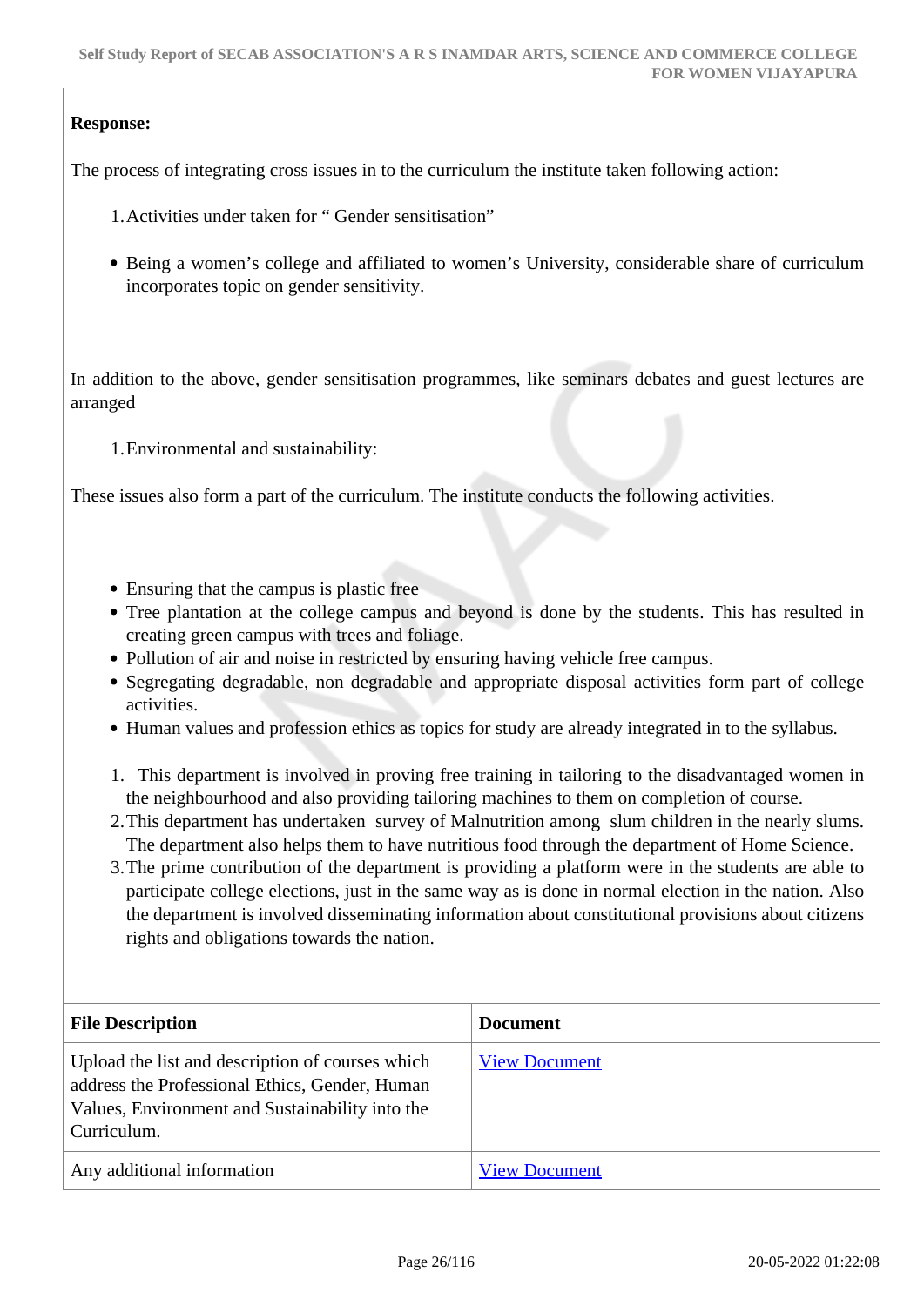**Response:**

The process of integrating cross issues in to the curriculum the institute taken following action:

1. Activities under taken for " Gender sensitisation"

- Being a women's college and affiliated to women's University, considerable share of curriculum incorporates topic on gender sensitivity.

In addition to the above, gender sensitisation programmes, like seminars debates and guest lectures are arranged

1. Environmental and sustainability:

These issues also form a part of the curriculum. The institute conducts the following activities.

- Ensuring that the campus is plastic free
- Tree plantation at the college campus and beyond is done by the students. This has resulted in creating green campus with trees and foliage.
- Pollution of air and noise in restricted by ensuring having vehicle free campus.
- Segregating degradable, non degradable and appropriate disposal activities form part of college activities.
- Human values and profession ethics as topics for study are already integrated in to the syllabus.

1. This department is involved in proving free training in tailoring to the disadvantaged women in the neighbourhood and also providing tailoring machines to them on completion of course.
2. This department has undertaken survey of Malnutrition among slum children in the nearly slums. The department also helps them to have nutritious food through the department of Home Science.
3. The prime contribution of the department is providing a platform were in the students are able to participate college elections, just in the same way as is done in normal election in the nation. Also the department is involved disseminating information about constitutional provisions about citizens rights and obligations towards the nation.

| File Description | Document |
|---|---|
| Upload the list and description of courses which address the Professional Ethics, Gender, Human Values, Environment and Sustainability into the Curriculum. | View Document |
| Any additional information | View Document |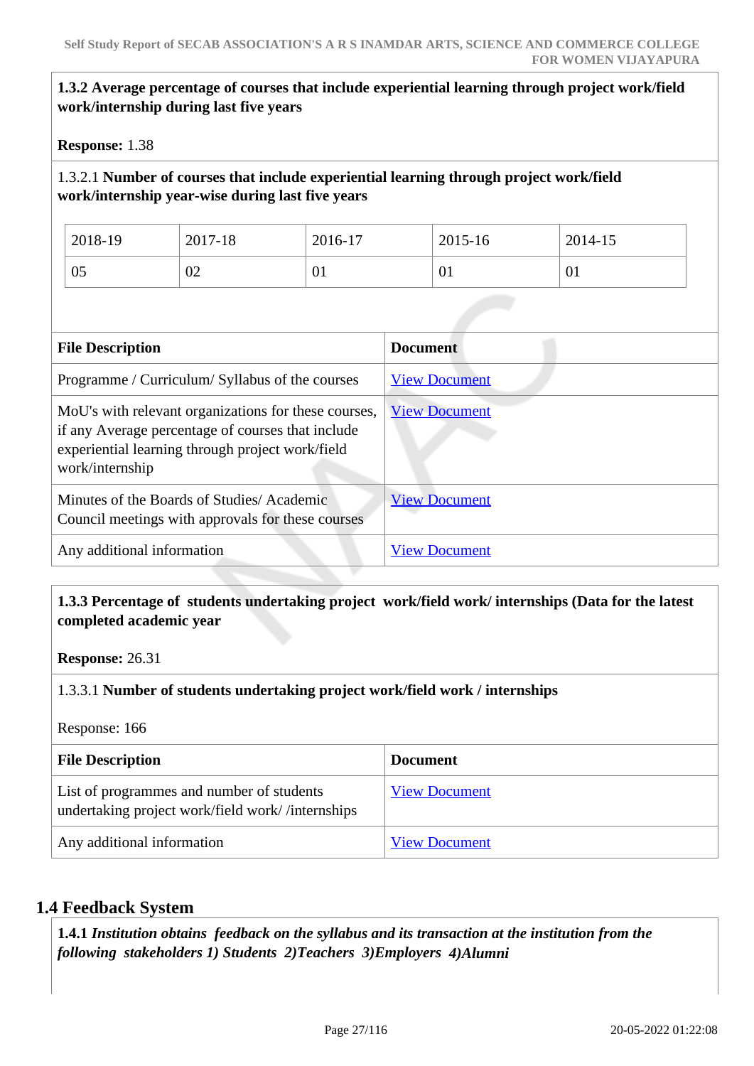**1.3.2 Average percentage of courses that include experiential learning through project work/field work/internship during last five years**

**Response:** 1.38

1.3.2.1 **Number of courses that include experiential learning through project work/field work/internship year-wise during last five years**

| 2018-19 | 2017-18 | 2016-17 | 2015-16 | 2014-15 |
|---|---|---|---|---|
| 05 | 02 | 01 | 01 | 01 |

| File Description | Document |
|---|---|
| Programme / Curriculum/ Syllabus of the courses | View Document |
| MoU's with relevant organizations for these courses, if any Average percentage of courses that include experiential learning through project work/field work/internship | View Document |
| Minutes of the Boards of Studies/ Academic Council meetings with approvals for these courses | View Document |
| Any additional information | View Document |

**1.3.3 Percentage of students undertaking project work/field work/ internships (Data for the latest completed academic year**

**Response:** 26.31

1.3.3.1 **Number of students undertaking project work/field work / internships**

Response: 166

| File Description | Document |
|---|---|
| List of programmes and number of students undertaking project work/field work/ /internships | View Document |
| Any additional information | View Document |

## 1.4 Feedback System

**1.4.1** ***Institution obtains feedback on the syllabus and its transaction at the institution from the following stakeholders 1) Students 2)Teachers 3)Employers 4)Alumni***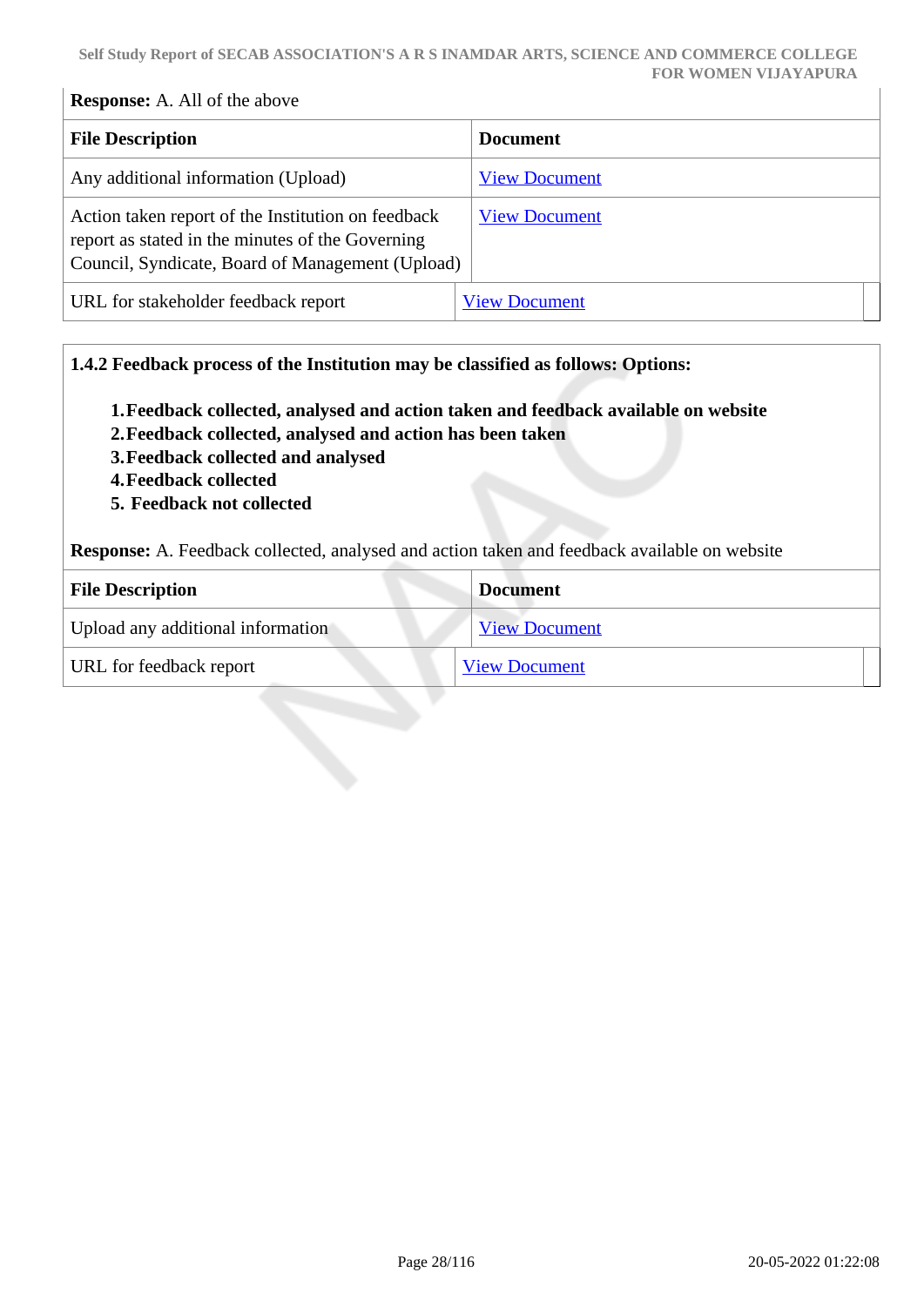**Response:** A. All of the above

| File Description | Document |
|---|---|
| Any additional information (Upload) | View Document |
| Action taken report of the Institution on feedback report as stated in the minutes of the Governing Council, Syndicate, Board of Management (Upload) | View Document |
| URL for stakeholder feedback report | View Document |

**1.4.2 Feedback process of the Institution may be classified as follows: Options:**

1. **Feedback collected, analysed and action taken and feedback available on website**
2. **Feedback collected, analysed and action has been taken**
3. **Feedback collected and analysed**
4. **Feedback collected**
5. **Feedback not collected**

**Response:** A. Feedback collected, analysed and action taken and feedback available on website

| File Description | Document |
|---|---|
| Upload any additional information | View Document |
| URL for feedback report | View Document |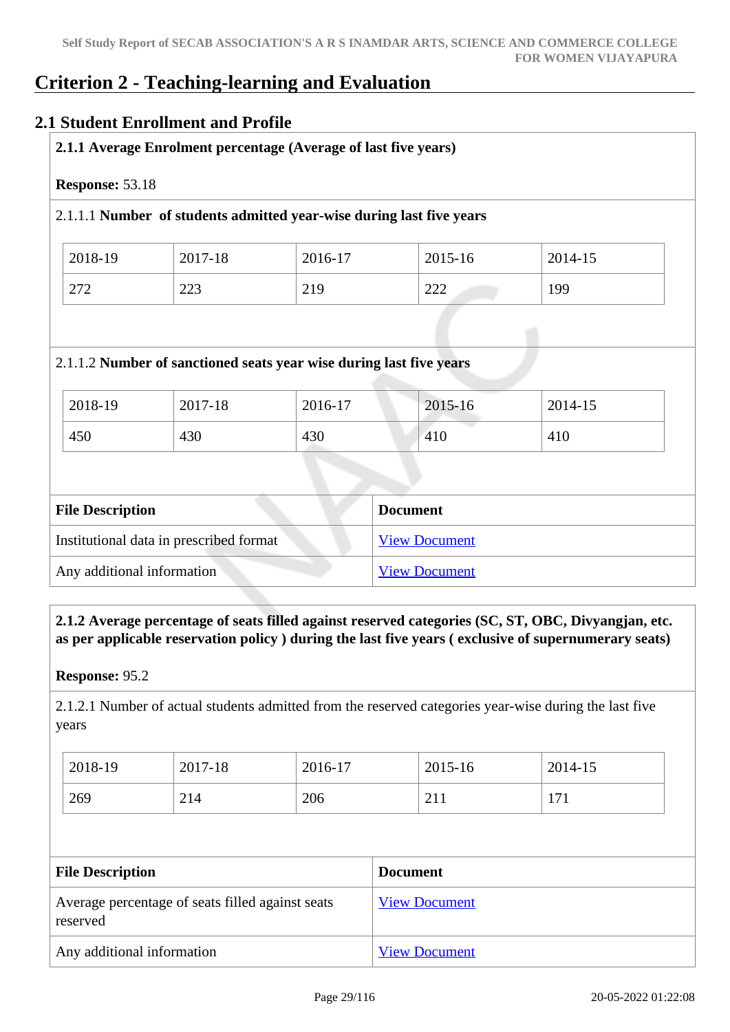# Criterion 2 - Teaching-learning and Evaluation

## 2.1 Student Enrollment and Profile

**2.1.1 Average Enrolment percentage (Average of last five years)**

**Response:** 53.18

2.1.1.1 **Number of students admitted year-wise during last five years**

| 2018-19 | 2017-18 | 2016-17 | 2015-16 | 2014-15 |
|---|---|---|---|---|
| 272 | 223 | 219 | 222 | 199 |

2.1.1.2 **Number of sanctioned seats year wise during last five years**

| 2018-19 | 2017-18 | 2016-17 | 2015-16 | 2014-15 |
|---|---|---|---|---|
| 450 | 430 | 430 | 410 | 410 |

| File Description | Document |
|---|---|
| Institutional data in prescribed format | View Document |
| Any additional information | View Document |

**2.1.2 Average percentage of seats filled against reserved categories (SC, ST, OBC, Divyangjan, etc. as per applicable reservation policy ) during the last five years ( exclusive of supernumerary seats)**

**Response:** 95.2

2.1.2.1 Number of actual students admitted from the reserved categories year-wise during the last five years

| 2018-19 | 2017-18 | 2016-17 | 2015-16 | 2014-15 |
|---|---|---|---|---|
| 269 | 214 | 206 | 211 | 171 |

| File Description | Document |
|---|---|
| Average percentage of seats filled against seats reserved | View Document |
| Any additional information | View Document |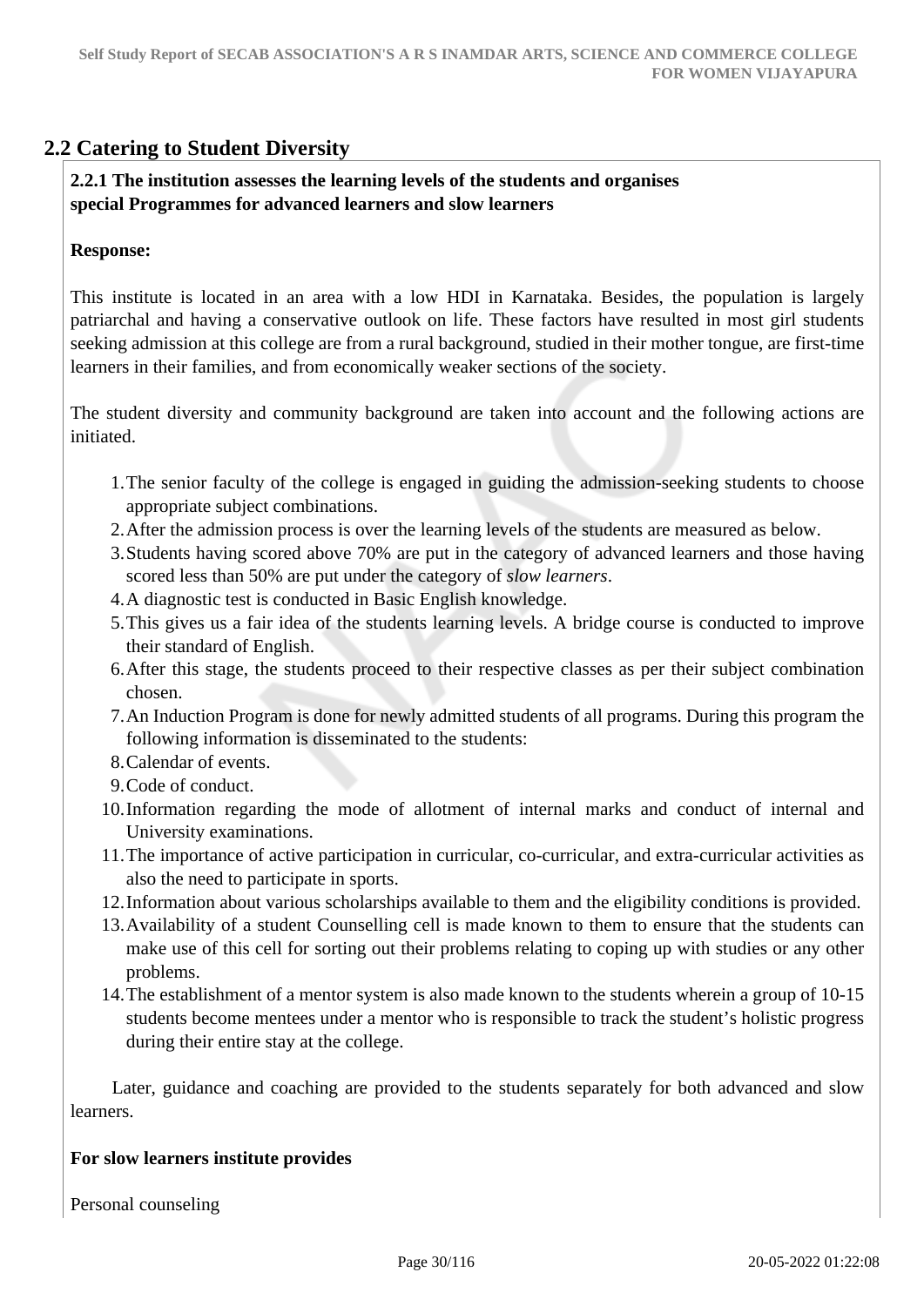## 2.2 Catering to Student Diversity

**2.2.1 The institution assesses the learning levels of the students and organises special Programmes for advanced learners and slow learners**

**Response:**

This institute is located in an area with a low HDI in Karnataka. Besides, the population is largely patriarchal and having a conservative outlook on life. These factors have resulted in most girl students seeking admission at this college are from a rural background, studied in their mother tongue, are first-time learners in their families, and from economically weaker sections of the society.

The student diversity and community background are taken into account and the following actions are initiated.

1. The senior faculty of the college is engaged in guiding the admission-seeking students to choose appropriate subject combinations.
2. After the admission process is over the learning levels of the students are measured as below.
3. Students having scored above 70% are put in the category of advanced learners and those having scored less than 50% are put under the category of *slow learners*.
4. A diagnostic test is conducted in Basic English knowledge.
5. This gives us a fair idea of the students learning levels. A bridge course is conducted to improve their standard of English.
6. After this stage, the students proceed to their respective classes as per their subject combination chosen.
7. An Induction Program is done for newly admitted students of all programs. During this program the following information is disseminated to the students:
8. Calendar of events.
9. Code of conduct.
10. Information regarding the mode of allotment of internal marks and conduct of internal and University examinations.
11. The importance of active participation in curricular, co-curricular, and extra-curricular activities as also the need to participate in sports.
12. Information about various scholarships available to them and the eligibility conditions is provided.
13. Availability of a student Counselling cell is made known to them to ensure that the students can make use of this cell for sorting out their problems relating to coping up with studies or any other problems.
14. The establishment of a mentor system is also made known to the students wherein a group of 10-15 students become mentees under a mentor who is responsible to track the student's holistic progress during their entire stay at the college.

Later, guidance and coaching are provided to the students separately for both advanced and slow learners.

**For slow learners institute provides**

Personal counseling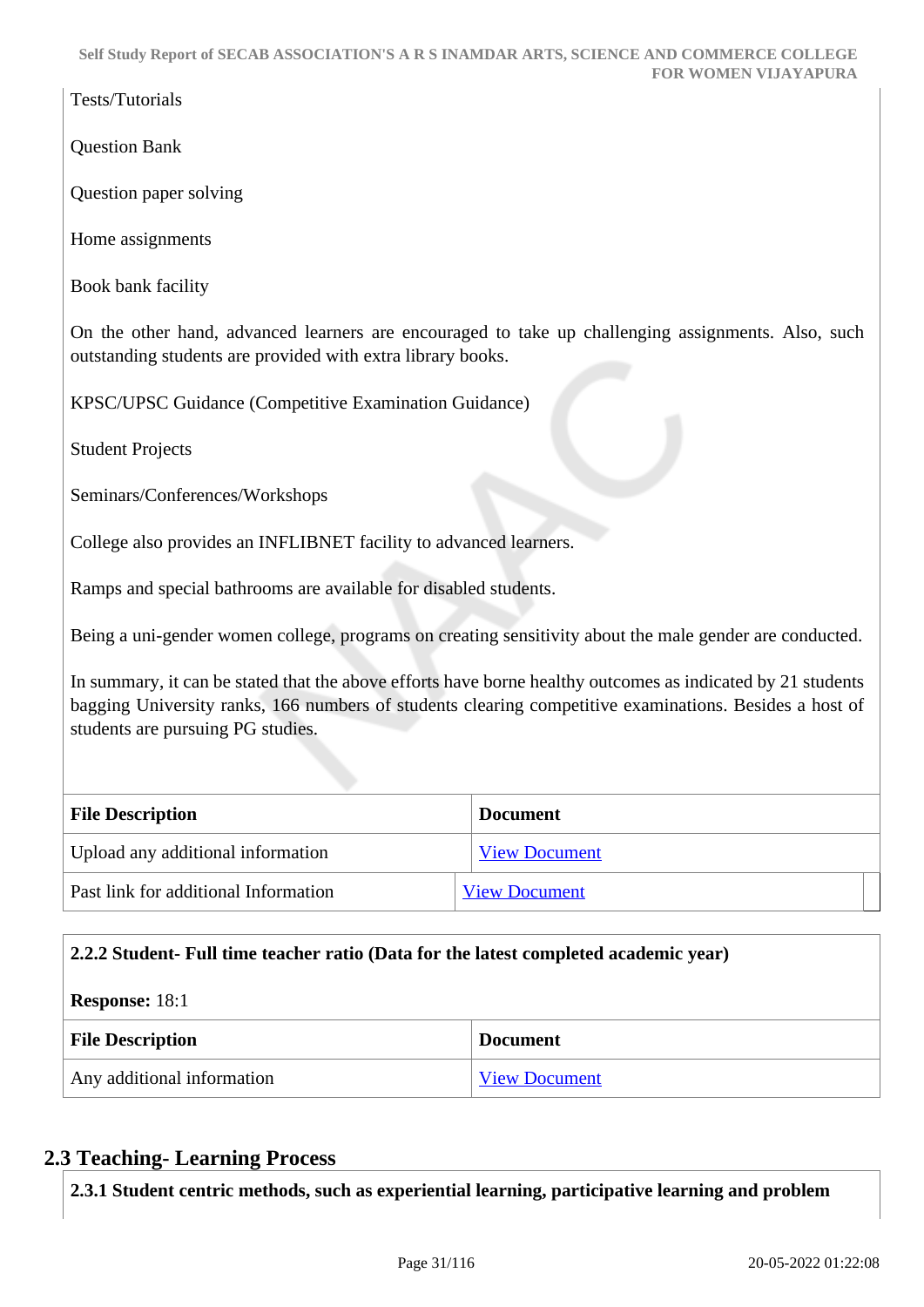Tests/Tutorials

Question Bank

Question paper solving

Home assignments

Book bank facility

On the other hand, advanced learners are encouraged to take up challenging assignments. Also, such outstanding students are provided with extra library books.

KPSC/UPSC Guidance (Competitive Examination Guidance)

Student Projects

Seminars/Conferences/Workshops

College also provides an INFLIBNET facility to advanced learners.

Ramps and special bathrooms are available for disabled students.

Being a uni-gender women college, programs on creating sensitivity about the male gender are conducted.

In summary, it can be stated that the above efforts have borne healthy outcomes as indicated by 21 students bagging University ranks, 166 numbers of students clearing competitive examinations. Besides a host of students are pursuing PG studies.

| File Description | Document |
|---|---|
| Upload any additional information | View Document |
| Past link for additional Information | View Document |

**2.2.2 Student- Full time teacher ratio (Data for the latest completed academic year)**

**Response:** 18:1

| File Description | Document |
|---|---|
| Any additional information | View Document |

## 2.3 Teaching- Learning Process

**2.3.1 Student centric methods, such as experiential learning, participative learning and problem**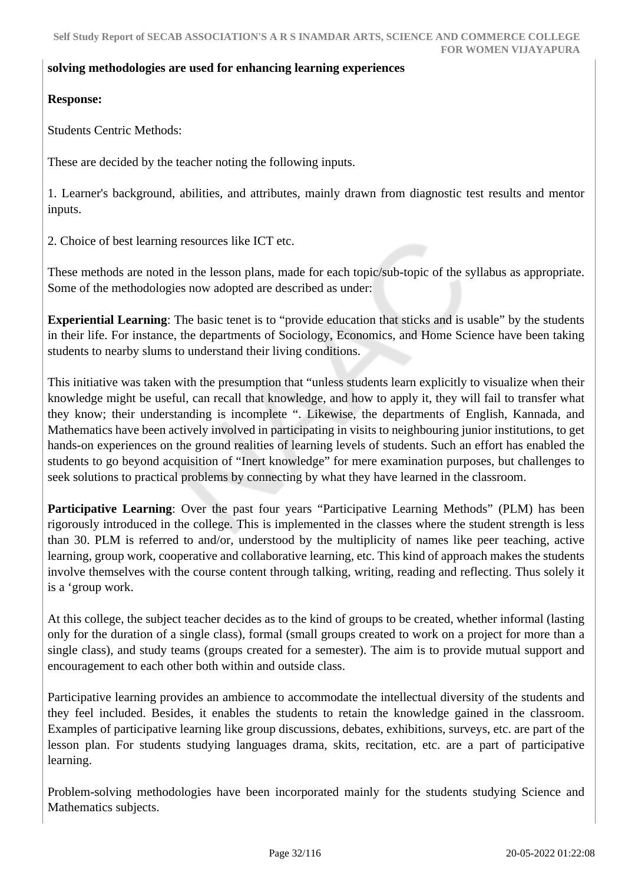**solving methodologies are used for enhancing learning experiences**

**Response:**

Students Centric Methods:

These are decided by the teacher noting the following inputs.

1. Learner's background, abilities, and attributes, mainly drawn from diagnostic test results and mentor inputs.

2. Choice of best learning resources like ICT etc.

These methods are noted in the lesson plans, made for each topic/sub-topic of the syllabus as appropriate. Some of the methodologies now adopted are described as under:

**Experiential Learning**: The basic tenet is to "provide education that sticks and is usable" by the students in their life. For instance, the departments of Sociology, Economics, and Home Science have been taking students to nearby slums to understand their living conditions.

This initiative was taken with the presumption that "unless students learn explicitly to visualize when their knowledge might be useful, can recall that knowledge, and how to apply it, they will fail to transfer what they know; their understanding is incomplete ". Likewise, the departments of English, Kannada, and Mathematics have been actively involved in participating in visits to neighbouring junior institutions, to get hands-on experiences on the ground realities of learning levels of students. Such an effort has enabled the students to go beyond acquisition of "Inert knowledge" for mere examination purposes, but challenges to seek solutions to practical problems by connecting by what they have learned in the classroom.

**Participative Learning**: Over the past four years "Participative Learning Methods" (PLM) has been rigorously introduced in the college. This is implemented in the classes where the student strength is less than 30. PLM is referred to and/or, understood by the multiplicity of names like peer teaching, active learning, group work, cooperative and collaborative learning, etc. This kind of approach makes the students involve themselves with the course content through talking, writing, reading and reflecting. Thus solely it is a 'group work.

At this college, the subject teacher decides as to the kind of groups to be created, whether informal (lasting only for the duration of a single class), formal (small groups created to work on a project for more than a single class), and study teams (groups created for a semester). The aim is to provide mutual support and encouragement to each other both within and outside class.

Participative learning provides an ambience to accommodate the intellectual diversity of the students and they feel included. Besides, it enables the students to retain the knowledge gained in the classroom. Examples of participative learning like group discussions, debates, exhibitions, surveys, etc. are part of the lesson plan. For students studying languages drama, skits, recitation, etc. are a part of participative learning.

Problem-solving methodologies have been incorporated mainly for the students studying Science and Mathematics subjects.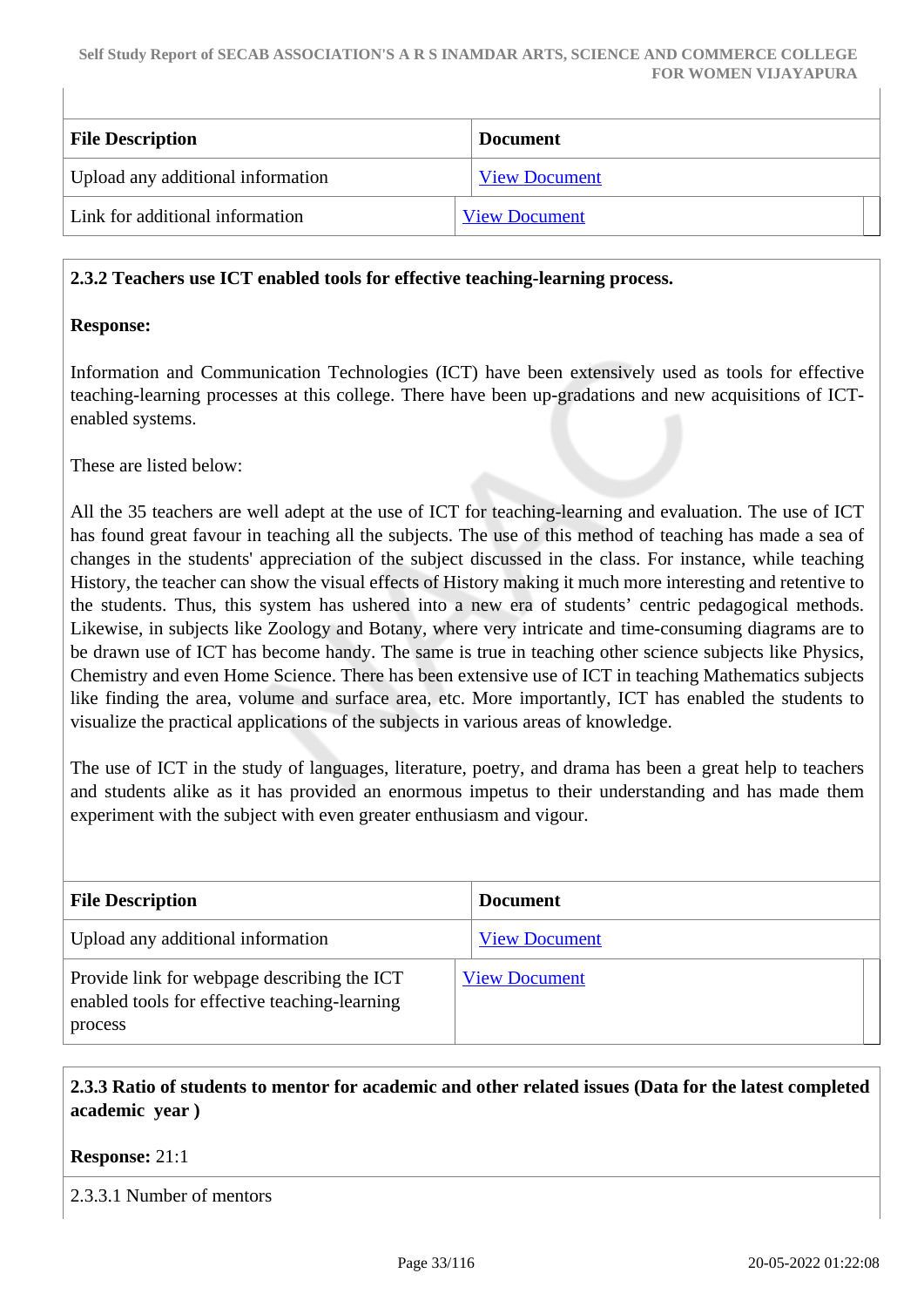| File Description | Document |
| --- | --- |
| Upload any additional information | View Document |
| Link for additional information | View Document |

**2.3.2 Teachers use ICT enabled tools for effective teaching-learning process.**

**Response:**

Information and Communication Technologies (ICT) have been extensively used as tools for effective teaching-learning processes at this college. There have been up-gradations and new acquisitions of ICT-enabled systems.

These are listed below:

All the 35 teachers are well adept at the use of ICT for teaching-learning and evaluation. The use of ICT has found great favour in teaching all the subjects. The use of this method of teaching has made a sea of changes in the students' appreciation of the subject discussed in the class. For instance, while teaching History, the teacher can show the visual effects of History making it much more interesting and retentive to the students. Thus, this system has ushered into a new era of students' centric pedagogical methods. Likewise, in subjects like Zoology and Botany, where very intricate and time-consuming diagrams are to be drawn use of ICT has become handy. The same is true in teaching other science subjects like Physics, Chemistry and even Home Science. There has been extensive use of ICT in teaching Mathematics subjects like finding the area, volume and surface area, etc. More importantly, ICT has enabled the students to visualize the practical applications of the subjects in various areas of knowledge.

The use of ICT in the study of languages, literature, poetry, and drama has been a great help to teachers and students alike as it has provided an enormous impetus to their understanding and has made them experiment with the subject with even greater enthusiasm and vigour.

| File Description | Document |
| --- | --- |
| Upload any additional information | View Document |
| Provide link for webpage describing the ICT enabled tools for effective teaching-learning process | View Document |

**2.3.3 Ratio of students to mentor for academic and other related issues (Data for the latest completed academic year )**

**Response:** 21:1

2.3.3.1 Number of mentors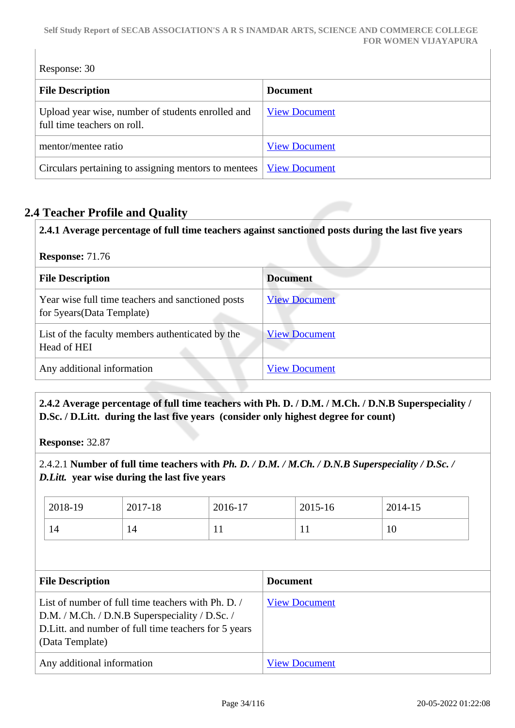Response: 30

| File Description | Document |
|---|---|
| Upload year wise, number of students enrolled and full time teachers on roll. | View Document |
| mentor/mentee ratio | View Document |
| Circulars pertaining to assigning mentors to mentees | View Document |

## 2.4 Teacher Profile and Quality

**2.4.1 Average percentage of full time teachers against sanctioned posts during the last five years**

**Response:** 71.76

| File Description | Document |
|---|---|
| Year wise full time teachers and sanctioned posts for 5years(Data Template) | View Document |
| List of the faculty members authenticated by the Head of HEI | View Document |
| Any additional information | View Document |

**2.4.2 Average percentage of full time teachers with Ph. D. / D.M. / M.Ch. / D.N.B Superspeciality / D.Sc. / D.Litt. during the last five years (consider only highest degree for count)**

**Response:** 32.87

2.4.2.1 **Number of full time teachers with *Ph. D. / D.M. / M.Ch. / D.N.B Superspeciality / D.Sc. / D.Litt.* year wise during the last five years**

| 2018-19 | 2017-18 | 2016-17 | 2015-16 | 2014-15 |
|---|---|---|---|---|
| 14 | 14 | 11 | 11 | 10 |

| File Description | Document |
|---|---|
| List of number of full time teachers with Ph. D. / D.M. / M.Ch. / D.N.B Superspeciality / D.Sc. / D.Litt. and number of full time teachers for 5 years (Data Template) | View Document |
| Any additional information | View Document |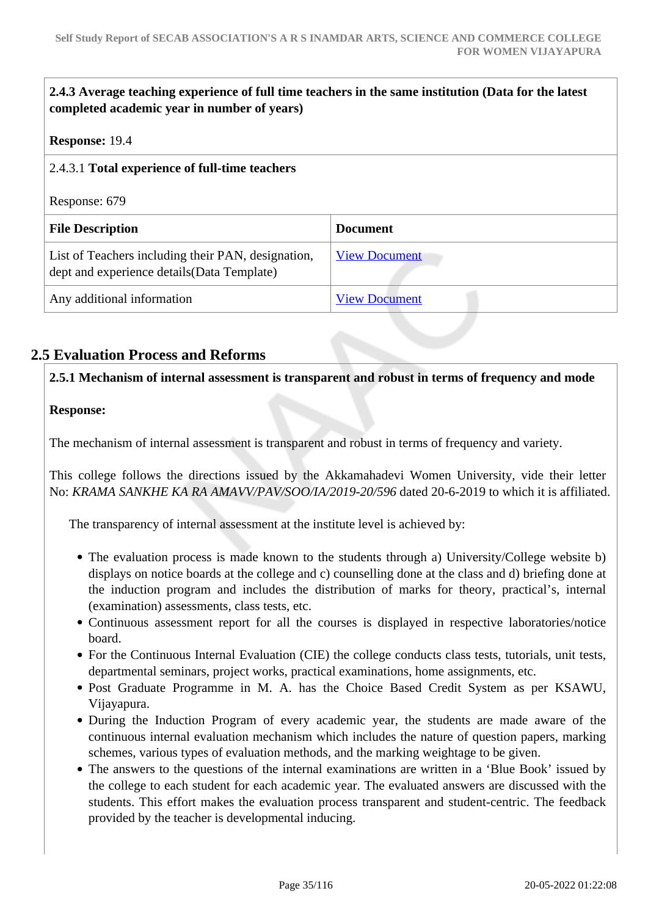**2.4.3 Average teaching experience of full time teachers in the same institution (Data for the latest completed academic year in number of years)**

**Response:** 19.4

2.4.3.1 **Total experience of full-time teachers**

Response: 679

| File Description | Document |
|---|---|
| List of Teachers including their PAN, designation, dept and experience details(Data Template) | View Document |
| Any additional information | View Document |

## 2.5 Evaluation Process and Reforms

**2.5.1 Mechanism of internal assessment is transparent and robust in terms of frequency and mode**

**Response:**

The mechanism of internal assessment is transparent and robust in terms of frequency and variety.

This college follows the directions issued by the Akkamahadevi Women University, vide their letter No: *KRAMA SANKHE KA RA AMAVV/PAV/SOO/IA/2019-20/596* dated 20-6-2019 to which it is affiliated.

The transparency of internal assessment at the institute level is achieved by:

- The evaluation process is made known to the students through a) University/College website b) displays on notice boards at the college and c) counselling done at the class and d) briefing done at the induction program and includes the distribution of marks for theory, practical's, internal (examination) assessments, class tests, etc.
- Continuous assessment report for all the courses is displayed in respective laboratories/notice board.
- For the Continuous Internal Evaluation (CIE) the college conducts class tests, tutorials, unit tests, departmental seminars, project works, practical examinations, home assignments, etc.
- Post Graduate Programme in M. A. has the Choice Based Credit System as per KSAWU, Vijayapura.
- During the Induction Program of every academic year, the students are made aware of the continuous internal evaluation mechanism which includes the nature of question papers, marking schemes, various types of evaluation methods, and the marking weightage to be given.
- The answers to the questions of the internal examinations are written in a 'Blue Book' issued by the college to each student for each academic year. The evaluated answers are discussed with the students. This effort makes the evaluation process transparent and student-centric. The feedback provided by the teacher is developmental inducing.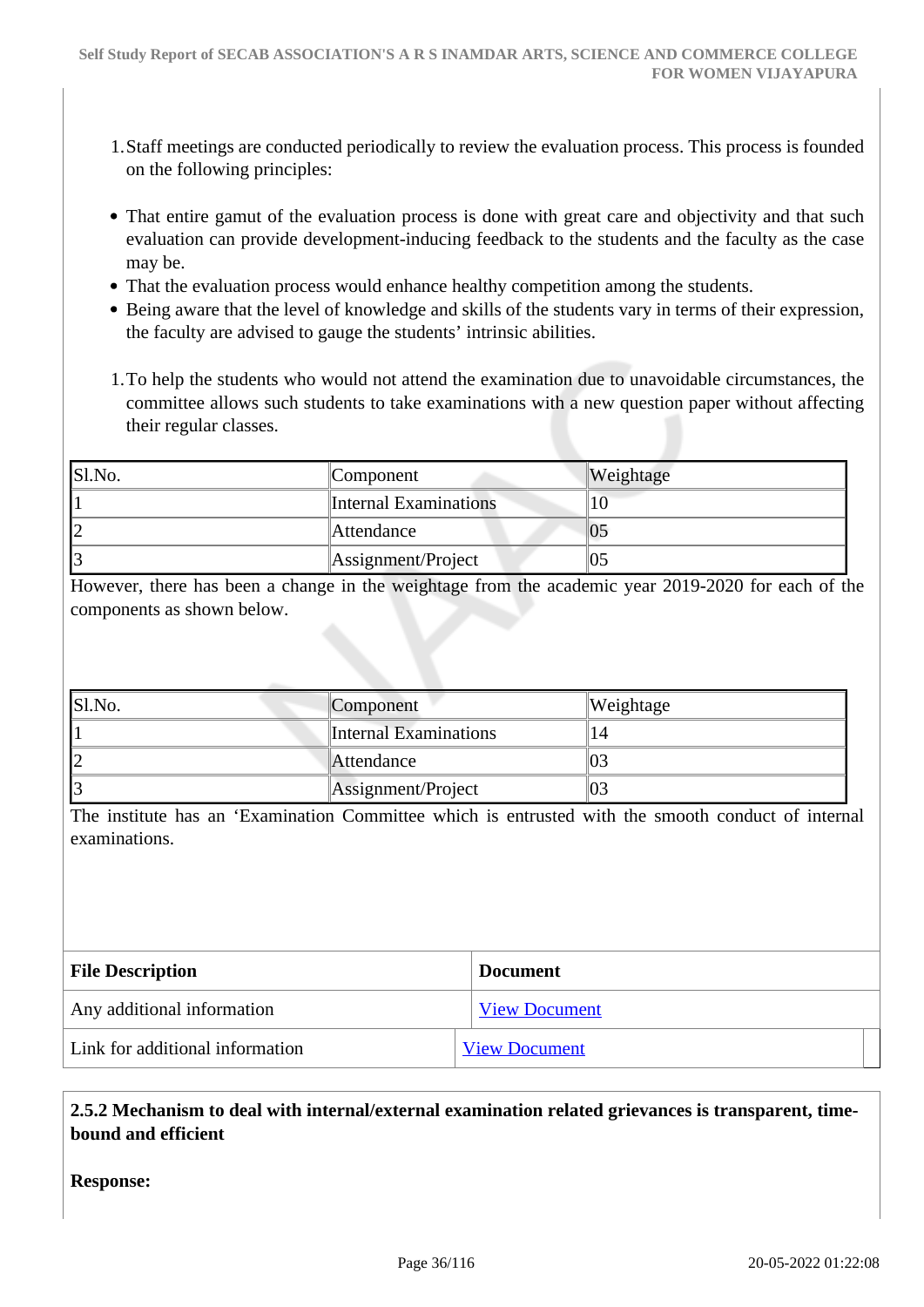1. Staff meetings are conducted periodically to review the evaluation process. This process is founded on the following principles:

- That entire gamut of the evaluation process is done with great care and objectivity and that such evaluation can provide development-inducing feedback to the students and the faculty as the case may be.
- That the evaluation process would enhance healthy competition among the students.
- Being aware that the level of knowledge and skills of the students vary in terms of their expression, the faculty are advised to gauge the students' intrinsic abilities.

1. To help the students who would not attend the examination due to unavoidable circumstances, the committee allows such students to take examinations with a new question paper without affecting their regular classes.

| Sl.No. | Component | Weightage |
|---|---|---|
| 1 | Internal Examinations | 10 |
| 2 | Attendance | 05 |
| 3 | Assignment/Project | 05 |

However, there has been a change in the weightage from the academic year 2019-2020 for each of the components as shown below.

| Sl.No. | Component | Weightage |
|---|---|---|
| 1 | Internal Examinations | 14 |
| 2 | Attendance | 03 |
| 3 | Assignment/Project | 03 |

The institute has an 'Examination Committee which is entrusted with the smooth conduct of internal examinations.

| File Description | Document |
|---|---|
| Any additional information | View Document |
| Link for additional information | View Document |

**2.5.2 Mechanism to deal with internal/external examination related grievances is transparent, time-bound and efficient**

**Response:**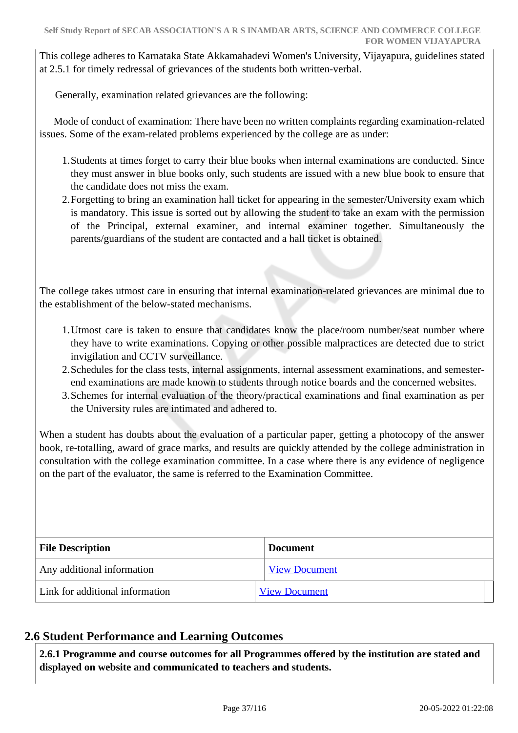This college adheres to Karnataka State Akkamahadevi Women's University, Vijayapura, guidelines stated at 2.5.1 for timely redressal of grievances of the students both written-verbal.

Generally, examination related grievances are the following:

Mode of conduct of examination: There have been no written complaints regarding examination-related issues. Some of the exam-related problems experienced by the college are as under:

1. Students at times forget to carry their blue books when internal examinations are conducted. Since they must answer in blue books only, such students are issued with a new blue book to ensure that the candidate does not miss the exam.
2. Forgetting to bring an examination hall ticket for appearing in the semester/University exam which is mandatory. This issue is sorted out by allowing the student to take an exam with the permission of the Principal, external examiner, and internal examiner together. Simultaneously the parents/guardians of the student are contacted and a hall ticket is obtained.

The college takes utmost care in ensuring that internal examination-related grievances are minimal due to the establishment of the below-stated mechanisms.

1. Utmost care is taken to ensure that candidates know the place/room number/seat number where they have to write examinations. Copying or other possible malpractices are detected due to strict invigilation and CCTV surveillance.
2. Schedules for the class tests, internal assignments, internal assessment examinations, and semester-end examinations are made known to students through notice boards and the concerned websites.
3. Schemes for internal evaluation of the theory/practical examinations and final examination as per the University rules are intimated and adhered to.

When a student has doubts about the evaluation of a particular paper, getting a photocopy of the answer book, re-totalling, award of grace marks, and results are quickly attended by the college administration in consultation with the college examination committee. In a case where there is any evidence of negligence on the part of the evaluator, the same is referred to the Examination Committee.

| File Description | Document |
|---|---|
| Any additional information | View Document |
| Link for additional information | View Document |

## 2.6 Student Performance and Learning Outcomes

**2.6.1 Programme and course outcomes for all Programmes offered by the institution are stated and displayed on website and communicated to teachers and students.**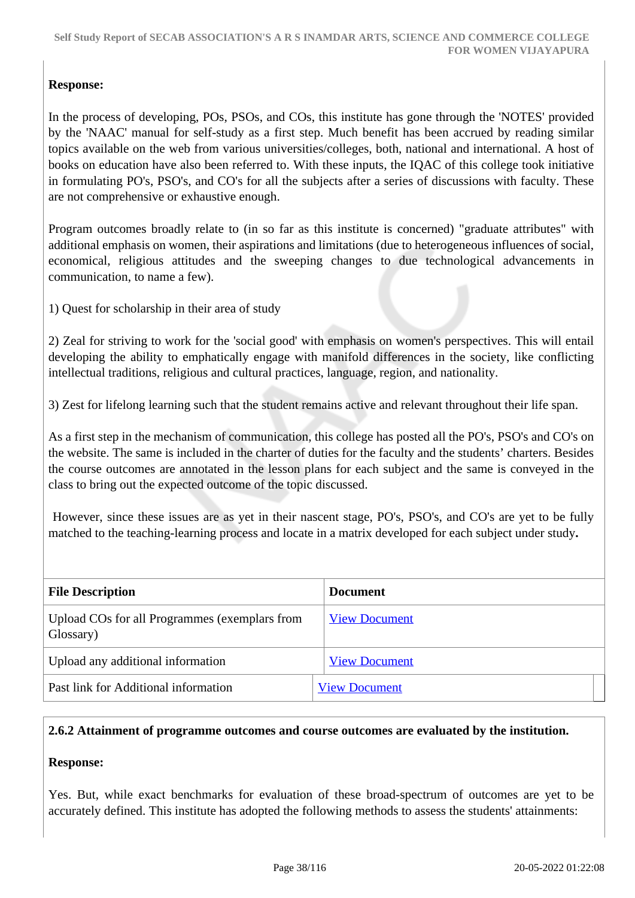**Response:**

In the process of developing, POs, PSOs, and COs, this institute has gone through the 'NOTES' provided by the 'NAAC' manual for self-study as a first step. Much benefit has been accrued by reading similar topics available on the web from various universities/colleges, both, national and international. A host of books on education have also been referred to. With these inputs, the IQAC of this college took initiative in formulating PO's, PSO's, and CO's for all the subjects after a series of discussions with faculty. These are not comprehensive or exhaustive enough.

Program outcomes broadly relate to (in so far as this institute is concerned) "graduate attributes" with additional emphasis on women, their aspirations and limitations (due to heterogeneous influences of social, economical, religious attitudes and the sweeping changes to due technological advancements in communication, to name a few).

1) Quest for scholarship in their area of study

2) Zeal for striving to work for the 'social good' with emphasis on women's perspectives. This will entail developing the ability to emphatically engage with manifold differences in the society, like conflicting intellectual traditions, religious and cultural practices, language, region, and nationality.

3) Zest for lifelong learning such that the student remains active and relevant throughout their life span.

As a first step in the mechanism of communication, this college has posted all the PO's, PSO's and CO's on the website. The same is included in the charter of duties for the faculty and the students' charters. Besides the course outcomes are annotated in the lesson plans for each subject and the same is conveyed in the class to bring out the expected outcome of the topic discussed.

However, since these issues are as yet in their nascent stage, PO's, PSO's, and CO's are yet to be fully matched to the teaching-learning process and locate in a matrix developed for each subject under study**.**

| File Description | Document |
|---|---|
| Upload COs for all Programmes (exemplars from Glossary) | View Document |
| Upload any additional information | View Document |
| Past link for Additional information | View Document |

**2.6.2 Attainment of programme outcomes and course outcomes are evaluated by the institution.**

**Response:**

Yes. But, while exact benchmarks for evaluation of these broad-spectrum of outcomes are yet to be accurately defined. This institute has adopted the following methods to assess the students' attainments: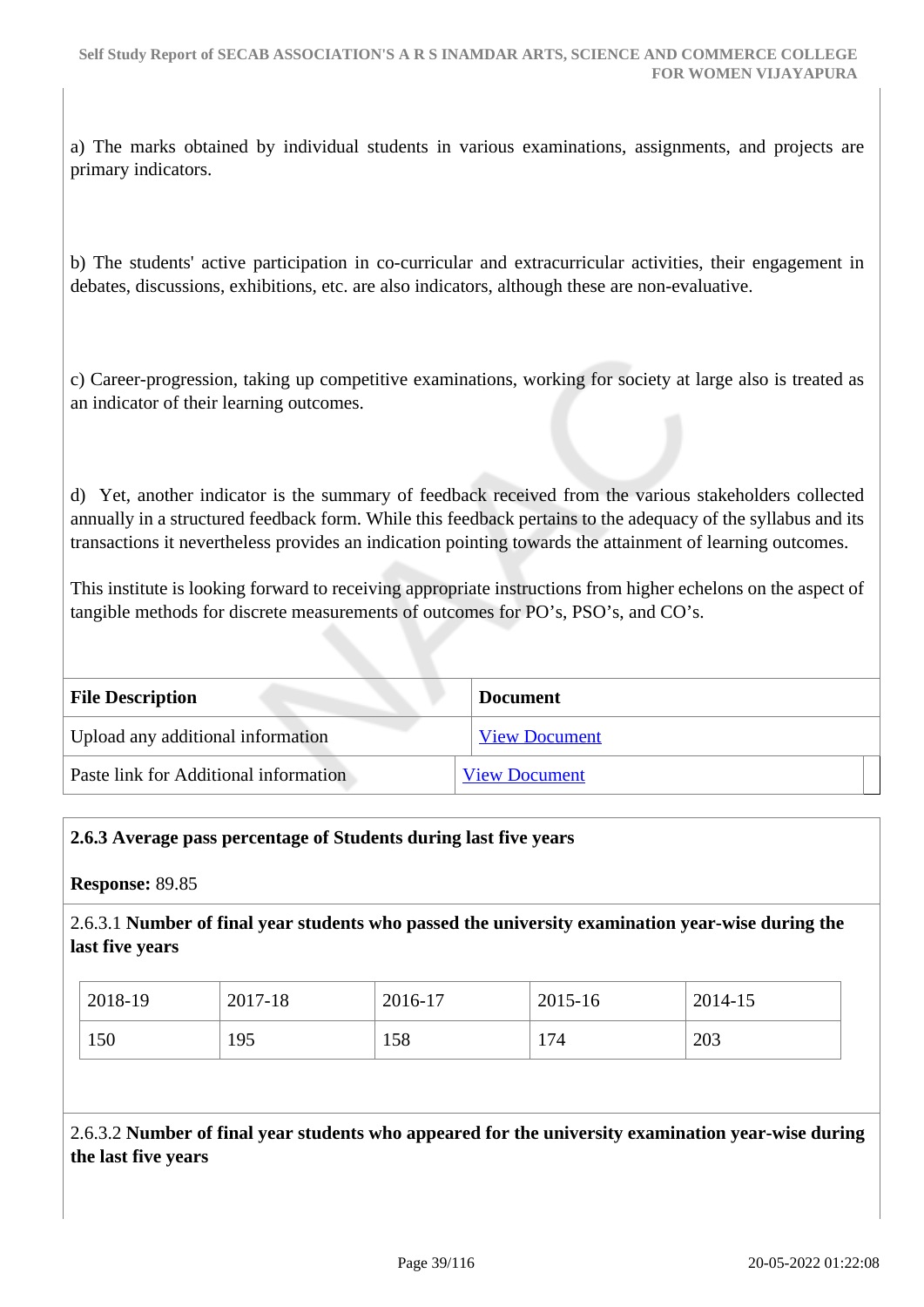a) The marks obtained by individual students in various examinations, assignments, and projects are primary indicators.

b) The students' active participation in co-curricular and extracurricular activities, their engagement in debates, discussions, exhibitions, etc. are also indicators, although these are non-evaluative.

c) Career-progression, taking up competitive examinations, working for society at large also is treated as an indicator of their learning outcomes.

d) Yet, another indicator is the summary of feedback received from the various stakeholders collected annually in a structured feedback form. While this feedback pertains to the adequacy of the syllabus and its transactions it nevertheless provides an indication pointing towards the attainment of learning outcomes.

This institute is looking forward to receiving appropriate instructions from higher echelons on the aspect of tangible methods for discrete measurements of outcomes for PO's, PSO's, and CO's.

| File Description | Document |
|---|---|
| Upload any additional information | View Document |
| Paste link for Additional information | View Document |

**2.6.3 Average pass percentage of Students during last five years**

**Response:** 89.85

2.6.3.1 **Number of final year students who passed the university examination year-wise during the last five years**

| 2018-19 | 2017-18 | 2016-17 | 2015-16 | 2014-15 |
|---|---|---|---|---|
| 150 | 195 | 158 | 174 | 203 |

2.6.3.2 **Number of final year students who appeared for the university examination year-wise during the last five years**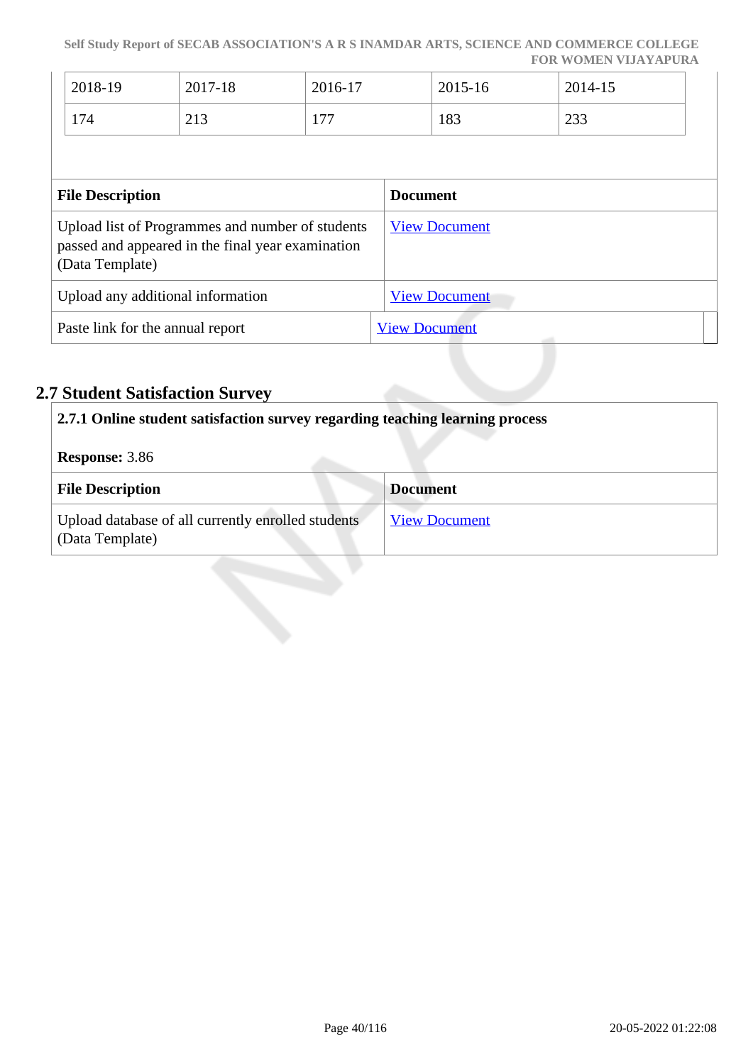| 2018-19 | 2017-18 | 2016-17 | 2015-16 | 2014-15 |
|---|---|---|---|---|
| 174 | 213 | 177 | 183 | 233 |

| File Description | Document |
|---|---|
| Upload list of Programmes and number of students passed and appeared in the final year examination (Data Template) | View Document |
| Upload any additional information | View Document |
| Paste link for the annual report | View Document |

## 2.7 Student Satisfaction Survey

**2.7.1 Online student satisfaction survey regarding teaching learning process**

**Response:** 3.86

| File Description | Document |
|---|---|
| Upload database of all currently enrolled students (Data Template) | View Document |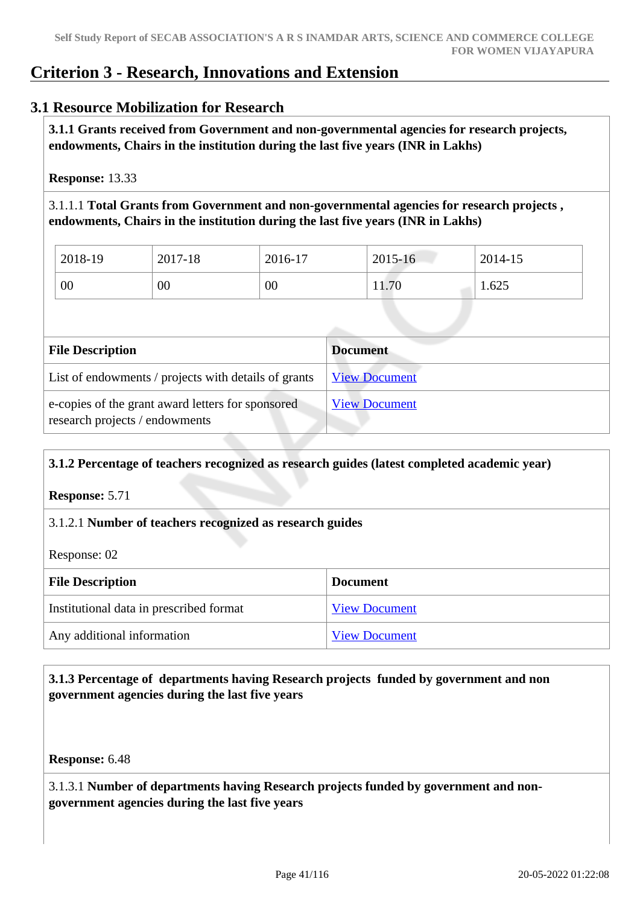# Criterion 3 - Research, Innovations and Extension

## 3.1 Resource Mobilization for Research

**3.1.1 Grants received from Government and non-governmental agencies for research projects, endowments, Chairs in the institution during the last five years (INR in Lakhs)**

**Response:** 13.33

3.1.1.1 **Total Grants from Government and non-governmental agencies for research projects , endowments, Chairs in the institution during the last five years (INR in Lakhs)**

| 2018-19 | 2017-18 | 2016-17 | 2015-16 | 2014-15 |
|---|---|---|---|---|
| 00 | 00 | 00 | 11.70 | 1.625 |

| File Description | Document |
|---|---|
| List of endowments / projects with details of grants | View Document |
| e-copies of the grant award letters for sponsored research projects / endowments | View Document |

**3.1.2 Percentage of teachers recognized as research guides (latest completed academic year)**

**Response:** 5.71

3.1.2.1 **Number of teachers recognized as research guides**

Response: 02

| File Description | Document |
|---|---|
| Institutional data in prescribed format | View Document |
| Any additional information | View Document |

**3.1.3 Percentage of departments having Research projects funded by government and non government agencies during the last five years**

**Response:** 6.48

3.1.3.1 **Number of departments having Research projects funded by government and non-government agencies during the last five years**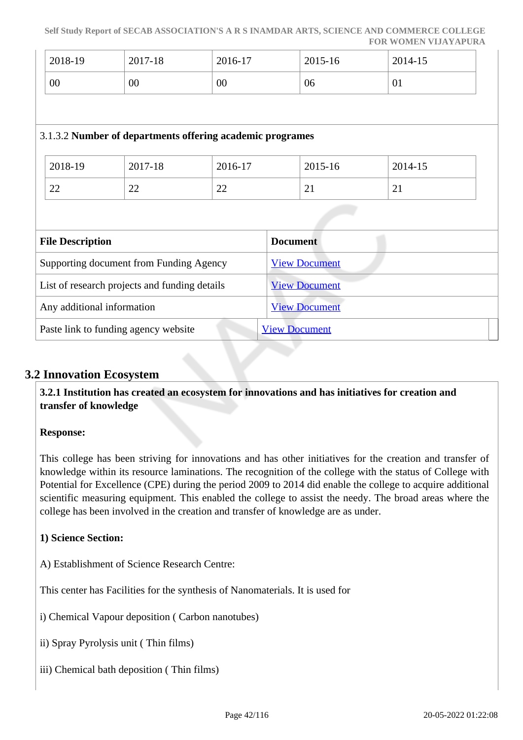| 2018-19 | 2017-18 | 2016-17 | 2015-16 | 2014-15 |
|---|---|---|---|---|
| 00 | 00 | 00 | 06 | 01 |

3.1.3.2 **Number of departments offering academic programes**

| 2018-19 | 2017-18 | 2016-17 | 2015-16 | 2014-15 |
|---|---|---|---|---|
| 22 | 22 | 22 | 21 | 21 |

| File Description | Document |
|---|---|
| Supporting document from Funding Agency | View Document |
| List of research projects and funding details | View Document |
| Any additional information | View Document |
| Paste link to funding agency website | View Document |

## 3.2 Innovation Ecosystem

**3.2.1 Institution has created an ecosystem for innovations and has initiatives for creation and transfer of knowledge**

**Response:**

This college has been striving for innovations and has other initiatives for the creation and transfer of knowledge within its resource laminations. The recognition of the college with the status of College with Potential for Excellence (CPE) during the period 2009 to 2014 did enable the college to acquire additional scientific measuring equipment. This enabled the college to assist the needy. The broad areas where the college has been involved in the creation and transfer of knowledge are as under.

**1) Science Section:**

A) Establishment of Science Research Centre:

This center has Facilities for the synthesis of Nanomaterials. It is used for

i) Chemical Vapour deposition ( Carbon nanotubes)

ii) Spray Pyrolysis unit ( Thin films)

iii) Chemical bath deposition ( Thin films)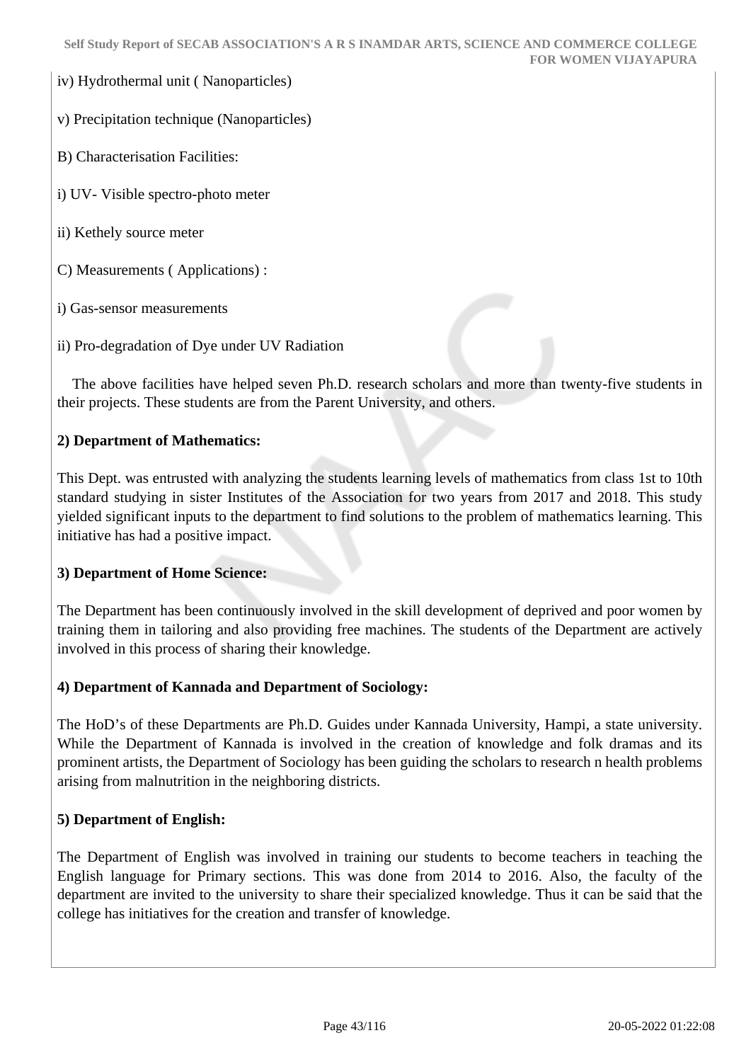iv) Hydrothermal unit ( Nanoparticles)

v) Precipitation technique (Nanoparticles)

B) Characterisation Facilities:

i) UV- Visible spectro-photo meter

ii) Kethely source meter

C) Measurements ( Applications) :

i) Gas-sensor measurements

ii) Pro-degradation of Dye under UV Radiation

The above facilities have helped seven Ph.D. research scholars and more than twenty-five students in their projects. These students are from the Parent University, and others.

**2) Department of Mathematics:**

This Dept. was entrusted with analyzing the students learning levels of mathematics from class 1st to 10th standard studying in sister Institutes of the Association for two years from 2017 and 2018. This study yielded significant inputs to the department to find solutions to the problem of mathematics learning. This initiative has had a positive impact.

**3) Department of Home Science:**

The Department has been continuously involved in the skill development of deprived and poor women by training them in tailoring and also providing free machines. The students of the Department are actively involved in this process of sharing their knowledge.

**4) Department of Kannada and Department of Sociology:**

The HoD's of these Departments are Ph.D. Guides under Kannada University, Hampi, a state university. While the Department of Kannada is involved in the creation of knowledge and folk dramas and its prominent artists, the Department of Sociology has been guiding the scholars to research n health problems arising from malnutrition in the neighboring districts.

**5) Department of English:**

The Department of English was involved in training our students to become teachers in teaching the English language for Primary sections. This was done from 2014 to 2016. Also, the faculty of the department are invited to the university to share their specialized knowledge. Thus it can be said that the college has initiatives for the creation and transfer of knowledge.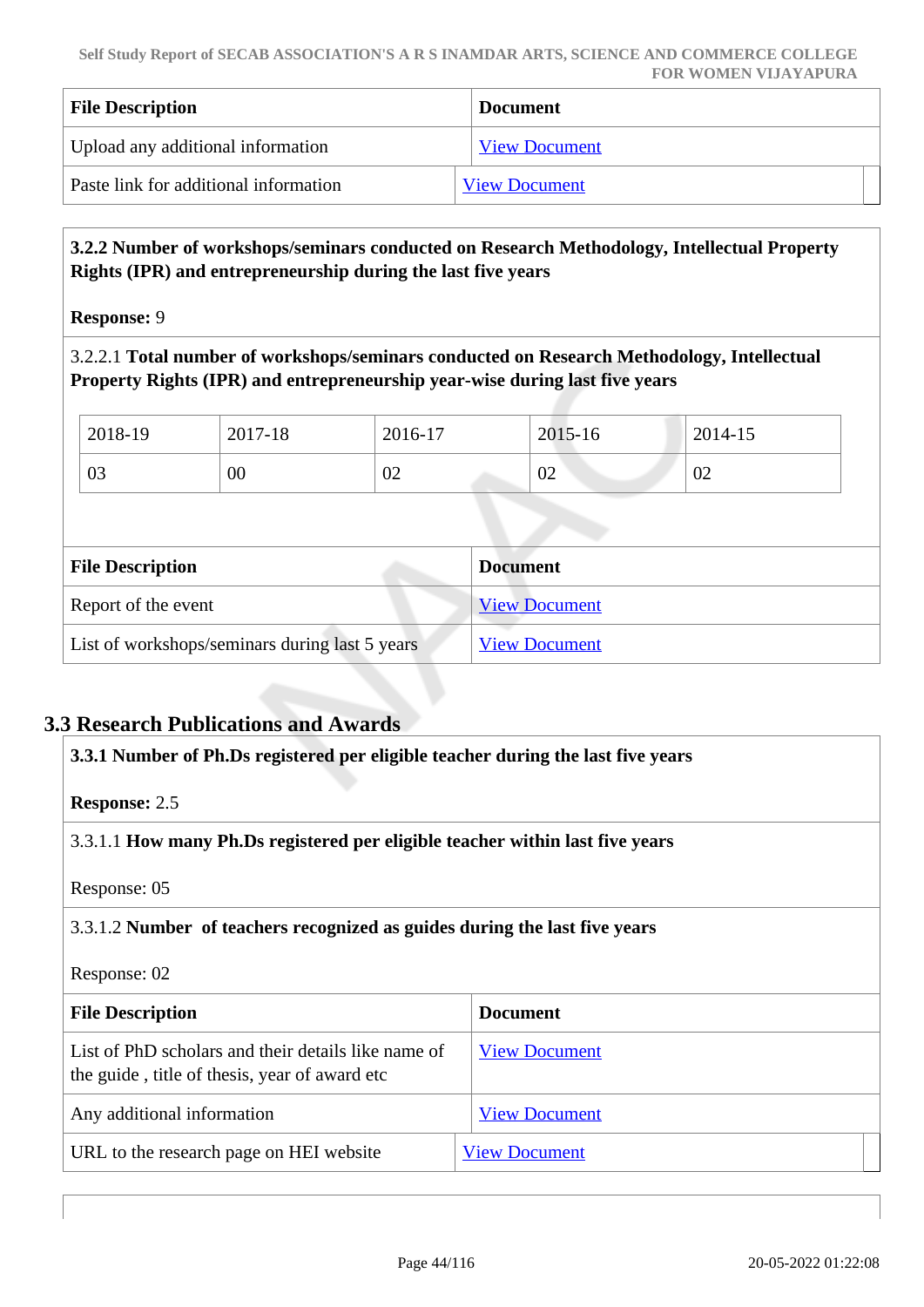| File Description | Document |
|---|---|
| Upload any additional information | View Document |
| Paste link for additional information | View Document |

**3.2.2 Number of workshops/seminars conducted on Research Methodology, Intellectual Property Rights (IPR) and entrepreneurship during the last five years**

**Response:** 9

3.2.2.1 **Total number of workshops/seminars conducted on Research Methodology, Intellectual Property Rights (IPR) and entrepreneurship year-wise during last five years**

| 2018-19 | 2017-18 | 2016-17 | 2015-16 | 2014-15 |
|---|---|---|---|---|
| 03 | 00 | 02 | 02 | 02 |

| File Description | Document |
|---|---|
| Report of the event | View Document |
| List of workshops/seminars during last 5 years | View Document |

## 3.3 Research Publications and Awards

**3.3.1 Number of Ph.Ds registered per eligible teacher during the last five years**

**Response:** 2.5

3.3.1.1 **How many Ph.Ds registered per eligible teacher within last five years**

Response: 05

3.3.1.2 **Number of teachers recognized as guides during the last five years**

Response: 02

| File Description | Document |
|---|---|
| List of PhD scholars and their details like name of the guide , title of thesis, year of award etc | View Document |
| Any additional information | View Document |
| URL to the research page on HEI website | View Document |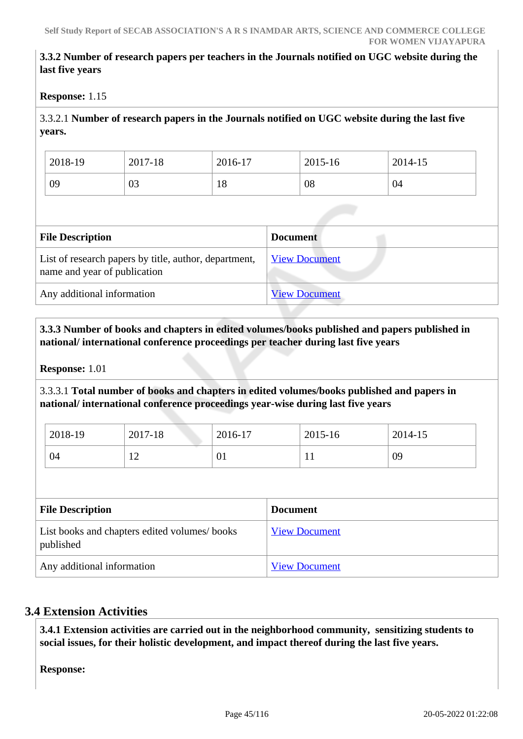**3.3.2 Number of research papers per teachers in the Journals notified on UGC website during the last five years**

**Response:** 1.15

3.3.2.1 **Number of research papers in the Journals notified on UGC website during the last five years.**

| 2018-19 | 2017-18 | 2016-17 | 2015-16 | 2014-15 |
|---|---|---|---|---|
| 09 | 03 | 18 | 08 | 04 |

| File Description | Document |
|---|---|
| List of research papers by title, author, department, name and year of publication | View Document |
| Any additional information | View Document |

**3.3.3 Number of books and chapters in edited volumes/books published and papers published in national/ international conference proceedings per teacher during last five years**

**Response:** 1.01

3.3.3.1 **Total number of books and chapters in edited volumes/books published and papers in national/ international conference proceedings year-wise during last five years**

| 2018-19 | 2017-18 | 2016-17 | 2015-16 | 2014-15 |
|---|---|---|---|---|
| 04 | 12 | 01 | 11 | 09 |

| File Description | Document |
|---|---|
| List books and chapters edited volumes/ books published | View Document |
| Any additional information | View Document |

## 3.4 Extension Activities

**3.4.1 Extension activities are carried out in the neighborhood community, sensitizing students to social issues, for their holistic development, and impact thereof during the last five years.**

**Response:**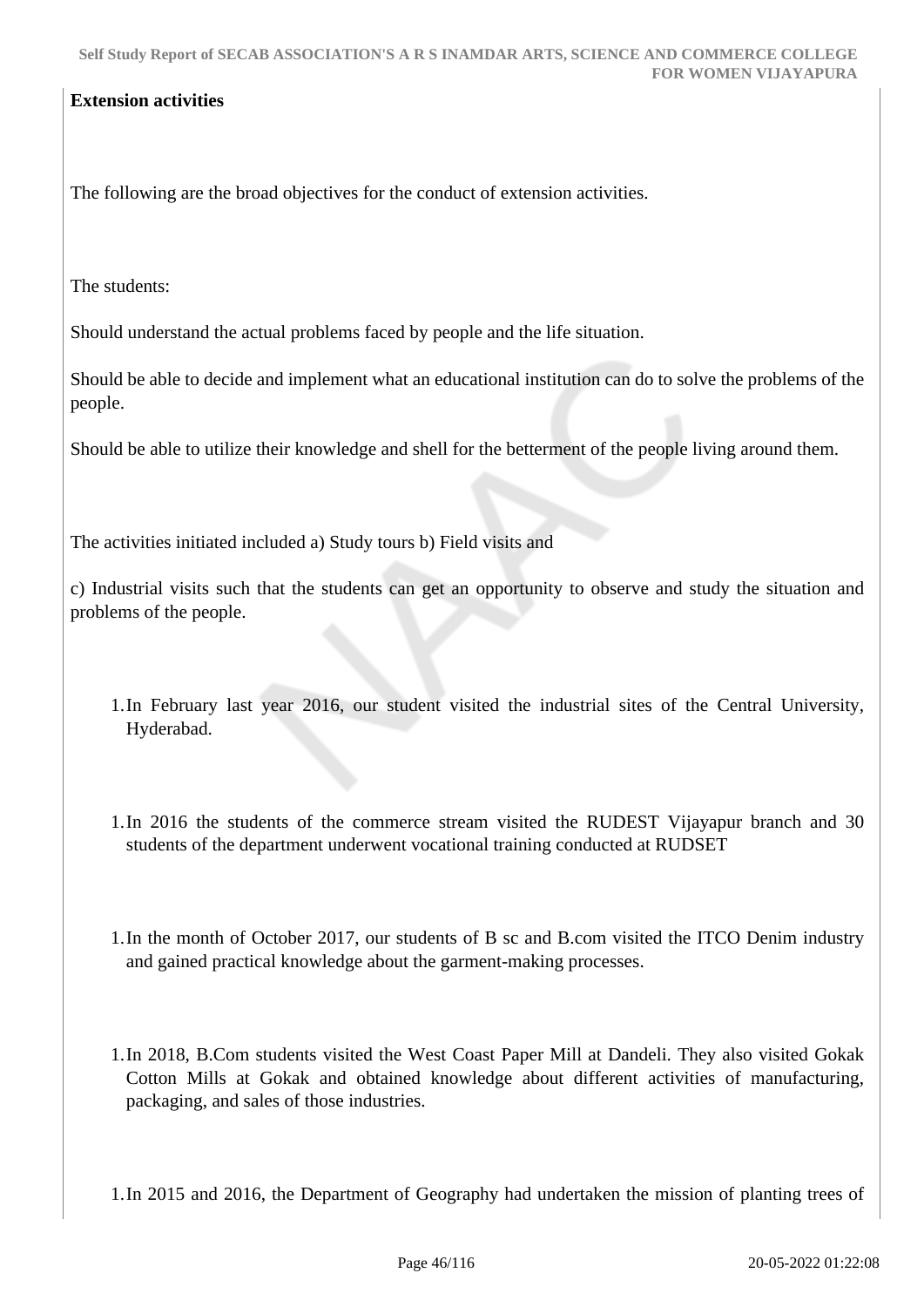**Extension activities**

The following are the broad objectives for the conduct of extension activities.

The students:

Should understand the actual problems faced by people and the life situation.

Should be able to decide and implement what an educational institution can do to solve the problems of the people.

Should be able to utilize their knowledge and shell for the betterment of the people living around them.

The activities initiated included a) Study tours b) Field visits and

c) Industrial visits such that the students can get an opportunity to observe and study the situation and problems of the people.

1. In February last year 2016, our student visited the industrial sites of the Central University, Hyderabad.

1. In 2016 the students of the commerce stream visited the RUDEST Vijayapur branch and 30 students of the department underwent vocational training conducted at RUDSET

1. In the month of October 2017, our students of B sc and B.com visited the ITCO Denim industry and gained practical knowledge about the garment-making processes.

1. In 2018, B.Com students visited the West Coast Paper Mill at Dandeli. They also visited Gokak Cotton Mills at Gokak and obtained knowledge about different activities of manufacturing, packaging, and sales of those industries.

1. In 2015 and 2016, the Department of Geography had undertaken the mission of planting trees of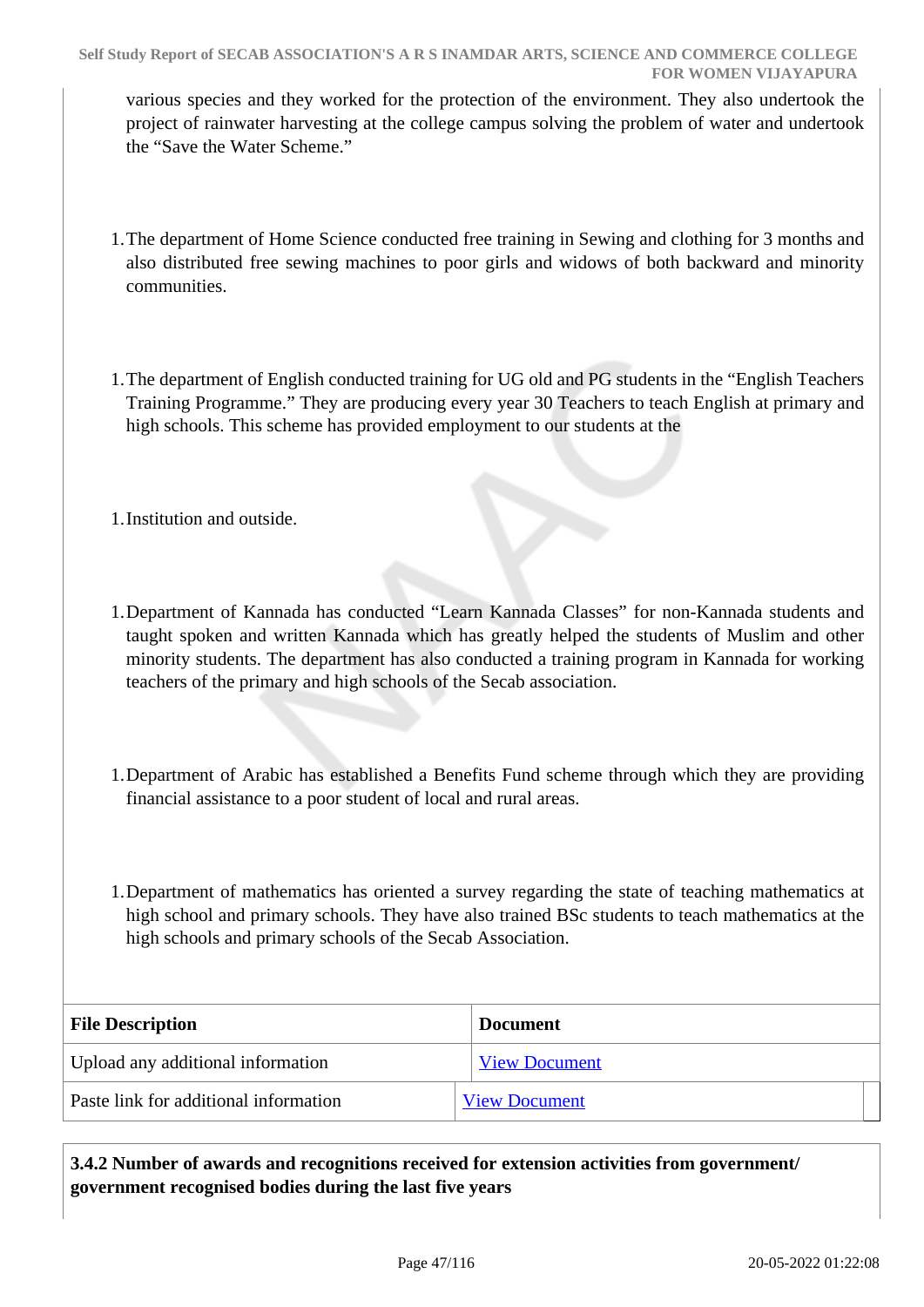various species and they worked for the protection of the environment. They also undertook the project of rainwater harvesting at the college campus solving the problem of water and undertook the "Save the Water Scheme."

1. The department of Home Science conducted free training in Sewing and clothing for 3 months and also distributed free sewing machines to poor girls and widows of both backward and minority communities.

1. The department of English conducted training for UG old and PG students in the "English Teachers Training Programme." They are producing every year 30 Teachers to teach English at primary and high schools. This scheme has provided employment to our students at the

1. Institution and outside.

1. Department of Kannada has conducted "Learn Kannada Classes" for non-Kannada students and taught spoken and written Kannada which has greatly helped the students of Muslim and other minority students. The department has also conducted a training program in Kannada for working teachers of the primary and high schools of the Secab association.

1. Department of Arabic has established a Benefits Fund scheme through which they are providing financial assistance to a poor student of local and rural areas.

1. Department of mathematics has oriented a survey regarding the state of teaching mathematics at high school and primary schools. They have also trained BSc students to teach mathematics at the high schools and primary schools of the Secab Association.

| File Description | Document |
|---|---|
| Upload any additional information | View Document |
| Paste link for additional information | View Document |

**3.4.2 Number of awards and recognitions received for extension activities from government/ government recognised bodies during the last five years**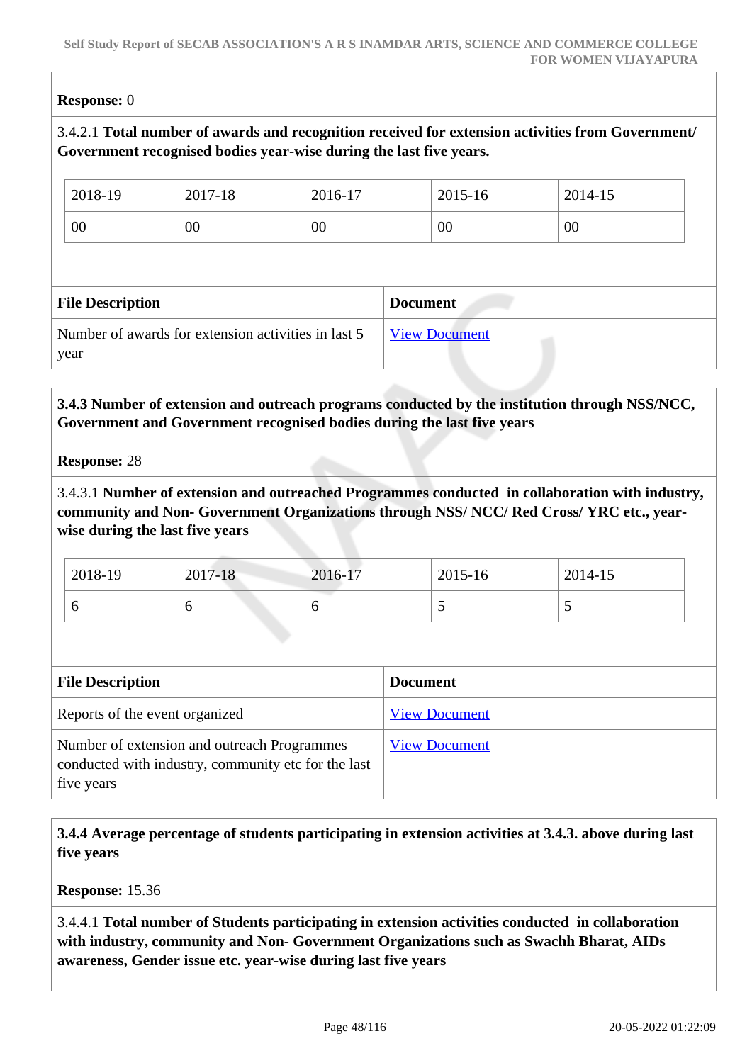**Response:** 0

3.4.2.1 **Total number of awards and recognition received for extension activities from Government/ Government recognised bodies year-wise during the last five years.**

| 2018-19 | 2017-18 | 2016-17 | 2015-16 | 2014-15 |
|---|---|---|---|---|
| 00 | 00 | 00 | 00 | 00 |

| File Description | Document |
|---|---|
| Number of awards for extension activities in last 5 year | View Document |

**3.4.3 Number of extension and outreach programs conducted by the institution through NSS/NCC, Government and Government recognised bodies during the last five years**

**Response:** 28

3.4.3.1 **Number of extension and outreached Programmes conducted in collaboration with industry, community and Non- Government Organizations through NSS/ NCC/ Red Cross/ YRC etc., year-wise during the last five years**

| 2018-19 | 2017-18 | 2016-17 | 2015-16 | 2014-15 |
|---|---|---|---|---|
| 6 | 6 | 6 | 5 | 5 |

| File Description | Document |
|---|---|
| Reports of the event organized | View Document |
| Number of extension and outreach Programmes conducted with industry, community etc for the last five years | View Document |

**3.4.4 Average percentage of students participating in extension activities at 3.4.3. above during last five years**

**Response:** 15.36

3.4.4.1 **Total number of Students participating in extension activities conducted in collaboration with industry, community and Non- Government Organizations such as Swachh Bharat, AIDs awareness, Gender issue etc. year-wise during last five years**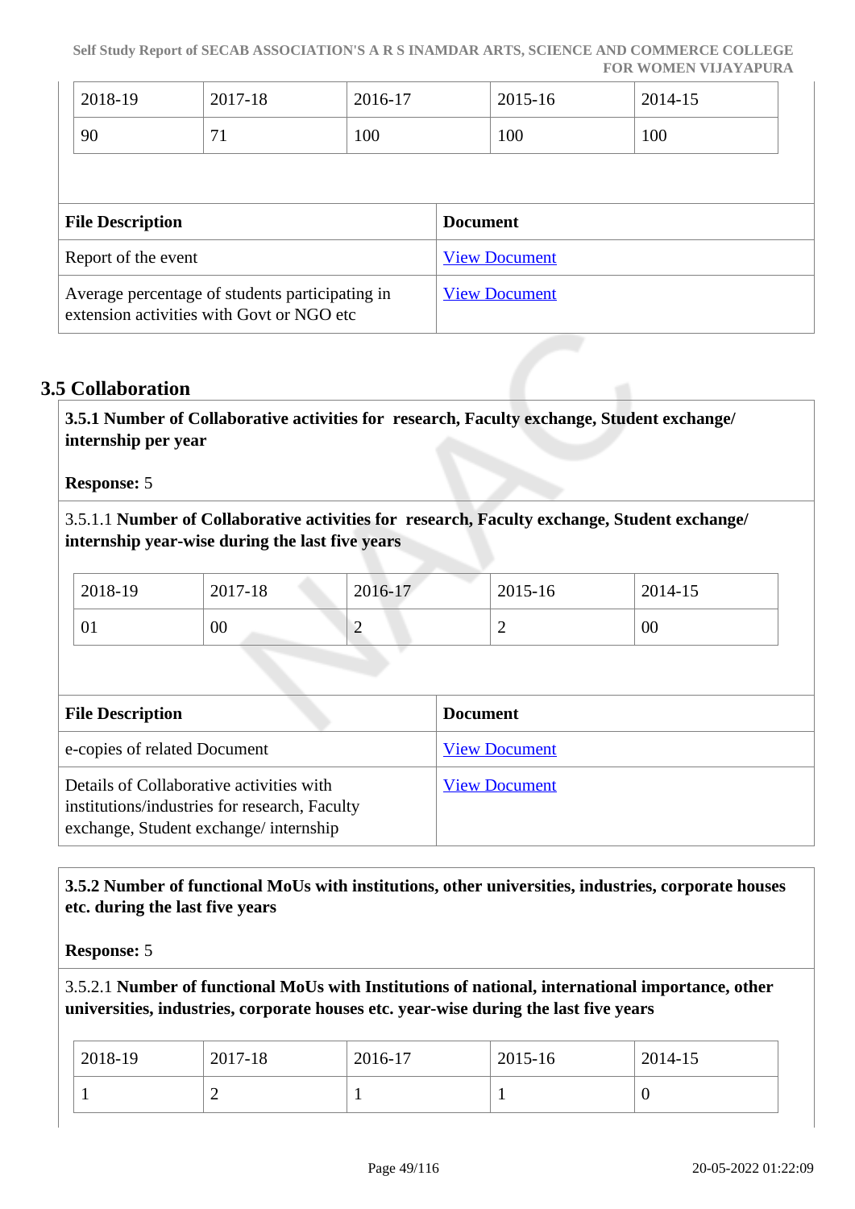| 2018-19 | 2017-18 | 2016-17 | 2015-16 | 2014-15 |
|---|---|---|---|---|
| 90 | 71 | 100 | 100 | 100 |

| File Description | Document |
|---|---|
| Report of the event | View Document |
| Average percentage of students participating in extension activities with Govt or NGO etc | View Document |

## 3.5 Collaboration

**3.5.1 Number of Collaborative activities for research, Faculty exchange, Student exchange/ internship per year**

**Response:** 5

3.5.1.1 **Number of Collaborative activities for research, Faculty exchange, Student exchange/ internship year-wise during the last five years**

| 2018-19 | 2017-18 | 2016-17 | 2015-16 | 2014-15 |
|---|---|---|---|---|
| 01 | 00 | 2 | 2 | 00 |

| File Description | Document |
|---|---|
| e-copies of related Document | View Document |
| Details of Collaborative activities with institutions/industries for research, Faculty exchange, Student exchange/ internship | View Document |

**3.5.2 Number of functional MoUs with institutions, other universities, industries, corporate houses etc. during the last five years**

**Response:** 5

3.5.2.1 **Number of functional MoUs with Institutions of national, international importance, other universities, industries, corporate houses etc. year-wise during the last five years**

| 2018-19 | 2017-18 | 2016-17 | 2015-16 | 2014-15 |
|---|---|---|---|---|
| 1 | 2 | 1 | 1 | 0 |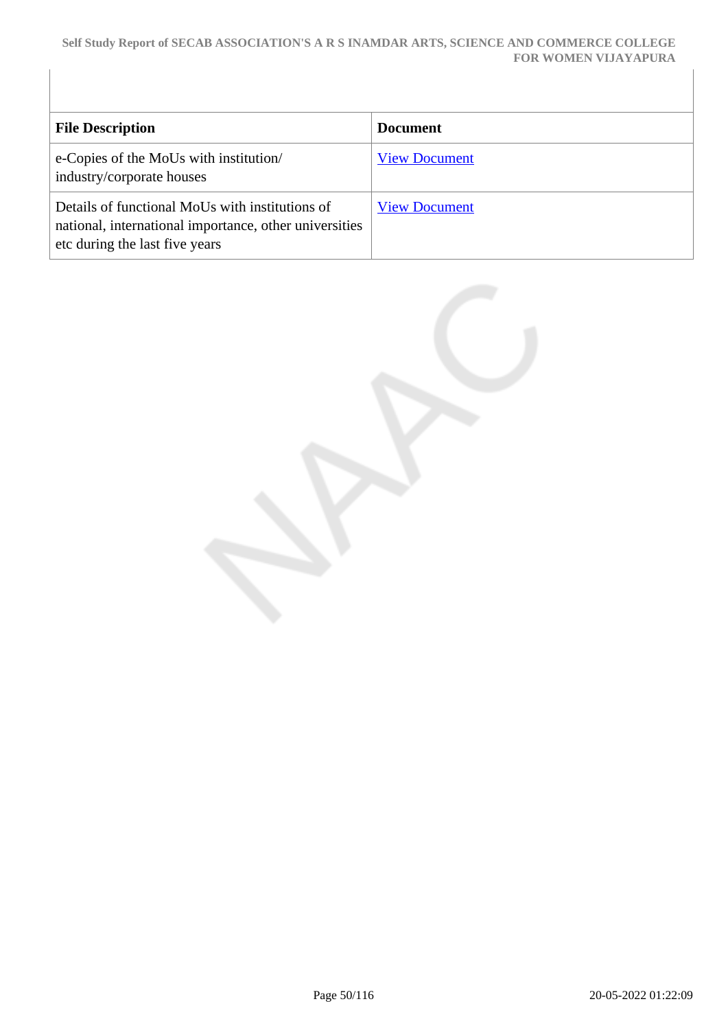| File Description | Document |
| --- | --- |
| e-Copies of the MoUs with institution/ industry/corporate houses | View Document |
| Details of functional MoUs with institutions of national, international importance, other universities etc during the last five years | View Document |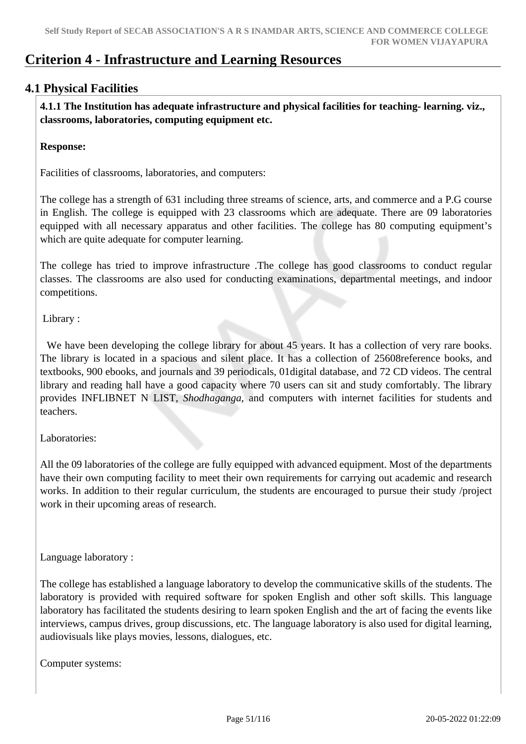# Criterion 4 - Infrastructure and Learning Resources

## 4.1 Physical Facilities

**4.1.1 The Institution has adequate infrastructure and physical facilities for teaching- learning. viz., classrooms, laboratories, computing equipment etc.**

**Response:**

Facilities of classrooms, laboratories, and computers:

The college has a strength of 631 including three streams of science, arts, and commerce and a P.G course in English. The college is equipped with 23 classrooms which are adequate. There are 09 laboratories equipped with all necessary apparatus and other facilities. The college has 80 computing equipment's which are quite adequate for computer learning.

The college has tried to improve infrastructure .The college has good classrooms to conduct regular classes. The classrooms are also used for conducting examinations, departmental meetings, and indoor competitions.

Library :

We have been developing the college library for about 45 years. It has a collection of very rare books. The library is located in a spacious and silent place. It has a collection of 25608reference books, and textbooks, 900 ebooks, and journals and 39 periodicals, 01digital database, and 72 CD videos. The central library and reading hall have a good capacity where 70 users can sit and study comfortably. The library provides INFLIBNET N LIST, *Shodhaganga*, and computers with internet facilities for students and teachers.

Laboratories:

All the 09 laboratories of the college are fully equipped with advanced equipment. Most of the departments have their own computing facility to meet their own requirements for carrying out academic and research works. In addition to their regular curriculum, the students are encouraged to pursue their study /project work in their upcoming areas of research.

Language laboratory :

The college has established a language laboratory to develop the communicative skills of the students. The laboratory is provided with required software for spoken English and other soft skills. This language laboratory has facilitated the students desiring to learn spoken English and the art of facing the events like interviews, campus drives, group discussions, etc. The language laboratory is also used for digital learning, audiovisuals like plays movies, lessons, dialogues, etc.

Computer systems: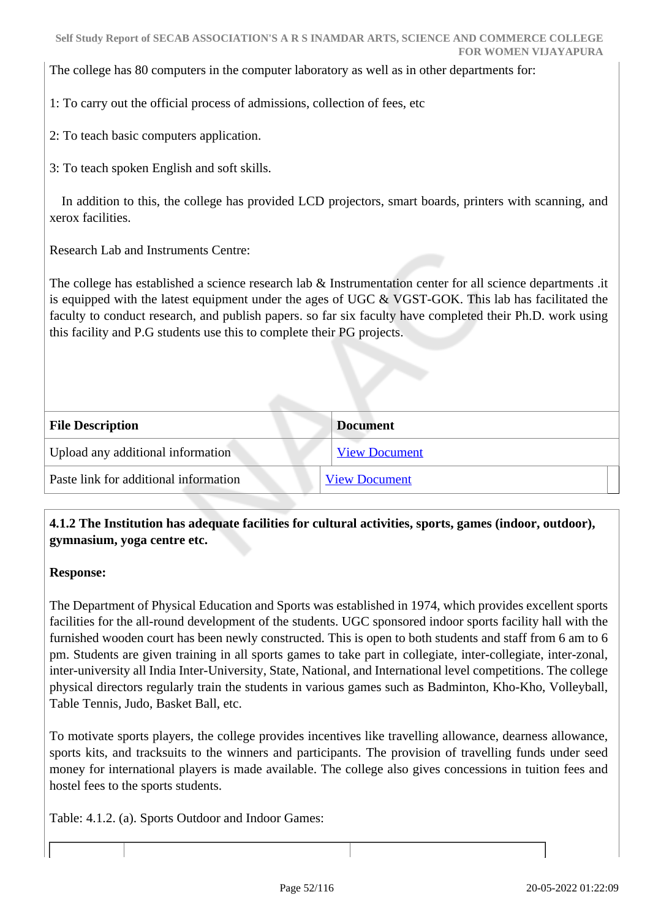The college has 80 computers in the computer laboratory as well as in other departments for:

1: To carry out the official process of admissions, collection of fees, etc

2: To teach basic computers application.

3: To teach spoken English and soft skills.

In addition to this, the college has provided LCD projectors, smart boards, printers with scanning, and xerox facilities.

Research Lab and Instruments Centre:

The college has established a science research lab & Instrumentation center for all science departments .it is equipped with the latest equipment under the ages of UGC & VGST-GOK. This lab has facilitated the faculty to conduct research, and publish papers. so far six faculty have completed their Ph.D. work using this facility and P.G students use this to complete their PG projects.

| File Description | Document |
|---|---|
| Upload any additional information | View Document |
| Paste link for additional information | View Document |

**4.1.2 The Institution has adequate facilities for cultural activities, sports, games (indoor, outdoor), gymnasium, yoga centre etc.**

**Response:**

The Department of Physical Education and Sports was established in 1974, which provides excellent sports facilities for the all-round development of the students. UGC sponsored indoor sports facility hall with the furnished wooden court has been newly constructed. This is open to both students and staff from 6 am to 6 pm. Students are given training in all sports games to take part in collegiate, inter-collegiate, inter-zonal, inter-university all India Inter-University, State, National, and International level competitions. The college physical directors regularly train the students in various games such as Badminton, Kho-Kho, Volleyball, Table Tennis, Judo, Basket Ball, etc.

To motivate sports players, the college provides incentives like travelling allowance, dearness allowance, sports kits, and tracksuits to the winners and participants. The provision of travelling funds under seed money for international players is made available. The college also gives concessions in tuition fees and hostel fees to the sports students.

Table: 4.1.2. (a). Sports Outdoor and Indoor Games: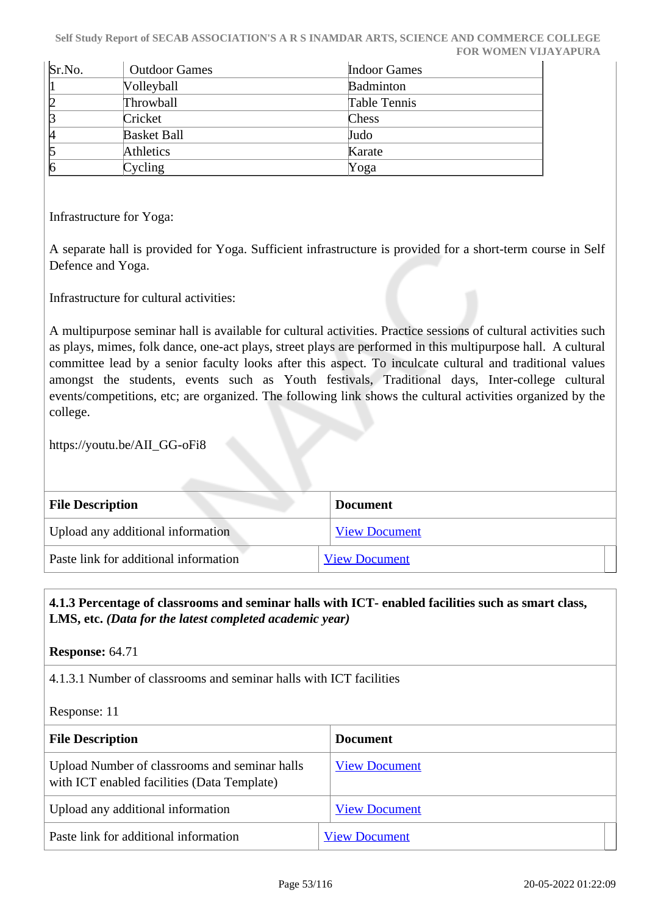| Sr.No. | Outdoor Games | Indoor Games |
|---|---|---|
| 1 | Volleyball | Badminton |
| 2 | Throwball | Table Tennis |
| 3 | Cricket | Chess |
| 4 | Basket Ball | Judo |
| 5 | Athletics | Karate |
| 6 | Cycling | Yoga |

Infrastructure for Yoga:

A separate hall is provided for Yoga. Sufficient infrastructure is provided for a short-term course in Self Defence and Yoga.

Infrastructure for cultural activities:

A multipurpose seminar hall is available for cultural activities. Practice sessions of cultural activities such as plays, mimes, folk dance, one-act plays, street plays are performed in this multipurpose hall. A cultural committee lead by a senior faculty looks after this aspect. To inculcate cultural and traditional values amongst the students, events such as Youth festivals, Traditional days, Inter-college cultural events/competitions, etc; are organized. The following link shows the cultural activities organized by the college.

https://youtu.be/AII_GG-oFi8

| File Description | Document |
|---|---|
| Upload any additional information | View Document |
| Paste link for additional information | View Document |

**4.1.3 Percentage of classrooms and seminar halls with ICT- enabled facilities such as smart class, LMS, etc.** ***(Data for the latest completed academic year)***

**Response:** 64.71

4.1.3.1 Number of classrooms and seminar halls with ICT facilities

Response: 11

| File Description | Document |
|---|---|
| Upload Number of classrooms and seminar halls with ICT enabled facilities (Data Template) | View Document |
| Upload any additional information | View Document |
| Paste link for additional information | View Document |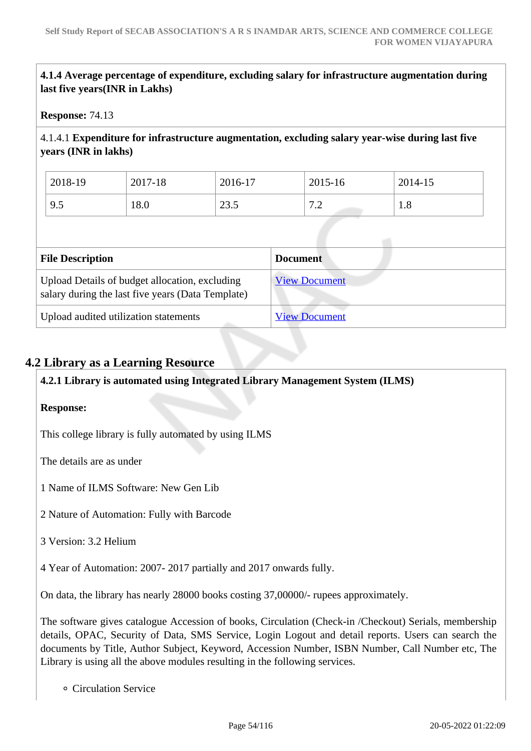**4.1.4 Average percentage of expenditure, excluding salary for infrastructure augmentation during last five years(INR in Lakhs)**

**Response:** 74.13

4.1.4.1 **Expenditure for infrastructure augmentation, excluding salary year-wise during last five years (INR in lakhs)**

| 2018-19 | 2017-18 | 2016-17 | 2015-16 | 2014-15 |
|---|---|---|---|---|
| 9.5 | 18.0 | 23.5 | 7.2 | 1.8 |

| File Description | Document |
|---|---|
| Upload Details of budget allocation, excluding salary during the last five years (Data Template) | View Document |
| Upload audited utilization statements | View Document |

## 4.2 Library as a Learning Resource

**4.2.1 Library is automated using Integrated Library Management System (ILMS)**

**Response:**

This college library is fully automated by using ILMS

The details are as under

1 Name of ILMS Software: New Gen Lib

2 Nature of Automation: Fully with Barcode

3 Version: 3.2 Helium

4 Year of Automation: 2007- 2017 partially and 2017 onwards fully.

On data, the library has nearly 28000 books costing 37,00000/- rupees approximately.

The software gives catalogue Accession of books, Circulation (Check-in /Checkout) Serials, membership details, OPAC, Security of Data, SMS Service, Login Logout and detail reports. Users can search the documents by Title, Author Subject, Keyword, Accession Number, ISBN Number, Call Number etc, The Library is using all the above modules resulting in the following services.

- Circulation Service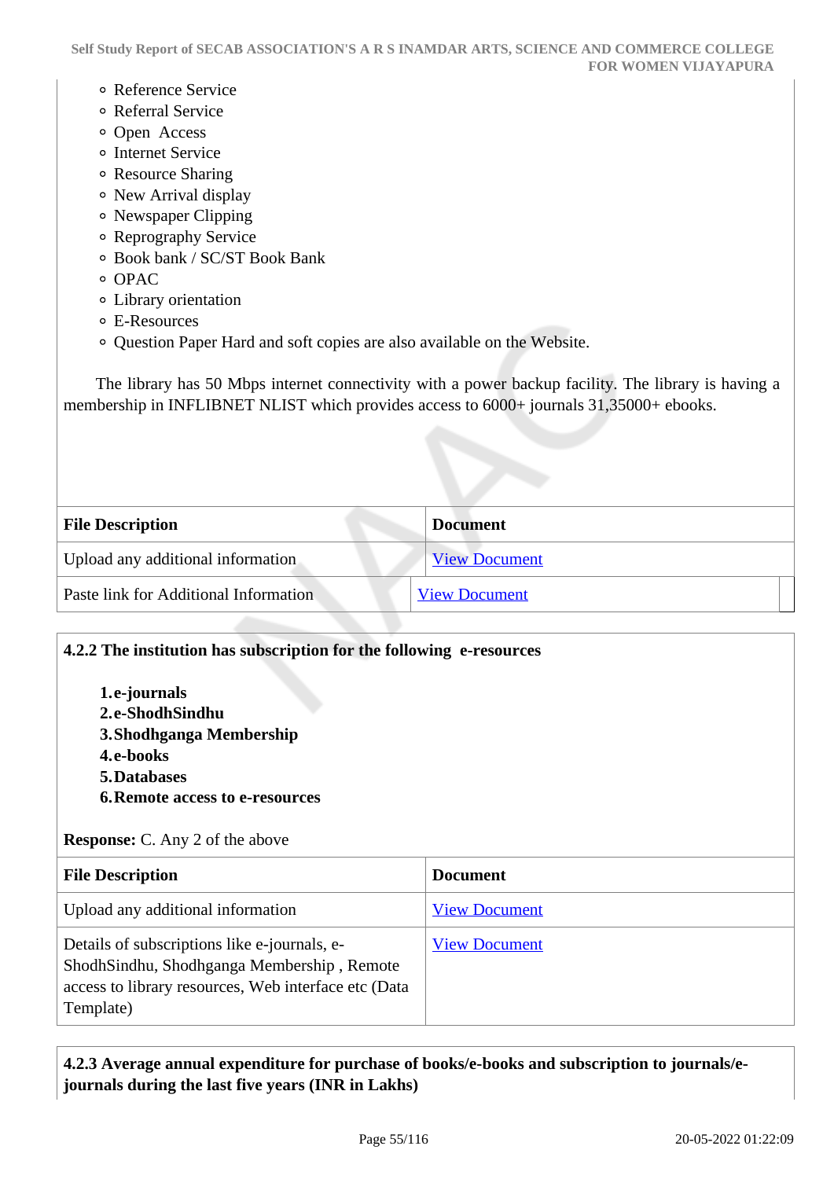- Reference Service
- Referral Service
- Open Access
- Internet Service
- Resource Sharing
- New Arrival display
- Newspaper Clipping
- Reprography Service
- Book bank / SC/ST Book Bank
- OPAC
- Library orientation
- E-Resources
- Question Paper Hard and soft copies are also available on the Website.

The library has 50 Mbps internet connectivity with a power backup facility. The library is having a membership in INFLIBNET NLIST which provides access to 6000+ journals 31,35000+ ebooks.

| File Description | Document |
|---|---|
| Upload any additional information | View Document |
| Paste link for Additional Information | View Document |

**4.2.2 The institution has subscription for the following e-resources**

1. **e-journals**
2. **e-ShodhSindhu**
3. **Shodhganga Membership**
4. **e-books**
5. **Databases**
6. **Remote access to e-resources**

**Response:** C. Any 2 of the above

| File Description | Document |
|---|---|
| Upload any additional information | View Document |
| Details of subscriptions like e-journals, e-ShodhSindhu, Shodhganga Membership , Remote access to library resources, Web interface etc (Data Template) | View Document |

**4.2.3 Average annual expenditure for purchase of books/e-books and subscription to journals/e-journals during the last five years (INR in Lakhs)**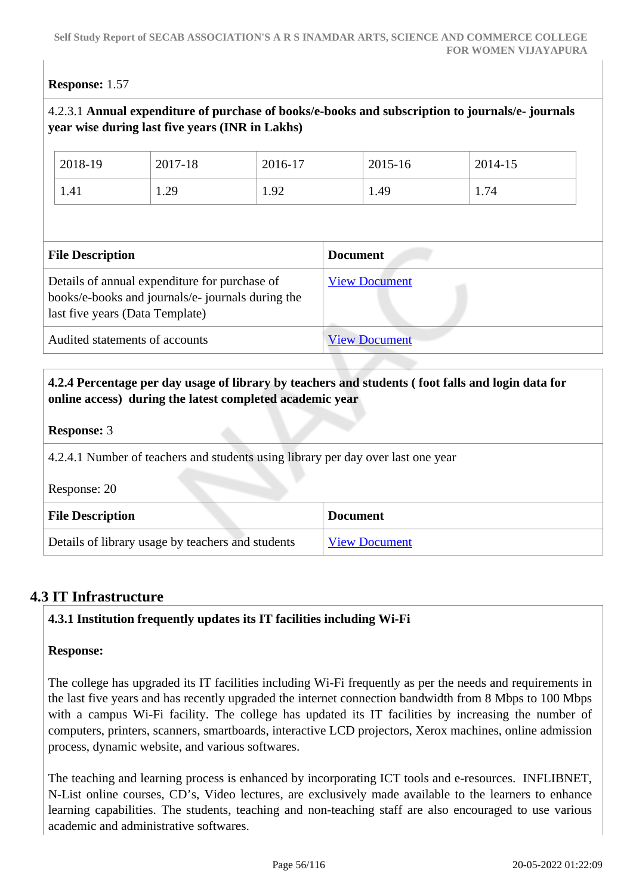**Response:** 1.57

4.2.3.1 **Annual expenditure of purchase of books/e-books and subscription to journals/e- journals year wise during last five years (INR in Lakhs)**

| 2018-19 | 2017-18 | 2016-17 | 2015-16 | 2014-15 |
|---|---|---|---|---|
| 1.41 | 1.29 | 1.92 | 1.49 | 1.74 |

| File Description | Document |
|---|---|
| Details of annual expenditure for purchase of books/e-books and journals/e- journals during the last five years (Data Template) | View Document |
| Audited statements of accounts | View Document |

**4.2.4 Percentage per day usage of library by teachers and students ( foot falls and login data for online access) during the latest completed academic year**

**Response:** 3

4.2.4.1 Number of teachers and students using library per day over last one year

Response: 20

| File Description | Document |
|---|---|
| Details of library usage by teachers and students | View Document |

## 4.3 IT Infrastructure

**4.3.1 Institution frequently updates its IT facilities including Wi-Fi**

**Response:**

The college has upgraded its IT facilities including Wi-Fi frequently as per the needs and requirements in the last five years and has recently upgraded the internet connection bandwidth from 8 Mbps to 100 Mbps with a campus Wi-Fi facility. The college has updated its IT facilities by increasing the number of computers, printers, scanners, smartboards, interactive LCD projectors, Xerox machines, online admission process, dynamic website, and various softwares.

The teaching and learning process is enhanced by incorporating ICT tools and e-resources. INFLIBNET, N-List online courses, CD's, Video lectures, are exclusively made available to the learners to enhance learning capabilities. The students, teaching and non-teaching staff are also encouraged to use various academic and administrative softwares.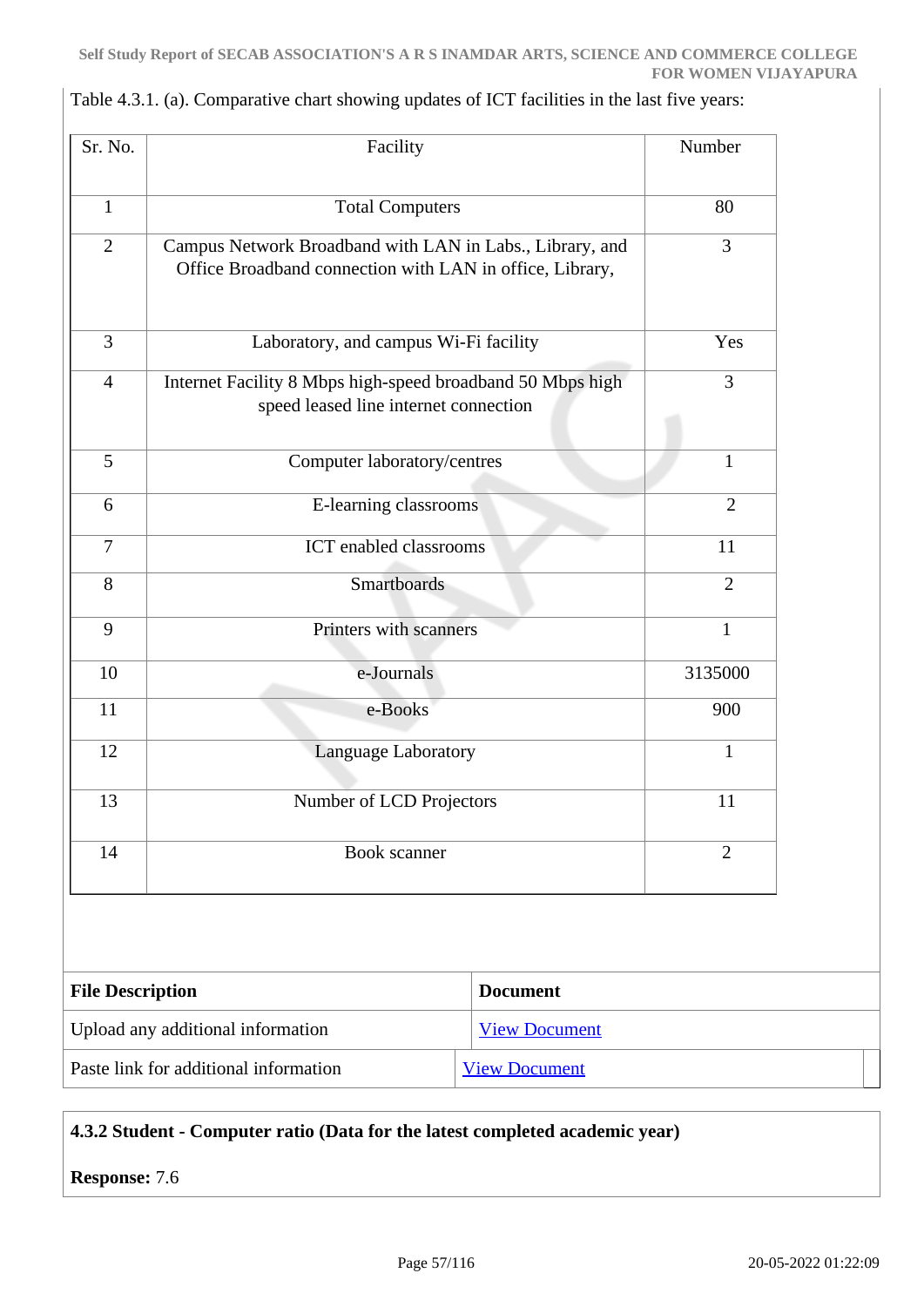Table 4.3.1. (a). Comparative chart showing updates of ICT facilities in the last five years:

| Sr. No. | Facility | Number |
|---|---|---|
| 1 | Total Computers | 80 |
| 2 | Campus Network Broadband with LAN in Labs., Library, and Office Broadband connection with LAN in office, Library, | 3 |
| 3 | Laboratory, and campus Wi-Fi facility | Yes |
| 4 | Internet Facility 8 Mbps high-speed broadband 50 Mbps high speed leased line internet connection | 3 |
| 5 | Computer laboratory/centres | 1 |
| 6 | E-learning classrooms | 2 |
| 7 | ICT enabled classrooms | 11 |
| 8 | Smartboards | 2 |
| 9 | Printers with scanners | 1 |
| 10 | e-Journals | 3135000 |
| 11 | e-Books | 900 |
| 12 | Language Laboratory | 1 |
| 13 | Number of LCD Projectors | 11 |
| 14 | Book scanner | 2 |

| File Description | Document |
|---|---|
| Upload any additional information | View Document |
| Paste link for additional information | View Document |

**4.3.2 Student - Computer ratio (Data for the latest completed academic year)**

**Response:** 7.6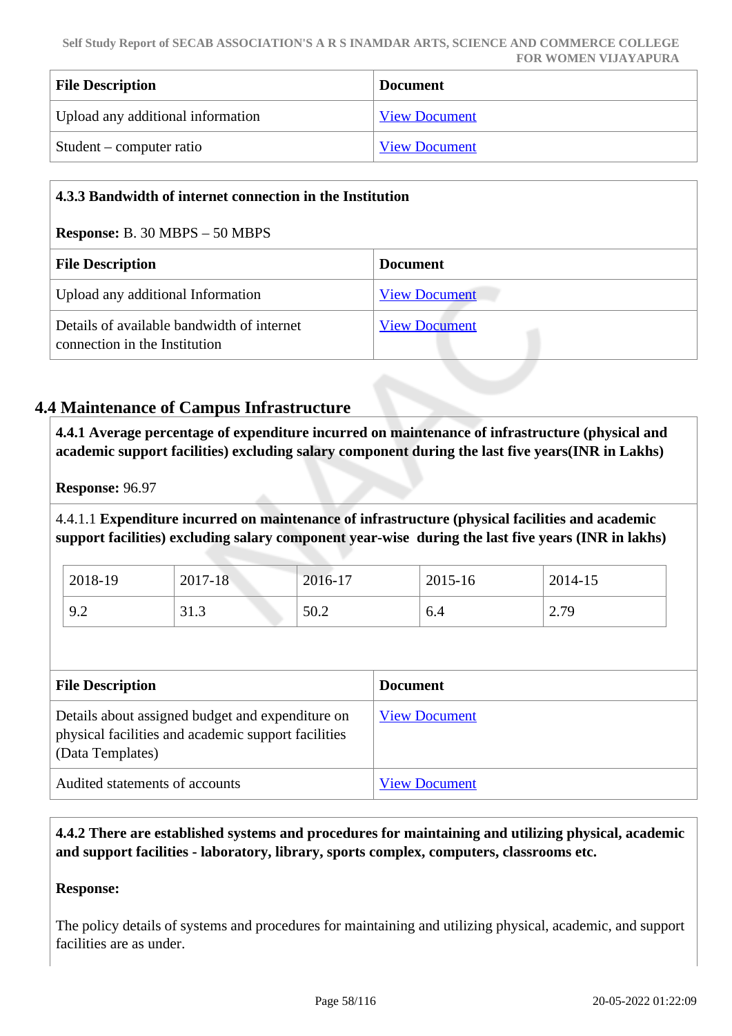| File Description | Document |
| --- | --- |
| Upload any additional information | View Document |
| Student – computer ratio | View Document |

**4.3.3 Bandwidth of internet connection in the Institution**

**Response:** B. 30 MBPS – 50 MBPS

| File Description | Document |
| --- | --- |
| Upload any additional Information | View Document |
| Details of available bandwidth of internet connection in the Institution | View Document |

## 4.4 Maintenance of Campus Infrastructure

**4.4.1 Average percentage of expenditure incurred on maintenance of infrastructure (physical and academic support facilities) excluding salary component during the last five years(INR in Lakhs)**

**Response:** 96.97

4.4.1.1 **Expenditure incurred on maintenance of infrastructure (physical facilities and academic support facilities) excluding salary component year-wise during the last five years (INR in lakhs)**

| 2018-19 | 2017-18 | 2016-17 | 2015-16 | 2014-15 |
| --- | --- | --- | --- | --- |
| 9.2 | 31.3 | 50.2 | 6.4 | 2.79 |

| File Description | Document |
| --- | --- |
| Details about assigned budget and expenditure on physical facilities and academic support facilities (Data Templates) | View Document |
| Audited statements of accounts | View Document |

**4.4.2 There are established systems and procedures for maintaining and utilizing physical, academic and support facilities - laboratory, library, sports complex, computers, classrooms etc.**

**Response:**

The policy details of systems and procedures for maintaining and utilizing physical, academic, and support facilities are as under.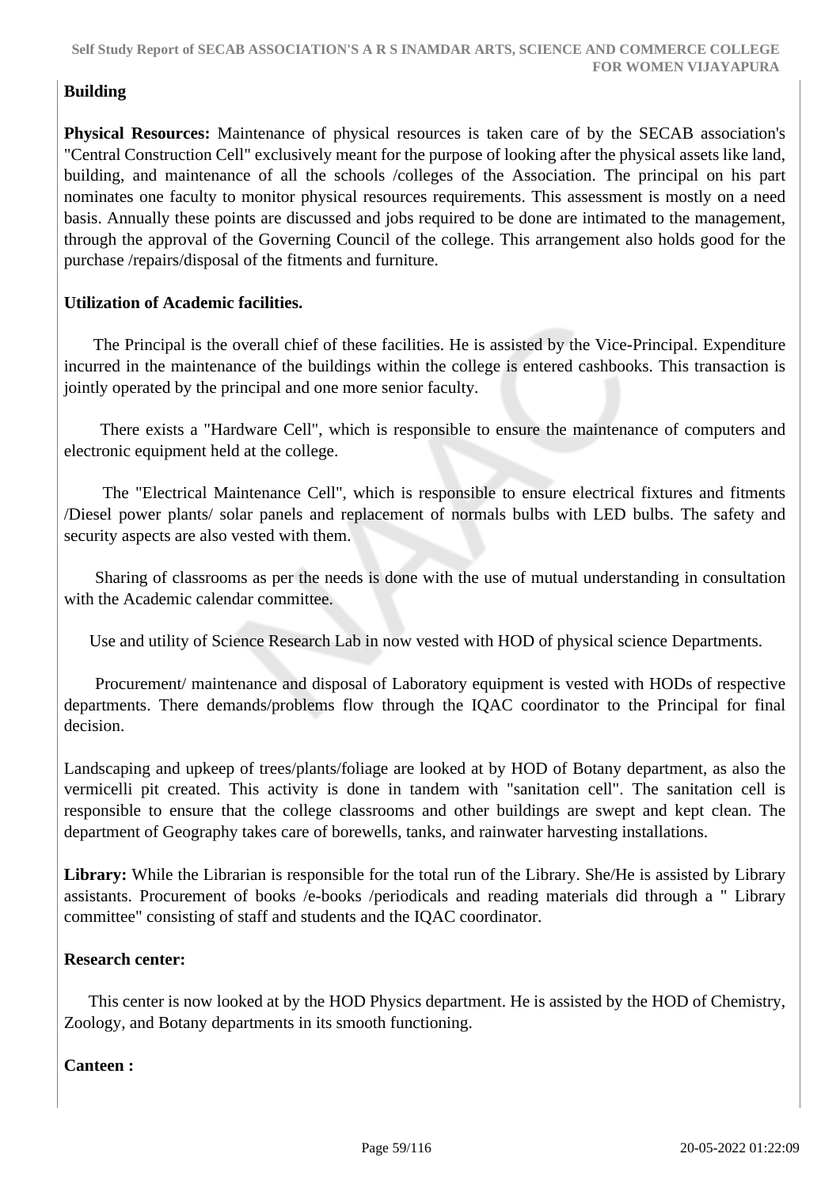**Building**

**Physical Resources:** Maintenance of physical resources is taken care of by the SECAB association's "Central Construction Cell" exclusively meant for the purpose of looking after the physical assets like land, building, and maintenance of all the schools /colleges of the Association. The principal on his part nominates one faculty to monitor physical resources requirements. This assessment is mostly on a need basis. Annually these points are discussed and jobs required to be done are intimated to the management, through the approval of the Governing Council of the college. This arrangement also holds good for the purchase /repairs/disposal of the fitments and furniture.

**Utilization of Academic facilities.**

The Principal is the overall chief of these facilities. He is assisted by the Vice-Principal. Expenditure incurred in the maintenance of the buildings within the college is entered cashbooks. This transaction is jointly operated by the principal and one more senior faculty.

There exists a "Hardware Cell", which is responsible to ensure the maintenance of computers and electronic equipment held at the college.

The "Electrical Maintenance Cell", which is responsible to ensure electrical fixtures and fitments /Diesel power plants/ solar panels and replacement of normals bulbs with LED bulbs. The safety and security aspects are also vested with them.

Sharing of classrooms as per the needs is done with the use of mutual understanding in consultation with the Academic calendar committee.

Use and utility of Science Research Lab in now vested with HOD of physical science Departments.

Procurement/ maintenance and disposal of Laboratory equipment is vested with HODs of respective departments. There demands/problems flow through the IQAC coordinator to the Principal for final decision.

Landscaping and upkeep of trees/plants/foliage are looked at by HOD of Botany department, as also the vermicelli pit created. This activity is done in tandem with "sanitation cell". The sanitation cell is responsible to ensure that the college classrooms and other buildings are swept and kept clean. The department of Geography takes care of borewells, tanks, and rainwater harvesting installations.

**Library:** While the Librarian is responsible for the total run of the Library. She/He is assisted by Library assistants. Procurement of books /e-books /periodicals and reading materials did through a " Library committee" consisting of staff and students and the IQAC coordinator.

**Research center:**

This center is now looked at by the HOD Physics department. He is assisted by the HOD of Chemistry, Zoology, and Botany departments in its smooth functioning.

**Canteen :**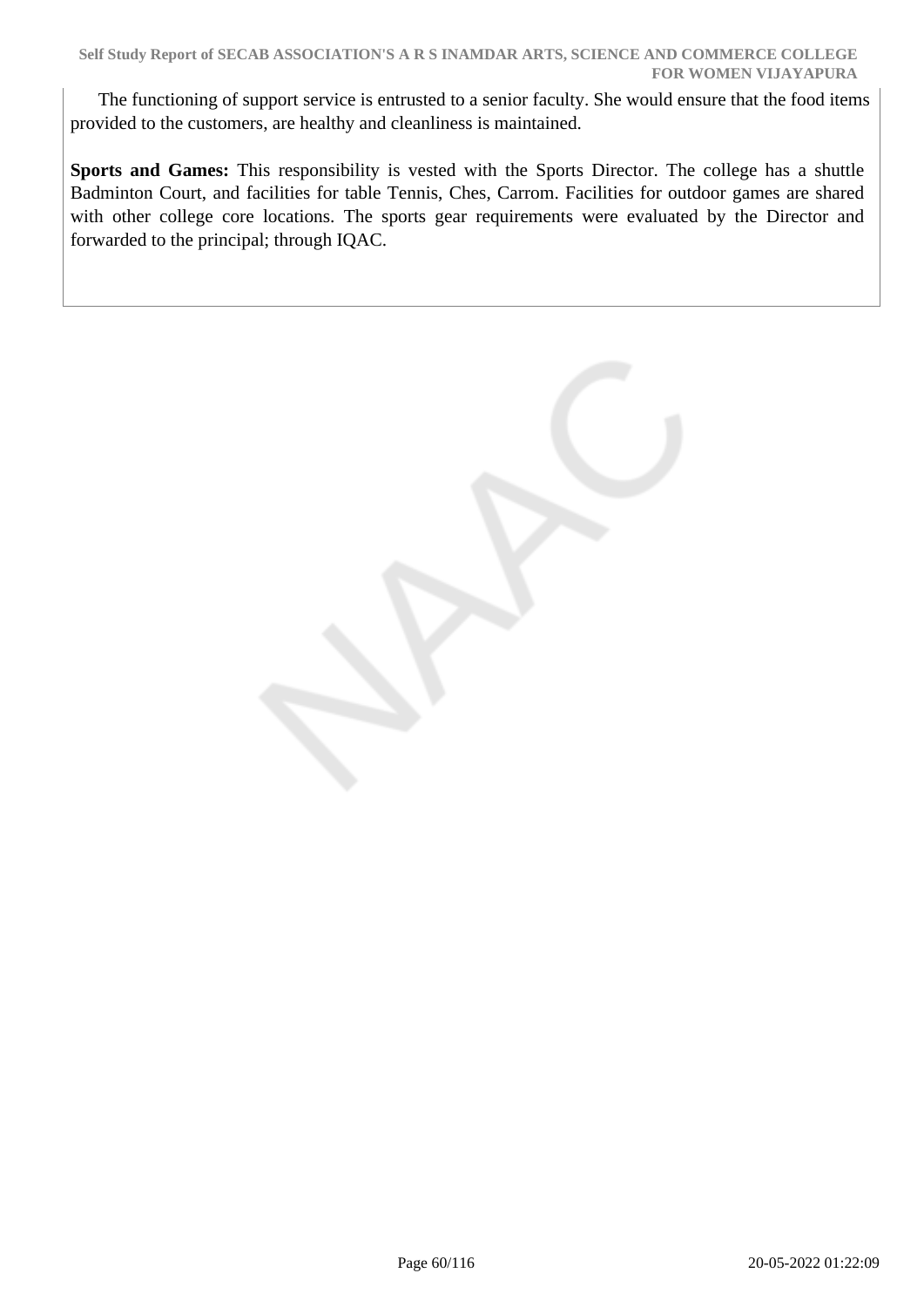The functioning of support service is entrusted to a senior faculty. She would ensure that the food items provided to the customers, are healthy and cleanliness is maintained.

**Sports and Games:** This responsibility is vested with the Sports Director. The college has a shuttle Badminton Court, and facilities for table Tennis, Ches, Carrom. Facilities for outdoor games are shared with other college core locations. The sports gear requirements were evaluated by the Director and forwarded to the principal; through IQAC.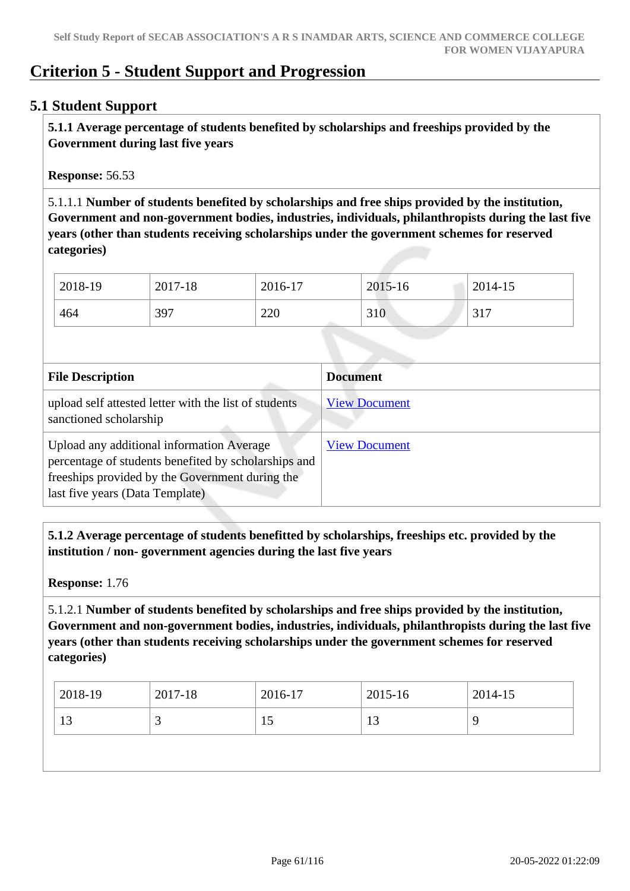# Criterion 5 - Student Support and Progression

## 5.1 Student Support

**5.1.1 Average percentage of students benefited by scholarships and freeships provided by the Government during last five years**

**Response:** 56.53

5.1.1.1 **Number of students benefited by scholarships and free ships provided by the institution, Government and non-government bodies, industries, individuals, philanthropists during the last five years (other than students receiving scholarships under the government schemes for reserved categories)**

| 2018-19 | 2017-18 | 2016-17 | 2015-16 | 2014-15 |
|---|---|---|---|---|
| 464 | 397 | 220 | 310 | 317 |

| File Description | Document |
|---|---|
| upload self attested letter with the list of students sanctioned scholarship | View Document |
| Upload any additional information Average percentage of students benefited by scholarships and freeships provided by the Government during the last five years (Data Template) | View Document |

**5.1.2 Average percentage of students benefitted by scholarships, freeships etc. provided by the institution / non- government agencies during the last five years**

**Response:** 1.76

5.1.2.1 **Number of students benefited by scholarships and free ships provided by the institution, Government and non-government bodies, industries, individuals, philanthropists during the last five years (other than students receiving scholarships under the government schemes for reserved categories)**

| 2018-19 | 2017-18 | 2016-17 | 2015-16 | 2014-15 |
|---|---|---|---|---|
| 13 | 3 | 15 | 13 | 9 |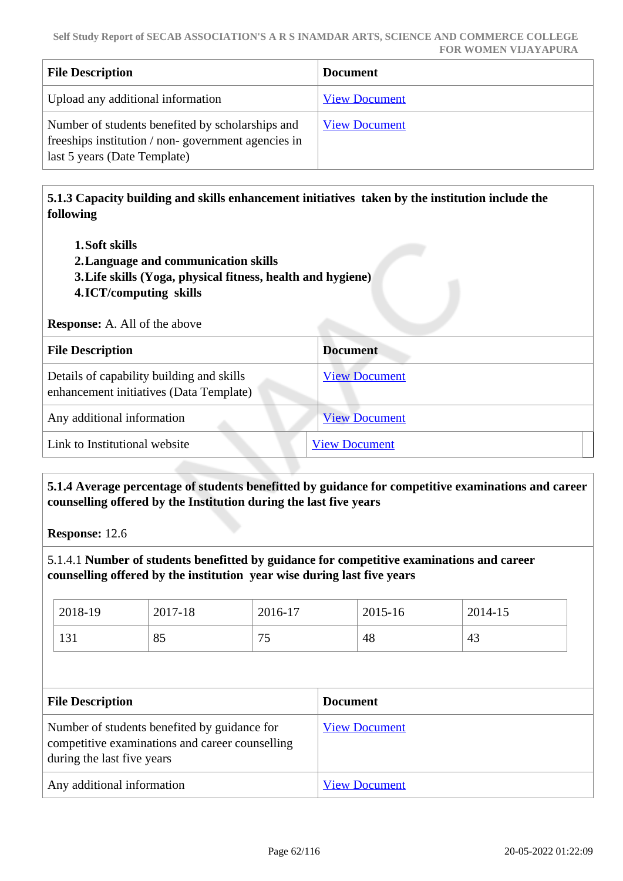| File Description | Document |
|---|---|
| Upload any additional information | View Document |
| Number of students benefited by scholarships and freeships institution / non- government agencies in last 5 years (Date Template) | View Document |

**5.1.3 Capacity building and skills enhancement initiatives taken by the institution include the following**

1. **Soft skills**
2. **Language and communication skills**
3. **Life skills (Yoga, physical fitness, health and hygiene)**
4. **ICT/computing skills**

**Response:** A. All of the above

| File Description | Document |
|---|---|
| Details of capability building and skills enhancement initiatives (Data Template) | View Document |
| Any additional information | View Document |
| Link to Institutional website | View Document |

**5.1.4 Average percentage of students benefitted by guidance for competitive examinations and career counselling offered by the Institution during the last five years**

**Response:** 12.6

5.1.4.1 **Number of students benefitted by guidance for competitive examinations and career counselling offered by the institution year wise during last five years**

| 2018-19 | 2017-18 | 2016-17 | 2015-16 | 2014-15 |
|---|---|---|---|---|
| 131 | 85 | 75 | 48 | 43 |

| File Description | Document |
|---|---|
| Number of students benefited by guidance for competitive examinations and career counselling during the last five years | View Document |
| Any additional information | View Document |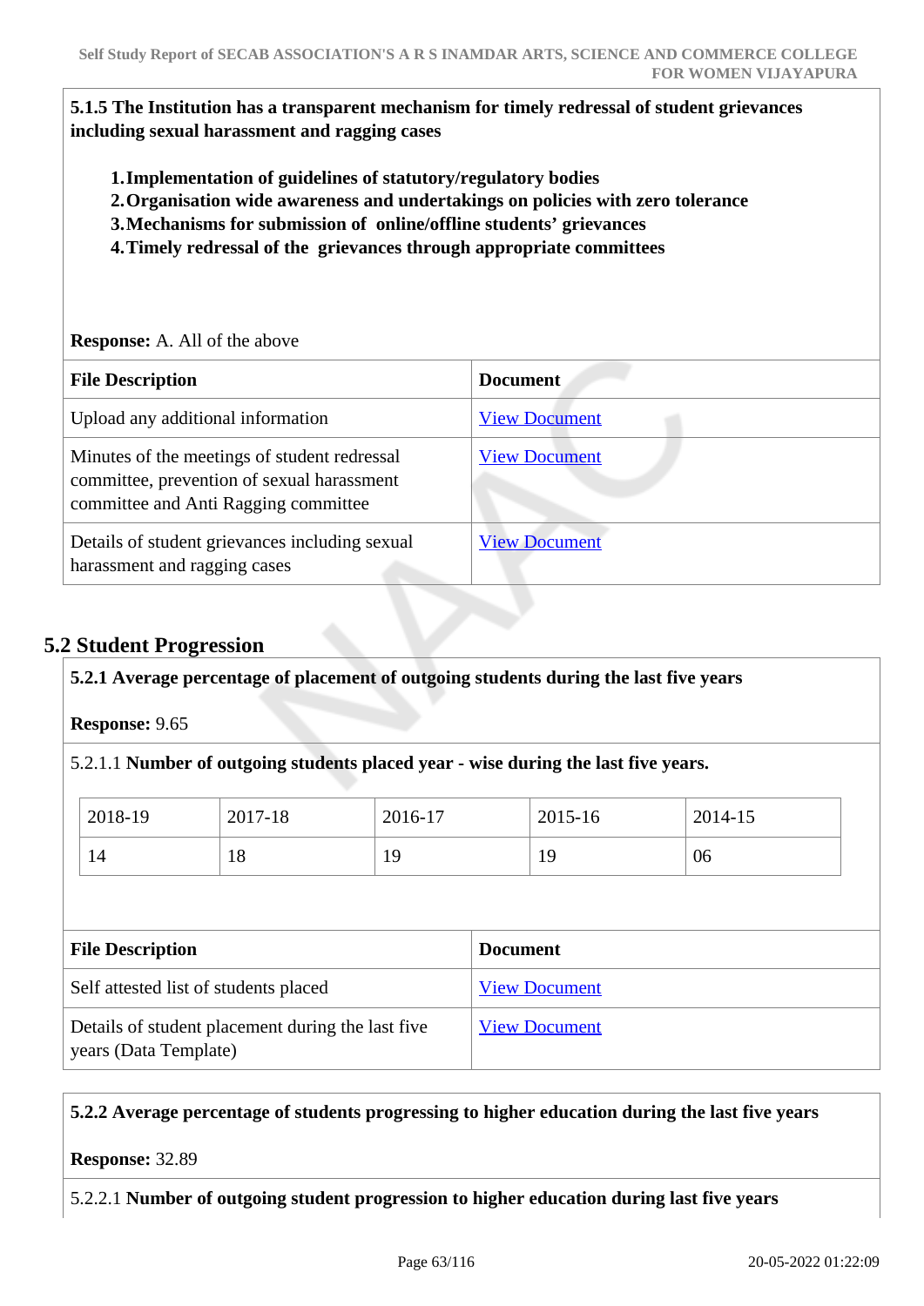**5.1.5 The Institution has a transparent mechanism for timely redressal of student grievances including sexual harassment and ragging cases**

1. **Implementation of guidelines of statutory/regulatory bodies**
2. **Organisation wide awareness and undertakings on policies with zero tolerance**
3. **Mechanisms for submission of online/offline students' grievances**
4. **Timely redressal of the grievances through appropriate committees**

**Response:** A. All of the above

| File Description | Document |
|---|---|
| Upload any additional information | View Document |
| Minutes of the meetings of student redressal committee, prevention of sexual harassment committee and Anti Ragging committee | View Document |
| Details of student grievances including sexual harassment and ragging cases | View Document |

## 5.2 Student Progression

**5.2.1 Average percentage of placement of outgoing students during the last five years**

**Response:** 9.65

5.2.1.1 **Number of outgoing students placed year - wise during the last five years.**

| 2018-19 | 2017-18 | 2016-17 | 2015-16 | 2014-15 |
|---|---|---|---|---|
| 14 | 18 | 19 | 19 | 06 |

| File Description | Document |
|---|---|
| Self attested list of students placed | View Document |
| Details of student placement during the last five years (Data Template) | View Document |

**5.2.2 Average percentage of students progressing to higher education during the last five years**

**Response:** 32.89

5.2.2.1 **Number of outgoing student progression to higher education during last five years**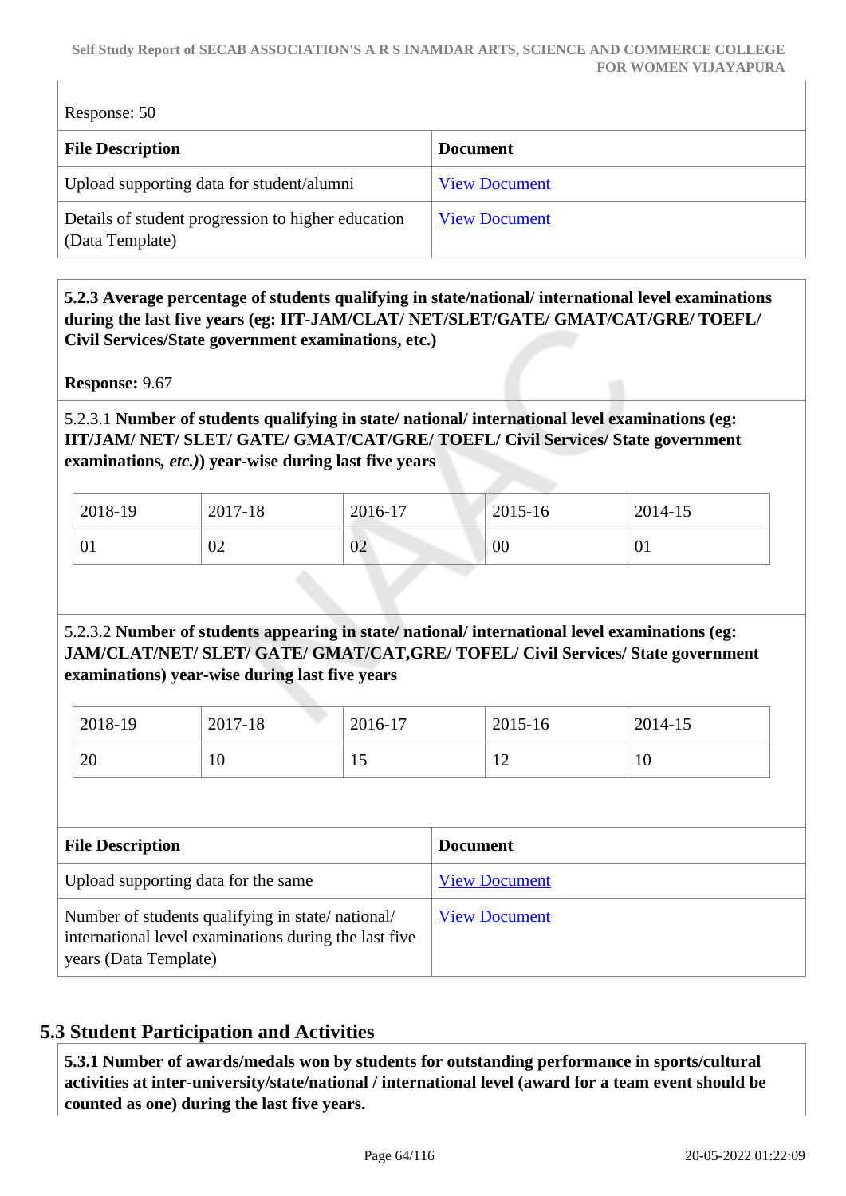Response: 50

| File Description | Document |
|---|---|
| Upload supporting data for student/alumni | View Document |
| Details of student progression to higher education (Data Template) | View Document |

**5.2.3 Average percentage of students qualifying in state/national/ international level examinations during the last five years (eg: IIT-JAM/CLAT/ NET/SLET/GATE/ GMAT/CAT/GRE/ TOEFL/ Civil Services/State government examinations, etc.)**

**Response:** 9.67

5.2.3.1 **Number of students qualifying in state/ national/ international level examinations (eg: IIT/JAM/ NET/ SLET/ GATE/ GMAT/CAT/GRE/ TOEFL/ Civil Services/ State government examinations,** ***etc.)*****) year-wise during last five years**

| 2018-19 | 2017-18 | 2016-17 | 2015-16 | 2014-15 |
|---|---|---|---|---|
| 01 | 02 | 02 | 00 | 01 |

5.2.3.2 **Number of students appearing in state/ national/ international level examinations (eg: JAM/CLAT/NET/ SLET/ GATE/ GMAT/CAT,GRE/ TOFEL/ Civil Services/ State government examinations) year-wise during last five years**

| 2018-19 | 2017-18 | 2016-17 | 2015-16 | 2014-15 |
|---|---|---|---|---|
| 20 | 10 | 15 | 12 | 10 |

| File Description | Document |
|---|---|
| Upload supporting data for the same | View Document |
| Number of students qualifying in state/ national/ international level examinations during the last five years (Data Template) | View Document |

## 5.3 Student Participation and Activities

**5.3.1 Number of awards/medals won by students for outstanding performance in sports/cultural activities at inter-university/state/national / international level (award for a team event should be counted as one) during the last five years.**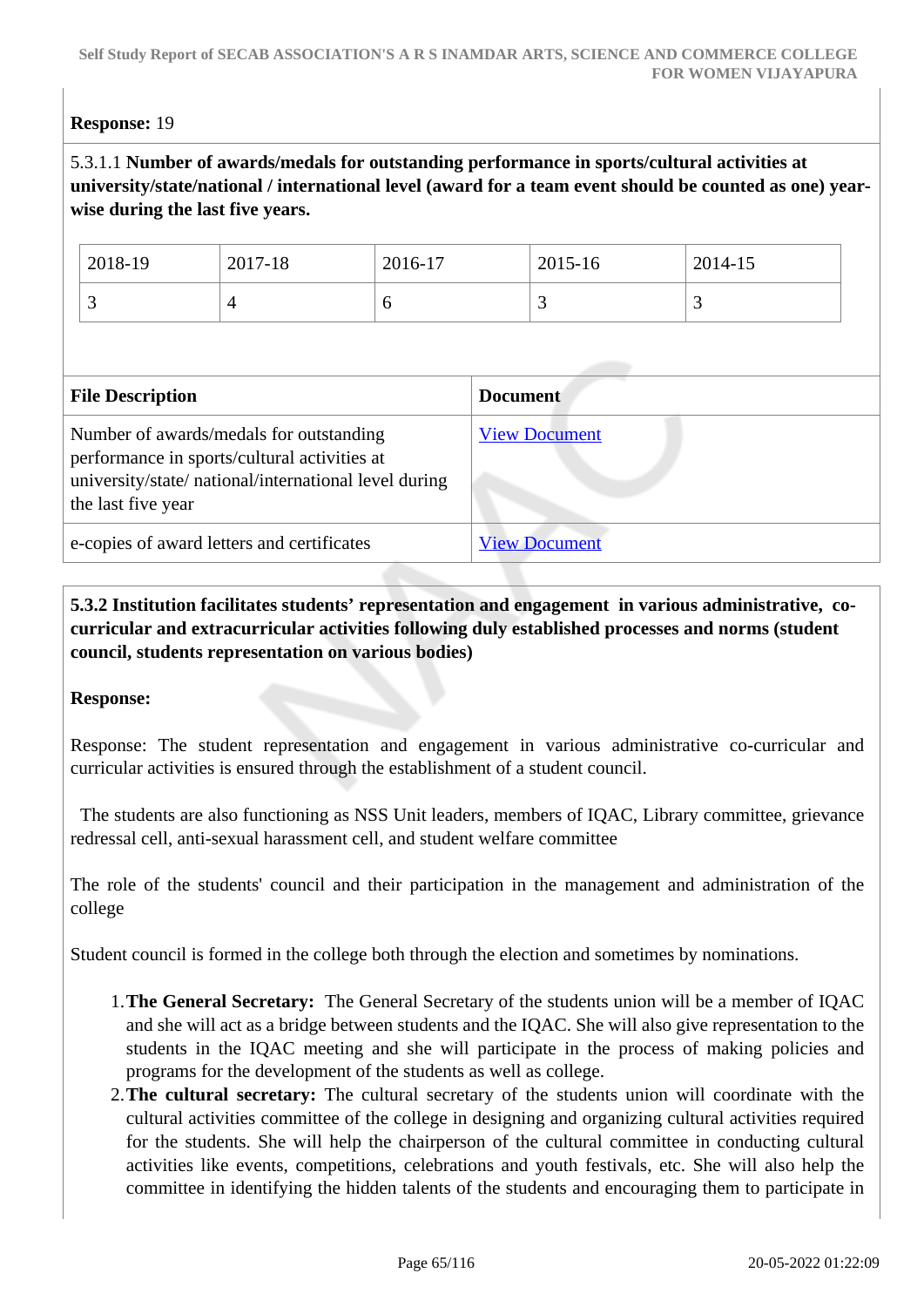**Response:** 19

5.3.1.1 **Number of awards/medals for outstanding performance in sports/cultural activities at university/state/national / international level (award for a team event should be counted as one) year-wise during the last five years.**

| 2018-19 | 2017-18 | 2016-17 | 2015-16 | 2014-15 |
|---|---|---|---|---|
| 3 | 4 | 6 | 3 | 3 |

| File Description | Document |
|---|---|
| Number of awards/medals for outstanding performance in sports/cultural activities at university/state/ national/international level during the last five year | View Document |
| e-copies of award letters and certificates | View Document |

**5.3.2 Institution facilitates students' representation and engagement in various administrative, co-curricular and extracurricular activities following duly established processes and norms (student council, students representation on various bodies)**

**Response:**

Response: The student representation and engagement in various administrative co-curricular and curricular activities is ensured through the establishment of a student council.

The students are also functioning as NSS Unit leaders, members of IQAC, Library committee, grievance redressal cell, anti-sexual harassment cell, and student welfare committee

The role of the students' council and their participation in the management and administration of the college

Student council is formed in the college both through the election and sometimes by nominations.

1. **The General Secretary:** The General Secretary of the students union will be a member of IQAC and she will act as a bridge between students and the IQAC. She will also give representation to the students in the IQAC meeting and she will participate in the process of making policies and programs for the development of the students as well as college.
2. **The cultural secretary:** The cultural secretary of the students union will coordinate with the cultural activities committee of the college in designing and organizing cultural activities required for the students. She will help the chairperson of the cultural committee in conducting cultural activities like events, competitions, celebrations and youth festivals, etc. She will also help the committee in identifying the hidden talents of the students and encouraging them to participate in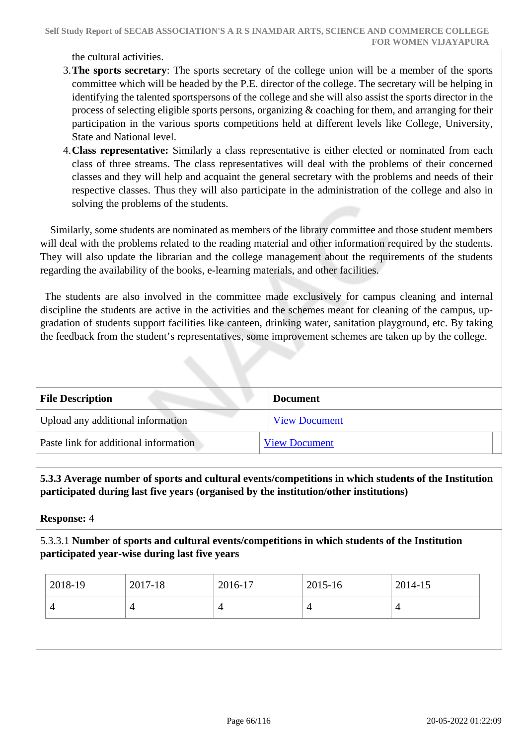the cultural activities.

3. **The sports secretary**: The sports secretary of the college union will be a member of the sports committee which will be headed by the P.E. director of the college. The secretary will be helping in identifying the talented sportspersons of the college and she will also assist the sports director in the process of selecting eligible sports persons, organizing & coaching for them, and arranging for their participation in the various sports competitions held at different levels like College, University, State and National level.
4. **Class representative:** Similarly a class representative is either elected or nominated from each class of three streams. The class representatives will deal with the problems of their concerned classes and they will help and acquaint the general secretary with the problems and needs of their respective classes. Thus they will also participate in the administration of the college and also in solving the problems of the students.

Similarly, some students are nominated as members of the library committee and those student members will deal with the problems related to the reading material and other information required by the students. They will also update the librarian and the college management about the requirements of the students regarding the availability of the books, e-learning materials, and other facilities.

The students are also involved in the committee made exclusively for campus cleaning and internal discipline the students are active in the activities and the schemes meant for cleaning of the campus, up-gradation of students support facilities like canteen, drinking water, sanitation playground, etc. By taking the feedback from the student's representatives, some improvement schemes are taken up by the college.

| File Description | Document |
|---|---|
| Upload any additional information | View Document |
| Paste link for additional information | View Document |

**5.3.3 Average number of sports and cultural events/competitions in which students of the Institution participated during last five years (organised by the institution/other institutions)**

**Response:** 4

5.3.3.1 **Number of sports and cultural events/competitions in which students of the Institution participated year-wise during last five years**

| 2018-19 | 2017-18 | 2016-17 | 2015-16 | 2014-15 |
|---|---|---|---|---|
| 4 | 4 | 4 | 4 | 4 |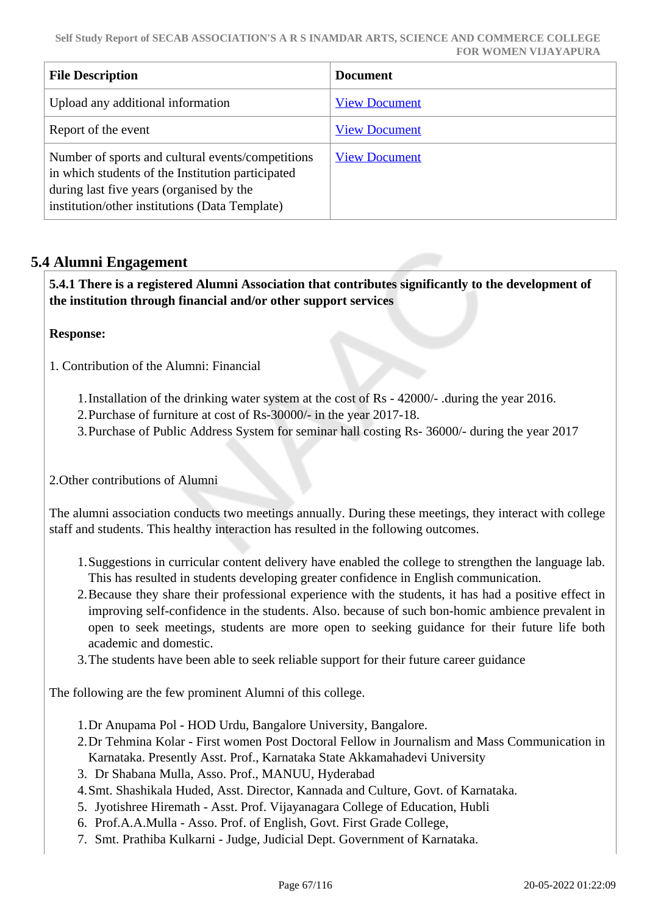| File Description | Document |
| --- | --- |
| Upload any additional information | View Document |
| Report of the event | View Document |
| Number of sports and cultural events/competitions in which students of the Institution participated during last five years (organised by the institution/other institutions (Data Template) | View Document |

## 5.4 Alumni Engagement

**5.4.1 There is a registered Alumni Association that contributes significantly to the development of the institution through financial and/or other support services**

**Response:**

1. Contribution of the Alumni: Financial

1. Installation of the drinking water system at the cost of Rs - 42000/- .during the year 2016.
2. Purchase of furniture at cost of Rs-30000/- in the year 2017-18.
3. Purchase of Public Address System for seminar hall costing Rs- 36000/- during the year 2017

2.Other contributions of Alumni

The alumni association conducts two meetings annually. During these meetings, they interact with college staff and students. This healthy interaction has resulted in the following outcomes.

1. Suggestions in curricular content delivery have enabled the college to strengthen the language lab. This has resulted in students developing greater confidence in English communication.
2. Because they share their professional experience with the students, it has had a positive effect in improving self-confidence in the students. Also. because of such bon-homic ambience prevalent in open to seek meetings, students are more open to seeking guidance for their future life both academic and domestic.
3. The students have been able to seek reliable support for their future career guidance

The following are the few prominent Alumni of this college.

1. Dr Anupama Pol - HOD Urdu, Bangalore University, Bangalore.
2. Dr Tehmina Kolar - First women Post Doctoral Fellow in Journalism and Mass Communication in Karnataka. Presently Asst. Prof., Karnataka State Akkamahadevi University
3. Dr Shabana Mulla, Asso. Prof., MANUU, Hyderabad
4. Smt. Shashikala Huded, Asst. Director, Kannada and Culture, Govt. of Karnataka.
5. Jyotishree Hiremath - Asst. Prof. Vijayanagara College of Education, Hubli
6. Prof.A.A.Mulla - Asso. Prof. of English, Govt. First Grade College,
7. Smt. Prathiba Kulkarni - Judge, Judicial Dept. Government of Karnataka.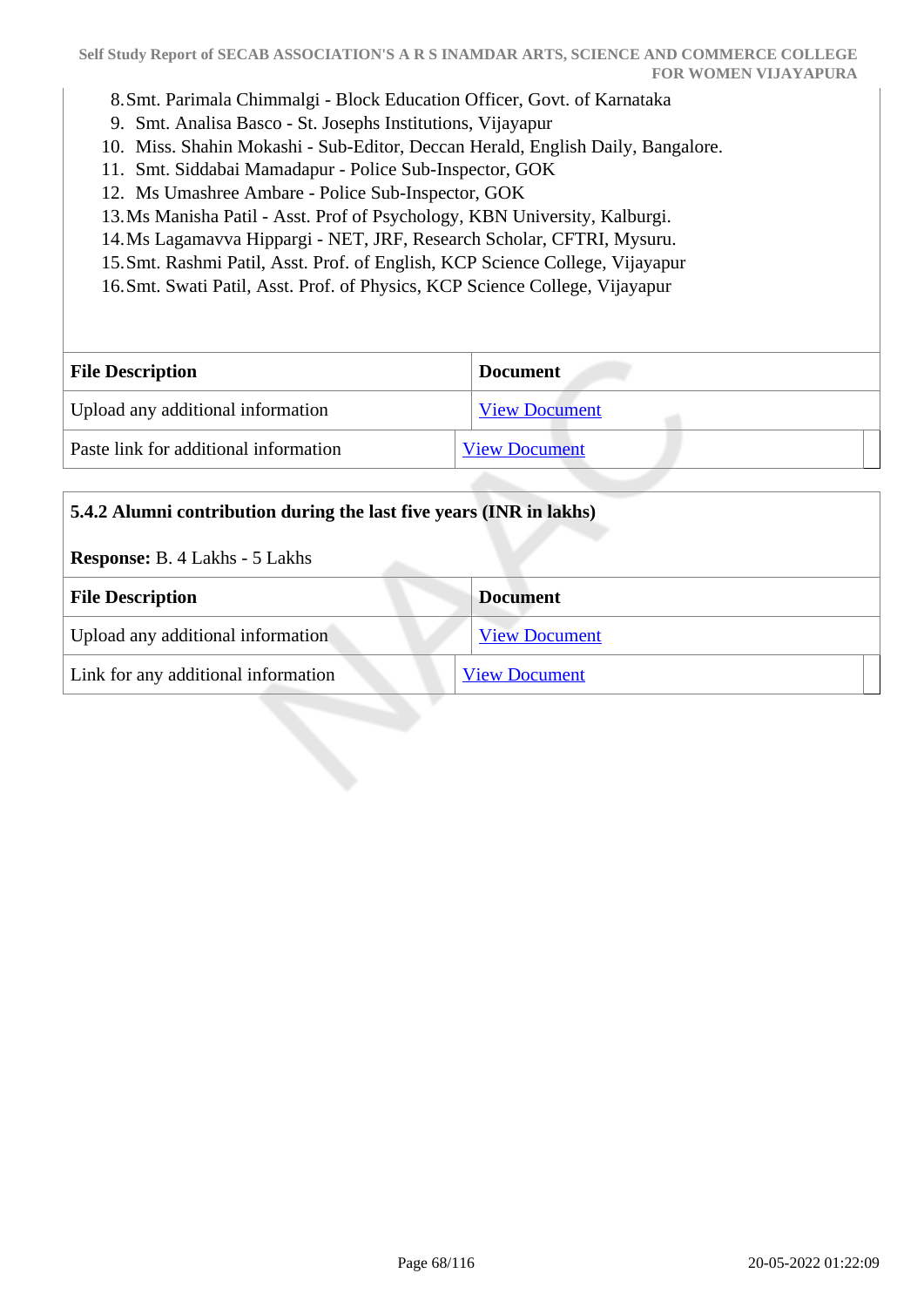8. Smt. Parimala Chimmalgi - Block Education Officer, Govt. of Karnataka
9. Smt. Analisa Basco - St. Josephs Institutions, Vijayapur
10. Miss. Shahin Mokashi - Sub-Editor, Deccan Herald, English Daily, Bangalore.
11. Smt. Siddabai Mamadapur - Police Sub-Inspector, GOK
12. Ms Umashree Ambare - Police Sub-Inspector, GOK
13. Ms Manisha Patil - Asst. Prof of Psychology, KBN University, Kalburgi.
14. Ms Lagamavva Hippargi - NET, JRF, Research Scholar, CFTRI, Mysuru.
15. Smt. Rashmi Patil, Asst. Prof. of English, KCP Science College, Vijayapur
16. Smt. Swati Patil, Asst. Prof. of Physics, KCP Science College, Vijayapur

| File Description | Document |
|---|---|
| Upload any additional information | View Document |
| Paste link for additional information | View Document |

**5.4.2 Alumni contribution during the last five years (INR in lakhs)**

**Response:** B. 4 Lakhs - 5 Lakhs

| File Description | Document |
|---|---|
| Upload any additional information | View Document |
| Link for any additional information | View Document |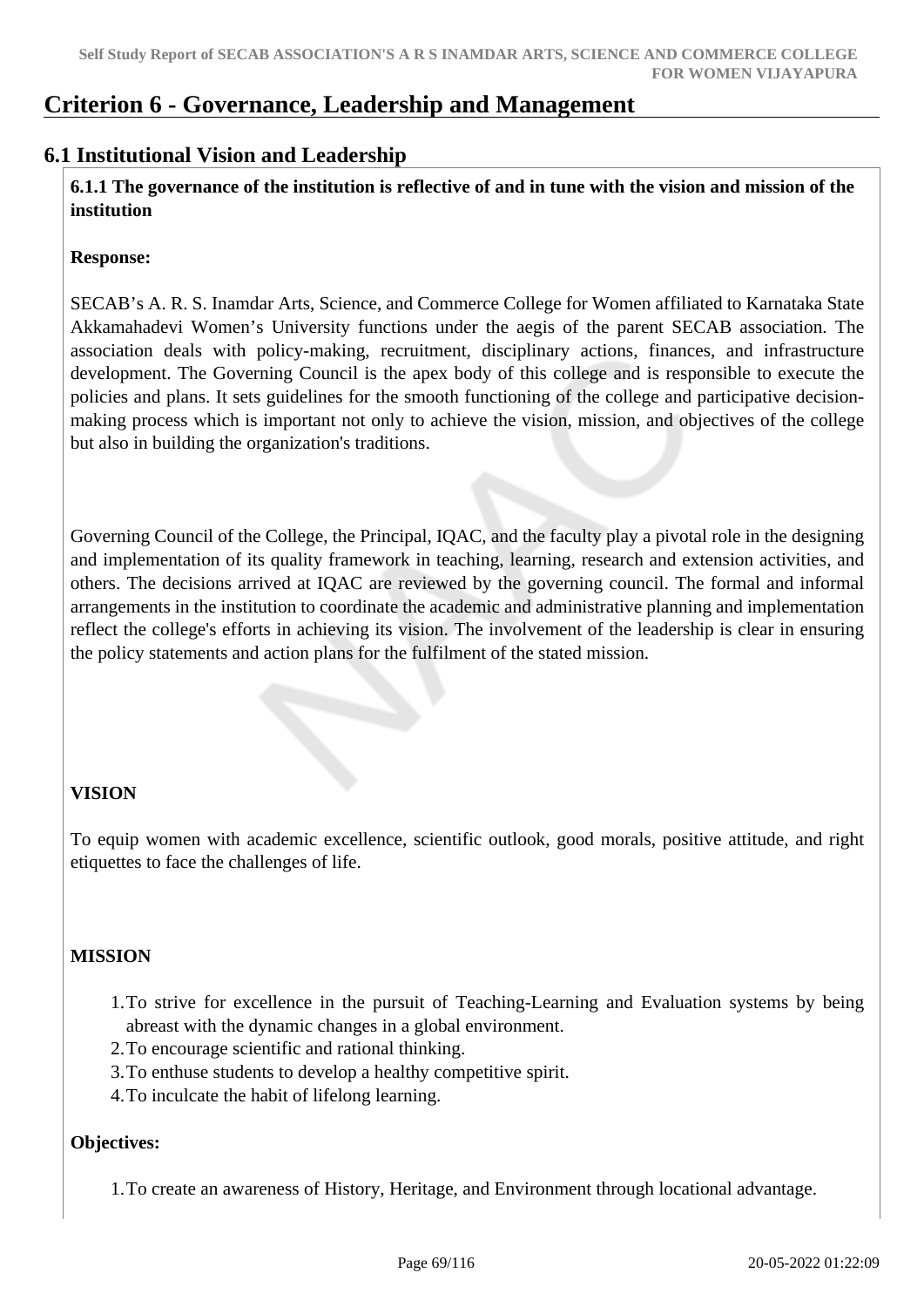# Criterion 6 - Governance, Leadership and Management

## 6.1 Institutional Vision and Leadership

**6.1.1 The governance of the institution is reflective of and in tune with the vision and mission of the institution**

**Response:**

SECAB's A. R. S. Inamdar Arts, Science, and Commerce College for Women affiliated to Karnataka State Akkamahadevi Women's University functions under the aegis of the parent SECAB association. The association deals with policy-making, recruitment, disciplinary actions, finances, and infrastructure development. The Governing Council is the apex body of this college and is responsible to execute the policies and plans. It sets guidelines for the smooth functioning of the college and participative decision-making process which is important not only to achieve the vision, mission, and objectives of the college but also in building the organization's traditions.

Governing Council of the College, the Principal, IQAC, and the faculty play a pivotal role in the designing and implementation of its quality framework in teaching, learning, research and extension activities, and others. The decisions arrived at IQAC are reviewed by the governing council. The formal and informal arrangements in the institution to coordinate the academic and administrative planning and implementation reflect the college's efforts in achieving its vision. The involvement of the leadership is clear in ensuring the policy statements and action plans for the fulfilment of the stated mission.

**VISION**

To equip women with academic excellence, scientific outlook, good morals, positive attitude, and right etiquettes to face the challenges of life.

**MISSION**

1. To strive for excellence in the pursuit of Teaching-Learning and Evaluation systems by being abreast with the dynamic changes in a global environment.
2. To encourage scientific and rational thinking.
3. To enthuse students to develop a healthy competitive spirit.
4. To inculcate the habit of lifelong learning.

**Objectives:**

1. To create an awareness of History, Heritage, and Environment through locational advantage.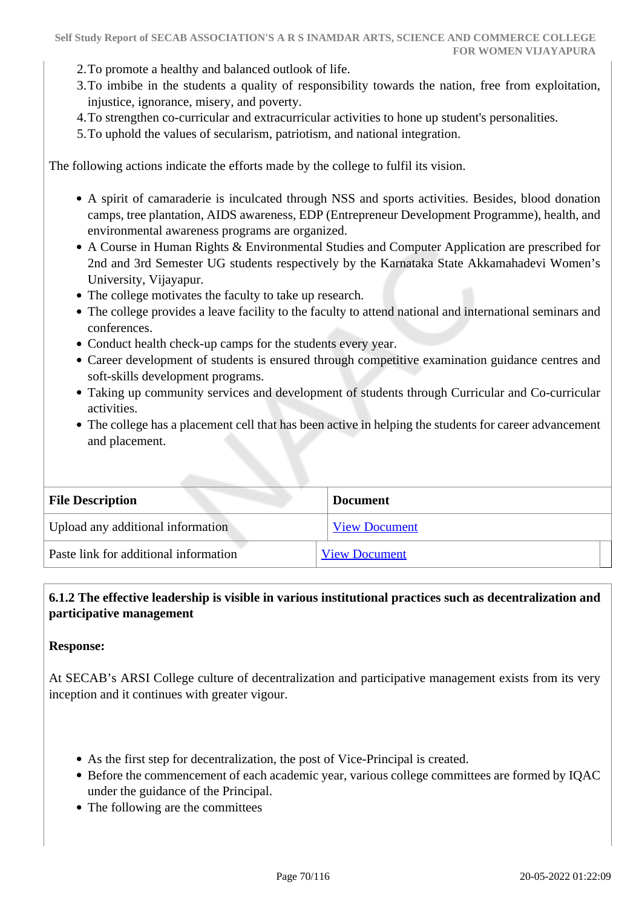2. To promote a healthy and balanced outlook of life.
3. To imbibe in the students a quality of responsibility towards the nation, free from exploitation, injustice, ignorance, misery, and poverty.
4. To strengthen co-curricular and extracurricular activities to hone up student's personalities.
5. To uphold the values of secularism, patriotism, and national integration.

The following actions indicate the efforts made by the college to fulfil its vision.

- A spirit of camaraderie is inculcated through NSS and sports activities. Besides, blood donation camps, tree plantation, AIDS awareness, EDP (Entrepreneur Development Programme), health, and environmental awareness programs are organized.
- A Course in Human Rights & Environmental Studies and Computer Application are prescribed for 2nd and 3rd Semester UG students respectively by the Karnataka State Akkamahadevi Women's University, Vijayapur.
- The college motivates the faculty to take up research.
- The college provides a leave facility to the faculty to attend national and international seminars and conferences.
- Conduct health check-up camps for the students every year.
- Career development of students is ensured through competitive examination guidance centres and soft-skills development programs.
- Taking up community services and development of students through Curricular and Co-curricular activities.
- The college has a placement cell that has been active in helping the students for career advancement and placement.

| File Description | Document |
|---|---|
| Upload any additional information | View Document |
| Paste link for additional information | View Document |

**6.1.2 The effective leadership is visible in various institutional practices such as decentralization and participative management**

**Response:**

At SECAB's ARSI College culture of decentralization and participative management exists from its very inception and it continues with greater vigour.

- As the first step for decentralization, the post of Vice-Principal is created.
- Before the commencement of each academic year, various college committees are formed by IQAC under the guidance of the Principal.
- The following are the committees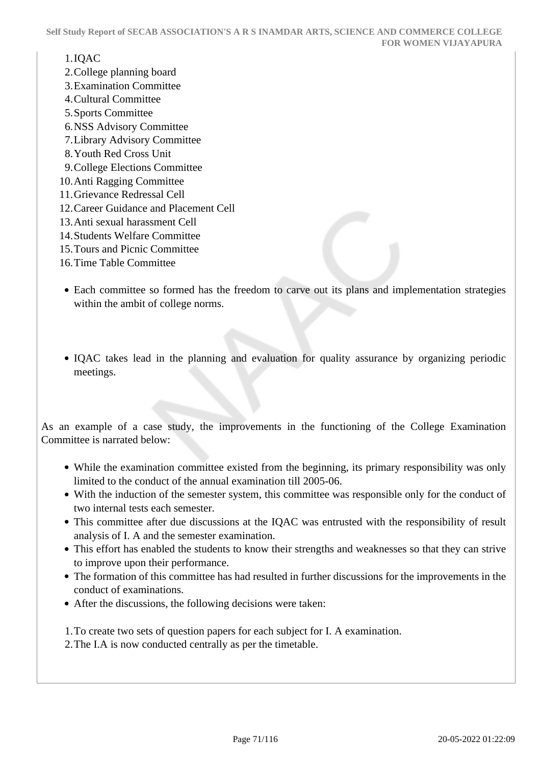1. IQAC
2. College planning board
3. Examination Committee
4. Cultural Committee
5. Sports Committee
6. NSS Advisory Committee
7. Library Advisory Committee
8. Youth Red Cross Unit
9. College Elections Committee
10. Anti Ragging Committee
11. Grievance Redressal Cell
12. Career Guidance and Placement Cell
13. Anti sexual harassment Cell
14. Students Welfare Committee
15. Tours and Picnic Committee
16. Time Table Committee

- Each committee so formed has the freedom to carve out its plans and implementation strategies within the ambit of college norms.

- IQAC takes lead in the planning and evaluation for quality assurance by organizing periodic meetings.

As an example of a case study, the improvements in the functioning of the College Examination Committee is narrated below:

- While the examination committee existed from the beginning, its primary responsibility was only limited to the conduct of the annual examination till 2005-06.
- With the induction of the semester system, this committee was responsible only for the conduct of two internal tests each semester.
- This committee after due discussions at the IQAC was entrusted with the responsibility of result analysis of I. A and the semester examination.
- This effort has enabled the students to know their strengths and weaknesses so that they can strive to improve upon their performance.
- The formation of this committee has had resulted in further discussions for the improvements in the conduct of examinations.
- After the discussions, the following decisions were taken:

1. To create two sets of question papers for each subject for I. A examination.
2. The I.A is now conducted centrally as per the timetable.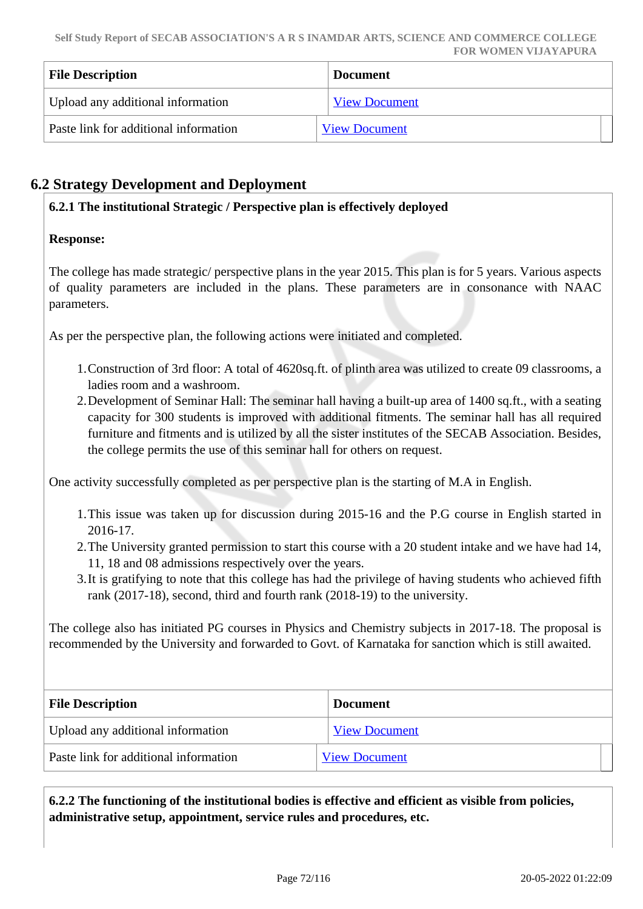| File Description | Document |
| --- | --- |
| Upload any additional information | View Document |
| Paste link for additional information | View Document |

## 6.2 Strategy Development and Deployment

**6.2.1 The institutional Strategic / Perspective plan is effectively deployed**

**Response:**

The college has made strategic/ perspective plans in the year 2015. This plan is for 5 years. Various aspects of quality parameters are included in the plans. These parameters are in consonance with NAAC parameters.

As per the perspective plan, the following actions were initiated and completed.

1. Construction of 3rd floor: A total of 4620sq.ft. of plinth area was utilized to create 09 classrooms, a ladies room and a washroom.
2. Development of Seminar Hall: The seminar hall having a built-up area of 1400 sq.ft., with a seating capacity for 300 students is improved with additional fitments. The seminar hall has all required furniture and fitments and is utilized by all the sister institutes of the SECAB Association. Besides, the college permits the use of this seminar hall for others on request.

One activity successfully completed as per perspective plan is the starting of M.A in English.

1. This issue was taken up for discussion during 2015-16 and the P.G course in English started in 2016-17.
2. The University granted permission to start this course with a 20 student intake and we have had 14, 11, 18 and 08 admissions respectively over the years.
3. It is gratifying to note that this college has had the privilege of having students who achieved fifth rank (2017-18), second, third and fourth rank (2018-19) to the university.

The college also has initiated PG courses in Physics and Chemistry subjects in 2017-18. The proposal is recommended by the University and forwarded to Govt. of Karnataka for sanction which is still awaited.

| File Description | Document |
| --- | --- |
| Upload any additional information | View Document |
| Paste link for additional information | View Document |

**6.2.2 The functioning of the institutional bodies is effective and efficient as visible from policies, administrative setup, appointment, service rules and procedures, etc.**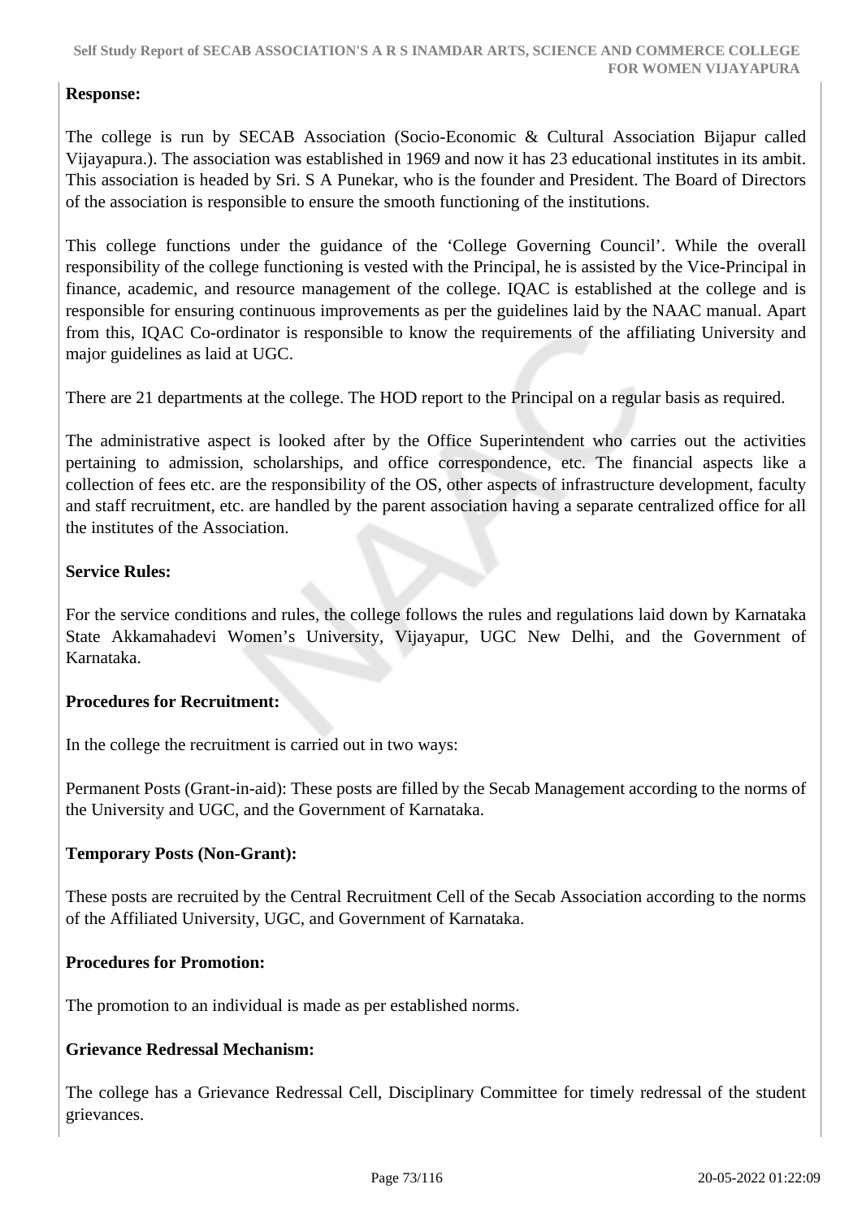**Response:**

The college is run by SECAB Association (Socio-Economic & Cultural Association Bijapur called Vijayapura.). The association was established in 1969 and now it has 23 educational institutes in its ambit. This association is headed by Sri. S A Punekar, who is the founder and President. The Board of Directors of the association is responsible to ensure the smooth functioning of the institutions.

This college functions under the guidance of the 'College Governing Council'. While the overall responsibility of the college functioning is vested with the Principal, he is assisted by the Vice-Principal in finance, academic, and resource management of the college. IQAC is established at the college and is responsible for ensuring continuous improvements as per the guidelines laid by the NAAC manual. Apart from this, IQAC Co-ordinator is responsible to know the requirements of the affiliating University and major guidelines as laid at UGC.

There are 21 departments at the college. The HOD report to the Principal on a regular basis as required.

The administrative aspect is looked after by the Office Superintendent who carries out the activities pertaining to admission, scholarships, and office correspondence, etc. The financial aspects like a collection of fees etc. are the responsibility of the OS, other aspects of infrastructure development, faculty and staff recruitment, etc. are handled by the parent association having a separate centralized office for all the institutes of the Association.

**Service Rules:**

For the service conditions and rules, the college follows the rules and regulations laid down by Karnataka State Akkamahadevi Women's University, Vijayapur, UGC New Delhi, and the Government of Karnataka.

**Procedures for Recruitment:**

In the college the recruitment is carried out in two ways:

Permanent Posts (Grant-in-aid): These posts are filled by the Secab Management according to the norms of the University and UGC, and the Government of Karnataka.

**Temporary Posts (Non-Grant):**

These posts are recruited by the Central Recruitment Cell of the Secab Association according to the norms of the Affiliated University, UGC, and Government of Karnataka.

**Procedures for Promotion:**

The promotion to an individual is made as per established norms.

**Grievance Redressal Mechanism:**

The college has a Grievance Redressal Cell, Disciplinary Committee for timely redressal of the student grievances.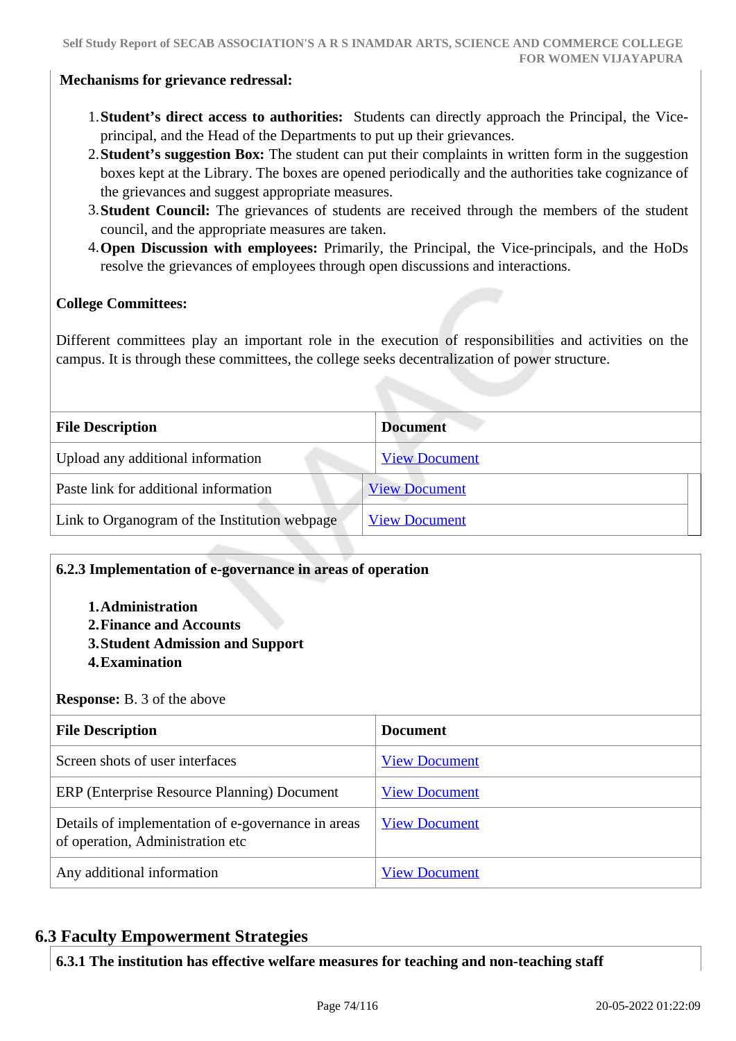**Mechanisms for grievance redressal:**

1. **Student's direct access to authorities:** Students can directly approach the Principal, the Vice-principal, and the Head of the Departments to put up their grievances.
2. **Student's suggestion Box:** The student can put their complaints in written form in the suggestion boxes kept at the Library. The boxes are opened periodically and the authorities take cognizance of the grievances and suggest appropriate measures.
3. **Student Council:** The grievances of students are received through the members of the student council, and the appropriate measures are taken.
4. **Open Discussion with employees:** Primarily, the Principal, the Vice-principals, and the HoDs resolve the grievances of employees through open discussions and interactions.

**College Committees:**

Different committees play an important role in the execution of responsibilities and activities on the campus. It is through these committees, the college seeks decentralization of power structure.

| File Description | Document |
|---|---|
| Upload any additional information | View Document |
| Paste link for additional information | View Document |
| Link to Organogram of the Institution webpage | View Document |

**6.2.3 Implementation of e-governance in areas of operation**

1. **Administration**
2. **Finance and Accounts**
3. **Student Admission and Support**
4. **Examination**

**Response:** B. 3 of the above

| File Description | Document |
|---|---|
| Screen shots of user interfaces | View Document |
| ERP (Enterprise Resource Planning) Document | View Document |
| Details of implementation of e-governance in areas of operation, Administration etc | View Document |
| Any additional information | View Document |

## 6.3 Faculty Empowerment Strategies

**6.3.1 The institution has effective welfare measures for teaching and non-teaching staff**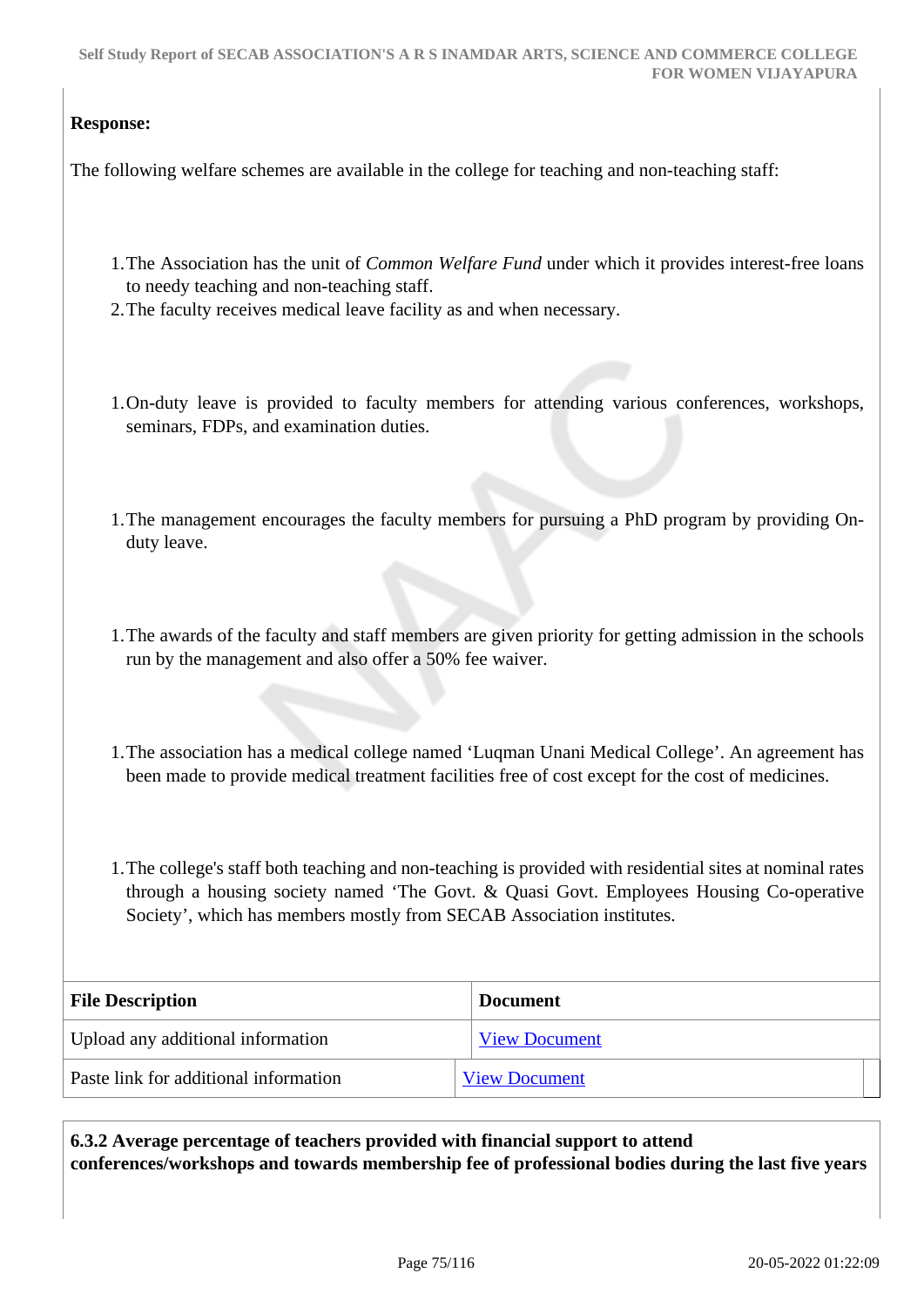**Response:**

The following welfare schemes are available in the college for teaching and non-teaching staff:

1. The Association has the unit of *Common Welfare Fund* under which it provides interest-free loans to needy teaching and non-teaching staff.
2. The faculty receives medical leave facility as and when necessary.

1. On-duty leave is provided to faculty members for attending various conferences, workshops, seminars, FDPs, and examination duties.

1. The management encourages the faculty members for pursuing a PhD program by providing On-duty leave.

1. The awards of the faculty and staff members are given priority for getting admission in the schools run by the management and also offer a 50% fee waiver.

1. The association has a medical college named 'Luqman Unani Medical College'. An agreement has been made to provide medical treatment facilities free of cost except for the cost of medicines.

1. The college's staff both teaching and non-teaching is provided with residential sites at nominal rates through a housing society named 'The Govt. & Quasi Govt. Employees Housing Co-operative Society', which has members mostly from SECAB Association institutes.

| File Description | Document |
|---|---|
| Upload any additional information | View Document |
| Paste link for additional information | View Document |

**6.3.2 Average percentage of teachers provided with financial support to attend conferences/workshops and towards membership fee of professional bodies during the last five years**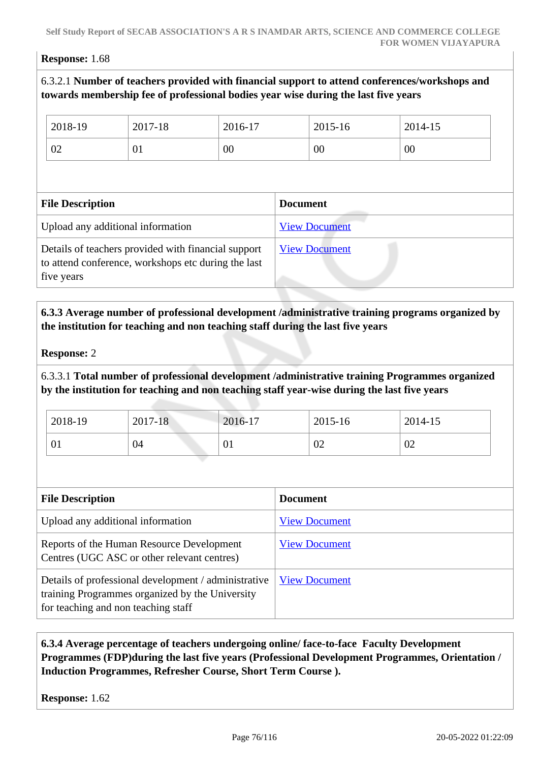**Response:** 1.68

6.3.2.1 **Number of teachers provided with financial support to attend conferences/workshops and towards membership fee of professional bodies year wise during the last five years**

| 2018-19 | 2017-18 | 2016-17 | 2015-16 | 2014-15 |
|---|---|---|---|---|
| 02 | 01 | 00 | 00 | 00 |

| File Description | Document |
|---|---|
| Upload any additional information | View Document |
| Details of teachers provided with financial support to attend conference, workshops etc during the last five years | View Document |

**6.3.3 Average number of professional development /administrative training programs organized by the institution for teaching and non teaching staff during the last five years**

**Response:** 2

6.3.3.1 **Total number of professional development /administrative training Programmes organized by the institution for teaching and non teaching staff year-wise during the last five years**

| 2018-19 | 2017-18 | 2016-17 | 2015-16 | 2014-15 |
|---|---|---|---|---|
| 01 | 04 | 01 | 02 | 02 |

| File Description | Document |
|---|---|
| Upload any additional information | View Document |
| Reports of the Human Resource Development Centres (UGC ASC or other relevant centres) | View Document |
| Details of professional development / administrative training Programmes organized by the University for teaching and non teaching staff | View Document |

**6.3.4 Average percentage of teachers undergoing online/ face-to-face Faculty Development Programmes (FDP)during the last five years (Professional Development Programmes, Orientation / Induction Programmes, Refresher Course, Short Term Course ).**

**Response:** 1.62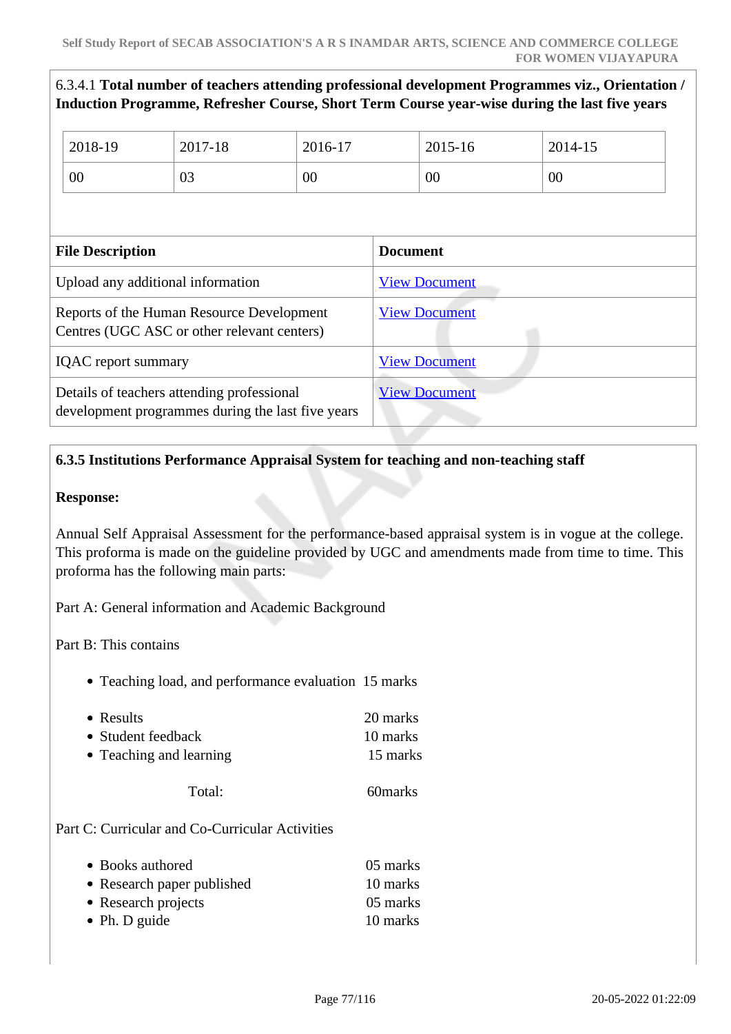6.3.4.1 **Total number of teachers attending professional development Programmes viz., Orientation / Induction Programme, Refresher Course, Short Term Course year-wise during the last five years**

| 2018-19 | 2017-18 | 2016-17 | 2015-16 | 2014-15 |
|---|---|---|---|---|
| 00 | 03 | 00 | 00 | 00 |

| File Description | Document |
|---|---|
| Upload any additional information | View Document |
| Reports of the Human Resource Development Centres (UGC ASC or other relevant centers) | View Document |
| IQAC report summary | View Document |
| Details of teachers attending professional development programmes during the last five years | View Document |

**6.3.5 Institutions Performance Appraisal System for teaching and non-teaching staff**

**Response:**

Annual Self Appraisal Assessment for the performance-based appraisal system is in vogue at the college. This proforma is made on the guideline provided by UGC and amendments made from time to time. This proforma has the following main parts:

Part A: General information and Academic Background

Part B: This contains

- Teaching load, and performance evaluation 15 marks

- Results 20 marks
- Student feedback 10 marks
- Teaching and learning 15 marks

Total: 60marks

Part C: Curricular and Co-Curricular Activities

- Books authored 05 marks
- Research paper published 10 marks
- Research projects 05 marks
- Ph. D guide 10 marks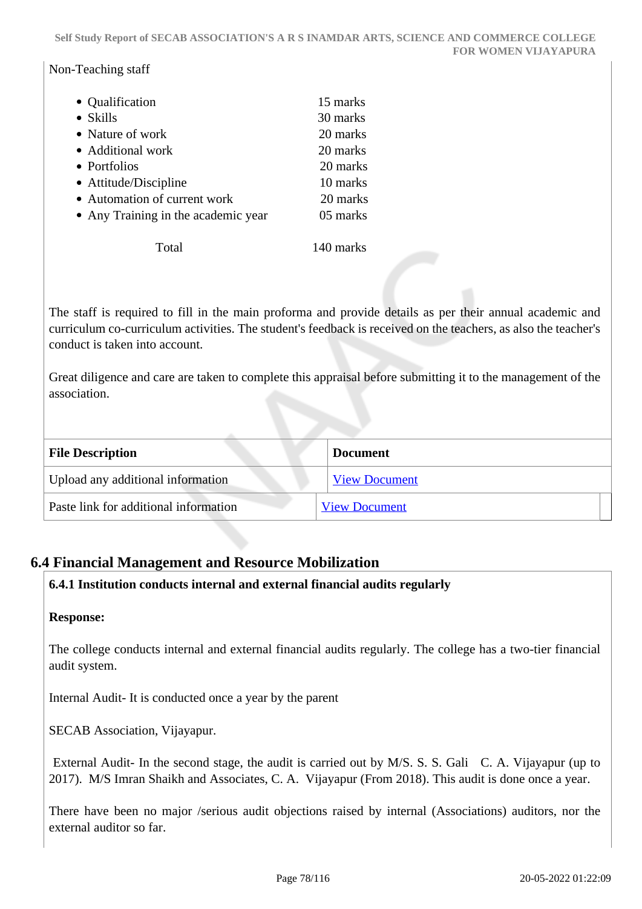Non-Teaching staff

| | |
|---|---|
| • Qualification | 15 marks |
| • Skills | 30 marks |
| • Nature of work | 20 marks |
| • Additional work | 20 marks |
| • Portfolios | 20 marks |
| • Attitude/Discipline | 10 marks |
| • Automation of current work | 20 marks |
| • Any Training in the academic year | 05 marks |
| Total | 140 marks |

The staff is required to fill in the main proforma and provide details as per their annual academic and curriculum co-curriculum activities. The student's feedback is received on the teachers, as also the teacher's conduct is taken into account.

Great diligence and care are taken to complete this appraisal before submitting it to the management of the association.

| File Description | Document |
|---|---|
| Upload any additional information | View Document |
| Paste link for additional information | View Document |

## 6.4 Financial Management and Resource Mobilization

**6.4.1 Institution conducts internal and external financial audits regularly**

**Response:**

The college conducts internal and external financial audits regularly. The college has a two-tier financial audit system.

Internal Audit- It is conducted once a year by the parent

SECAB Association, Vijayapur.

External Audit- In the second stage, the audit is carried out by M/S. S. S. Gali C. A. Vijayapur (up to 2017). M/S Imran Shaikh and Associates, C. A. Vijayapur (From 2018). This audit is done once a year.

There have been no major /serious audit objections raised by internal (Associations) auditors, nor the external auditor so far.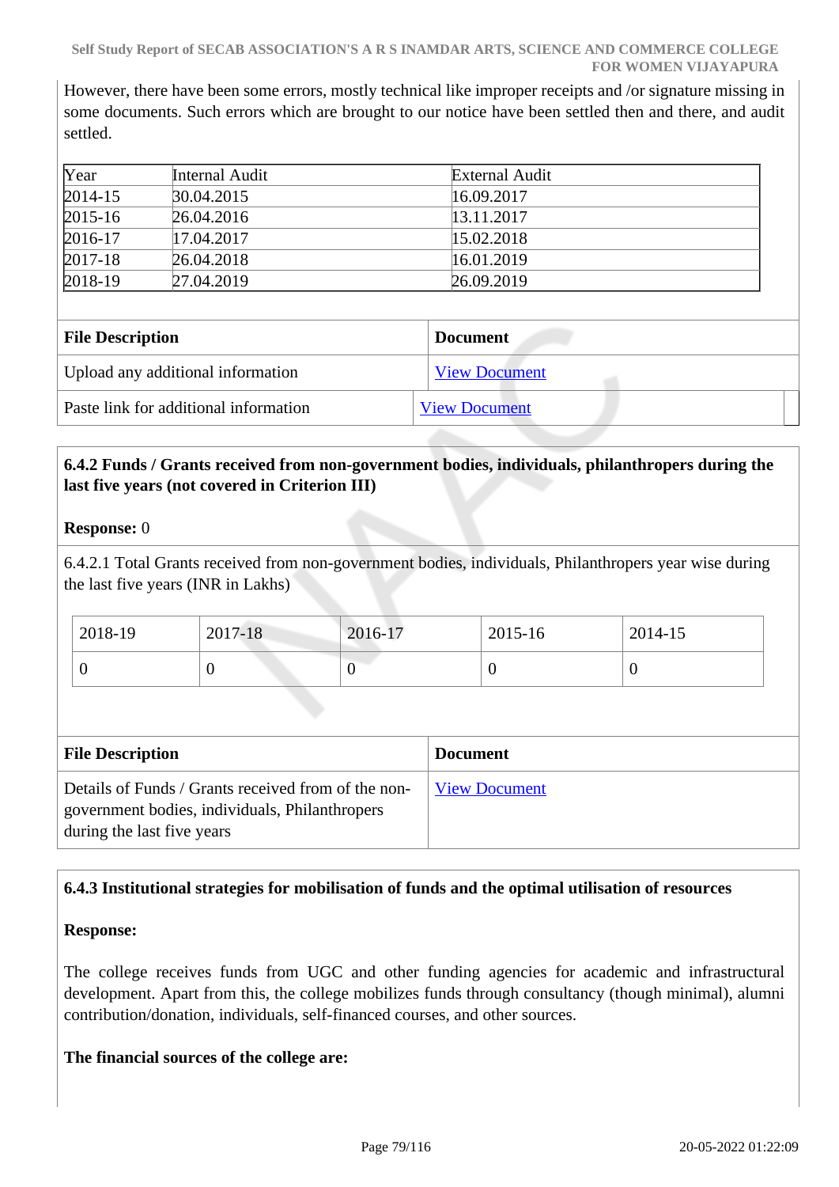However, there have been some errors, mostly technical like improper receipts and /or signature missing in some documents. Such errors which are brought to our notice have been settled then and there, and audit settled.

| Year | Internal Audit | External Audit |
|---|---|---|
| 2014-15 | 30.04.2015 | 16.09.2017 |
| 2015-16 | 26.04.2016 | 13.11.2017 |
| 2016-17 | 17.04.2017 | 15.02.2018 |
| 2017-18 | 26.04.2018 | 16.01.2019 |
| 2018-19 | 27.04.2019 | 26.09.2019 |

| File Description | Document |
|---|---|
| Upload any additional information | View Document |
| Paste link for additional information | View Document |

**6.4.2 Funds / Grants received from non-government bodies, individuals, philanthropers during the last five years (not covered in Criterion III)**

**Response:** 0

6.4.2.1 Total Grants received from non-government bodies, individuals, Philanthropers year wise during the last five years (INR in Lakhs)

| 2018-19 | 2017-18 | 2016-17 | 2015-16 | 2014-15 |
|---|---|---|---|---|
| 0 | 0 | 0 | 0 | 0 |

| File Description | Document |
|---|---|
| Details of Funds / Grants received from of the non-government bodies, individuals, Philanthropers during the last five years | View Document |

**6.4.3 Institutional strategies for mobilisation of funds and the optimal utilisation of resources**

**Response:**

The college receives funds from UGC and other funding agencies for academic and infrastructural development. Apart from this, the college mobilizes funds through consultancy (though minimal), alumni contribution/donation, individuals, self-financed courses, and other sources.

**The financial sources of the college are:**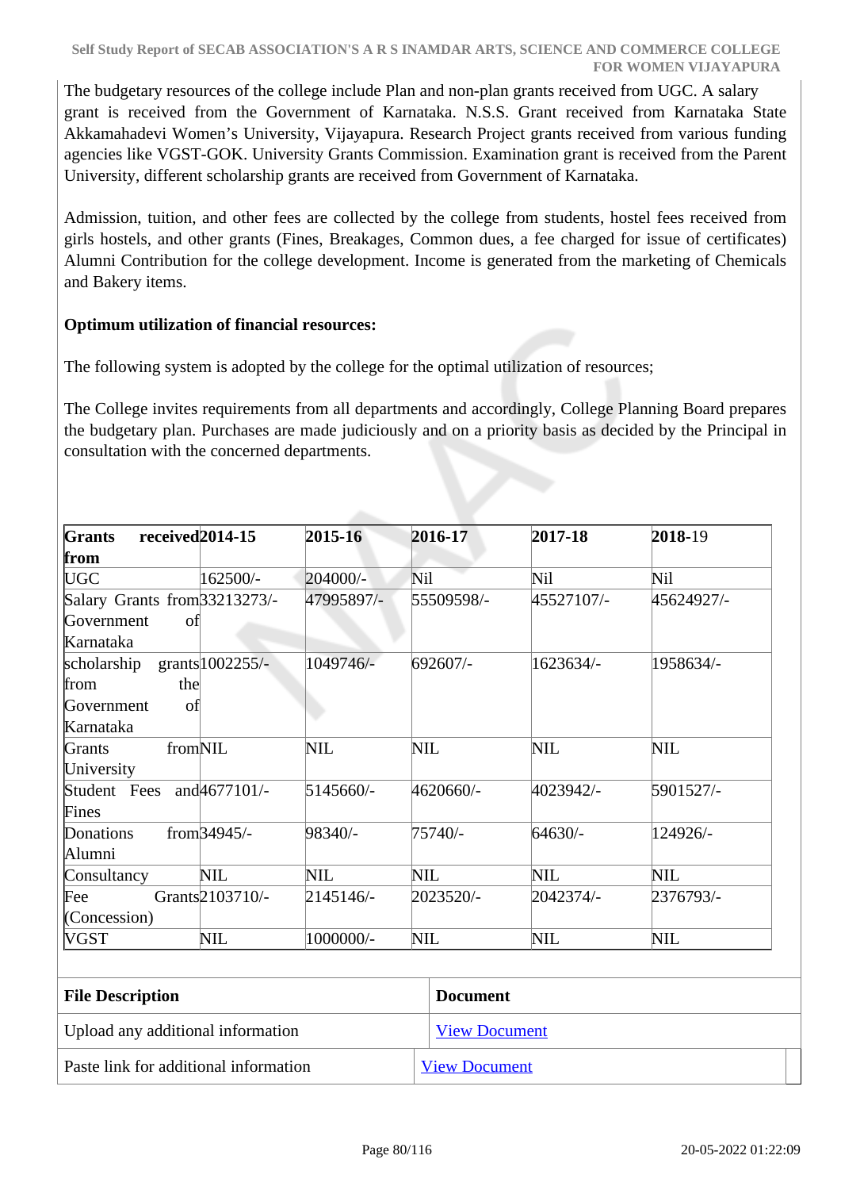The budgetary resources of the college include Plan and non-plan grants received from UGC. A salary grant is received from the Government of Karnataka. N.S.S. Grant received from Karnataka State Akkamahadevi Women's University, Vijayapura. Research Project grants received from various funding agencies like VGST-GOK. University Grants Commission. Examination grant is received from the Parent University, different scholarship grants are received from Government of Karnataka.

Admission, tuition, and other fees are collected by the college from students, hostel fees received from girls hostels, and other grants (Fines, Breakages, Common dues, a fee charged for issue of certificates) Alumni Contribution for the college development. Income is generated from the marketing of Chemicals and Bakery items.

**Optimum utilization of financial resources:**

The following system is adopted by the college for the optimal utilization of resources;

The College invites requirements from all departments and accordingly, College Planning Board prepares the budgetary plan. Purchases are made judiciously and on a priority basis as decided by the Principal in consultation with the concerned departments.

| **Grants received from** | **2014-15** | **2015-16** | **2016-17** | **2017-18** | **2018-19** |
|---|---|---|---|---|---|
| UGC | 162500/- | 204000/- | Nil | Nil | Nil |
| Salary Grants from Government of Karnataka | 33213273/- | 47995897/- | 55509598/- | 45527107/- | 45624927/- |
| scholarship grants from the Government of Karnataka | 1002255/- | 1049746/- | 692607/- | 1623634/- | 1958634/- |
| Grants from University | NIL | NIL | NIL | NIL | NIL |
| Student Fees and Fines | 4677101/- | 5145660/- | 4620660/- | 4023942/- | 5901527/- |
| Donations from Alumni | 34945/- | 98340/- | 75740/- | 64630/- | 124926/- |
| Consultancy | NIL | NIL | NIL | NIL | NIL |
| Fee Grants (Concession) | 2103710/- | 2145146/- | 2023520/- | 2042374/- | 2376793/- |
| VGST | NIL | 1000000/- | NIL | NIL | NIL |

| File Description | Document |
|---|---|
| Upload any additional information | View Document |
| Paste link for additional information | View Document |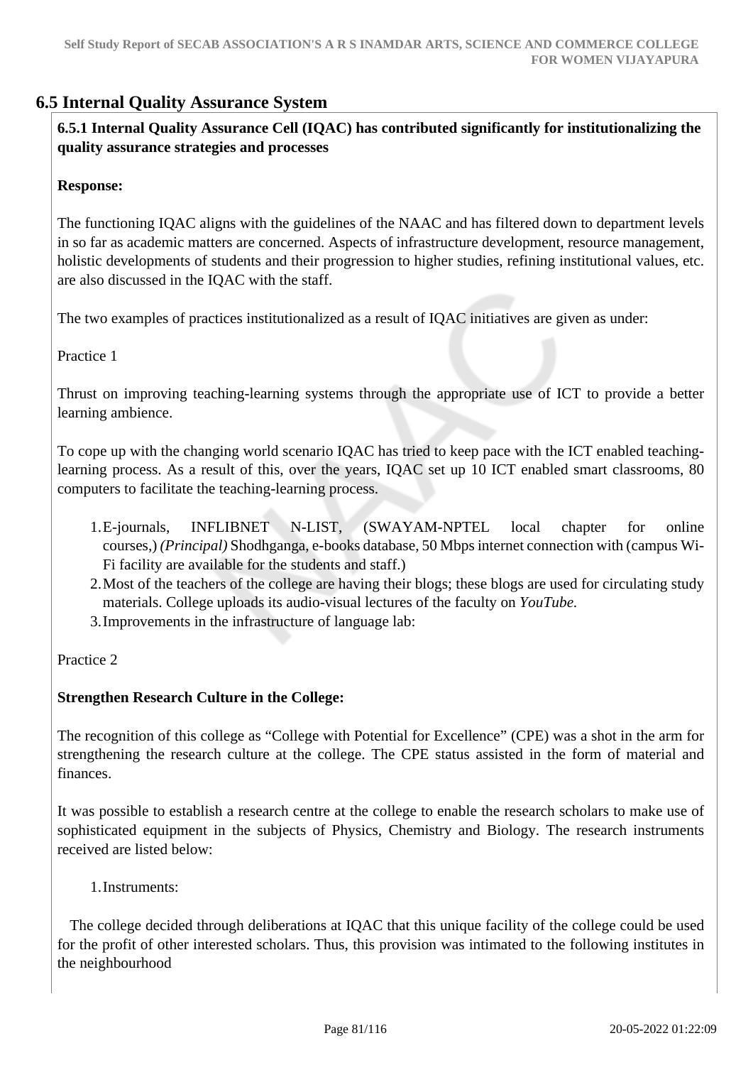## 6.5 Internal Quality Assurance System

**6.5.1 Internal Quality Assurance Cell (IQAC) has contributed significantly for institutionalizing the quality assurance strategies and processes**

**Response:**

The functioning IQAC aligns with the guidelines of the NAAC and has filtered down to department levels in so far as academic matters are concerned. Aspects of infrastructure development, resource management, holistic developments of students and their progression to higher studies, refining institutional values, etc. are also discussed in the IQAC with the staff.

The two examples of practices institutionalized as a result of IQAC initiatives are given as under:

Practice 1

Thrust on improving teaching-learning systems through the appropriate use of ICT to provide a better learning ambience.

To cope up with the changing world scenario IQAC has tried to keep pace with the ICT enabled teaching-learning process. As a result of this, over the years, IQAC set up 10 ICT enabled smart classrooms, 80 computers to facilitate the teaching-learning process.

1. E-journals, INFLIBNET N-LIST, (SWAYAM-NPTEL local chapter for online courses,) *(Principal)* Shodhganga, e-books database, 50 Mbps internet connection with (campus Wi-Fi facility are available for the students and staff.)
2. Most of the teachers of the college are having their blogs; these blogs are used for circulating study materials. College uploads its audio-visual lectures of the faculty on *YouTube.*
3. Improvements in the infrastructure of language lab:

Practice 2

**Strengthen Research Culture in the College:**

The recognition of this college as “College with Potential for Excellence” (CPE) was a shot in the arm for strengthening the research culture at the college. The CPE status assisted in the form of material and finances.

It was possible to establish a research centre at the college to enable the research scholars to make use of sophisticated equipment in the subjects of Physics, Chemistry and Biology. The research instruments received are listed below:

1. Instruments:

The college decided through deliberations at IQAC that this unique facility of the college could be used for the profit of other interested scholars. Thus, this provision was intimated to the following institutes in the neighbourhood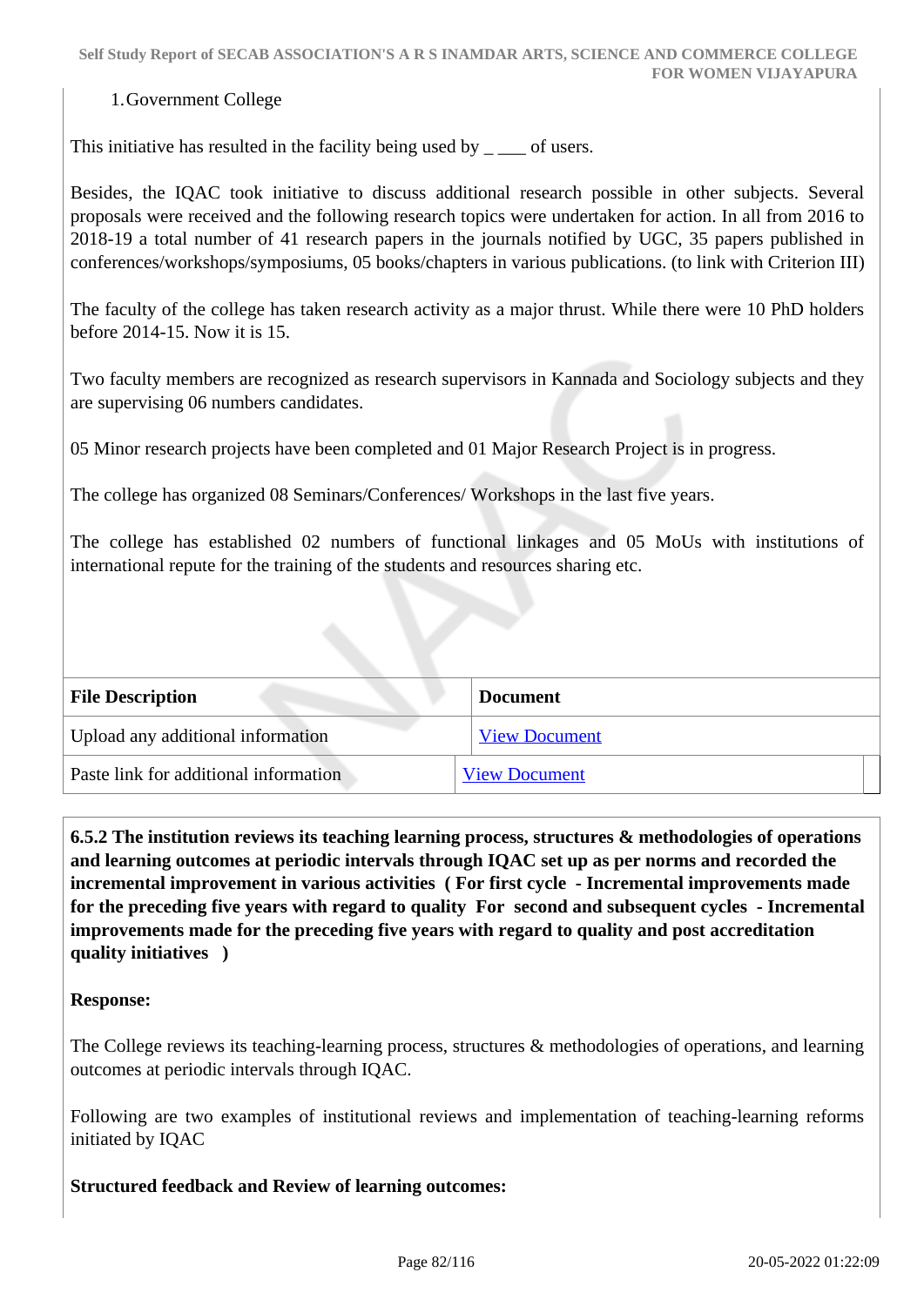1. Government College

This initiative has resulted in the facility being used by _ ___ of users.

Besides, the IQAC took initiative to discuss additional research possible in other subjects. Several proposals were received and the following research topics were undertaken for action. In all from 2016 to 2018-19 a total number of 41 research papers in the journals notified by UGC, 35 papers published in conferences/workshops/symposiums, 05 books/chapters in various publications. (to link with Criterion III)

The faculty of the college has taken research activity as a major thrust. While there were 10 PhD holders before 2014-15. Now it is 15.

Two faculty members are recognized as research supervisors in Kannada and Sociology subjects and they are supervising 06 numbers candidates.

05 Minor research projects have been completed and 01 Major Research Project is in progress.

The college has organized 08 Seminars/Conferences/ Workshops in the last five years.

The college has established 02 numbers of functional linkages and 05 MoUs with institutions of international repute for the training of the students and resources sharing etc.

| File Description | Document |
|---|---|
| Upload any additional information | View Document |
| Paste link for additional information | View Document |

**6.5.2 The institution reviews its teaching learning process, structures & methodologies of operations and learning outcomes at periodic intervals through IQAC set up as per norms and recorded the incremental improvement in various activities ( For first cycle - Incremental improvements made for the preceding five years with regard to quality For second and subsequent cycles - Incremental improvements made for the preceding five years with regard to quality and post accreditation quality initiatives )**

**Response:**

The College reviews its teaching-learning process, structures & methodologies of operations, and learning outcomes at periodic intervals through IQAC.

Following are two examples of institutional reviews and implementation of teaching-learning reforms initiated by IQAC

**Structured feedback and Review of learning outcomes:**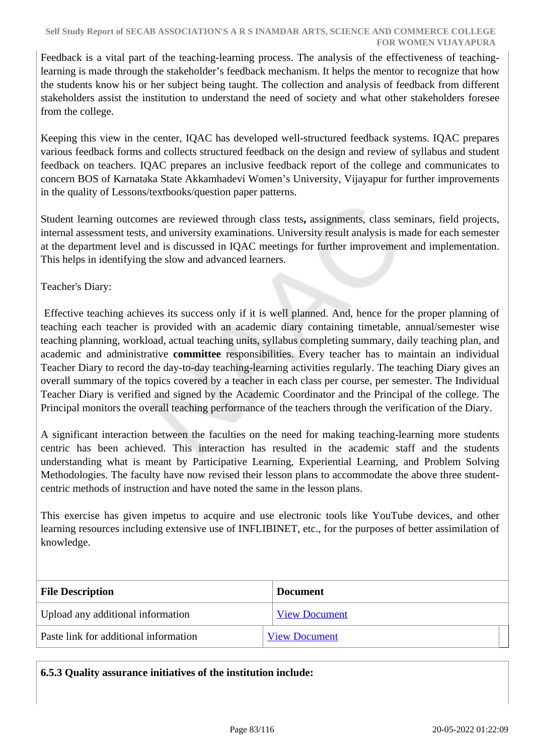Feedback is a vital part of the teaching-learning process. The analysis of the effectiveness of teaching-learning is made through the stakeholder's feedback mechanism. It helps the mentor to recognize that how the students know his or her subject being taught. The collection and analysis of feedback from different stakeholders assist the institution to understand the need of society and what other stakeholders foresee from the college.

Keeping this view in the center, IQAC has developed well-structured feedback systems. IQAC prepares various feedback forms and collects structured feedback on the design and review of syllabus and student feedback on teachers. IQAC prepares an inclusive feedback report of the college and communicates to concern BOS of Karnataka State Akkamhadevi Women's University, Vijayapur for further improvements in the quality of Lessons/textbooks/question paper patterns.

Student learning outcomes are reviewed through class tests**,** assignments, class seminars, field projects, internal assessment tests, and university examinations. University result analysis is made for each semester at the department level and is discussed in IQAC meetings for further improvement and implementation. This helps in identifying the slow and advanced learners.

Teacher's Diary:

Effective teaching achieves its success only if it is well planned. And, hence for the proper planning of teaching each teacher is provided with an academic diary containing timetable, annual/semester wise teaching planning, workload, actual teaching units, syllabus completing summary, daily teaching plan, and academic and administrative **committee** responsibilities. Every teacher has to maintain an individual Teacher Diary to record the day-to-day teaching-learning activities regularly. The teaching Diary gives an overall summary of the topics covered by a teacher in each class per course, per semester. The Individual Teacher Diary is verified and signed by the Academic Coordinator and the Principal of the college. The Principal monitors the overall teaching performance of the teachers through the verification of the Diary.

A significant interaction between the faculties on the need for making teaching-learning more students centric has been achieved. This interaction has resulted in the academic staff and the students understanding what is meant by Participative Learning, Experiential Learning, and Problem Solving Methodologies. The faculty have now revised their lesson plans to accommodate the above three student-centric methods of instruction and have noted the same in the lesson plans.

This exercise has given impetus to acquire and use electronic tools like YouTube devices, and other learning resources including extensive use of INFLIBINET, etc., for the purposes of better assimilation of knowledge.

| File Description | Document |
|---|---|
| Upload any additional information | View Document |
| Paste link for additional information | View Document |

**6.5.3 Quality assurance initiatives of the institution include:**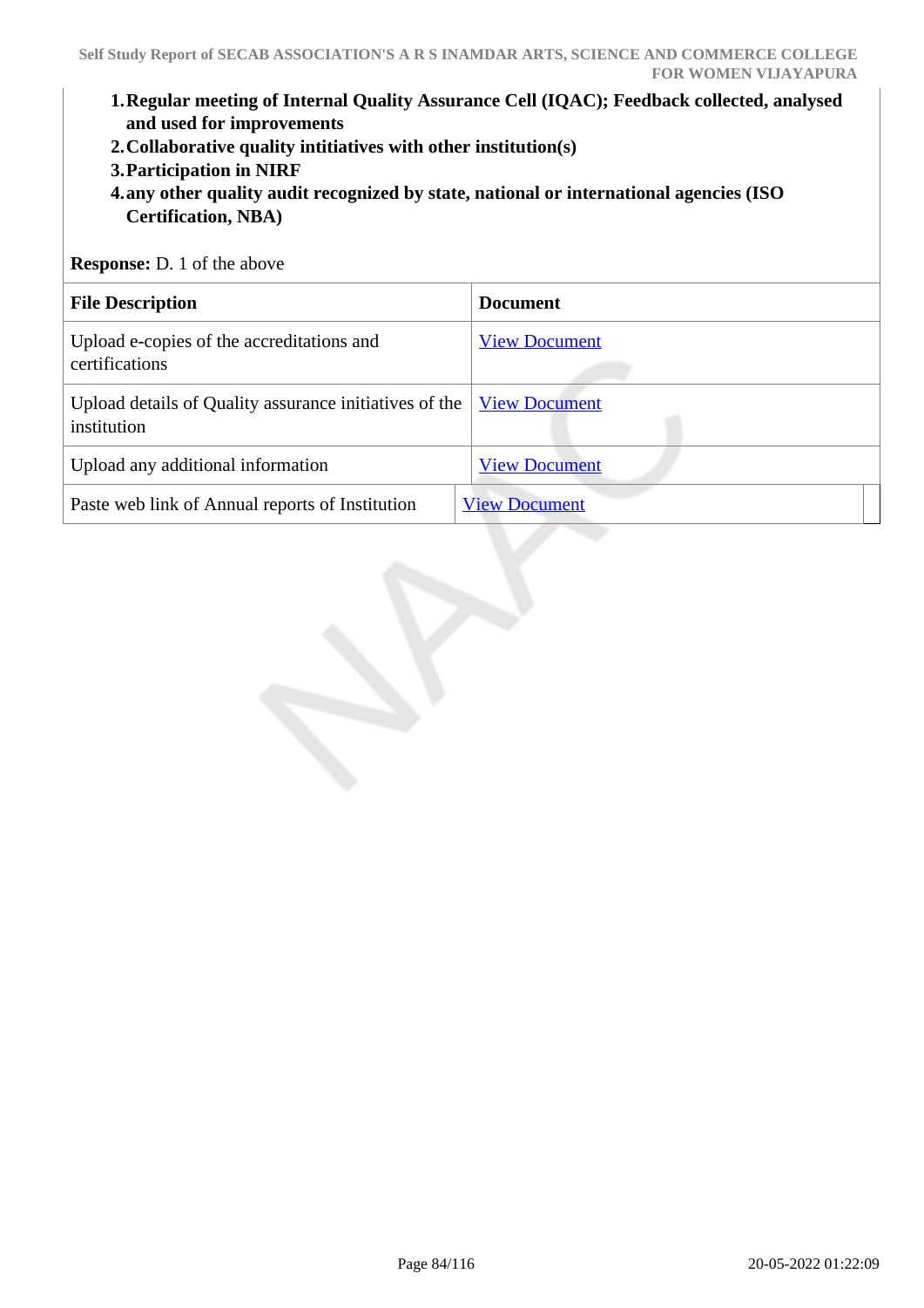1. **Regular meeting of Internal Quality Assurance Cell (IQAC); Feedback collected, analysed and used for improvements**
2. **Collaborative quality intitiatives with other institution(s)**
3. **Participation in NIRF**
4. **any other quality audit recognized by state, national or international agencies (ISO Certification, NBA)**

**Response:** D. 1 of the above

| File Description | Document |
|---|---|
| Upload e-copies of the accreditations and certifications | View Document |
| Upload details of Quality assurance initiatives of the institution | View Document |
| Upload any additional information | View Document |
| Paste web link of Annual reports of Institution | View Document |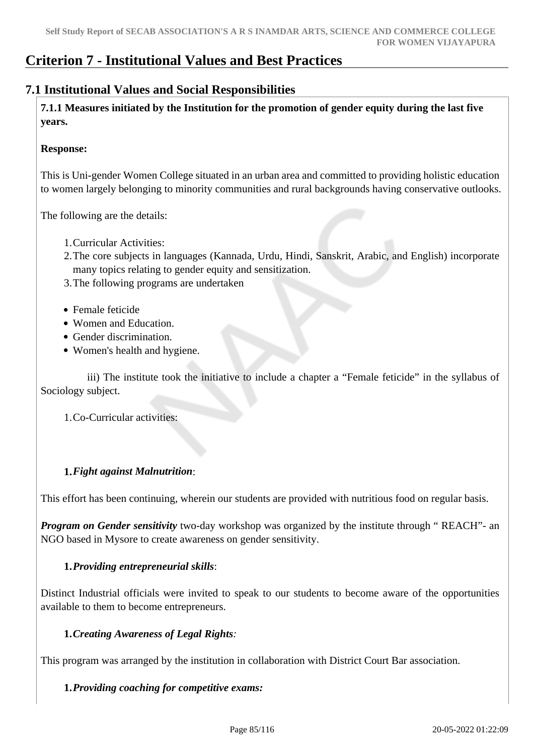# Criterion 7 - Institutional Values and Best Practices

## 7.1 Institutional Values and Social Responsibilities

**7.1.1 Measures initiated by the Institution for the promotion of gender equity during the last five years.**

**Response:**

This is Uni-gender Women College situated in an urban area and committed to providing holistic education to women largely belonging to minority communities and rural backgrounds having conservative outlooks.

The following are the details:

1. Curricular Activities:
2. The core subjects in languages (Kannada, Urdu, Hindi, Sanskrit, Arabic, and English) incorporate many topics relating to gender equity and sensitization.
3. The following programs are undertaken

- Female feticide
- Women and Education.
- Gender discrimination.
- Women's health and hygiene.

iii) The institute took the initiative to include a chapter a "Female feticide" in the syllabus of Sociology subject.

1. Co-Curricular activities:

1. ***Fight against Malnutrition***:

This effort has been continuing, wherein our students are provided with nutritious food on regular basis.

***Program on Gender sensitivity*** two-day workshop was organized by the institute through " REACH"- an NGO based in Mysore to create awareness on gender sensitivity.

1. ***Providing entrepreneurial skills***:

Distinct Industrial officials were invited to speak to our students to become aware of the opportunities available to them to become entrepreneurs.

1. ***Creating Awareness of Legal Rights:***

This program was arranged by the institution in collaboration with District Court Bar association.

1. ***Providing coaching for competitive exams:***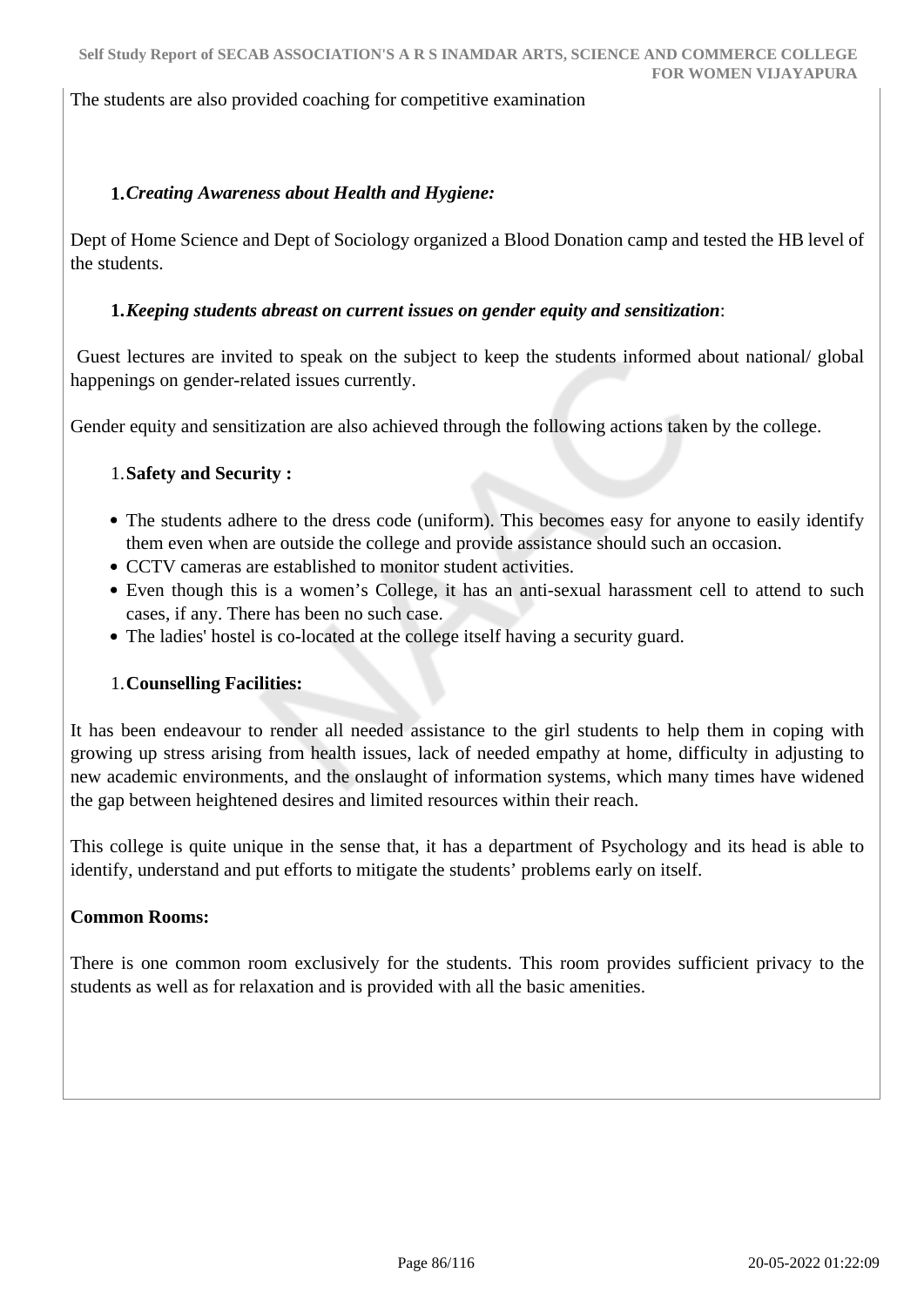The students are also provided coaching for competitive examination

1. ***Creating Awareness about Health and Hygiene:***

Dept of Home Science and Dept of Sociology organized a Blood Donation camp and tested the HB level of the students.

1. ***Keeping students abreast on current issues on gender equity and sensitization***:

Guest lectures are invited to speak on the subject to keep the students informed about national/ global happenings on gender-related issues currently.

Gender equity and sensitization are also achieved through the following actions taken by the college.

1. **Safety and Security :**

- The students adhere to the dress code (uniform). This becomes easy for anyone to easily identify them even when are outside the college and provide assistance should such an occasion.
- CCTV cameras are established to monitor student activities.
- Even though this is a women's College, it has an anti-sexual harassment cell to attend to such cases, if any. There has been no such case.
- The ladies' hostel is co-located at the college itself having a security guard.

1. **Counselling Facilities:**

It has been endeavour to render all needed assistance to the girl students to help them in coping with growing up stress arising from health issues, lack of needed empathy at home, difficulty in adjusting to new academic environments, and the onslaught of information systems, which many times have widened the gap between heightened desires and limited resources within their reach.

This college is quite unique in the sense that, it has a department of Psychology and its head is able to identify, understand and put efforts to mitigate the students' problems early on itself.

**Common Rooms:**

There is one common room exclusively for the students. This room provides sufficient privacy to the students as well as for relaxation and is provided with all the basic amenities.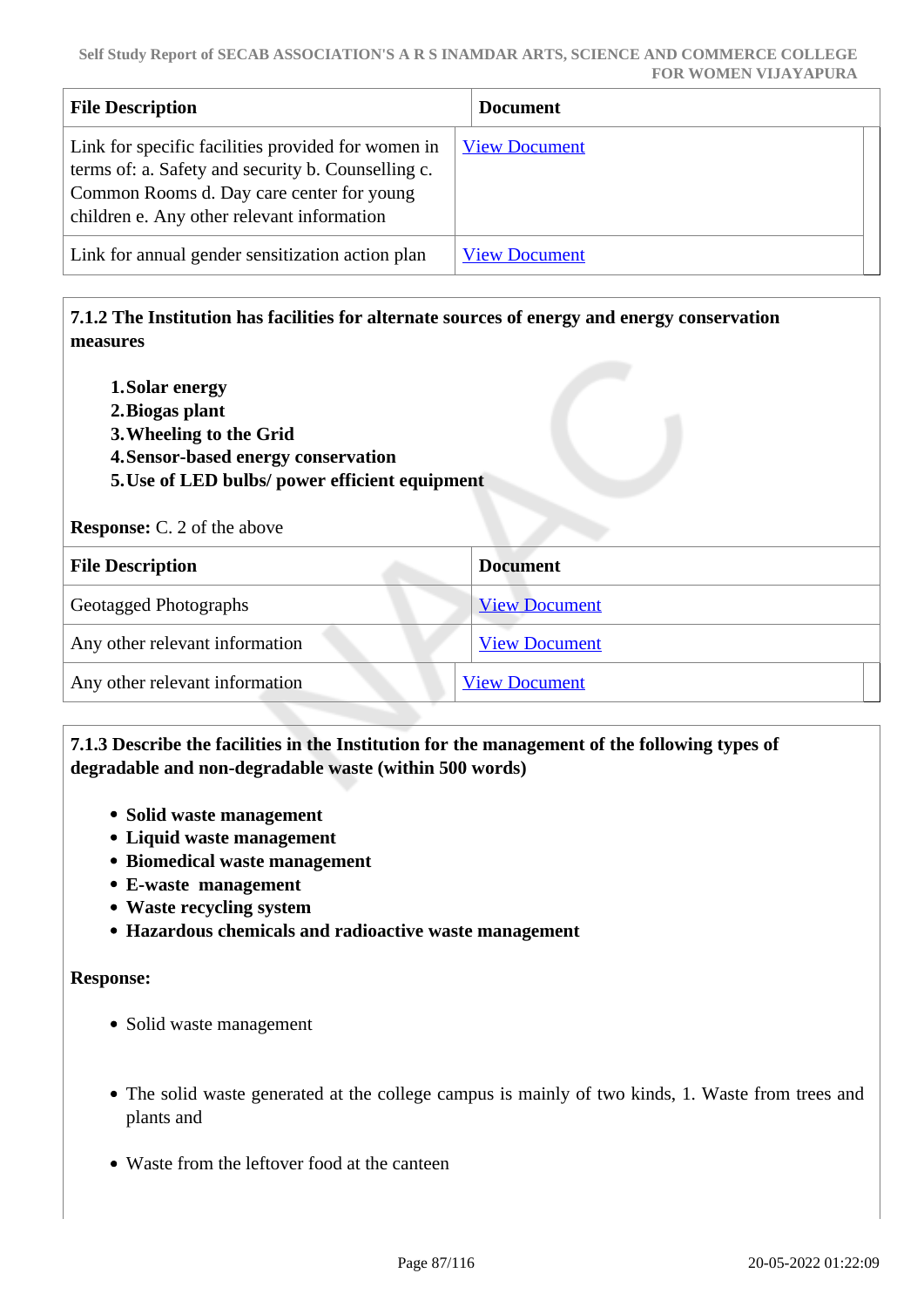| File Description | Document |
|---|---|
| Link for specific facilities provided for women in terms of: a. Safety and security b. Counselling c. Common Rooms d. Day care center for young children e. Any other relevant information | View Document |
| Link for annual gender sensitization action plan | View Document |

**7.1.2 The Institution has facilities for alternate sources of energy and energy conservation measures**

1. **Solar energy**
2. **Biogas plant**
3. **Wheeling to the Grid**
4. **Sensor-based energy conservation**
5. **Use of LED bulbs/ power efficient equipment**

**Response:** C. 2 of the above

| File Description | Document |
|---|---|
| Geotagged Photographs | View Document |
| Any other relevant information | View Document |
| Any other relevant information | View Document |

**7.1.3 Describe the facilities in the Institution for the management of the following types of degradable and non-degradable waste (within 500 words)**

- **Solid waste management**
- **Liquid waste management**
- **Biomedical waste management**
- **E-waste management**
- **Waste recycling system**
- **Hazardous chemicals and radioactive waste management**

**Response:**

- Solid waste management

- The solid waste generated at the college campus is mainly of two kinds, 1. Waste from trees and plants and

- Waste from the leftover food at the canteen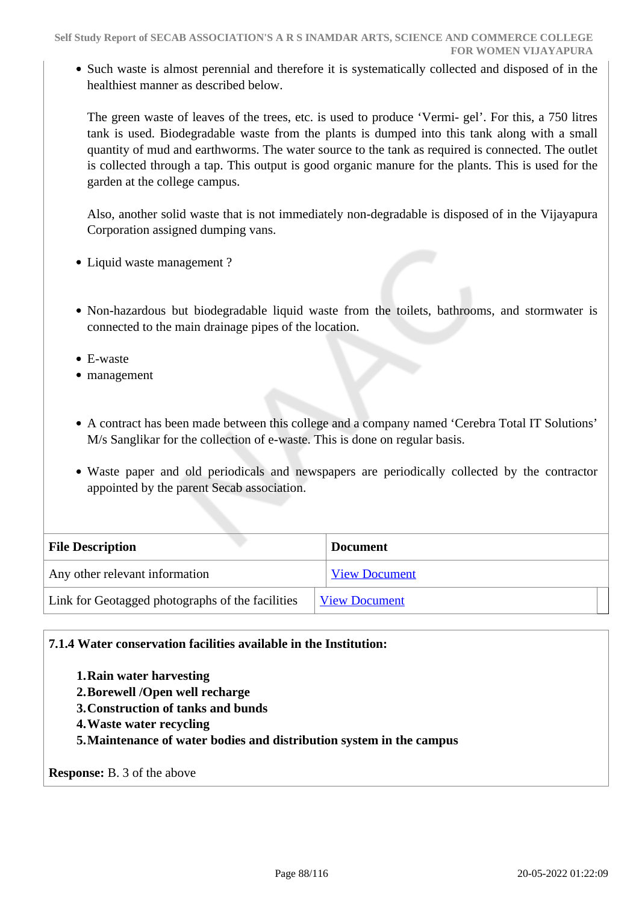- Such waste is almost perennial and therefore it is systematically collected and disposed of in the healthiest manner as described below.

  The green waste of leaves of the trees, etc. is used to produce 'Vermi- gel'. For this, a 750 litres tank is used. Biodegradable waste from the plants is dumped into this tank along with a small quantity of mud and earthworms. The water source to the tank as required is connected. The outlet is collected through a tap. This output is good organic manure for the plants. This is used for the garden at the college campus.

  Also, another solid waste that is not immediately non-degradable is disposed of in the Vijayapura Corporation assigned dumping vans.

- Liquid waste management ?

- Non-hazardous but biodegradable liquid waste from the toilets, bathrooms, and stormwater is connected to the main drainage pipes of the location.

- E-waste
- management

- A contract has been made between this college and a company named 'Cerebra Total IT Solutions' M/s Sanglikar for the collection of e-waste. This is done on regular basis.

- Waste paper and old periodicals and newspapers are periodically collected by the contractor appointed by the parent Secab association.

| File Description | Document |
|---|---|
| Any other relevant information | View Document |
| Link for Geotagged photographs of the facilities | View Document |

**7.1.4 Water conservation facilities available in the Institution:**

1. **Rain water harvesting**
2. **Borewell /Open well recharge**
3. **Construction of tanks and bunds**
4. **Waste water recycling**
5. **Maintenance of water bodies and distribution system in the campus**

**Response:** B. 3 of the above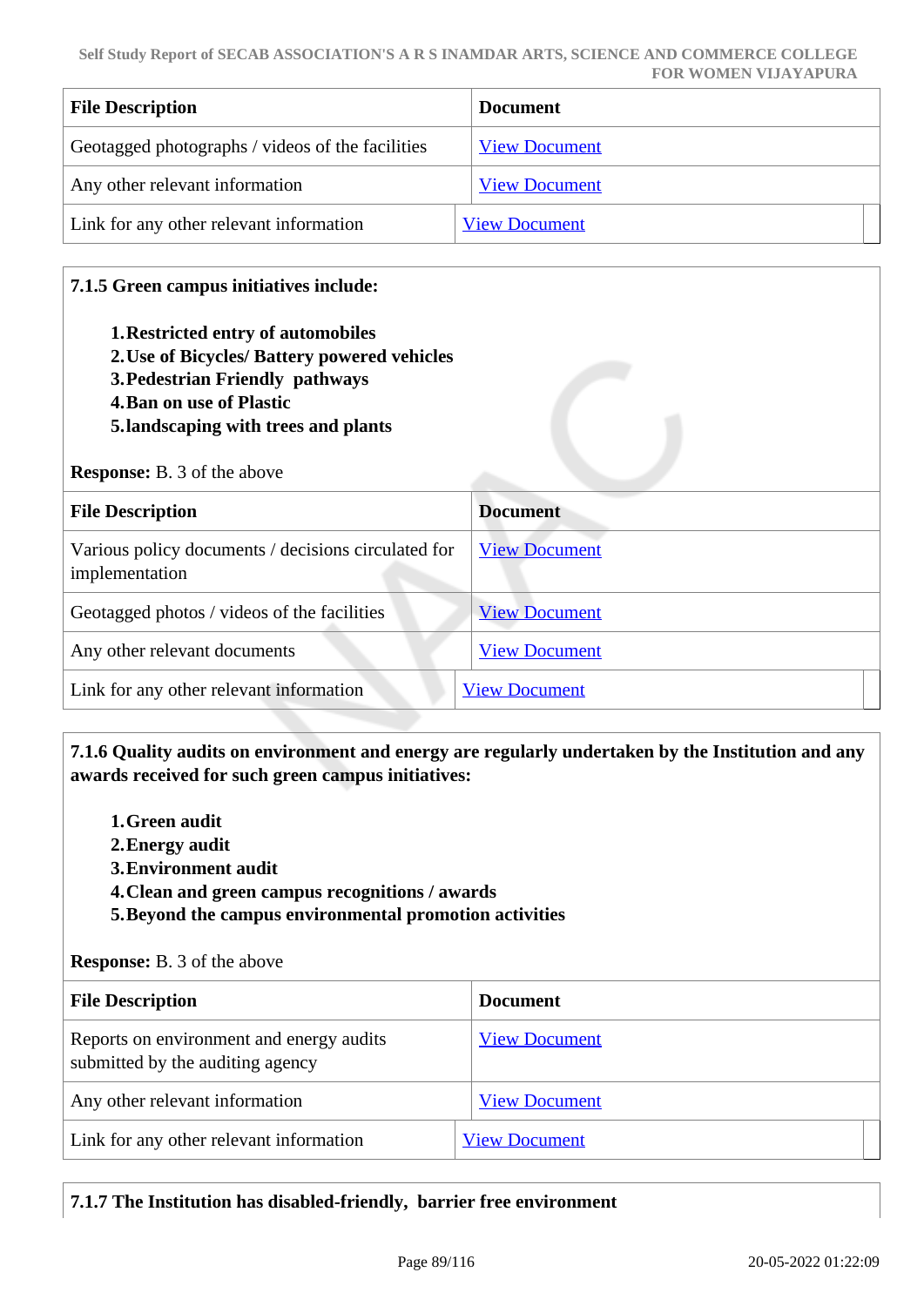| File Description | Document |
|---|---|
| Geotagged photographs / videos of the facilities | View Document |
| Any other relevant information | View Document |
| Link for any other relevant information | View Document |

**7.1.5 Green campus initiatives include:**

1. **Restricted entry of automobiles**
2. **Use of Bicycles/ Battery powered vehicles**
3. **Pedestrian Friendly pathways**
4. **Ban on use of Plastic**
5. **landscaping with trees and plants**

**Response:** B. 3 of the above

| File Description | Document |
|---|---|
| Various policy documents / decisions circulated for implementation | View Document |
| Geotagged photos / videos of the facilities | View Document |
| Any other relevant documents | View Document |
| Link for any other relevant information | View Document |

**7.1.6 Quality audits on environment and energy are regularly undertaken by the Institution and any awards received for such green campus initiatives:**

1. **Green audit**
2. **Energy audit**
3. **Environment audit**
4. **Clean and green campus recognitions / awards**
5. **Beyond the campus environmental promotion activities**

**Response:** B. 3 of the above

| File Description | Document |
|---|---|
| Reports on environment and energy audits submitted by the auditing agency | View Document |
| Any other relevant information | View Document |
| Link for any other relevant information | View Document |

**7.1.7 The Institution has disabled-friendly, barrier free environment**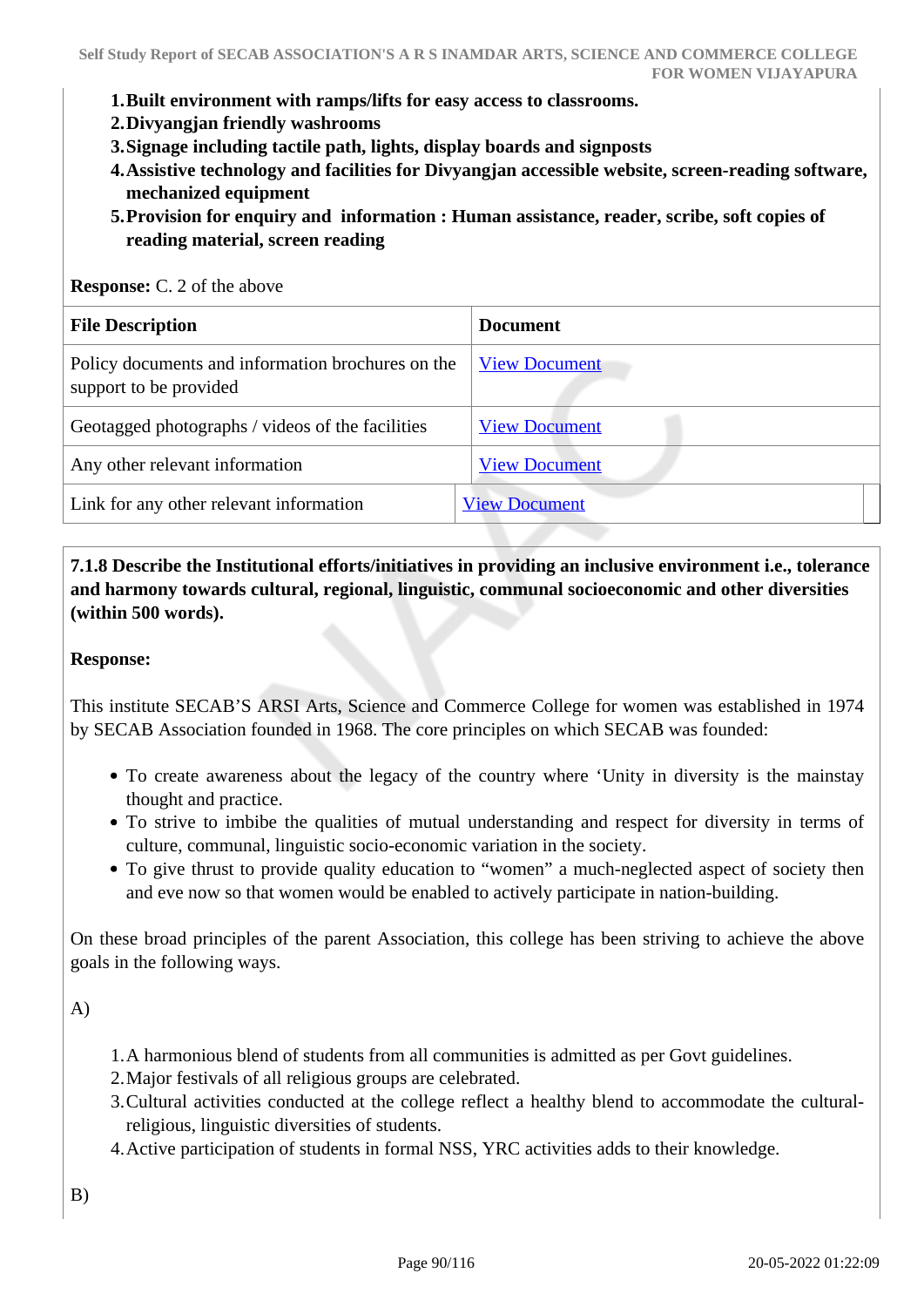1. **Built environment with ramps/lifts for easy access to classrooms.**
2. **Divyangjan friendly washrooms**
3. **Signage including tactile path, lights, display boards and signposts**
4. **Assistive technology and facilities for Divyangjan accessible website, screen-reading software, mechanized equipment**
5. **Provision for enquiry and information : Human assistance, reader, scribe, soft copies of reading material, screen reading**

**Response:** C. 2 of the above

| File Description | Document |
|---|---|
| Policy documents and information brochures on the support to be provided | View Document |
| Geotagged photographs / videos of the facilities | View Document |
| Any other relevant information | View Document |
| Link for any other relevant information | View Document |

**7.1.8 Describe the Institutional efforts/initiatives in providing an inclusive environment i.e., tolerance and harmony towards cultural, regional, linguistic, communal socioeconomic and other diversities (within 500 words).**

**Response:**

This institute SECAB'S ARSI Arts, Science and Commerce College for women was established in 1974 by SECAB Association founded in 1968. The core principles on which SECAB was founded:

- To create awareness about the legacy of the country where 'Unity in diversity is the mainstay thought and practice.
- To strive to imbibe the qualities of mutual understanding and respect for diversity in terms of culture, communal, linguistic socio-economic variation in the society.
- To give thrust to provide quality education to "women" a much-neglected aspect of society then and eve now so that women would be enabled to actively participate in nation-building.

On these broad principles of the parent Association, this college has been striving to achieve the above goals in the following ways.

A)

1. A harmonious blend of students from all communities is admitted as per Govt guidelines.
2. Major festivals of all religious groups are celebrated.
3. Cultural activities conducted at the college reflect a healthy blend to accommodate the cultural-religious, linguistic diversities of students.
4. Active participation of students in formal NSS, YRC activities adds to their knowledge.

B)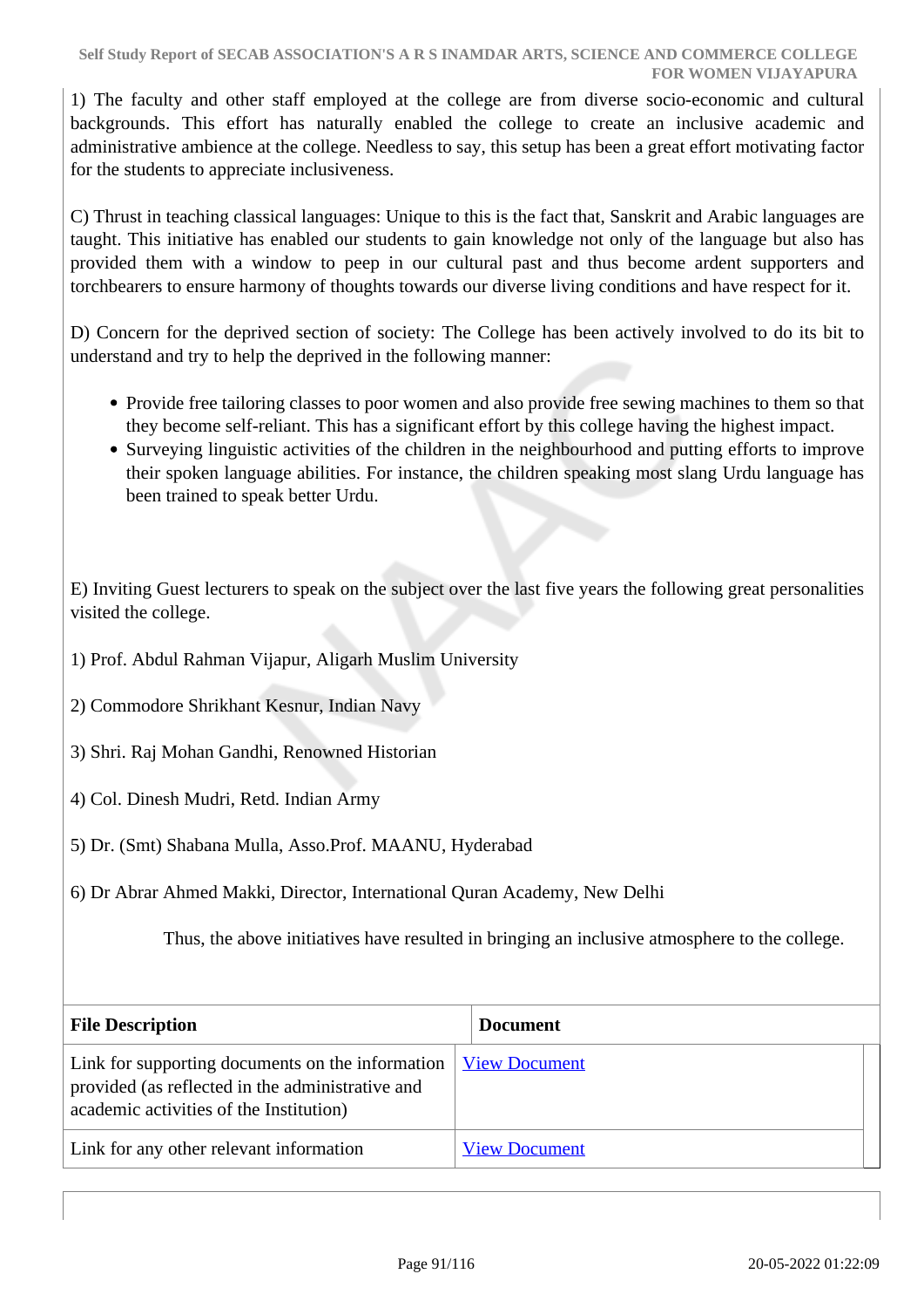1) The faculty and other staff employed at the college are from diverse socio-economic and cultural backgrounds. This effort has naturally enabled the college to create an inclusive academic and administrative ambience at the college. Needless to say, this setup has been a great effort motivating factor for the students to appreciate inclusiveness.

C) Thrust in teaching classical languages: Unique to this is the fact that, Sanskrit and Arabic languages are taught. This initiative has enabled our students to gain knowledge not only of the language but also has provided them with a window to peep in our cultural past and thus become ardent supporters and torchbearers to ensure harmony of thoughts towards our diverse living conditions and have respect for it.

D) Concern for the deprived section of society: The College has been actively involved to do its bit to understand and try to help the deprived in the following manner:

- Provide free tailoring classes to poor women and also provide free sewing machines to them so that they become self-reliant. This has a significant effort by this college having the highest impact.
- Surveying linguistic activities of the children in the neighbourhood and putting efforts to improve their spoken language abilities. For instance, the children speaking most slang Urdu language has been trained to speak better Urdu.

E) Inviting Guest lecturers to speak on the subject over the last five years the following great personalities visited the college.

1) Prof. Abdul Rahman Vijapur, Aligarh Muslim University

2) Commodore Shrikhant Kesnur, Indian Navy

3) Shri. Raj Mohan Gandhi, Renowned Historian

4) Col. Dinesh Mudri, Retd. Indian Army

5) Dr. (Smt) Shabana Mulla, Asso.Prof. MAANU, Hyderabad

6) Dr Abrar Ahmed Makki, Director, International Quran Academy, New Delhi

Thus, the above initiatives have resulted in bringing an inclusive atmosphere to the college.

| File Description | Document |
| --- | --- |
| Link for supporting documents on the information provided (as reflected in the administrative and academic activities of the Institution) | View Document |
| Link for any other relevant information | View Document |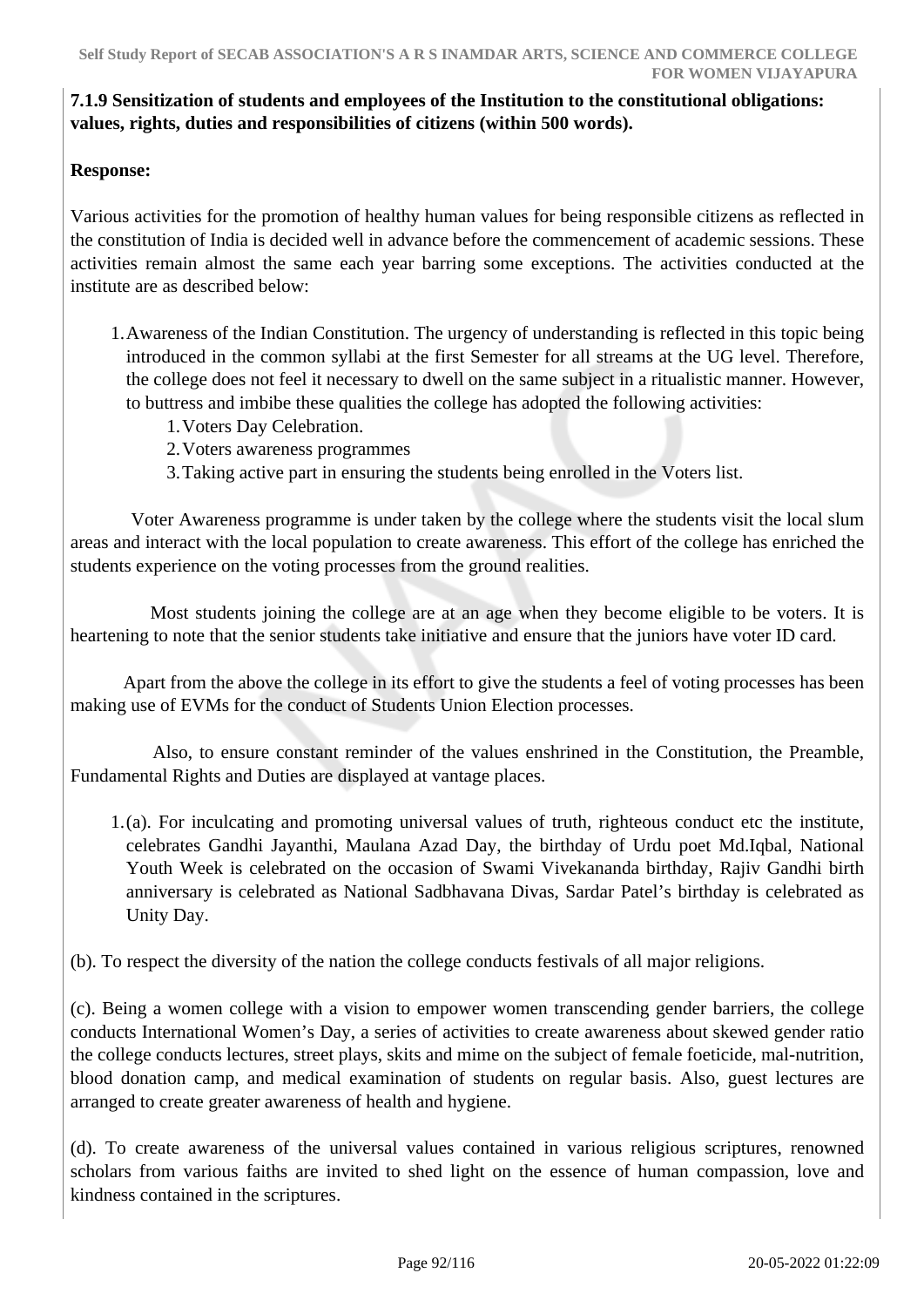**7.1.9 Sensitization of students and employees of the Institution to the constitutional obligations: values, rights, duties and responsibilities of citizens (within 500 words).**

**Response:**

Various activities for the promotion of healthy human values for being responsible citizens as reflected in the constitution of India is decided well in advance before the commencement of academic sessions. These activities remain almost the same each year barring some exceptions. The activities conducted at the institute are as described below:

1. Awareness of the Indian Constitution. The urgency of understanding is reflected in this topic being introduced in the common syllabi at the first Semester for all streams at the UG level. Therefore, the college does not feel it necessary to dwell on the same subject in a ritualistic manner. However, to buttress and imbibe these qualities the college has adopted the following activities:
   1. Voters Day Celebration.
   2. Voters awareness programmes
   3. Taking active part in ensuring the students being enrolled in the Voters list.

Voter Awareness programme is under taken by the college where the students visit the local slum areas and interact with the local population to create awareness. This effort of the college has enriched the students experience on the voting processes from the ground realities.

Most students joining the college are at an age when they become eligible to be voters. It is heartening to note that the senior students take initiative and ensure that the juniors have voter ID card.

Apart from the above the college in its effort to give the students a feel of voting processes has been making use of EVMs for the conduct of Students Union Election processes.

Also, to ensure constant reminder of the values enshrined in the Constitution, the Preamble, Fundamental Rights and Duties are displayed at vantage places.

1. (a). For inculcating and promoting universal values of truth, righteous conduct etc the institute, celebrates Gandhi Jayanthi, Maulana Azad Day, the birthday of Urdu poet Md.Iqbal, National Youth Week is celebrated on the occasion of Swami Vivekananda birthday, Rajiv Gandhi birth anniversary is celebrated as National Sadbhavana Divas, Sardar Patel's birthday is celebrated as Unity Day.

(b). To respect the diversity of the nation the college conducts festivals of all major religions.

(c). Being a women college with a vision to empower women transcending gender barriers, the college conducts International Women's Day, a series of activities to create awareness about skewed gender ratio the college conducts lectures, street plays, skits and mime on the subject of female foeticide, mal-nutrition, blood donation camp, and medical examination of students on regular basis. Also, guest lectures are arranged to create greater awareness of health and hygiene.

(d). To create awareness of the universal values contained in various religious scriptures, renowned scholars from various faiths are invited to shed light on the essence of human compassion, love and kindness contained in the scriptures.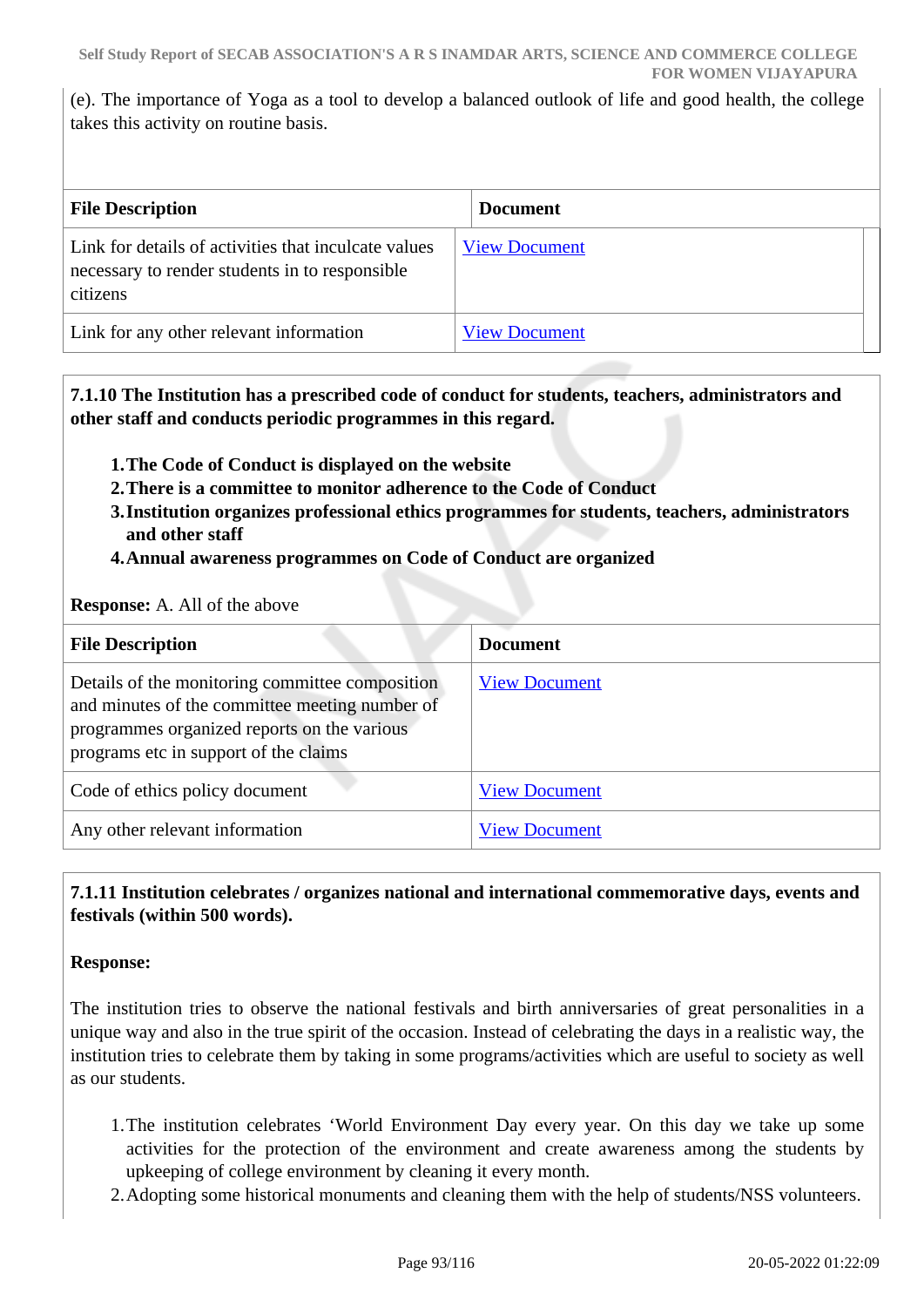(e). The importance of Yoga as a tool to develop a balanced outlook of life and good health, the college takes this activity on routine basis.

| File Description | Document |
|---|---|
| Link for details of activities that inculcate values necessary to render students in to responsible citizens | View Document |
| Link for any other relevant information | View Document |

**7.1.10 The Institution has a prescribed code of conduct for students, teachers, administrators and other staff and conducts periodic programmes in this regard.**

1. **The Code of Conduct is displayed on the website**
2. **There is a committee to monitor adherence to the Code of Conduct**
3. **Institution organizes professional ethics programmes for students, teachers, administrators and other staff**
4. **Annual awareness programmes on Code of Conduct are organized**

**Response:** A. All of the above

| File Description | Document |
|---|---|
| Details of the monitoring committee composition and minutes of the committee meeting number of programmes organized reports on the various programs etc in support of the claims | View Document |
| Code of ethics policy document | View Document |
| Any other relevant information | View Document |

**7.1.11 Institution celebrates / organizes national and international commemorative days, events and festivals (within 500 words).**

**Response:**

The institution tries to observe the national festivals and birth anniversaries of great personalities in a unique way and also in the true spirit of the occasion. Instead of celebrating the days in a realistic way, the institution tries to celebrate them by taking in some programs/activities which are useful to society as well as our students.

1. The institution celebrates 'World Environment Day every year. On this day we take up some activities for the protection of the environment and create awareness among the students by upkeeping of college environment by cleaning it every month.
2. Adopting some historical monuments and cleaning them with the help of students/NSS volunteers.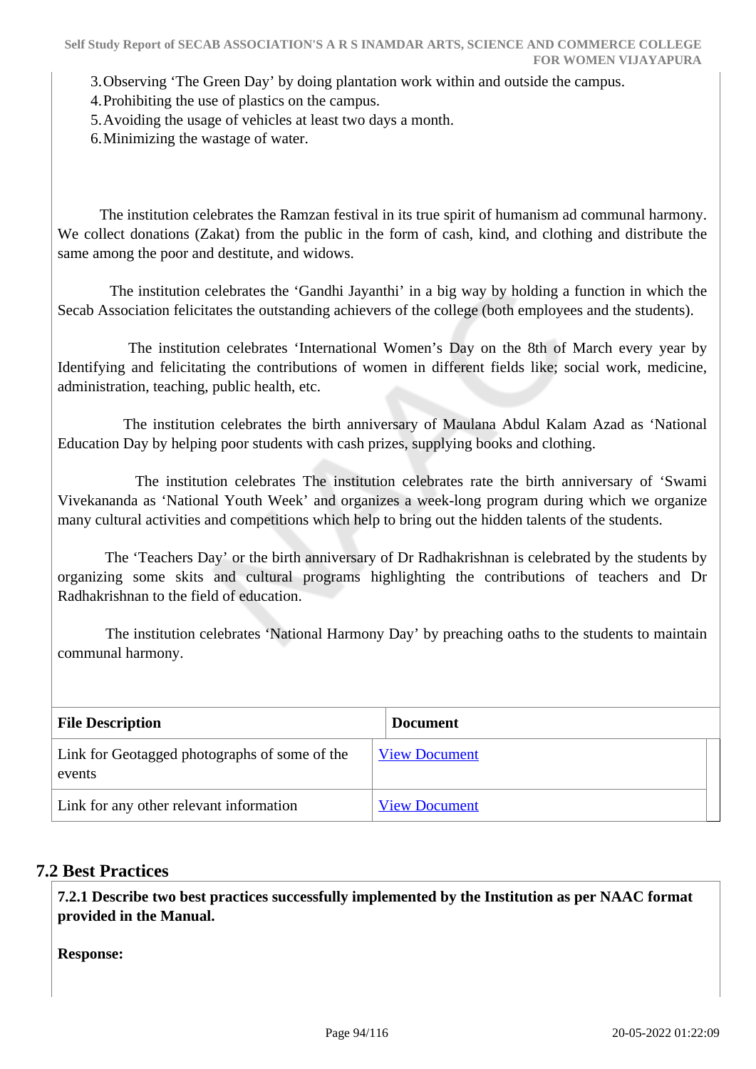3. Observing 'The Green Day' by doing plantation work within and outside the campus.
4. Prohibiting the use of plastics on the campus.
5. Avoiding the usage of vehicles at least two days a month.
6. Minimizing the wastage of water.

The institution celebrates the Ramzan festival in its true spirit of humanism ad communal harmony. We collect donations (Zakat) from the public in the form of cash, kind, and clothing and distribute the same among the poor and destitute, and widows.

The institution celebrates the 'Gandhi Jayanthi' in a big way by holding a function in which the Secab Association felicitates the outstanding achievers of the college (both employees and the students).

The institution celebrates 'International Women's Day on the 8th of March every year by Identifying and felicitating the contributions of women in different fields like; social work, medicine, administration, teaching, public health, etc.

The institution celebrates the birth anniversary of Maulana Abdul Kalam Azad as 'National Education Day by helping poor students with cash prizes, supplying books and clothing.

The institution celebrates The institution celebrates rate the birth anniversary of 'Swami Vivekananda as 'National Youth Week' and organizes a week-long program during which we organize many cultural activities and competitions which help to bring out the hidden talents of the students.

The 'Teachers Day' or the birth anniversary of Dr Radhakrishnan is celebrated by the students by organizing some skits and cultural programs highlighting the contributions of teachers and Dr Radhakrishnan to the field of education.

The institution celebrates 'National Harmony Day' by preaching oaths to the students to maintain communal harmony.

| File Description | Document |
|---|---|
| Link for Geotagged photographs of some of the events | View Document |
| Link for any other relevant information | View Document |

## 7.2 Best Practices

**7.2.1 Describe two best practices successfully implemented by the Institution as per NAAC format provided in the Manual.**

**Response:**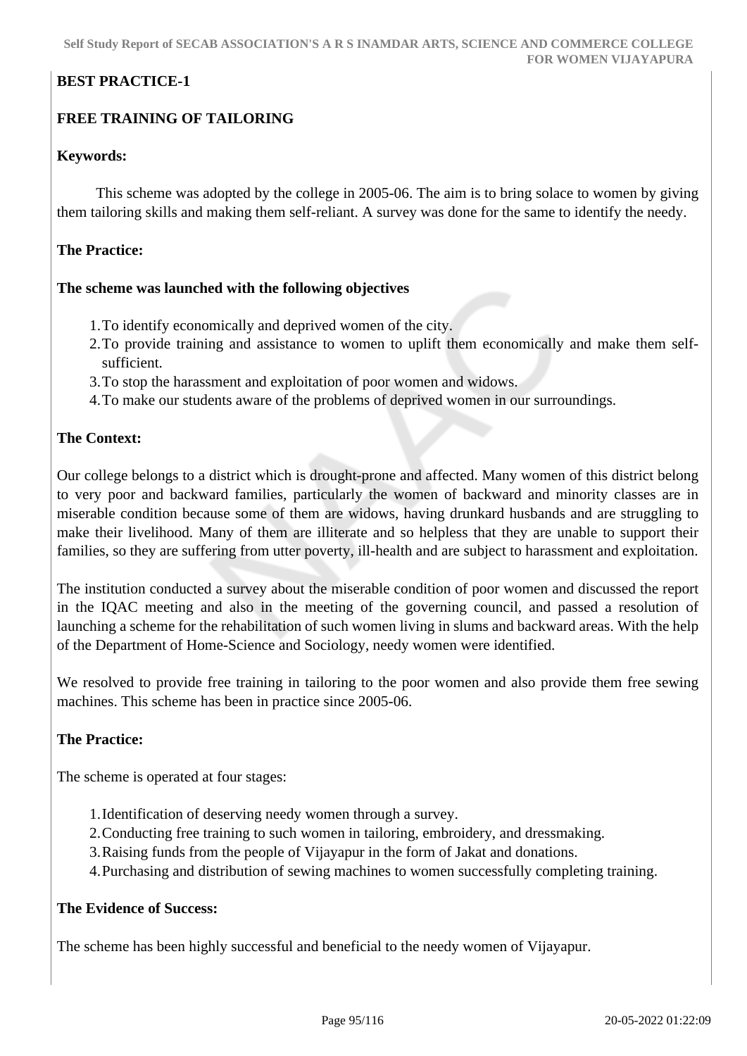**BEST PRACTICE-1**

**FREE TRAINING OF TAILORING**

**Keywords:**

This scheme was adopted by the college in 2005-06. The aim is to bring solace to women by giving them tailoring skills and making them self-reliant. A survey was done for the same to identify the needy.

**The Practice:**

**The scheme was launched with the following objectives**

1. To identify economically and deprived women of the city.
2. To provide training and assistance to women to uplift them economically and make them self-sufficient.
3. To stop the harassment and exploitation of poor women and widows.
4. To make our students aware of the problems of deprived women in our surroundings.

**The Context:**

Our college belongs to a district which is drought-prone and affected. Many women of this district belong to very poor and backward families, particularly the women of backward and minority classes are in miserable condition because some of them are widows, having drunkard husbands and are struggling to make their livelihood. Many of them are illiterate and so helpless that they are unable to support their families, so they are suffering from utter poverty, ill-health and are subject to harassment and exploitation.

The institution conducted a survey about the miserable condition of poor women and discussed the report in the IQAC meeting and also in the meeting of the governing council, and passed a resolution of launching a scheme for the rehabilitation of such women living in slums and backward areas. With the help of the Department of Home-Science and Sociology, needy women were identified.

We resolved to provide free training in tailoring to the poor women and also provide them free sewing machines. This scheme has been in practice since 2005-06.

**The Practice:**

The scheme is operated at four stages:

1. Identification of deserving needy women through a survey.
2. Conducting free training to such women in tailoring, embroidery, and dressmaking.
3. Raising funds from the people of Vijayapur in the form of Jakat and donations.
4. Purchasing and distribution of sewing machines to women successfully completing training.

**The Evidence of Success:**

The scheme has been highly successful and beneficial to the needy women of Vijayapur.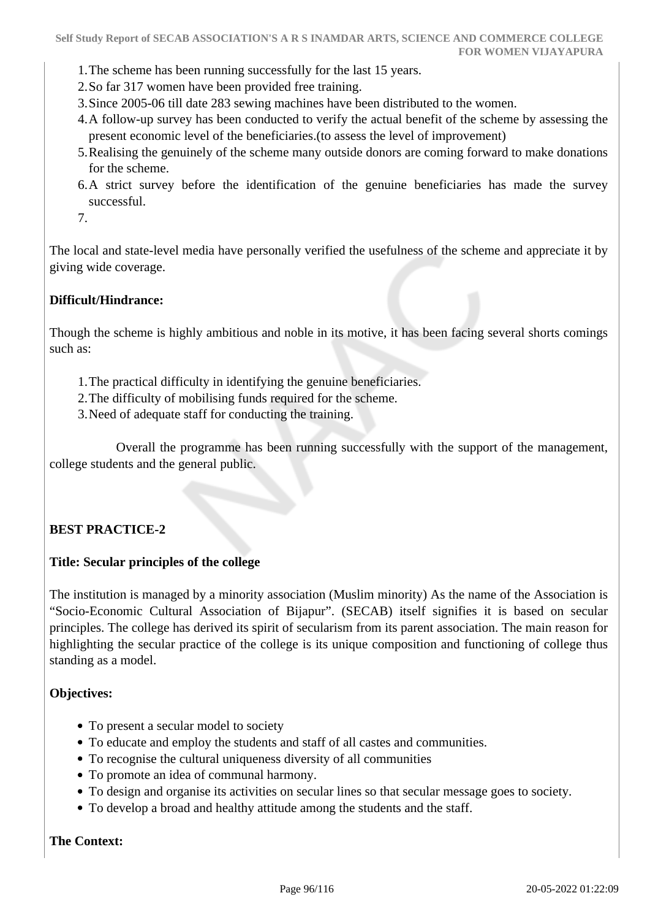1. The scheme has been running successfully for the last 15 years.
2. So far 317 women have been provided free training.
3. Since 2005-06 till date 283 sewing machines have been distributed to the women.
4. A follow-up survey has been conducted to verify the actual benefit of the scheme by assessing the present economic level of the beneficiaries.(to assess the level of improvement)
5. Realising the genuinely of the scheme many outside donors are coming forward to make donations for the scheme.
6. A strict survey before the identification of the genuine beneficiaries has made the survey successful.
7.

The local and state-level media have personally verified the usefulness of the scheme and appreciate it by giving wide coverage.

**Difficult/Hindrance:**

Though the scheme is highly ambitious and noble in its motive, it has been facing several shorts comings such as:

1. The practical difficulty in identifying the genuine beneficiaries.
2. The difficulty of mobilising funds required for the scheme.
3. Need of adequate staff for conducting the training.

Overall the programme has been running successfully with the support of the management, college students and the general public.

**BEST PRACTICE-2**

**Title: Secular principles of the college**

The institution is managed by a minority association (Muslim minority) As the name of the Association is "Socio-Economic Cultural Association of Bijapur". (SECAB) itself signifies it is based on secular principles. The college has derived its spirit of secularism from its parent association. The main reason for highlighting the secular practice of the college is its unique composition and functioning of college thus standing as a model.

**Objectives:**

- To present a secular model to society
- To educate and employ the students and staff of all castes and communities.
- To recognise the cultural uniqueness diversity of all communities
- To promote an idea of communal harmony.
- To design and organise its activities on secular lines so that secular message goes to society.
- To develop a broad and healthy attitude among the students and the staff.

**The Context:**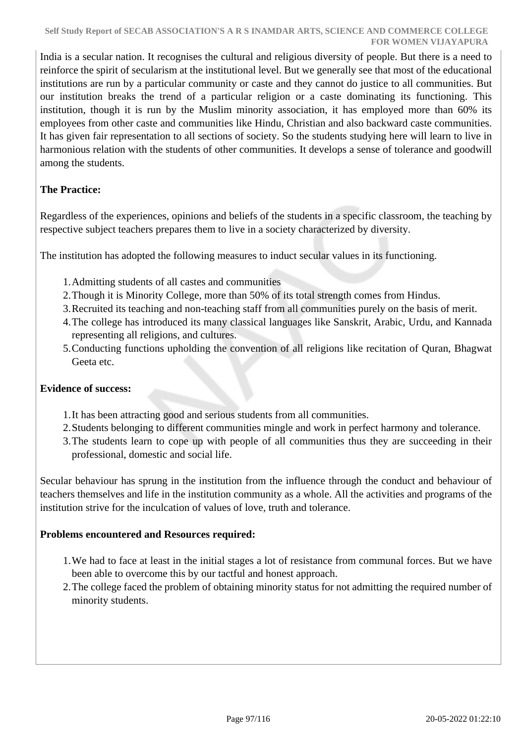India is a secular nation. It recognises the cultural and religious diversity of people. But there is a need to reinforce the spirit of secularism at the institutional level. But we generally see that most of the educational institutions are run by a particular community or caste and they cannot do justice to all communities. But our institution breaks the trend of a particular religion or a caste dominating its functioning. This institution, though it is run by the Muslim minority association, it has employed more than 60% its employees from other caste and communities like Hindu, Christian and also backward caste communities. It has given fair representation to all sections of society. So the students studying here will learn to live in harmonious relation with the students of other communities. It develops a sense of tolerance and goodwill among the students.

**The Practice:**

Regardless of the experiences, opinions and beliefs of the students in a specific classroom, the teaching by respective subject teachers prepares them to live in a society characterized by diversity.

The institution has adopted the following measures to induct secular values in its functioning.

1. Admitting students of all castes and communities
2. Though it is Minority College, more than 50% of its total strength comes from Hindus.
3. Recruited its teaching and non-teaching staff from all communities purely on the basis of merit.
4. The college has introduced its many classical languages like Sanskrit, Arabic, Urdu, and Kannada representing all religions, and cultures.
5. Conducting functions upholding the convention of all religions like recitation of Quran, Bhagwat Geeta etc.

**Evidence of success:**

1. It has been attracting good and serious students from all communities.
2. Students belonging to different communities mingle and work in perfect harmony and tolerance.
3. The students learn to cope up with people of all communities thus they are succeeding in their professional, domestic and social life.

Secular behaviour has sprung in the institution from the influence through the conduct and behaviour of teachers themselves and life in the institution community as a whole. All the activities and programs of the institution strive for the inculcation of values of love, truth and tolerance.

**Problems encountered and Resources required:**

1. We had to face at least in the initial stages a lot of resistance from communal forces. But we have been able to overcome this by our tactful and honest approach.
2. The college faced the problem of obtaining minority status for not admitting the required number of minority students.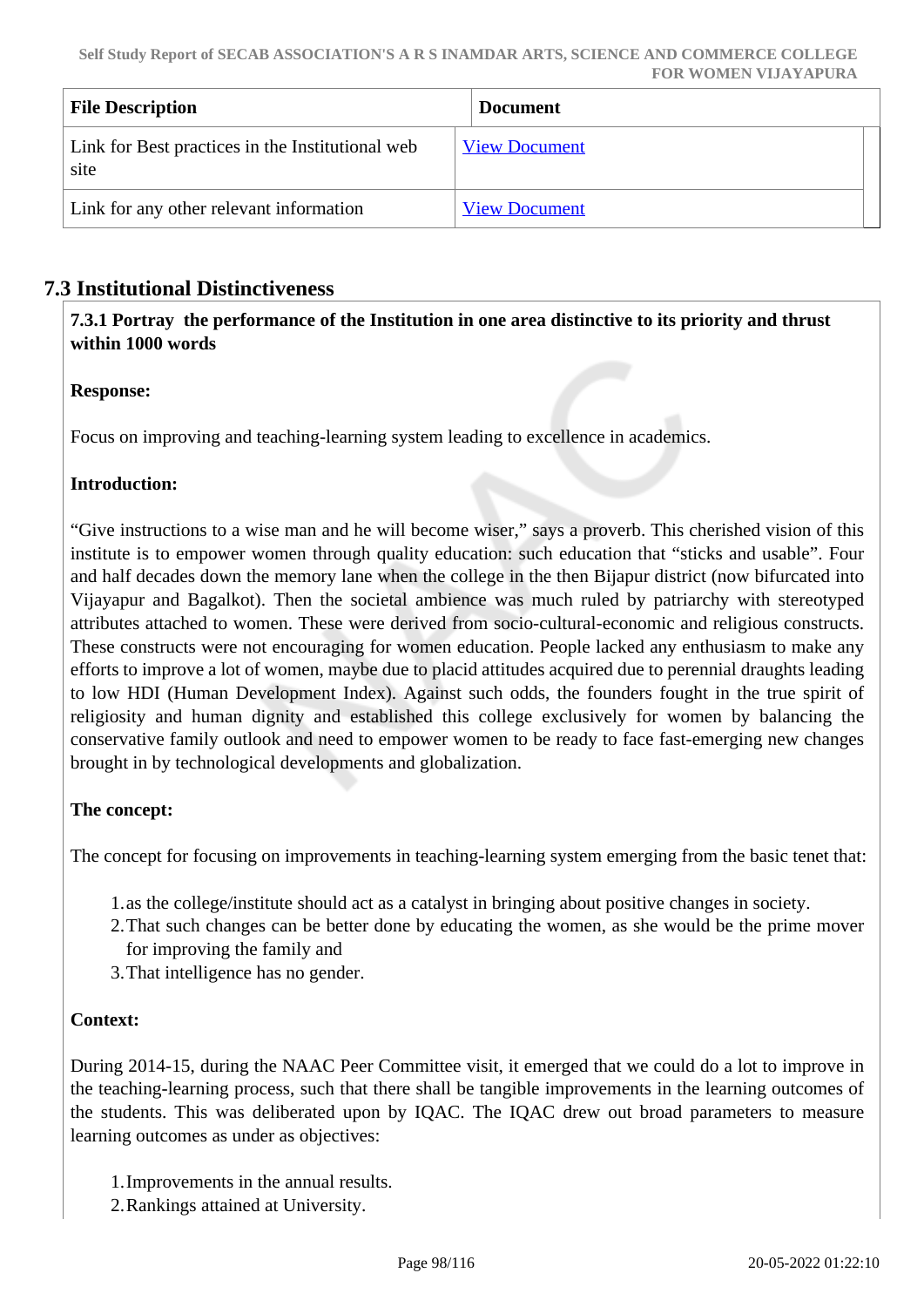| File Description | Document |
| --- | --- |
| Link for Best practices in the Institutional web site | View Document |
| Link for any other relevant information | View Document |

## 7.3 Institutional Distinctiveness

**7.3.1 Portray the performance of the Institution in one area distinctive to its priority and thrust within 1000 words**

**Response:**

Focus on improving and teaching-learning system leading to excellence in academics.

**Introduction:**

"Give instructions to a wise man and he will become wiser," says a proverb. This cherished vision of this institute is to empower women through quality education: such education that "sticks and usable". Four and half decades down the memory lane when the college in the then Bijapur district (now bifurcated into Vijayapur and Bagalkot). Then the societal ambience was much ruled by patriarchy with stereotyped attributes attached to women. These were derived from socio-cultural-economic and religious constructs. These constructs were not encouraging for women education. People lacked any enthusiasm to make any efforts to improve a lot of women, maybe due to placid attitudes acquired due to perennial draughts leading to low HDI (Human Development Index). Against such odds, the founders fought in the true spirit of religiosity and human dignity and established this college exclusively for women by balancing the conservative family outlook and need to empower women to be ready to face fast-emerging new changes brought in by technological developments and globalization.

**The concept:**

The concept for focusing on improvements in teaching-learning system emerging from the basic tenet that:

1. as the college/institute should act as a catalyst in bringing about positive changes in society.
2. That such changes can be better done by educating the women, as she would be the prime mover for improving the family and
3. That intelligence has no gender.

**Context:**

During 2014-15, during the NAAC Peer Committee visit, it emerged that we could do a lot to improve in the teaching-learning process, such that there shall be tangible improvements in the learning outcomes of the students. This was deliberated upon by IQAC. The IQAC drew out broad parameters to measure learning outcomes as under as objectives:

1. Improvements in the annual results.
2. Rankings attained at University.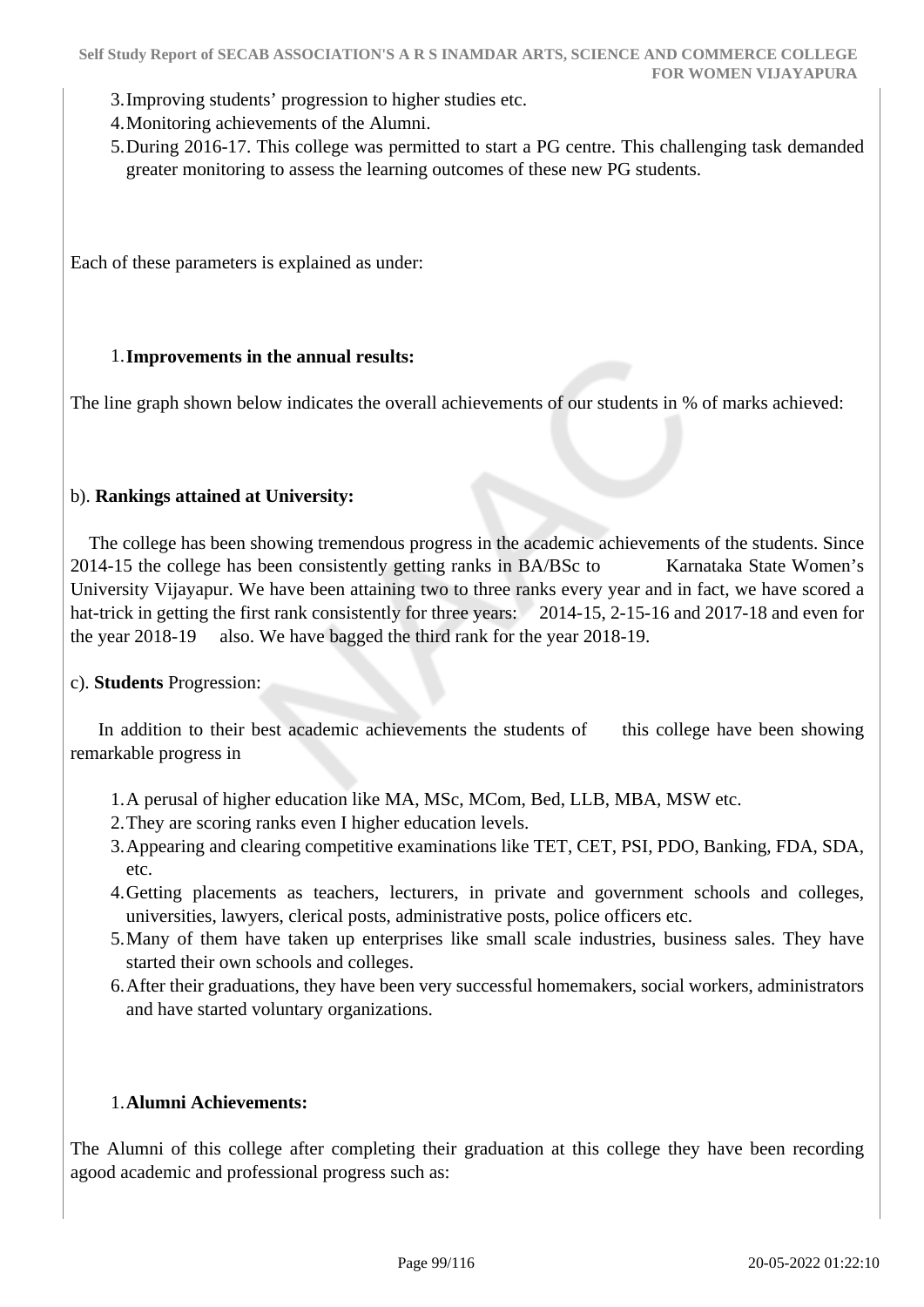3. Improving students' progression to higher studies etc.
4. Monitoring achievements of the Alumni.
5. During 2016-17. This college was permitted to start a PG centre. This challenging task demanded greater monitoring to assess the learning outcomes of these new PG students.

Each of these parameters is explained as under:

1. **Improvements in the annual results:**

The line graph shown below indicates the overall achievements of our students in % of marks achieved:

b). **Rankings attained at University:**

The college has been showing tremendous progress in the academic achievements of the students. Since 2014-15 the college has been consistently getting ranks in BA/BSc to Karnataka State Women's University Vijayapur. We have been attaining two to three ranks every year and in fact, we have scored a hat-trick in getting the first rank consistently for three years: 2014-15, 2-15-16 and 2017-18 and even for the year 2018-19 also. We have bagged the third rank for the year 2018-19.

c). **Students** Progression:

In addition to their best academic achievements the students of this college have been showing remarkable progress in

1. A perusal of higher education like MA, MSc, MCom, Bed, LLB, MBA, MSW etc.
2. They are scoring ranks even I higher education levels.
3. Appearing and clearing competitive examinations like TET, CET, PSI, PDO, Banking, FDA, SDA, etc.
4. Getting placements as teachers, lecturers, in private and government schools and colleges, universities, lawyers, clerical posts, administrative posts, police officers etc.
5. Many of them have taken up enterprises like small scale industries, business sales. They have started their own schools and colleges.
6. After their graduations, they have been very successful homemakers, social workers, administrators and have started voluntary organizations.

1. **Alumni Achievements:**

The Alumni of this college after completing their graduation at this college they have been recording agood academic and professional progress such as: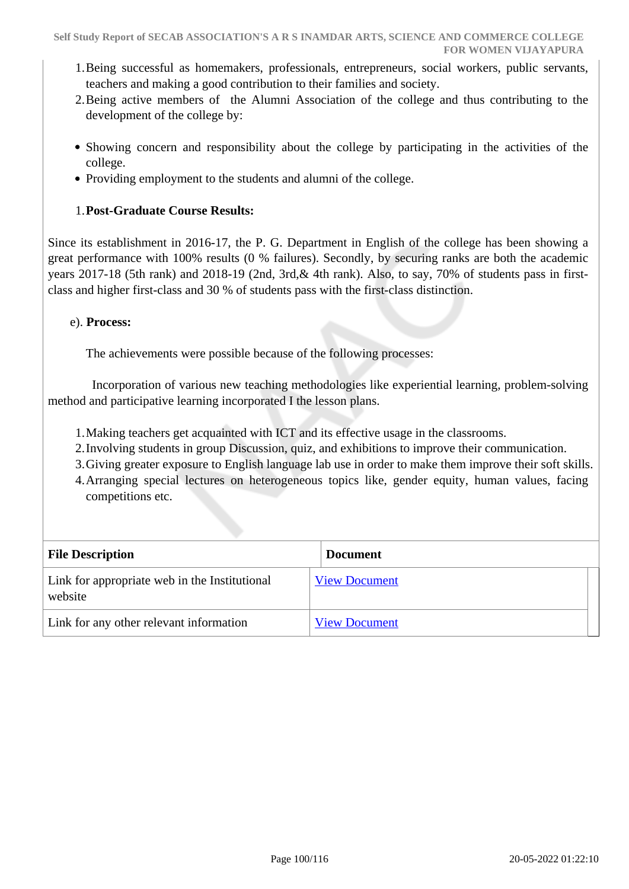1. Being successful as homemakers, professionals, entrepreneurs, social workers, public servants, teachers and making a good contribution to their families and society.
2. Being active members of the Alumni Association of the college and thus contributing to the development of the college by:

- Showing concern and responsibility about the college by participating in the activities of the college.
- Providing employment to the students and alumni of the college.

1. **Post-Graduate Course Results:**

Since its establishment in 2016-17, the P. G. Department in English of the college has been showing a great performance with 100% results (0 % failures). Secondly, by securing ranks are both the academic years 2017-18 (5th rank) and 2018-19 (2nd, 3rd,& 4th rank). Also, to say, 70% of students pass in first-class and higher first-class and 30 % of students pass with the first-class distinction.

e). **Process:**

The achievements were possible because of the following processes:

Incorporation of various new teaching methodologies like experiential learning, problem-solving method and participative learning incorporated I the lesson plans.

1. Making teachers get acquainted with ICT and its effective usage in the classrooms.
2. Involving students in group Discussion, quiz, and exhibitions to improve their communication.
3. Giving greater exposure to English language lab use in order to make them improve their soft skills.
4. Arranging special lectures on heterogeneous topics like, gender equity, human values, facing competitions etc.

| File Description | Document |
|---|---|
| Link for appropriate web in the Institutional website | View Document |
| Link for any other relevant information | View Document |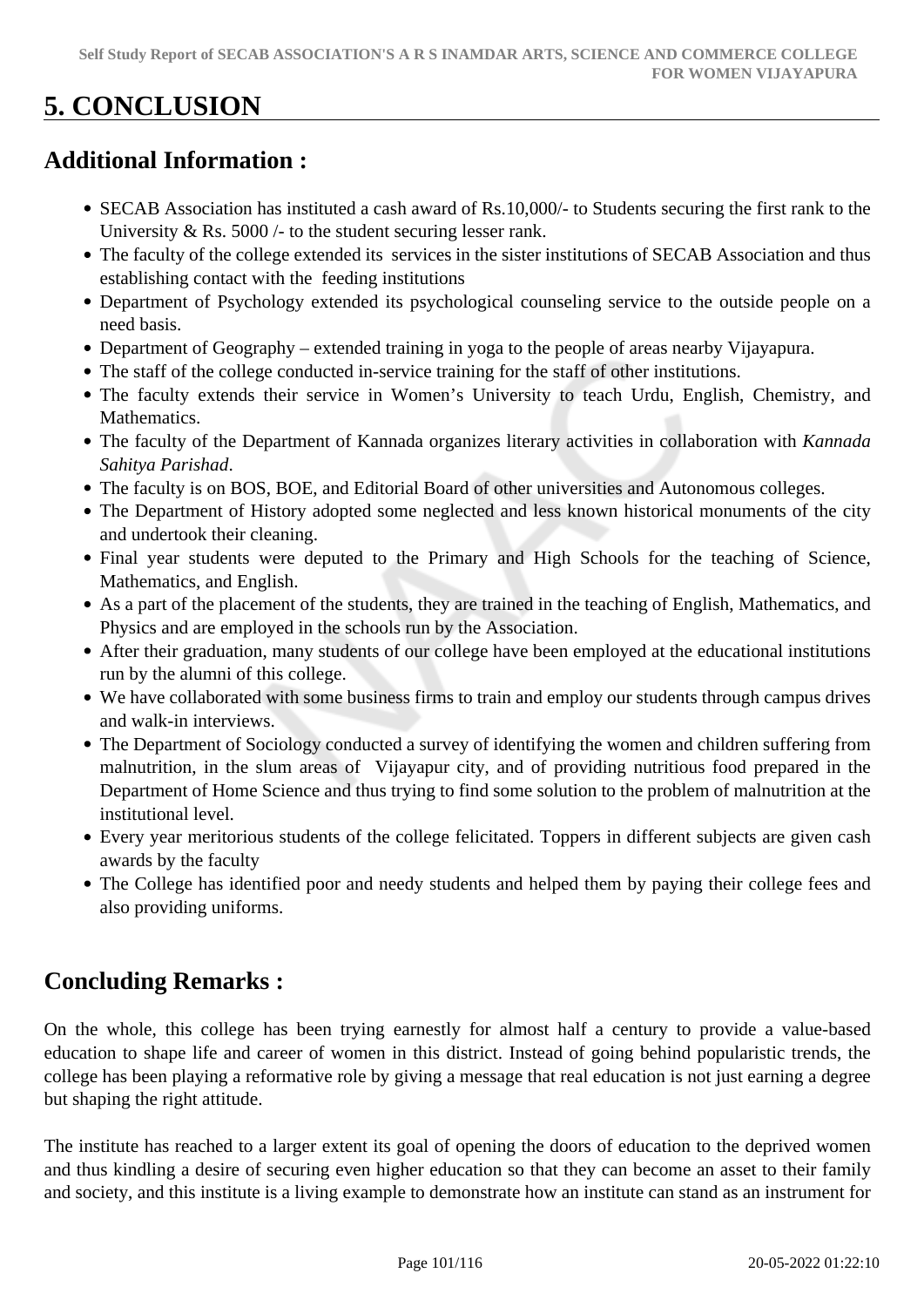# 5. CONCLUSION

## Additional Information :

- SECAB Association has instituted a cash award of Rs.10,000/- to Students securing the first rank to the University & Rs. 5000 /- to the student securing lesser rank.
- The faculty of the college extended its services in the sister institutions of SECAB Association and thus establishing contact with the feeding institutions
- Department of Psychology extended its psychological counseling service to the outside people on a need basis.
- Department of Geography – extended training in yoga to the people of areas nearby Vijayapura.
- The staff of the college conducted in-service training for the staff of other institutions.
- The faculty extends their service in Women's University to teach Urdu, English, Chemistry, and Mathematics.
- The faculty of the Department of Kannada organizes literary activities in collaboration with *Kannada Sahitya Parishad*.
- The faculty is on BOS, BOE, and Editorial Board of other universities and Autonomous colleges.
- The Department of History adopted some neglected and less known historical monuments of the city and undertook their cleaning.
- Final year students were deputed to the Primary and High Schools for the teaching of Science, Mathematics, and English.
- As a part of the placement of the students, they are trained in the teaching of English, Mathematics, and Physics and are employed in the schools run by the Association.
- After their graduation, many students of our college have been employed at the educational institutions run by the alumni of this college.
- We have collaborated with some business firms to train and employ our students through campus drives and walk-in interviews.
- The Department of Sociology conducted a survey of identifying the women and children suffering from malnutrition, in the slum areas of Vijayapur city, and of providing nutritious food prepared in the Department of Home Science and thus trying to find some solution to the problem of malnutrition at the institutional level.
- Every year meritorious students of the college felicitated. Toppers in different subjects are given cash awards by the faculty
- The College has identified poor and needy students and helped them by paying their college fees and also providing uniforms.

## Concluding Remarks :

On the whole, this college has been trying earnestly for almost half a century to provide a value-based education to shape life and career of women in this district. Instead of going behind popularistic trends, the college has been playing a reformative role by giving a message that real education is not just earning a degree but shaping the right attitude.

The institute has reached to a larger extent its goal of opening the doors of education to the deprived women and thus kindling a desire of securing even higher education so that they can become an asset to their family and society, and this institute is a living example to demonstrate how an institute can stand as an instrument for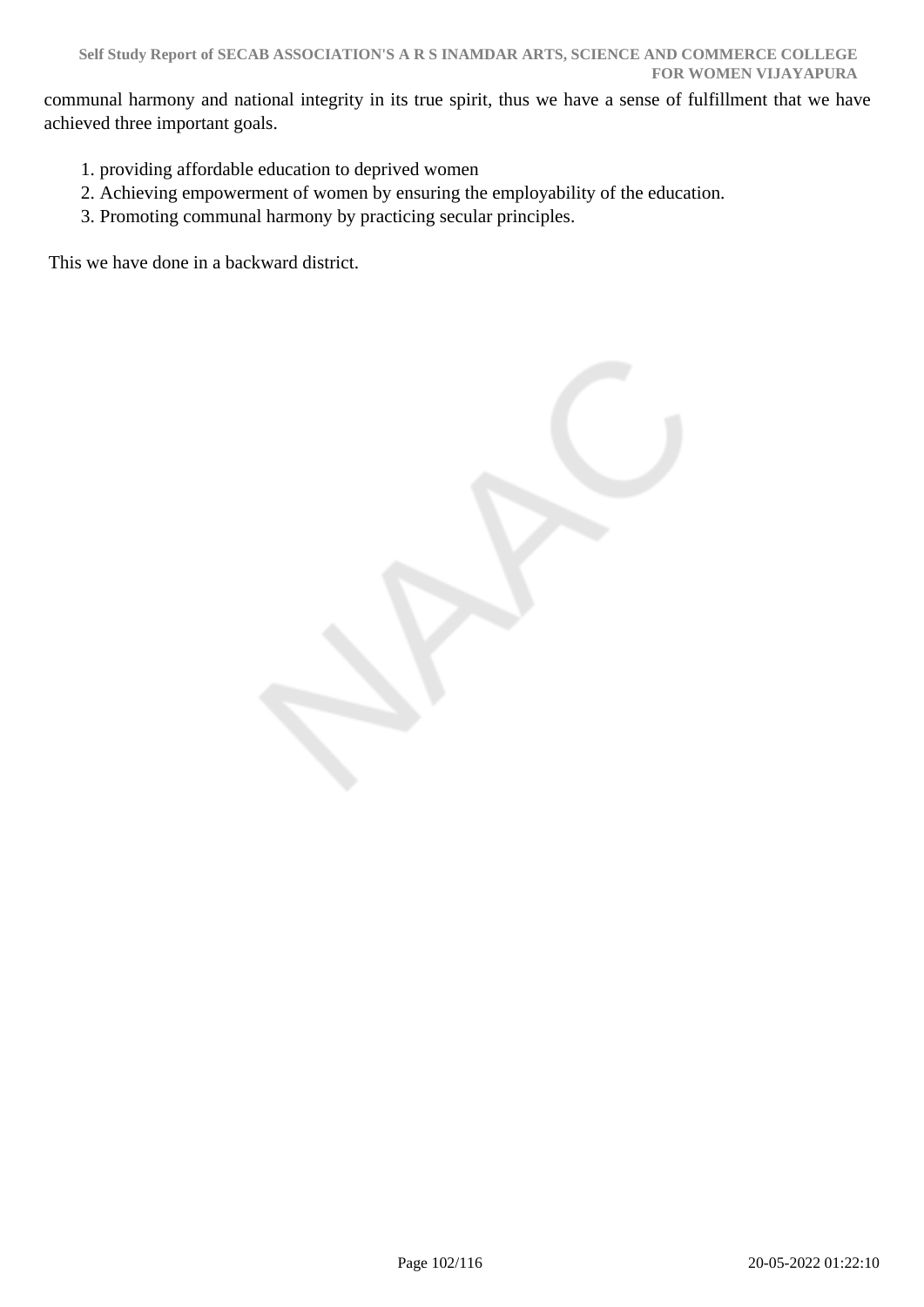communal harmony and national integrity in its true spirit, thus we have a sense of fulfillment that we have achieved three important goals.

1. providing affordable education to deprived women
2. Achieving empowerment of women by ensuring the employability of the education.
3. Promoting communal harmony by practicing secular principles.

This we have done in a backward district.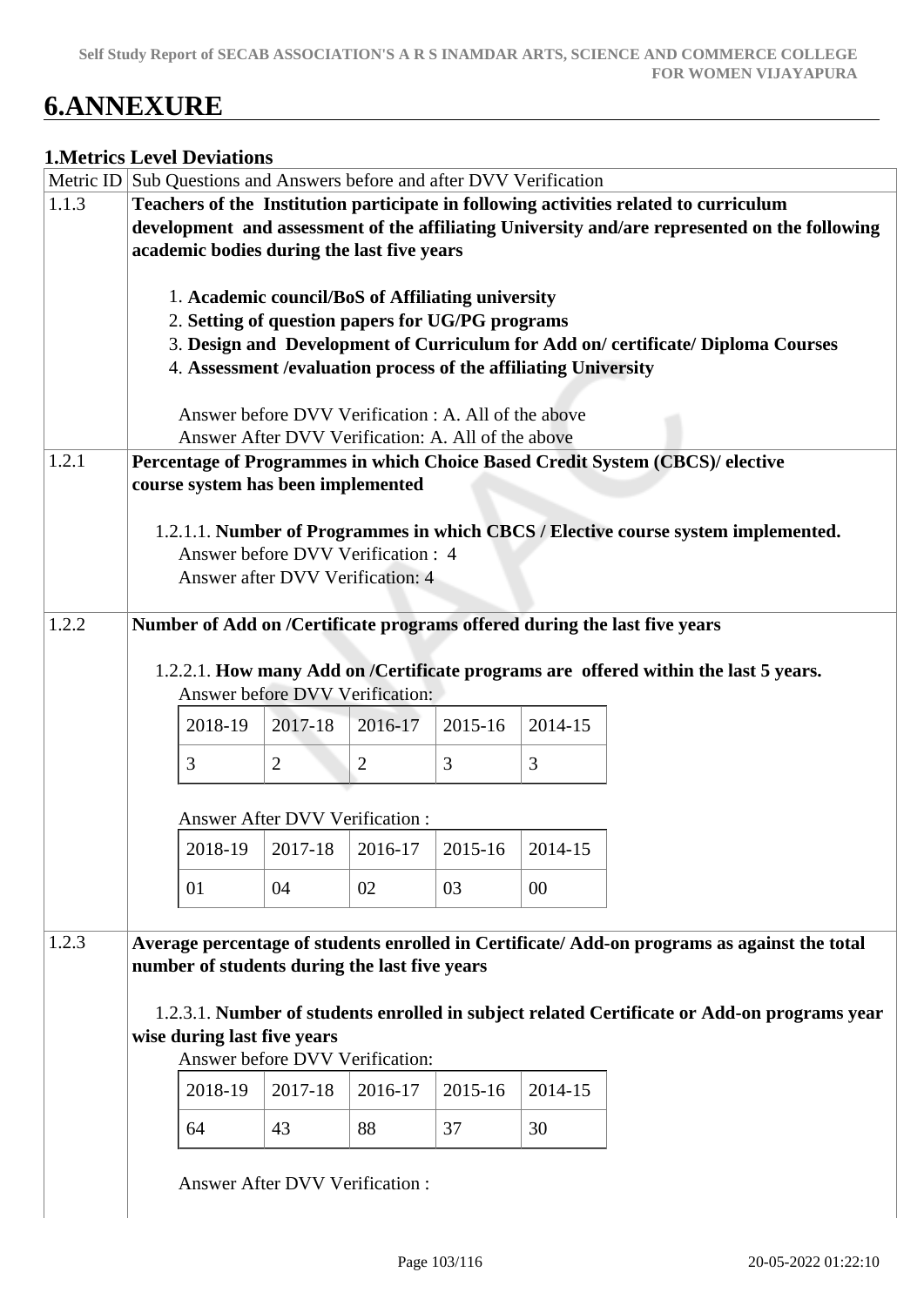# 6.ANNEXURE

## 1.Metrics Level Deviations

| Metric ID | Sub Questions and Answers before and after DVV Verification |
|---|---|
| 1.1.3 | **Teachers of the Institution participate in following activities related to curriculum development and assessment of the affiliating University and/are represented on the following academic bodies during the last five years**<br><br>1. **Academic council/BoS of Affiliating university**<br>2. **Setting of question papers for UG/PG programs**<br>3. **Design and Development of Curriculum for Add on/ certificate/ Diploma Courses**<br>4. **Assessment /evaluation process of the affiliating University**<br><br>Answer before DVV Verification : A. All of the above<br>Answer After DVV Verification: A. All of the above |
| 1.2.1 | **Percentage of Programmes in which Choice Based Credit System (CBCS)/ elective course system has been implemented**<br><br>1.2.1.1. **Number of Programmes in which CBCS / Elective course system implemented.**<br>Answer before DVV Verification : 4<br>Answer after DVV Verification: 4 |
| 1.2.2 | **Number of Add on /Certificate programs offered during the last five years**<br><br>1.2.2.1. **How many Add on /Certificate programs are offered within the last 5 years.**<br>Answer before DVV Verification:<br>2018-19: 3, 2017-18: 2, 2016-17: 2, 2015-16: 3, 2014-15: 3<br><br>Answer After DVV Verification :<br>2018-19: 01, 2017-18: 04, 2016-17: 02, 2015-16: 03, 2014-15: 00 |
| 1.2.3 | **Average percentage of students enrolled in Certificate/ Add-on programs as against the total number of students during the last five years**<br><br>1.2.3.1. **Number of students enrolled in subject related Certificate or Add-on programs year wise during last five years**<br>Answer before DVV Verification:<br>2018-19: 64, 2017-18: 43, 2016-17: 88, 2015-16: 37, 2014-15: 30<br><br>Answer After DVV Verification : |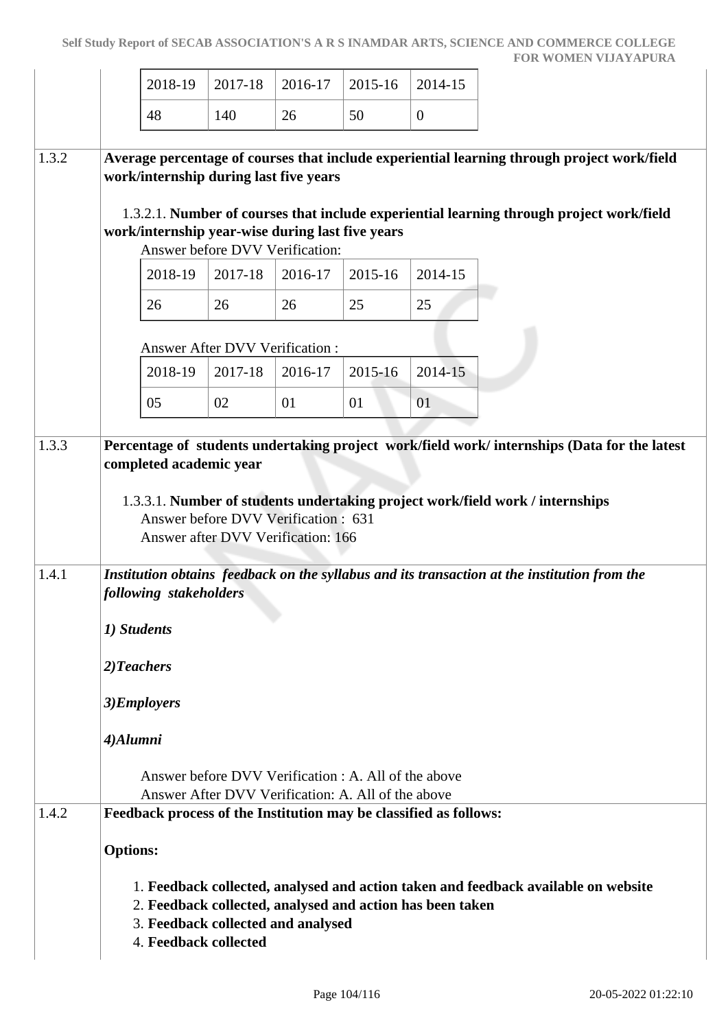| 2018-19 | 2017-18 | 2016-17 | 2015-16 | 2014-15 |
|---|---|---|---|---|
| 48 | 140 | 26 | 50 | 0 |

**1.3.2** **Average percentage of courses that include experiential learning through project work/field work/internship during last five years**

1.3.2.1. **Number of courses that include experiential learning through project work/field work/internship year-wise during last five years**

Answer before DVV Verification:

| 2018-19 | 2017-18 | 2016-17 | 2015-16 | 2014-15 |
|---|---|---|---|---|
| 26 | 26 | 26 | 25 | 25 |

Answer After DVV Verification :

| 2018-19 | 2017-18 | 2016-17 | 2015-16 | 2014-15 |
|---|---|---|---|---|
| 05 | 02 | 01 | 01 | 01 |

**1.3.3** **Percentage of students undertaking project work/field work/ internships (Data for the latest completed academic year**

1.3.3.1. **Number of students undertaking project work/field work / internships**

Answer before DVV Verification : 631
Answer after DVV Verification: 166

**1.4.1** ***Institution obtains feedback on the syllabus and its transaction at the institution from the following stakeholders***

***1) Students***

***2)Teachers***

***3)Employers***

***4)Alumni***

Answer before DVV Verification : A. All of the above
Answer After DVV Verification: A. All of the above

**1.4.2** **Feedback process of the Institution may be classified as follows:**

**Options:**

1. **Feedback collected, analysed and action taken and feedback available on website**
2. **Feedback collected, analysed and action has been taken**
3. **Feedback collected and analysed**
4. **Feedback collected**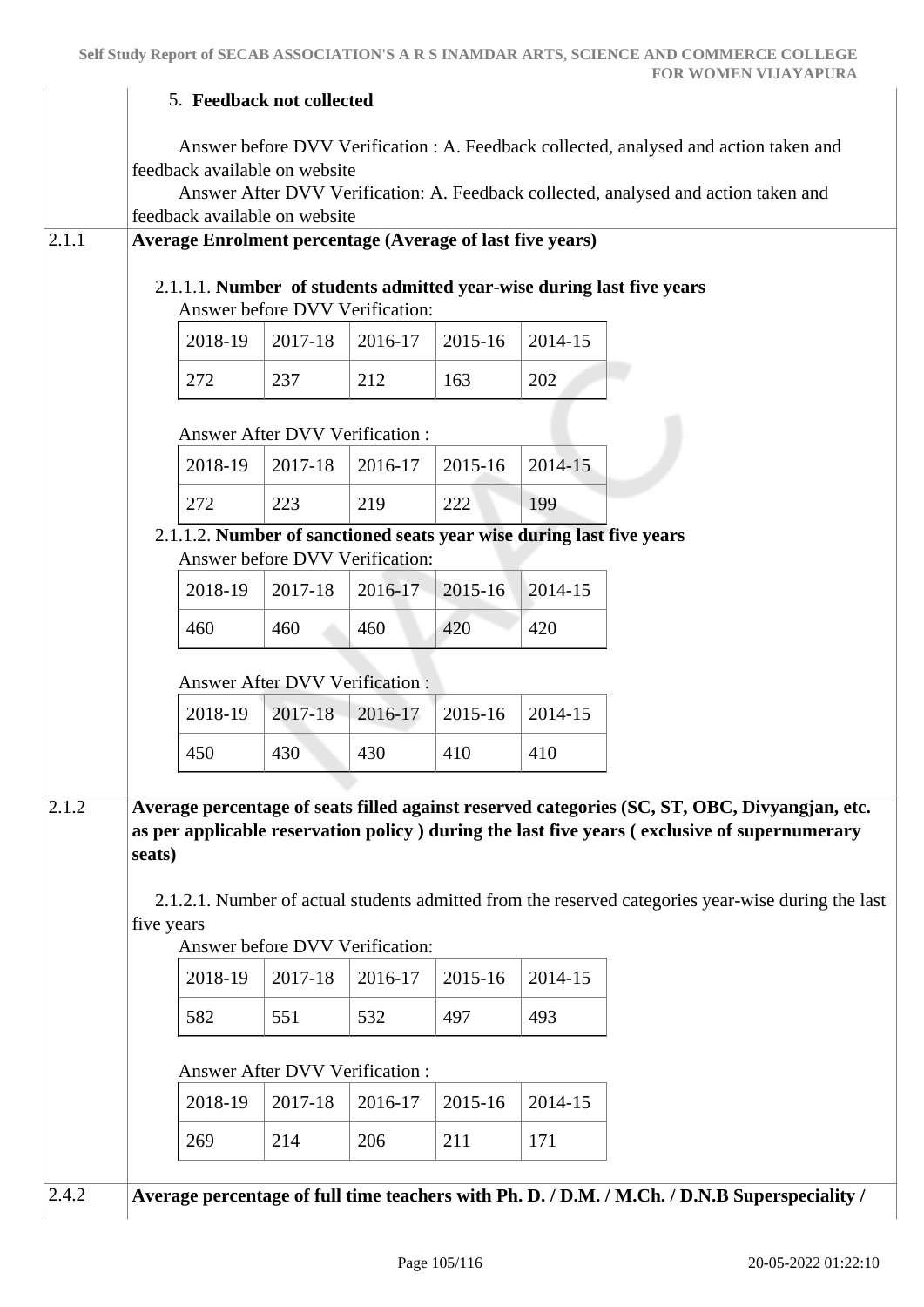5. **Feedback not collected**

Answer before DVV Verification : A. Feedback collected, analysed and action taken and feedback available on website
Answer After DVV Verification: A. Feedback collected, analysed and action taken and feedback available on website

**2.1.1 Average Enrolment percentage (Average of last five years)**

2.1.1.1. **Number of students admitted year-wise during last five years**

Answer before DVV Verification:

| 2018-19 | 2017-18 | 2016-17 | 2015-16 | 2014-15 |
|---|---|---|---|---|
| 272 | 237 | 212 | 163 | 202 |

Answer After DVV Verification :

| 2018-19 | 2017-18 | 2016-17 | 2015-16 | 2014-15 |
|---|---|---|---|---|
| 272 | 223 | 219 | 222 | 199 |

2.1.1.2. **Number of sanctioned seats year wise during last five years**

Answer before DVV Verification:

| 2018-19 | 2017-18 | 2016-17 | 2015-16 | 2014-15 |
|---|---|---|---|---|
| 460 | 460 | 460 | 420 | 420 |

Answer After DVV Verification :

| 2018-19 | 2017-18 | 2016-17 | 2015-16 | 2014-15 |
|---|---|---|---|---|
| 450 | 430 | 430 | 410 | 410 |

**2.1.2 Average percentage of seats filled against reserved categories (SC, ST, OBC, Divyangjan, etc. as per applicable reservation policy ) during the last five years ( exclusive of supernumerary seats)**

2.1.2.1. Number of actual students admitted from the reserved categories year-wise during the last five years

Answer before DVV Verification:

| 2018-19 | 2017-18 | 2016-17 | 2015-16 | 2014-15 |
|---|---|---|---|---|
| 582 | 551 | 532 | 497 | 493 |

Answer After DVV Verification :

| 2018-19 | 2017-18 | 2016-17 | 2015-16 | 2014-15 |
|---|---|---|---|---|
| 269 | 214 | 206 | 211 | 171 |

**2.4.2 Average percentage of full time teachers with Ph. D. / D.M. / M.Ch. / D.N.B Superspeciality /**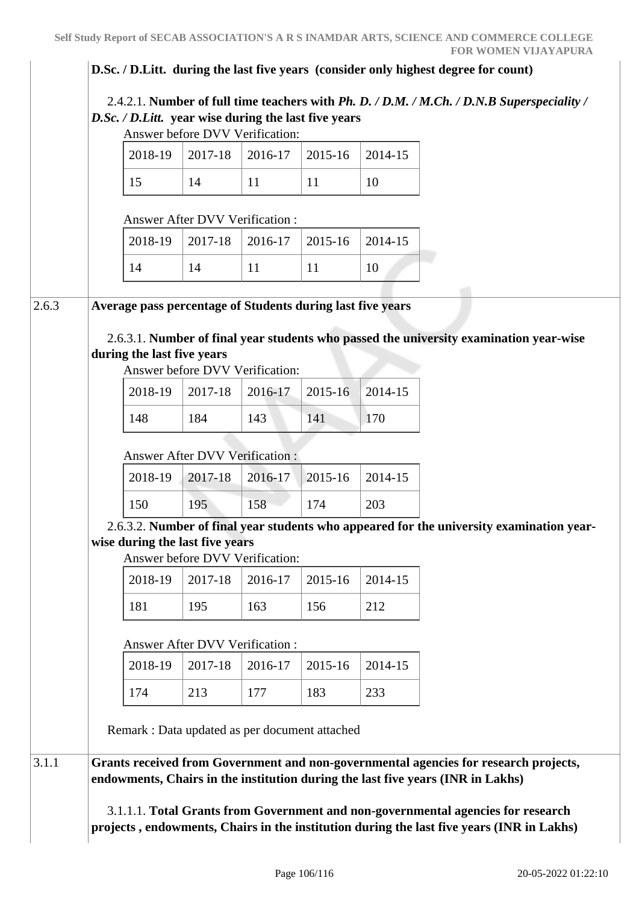**D.Sc. / D.Litt. during the last five years (consider only highest degree for count)**

2.4.2.1. **Number of full time teachers with *Ph. D. / D.M. / M.Ch. / D.N.B Superspeciality / D.Sc. / D.Litt.* year wise during the last five years**

Answer before DVV Verification:

| 2018-19 | 2017-18 | 2016-17 | 2015-16 | 2014-15 |
|---|---|---|---|---|
| 15 | 14 | 11 | 11 | 10 |

Answer After DVV Verification :

| 2018-19 | 2017-18 | 2016-17 | 2015-16 | 2014-15 |
|---|---|---|---|---|
| 14 | 14 | 11 | 11 | 10 |

**2.6.3 Average pass percentage of Students during last five years**

2.6.3.1. **Number of final year students who passed the university examination year-wise during the last five years**

Answer before DVV Verification:

| 2018-19 | 2017-18 | 2016-17 | 2015-16 | 2014-15 |
|---|---|---|---|---|
| 148 | 184 | 143 | 141 | 170 |

Answer After DVV Verification :

| 2018-19 | 2017-18 | 2016-17 | 2015-16 | 2014-15 |
|---|---|---|---|---|
| 150 | 195 | 158 | 174 | 203 |

2.6.3.2. **Number of final year students who appeared for the university examination year-wise during the last five years**

Answer before DVV Verification:

| 2018-19 | 2017-18 | 2016-17 | 2015-16 | 2014-15 |
|---|---|---|---|---|
| 181 | 195 | 163 | 156 | 212 |

Answer After DVV Verification :

| 2018-19 | 2017-18 | 2016-17 | 2015-16 | 2014-15 |
|---|---|---|---|---|
| 174 | 213 | 177 | 183 | 233 |

Remark : Data updated as per document attached

**3.1.1 Grants received from Government and non-governmental agencies for research projects, endowments, Chairs in the institution during the last five years (INR in Lakhs)**

3.1.1.1. **Total Grants from Government and non-governmental agencies for research projects , endowments, Chairs in the institution during the last five years (INR in Lakhs)**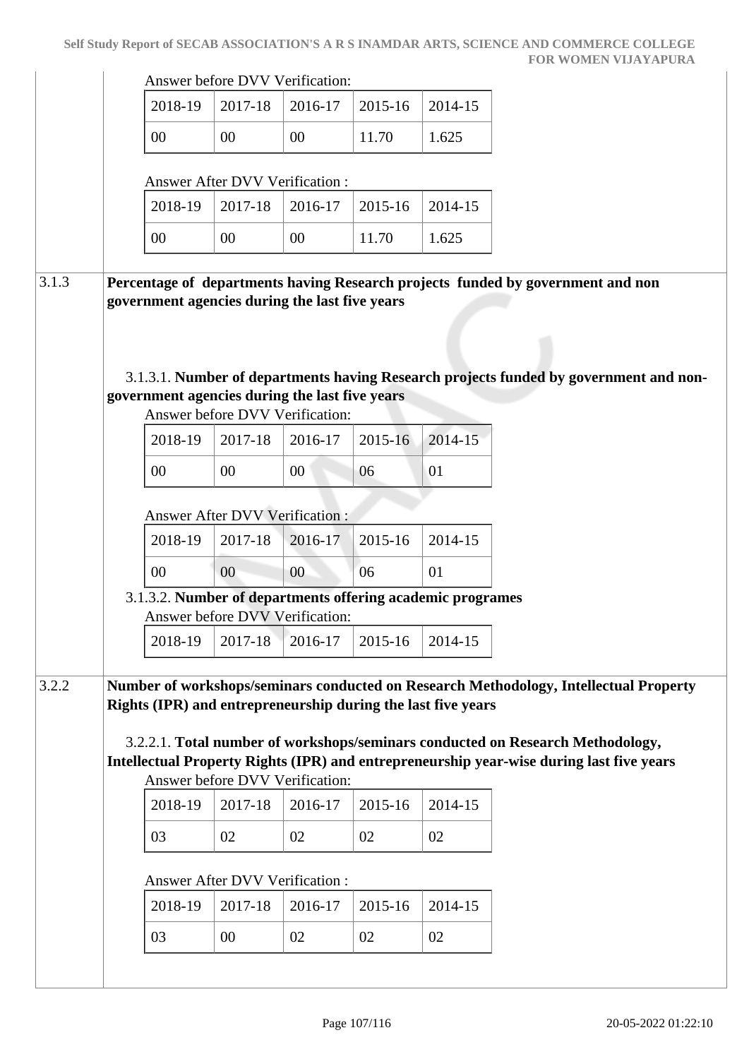Answer before DVV Verification:

| 2018-19 | 2017-18 | 2016-17 | 2015-16 | 2014-15 |
|---|---|---|---|---|
| 00 | 00 | 00 | 11.70 | 1.625 |

Answer After DVV Verification :

| 2018-19 | 2017-18 | 2016-17 | 2015-16 | 2014-15 |
|---|---|---|---|---|
| 00 | 00 | 00 | 11.70 | 1.625 |

**3.1.3 Percentage of departments having Research projects funded by government and non government agencies during the last five years**

3.1.3.1. **Number of departments having Research projects funded by government and non-government agencies during the last five years**

Answer before DVV Verification:

| 2018-19 | 2017-18 | 2016-17 | 2015-16 | 2014-15 |
|---|---|---|---|---|
| 00 | 00 | 00 | 06 | 01 |

Answer After DVV Verification :

| 2018-19 | 2017-18 | 2016-17 | 2015-16 | 2014-15 |
|---|---|---|---|---|
| 00 | 00 | 00 | 06 | 01 |

3.1.3.2. **Number of departments offering academic programes**

Answer before DVV Verification:

| 2018-19 | 2017-18 | 2016-17 | 2015-16 | 2014-15 |
|---|---|---|---|---|

**3.2.2 Number of workshops/seminars conducted on Research Methodology, Intellectual Property Rights (IPR) and entrepreneurship during the last five years**

3.2.2.1. **Total number of workshops/seminars conducted on Research Methodology, Intellectual Property Rights (IPR) and entrepreneurship year-wise during last five years**

Answer before DVV Verification:

| 2018-19 | 2017-18 | 2016-17 | 2015-16 | 2014-15 |
|---|---|---|---|---|
| 03 | 02 | 02 | 02 | 02 |

Answer After DVV Verification :

| 2018-19 | 2017-18 | 2016-17 | 2015-16 | 2014-15 |
|---|---|---|---|---|
| 03 | 00 | 02 | 02 | 02 |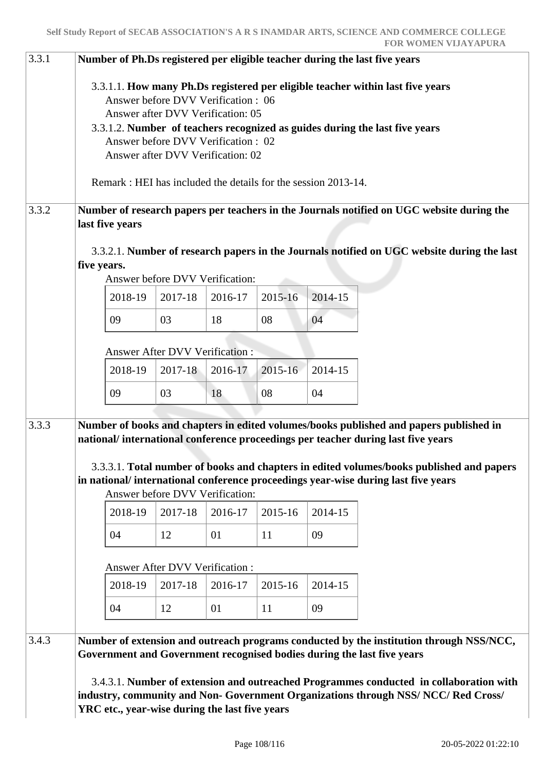**3.3.1 Number of Ph.Ds registered per eligible teacher during the last five years**

3.3.1.1. **How many Ph.Ds registered per eligible teacher within last five years**
Answer before DVV Verification : 06
Answer after DVV Verification: 05

3.3.1.2. **Number of teachers recognized as guides during the last five years**
Answer before DVV Verification : 02
Answer after DVV Verification: 02

Remark : HEI has included the details for the session 2013-14.

**3.3.2 Number of research papers per teachers in the Journals notified on UGC website during the last five years**

3.3.2.1. **Number of research papers in the Journals notified on UGC website during the last five years.**

Answer before DVV Verification:

| 2018-19 | 2017-18 | 2016-17 | 2015-16 | 2014-15 |
|---|---|---|---|---|
| 09 | 03 | 18 | 08 | 04 |

Answer After DVV Verification :

| 2018-19 | 2017-18 | 2016-17 | 2015-16 | 2014-15 |
|---|---|---|---|---|
| 09 | 03 | 18 | 08 | 04 |

**3.3.3 Number of books and chapters in edited volumes/books published and papers published in national/ international conference proceedings per teacher during last five years**

3.3.3.1. **Total number of books and chapters in edited volumes/books published and papers in national/ international conference proceedings year-wise during last five years**

Answer before DVV Verification:

| 2018-19 | 2017-18 | 2016-17 | 2015-16 | 2014-15 |
|---|---|---|---|---|
| 04 | 12 | 01 | 11 | 09 |

Answer After DVV Verification :

| 2018-19 | 2017-18 | 2016-17 | 2015-16 | 2014-15 |
|---|---|---|---|---|
| 04 | 12 | 01 | 11 | 09 |

**3.4.3 Number of extension and outreach programs conducted by the institution through NSS/NCC, Government and Government recognised bodies during the last five years**

3.4.3.1. **Number of extension and outreached Programmes conducted in collaboration with industry, community and Non- Government Organizations through NSS/ NCC/ Red Cross/ YRC etc., year-wise during the last five years**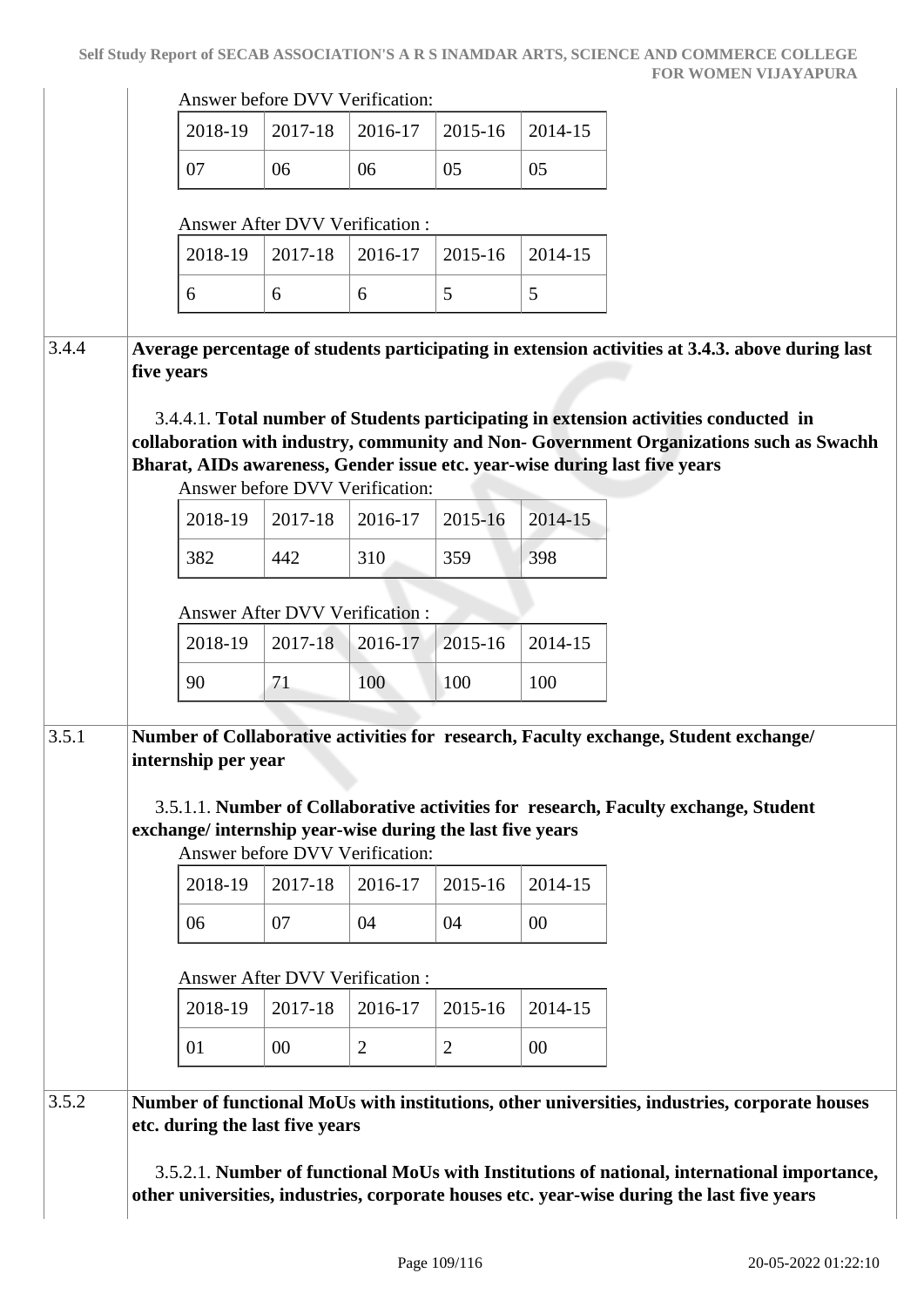Answer before DVV Verification:

| 2018-19 | 2017-18 | 2016-17 | 2015-16 | 2014-15 |
|---|---|---|---|---|
| 07 | 06 | 06 | 05 | 05 |

Answer After DVV Verification :

| 2018-19 | 2017-18 | 2016-17 | 2015-16 | 2014-15 |
|---|---|---|---|---|
| 6 | 6 | 6 | 5 | 5 |

**3.4.4 Average percentage of students participating in extension activities at 3.4.3. above during last five years**

3.4.4.1. **Total number of Students participating in extension activities conducted in collaboration with industry, community and Non- Government Organizations such as Swachh Bharat, AIDs awareness, Gender issue etc. year-wise during last five years**

Answer before DVV Verification:

| 2018-19 | 2017-18 | 2016-17 | 2015-16 | 2014-15 |
|---|---|---|---|---|
| 382 | 442 | 310 | 359 | 398 |

Answer After DVV Verification :

| 2018-19 | 2017-18 | 2016-17 | 2015-16 | 2014-15 |
|---|---|---|---|---|
| 90 | 71 | 100 | 100 | 100 |

**3.5.1 Number of Collaborative activities for research, Faculty exchange, Student exchange/ internship per year**

3.5.1.1. **Number of Collaborative activities for research, Faculty exchange, Student exchange/ internship year-wise during the last five years**

Answer before DVV Verification:

| 2018-19 | 2017-18 | 2016-17 | 2015-16 | 2014-15 |
|---|---|---|---|---|
| 06 | 07 | 04 | 04 | 00 |

Answer After DVV Verification :

| 2018-19 | 2017-18 | 2016-17 | 2015-16 | 2014-15 |
|---|---|---|---|---|
| 01 | 00 | 2 | 2 | 00 |

**3.5.2 Number of functional MoUs with institutions, other universities, industries, corporate houses etc. during the last five years**

3.5.2.1. **Number of functional MoUs with Institutions of national, international importance, other universities, industries, corporate houses etc. year-wise during the last five years**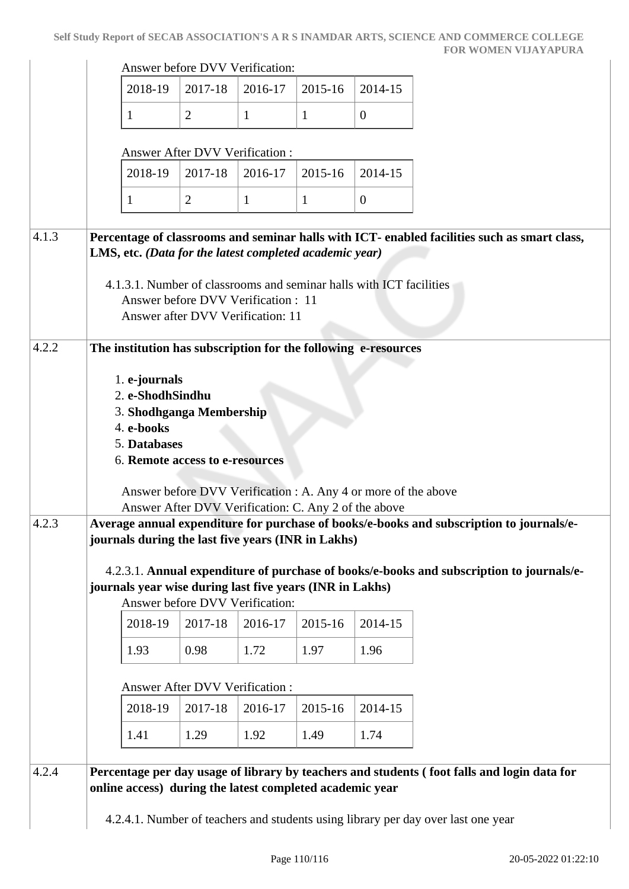Answer before DVV Verification:

| 2018-19 | 2017-18 | 2016-17 | 2015-16 | 2014-15 |
|---|---|---|---|---|
| 1 | 2 | 1 | 1 | 0 |

Answer After DVV Verification :

| 2018-19 | 2017-18 | 2016-17 | 2015-16 | 2014-15 |
|---|---|---|---|---|
| 1 | 2 | 1 | 1 | 0 |

**4.1.3 Percentage of classrooms and seminar halls with ICT- enabled facilities such as smart class, LMS, etc. *(Data for the latest completed academic year)***

4.1.3.1. Number of classrooms and seminar halls with ICT facilities
Answer before DVV Verification : 11
Answer after DVV Verification: 11

**4.2.2 The institution has subscription for the following e-resources**

1. **e-journals**
2. **e-ShodhSindhu**
3. **Shodhganga Membership**
4. **e-books**
5. **Databases**
6. **Remote access to e-resources**

Answer before DVV Verification : A. Any 4 or more of the above
Answer After DVV Verification: C. Any 2 of the above

**4.2.3 Average annual expenditure for purchase of books/e-books and subscription to journals/e-journals during the last five years (INR in Lakhs)**

4.2.3.1. **Annual expenditure of purchase of books/e-books and subscription to journals/e-journals year wise during last five years (INR in Lakhs)**

Answer before DVV Verification:

| 2018-19 | 2017-18 | 2016-17 | 2015-16 | 2014-15 |
|---|---|---|---|---|
| 1.93 | 0.98 | 1.72 | 1.97 | 1.96 |

Answer After DVV Verification :

| 2018-19 | 2017-18 | 2016-17 | 2015-16 | 2014-15 |
|---|---|---|---|---|
| 1.41 | 1.29 | 1.92 | 1.49 | 1.74 |

**4.2.4 Percentage per day usage of library by teachers and students ( foot falls and login data for online access) during the latest completed academic year**

4.2.4.1. Number of teachers and students using library per day over last one year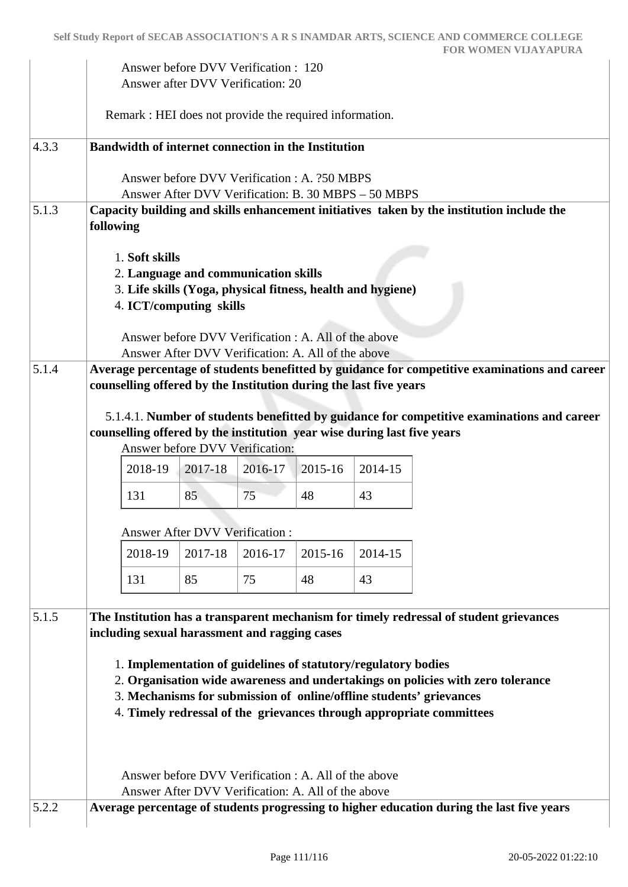Answer before DVV Verification : 120
Answer after DVV Verification: 20

Remark : HEI does not provide the required information.

**4.3.3 Bandwidth of internet connection in the Institution**

Answer before DVV Verification : A. ?50 MBPS
Answer After DVV Verification: B. 30 MBPS – 50 MBPS

**5.1.3 Capacity building and skills enhancement initiatives taken by the institution include the following**

1. **Soft skills**
2. **Language and communication skills**
3. **Life skills (Yoga, physical fitness, health and hygiene)**
4. **ICT/computing skills**

Answer before DVV Verification : A. All of the above
Answer After DVV Verification: A. All of the above

**5.1.4 Average percentage of students benefitted by guidance for competitive examinations and career counselling offered by the Institution during the last five years**

5.1.4.1. **Number of students benefitted by guidance for competitive examinations and career counselling offered by the institution year wise during last five years**

Answer before DVV Verification:

| 2018-19 | 2017-18 | 2016-17 | 2015-16 | 2014-15 |
|---|---|---|---|---|
| 131 | 85 | 75 | 48 | 43 |

Answer After DVV Verification :

| 2018-19 | 2017-18 | 2016-17 | 2015-16 | 2014-15 |
|---|---|---|---|---|
| 131 | 85 | 75 | 48 | 43 |

**5.1.5 The Institution has a transparent mechanism for timely redressal of student grievances including sexual harassment and ragging cases**

1. **Implementation of guidelines of statutory/regulatory bodies**
2. **Organisation wide awareness and undertakings on policies with zero tolerance**
3. **Mechanisms for submission of online/offline students' grievances**
4. **Timely redressal of the grievances through appropriate committees**

Answer before DVV Verification : A. All of the above
Answer After DVV Verification: A. All of the above

**5.2.2 Average percentage of students progressing to higher education during the last five years**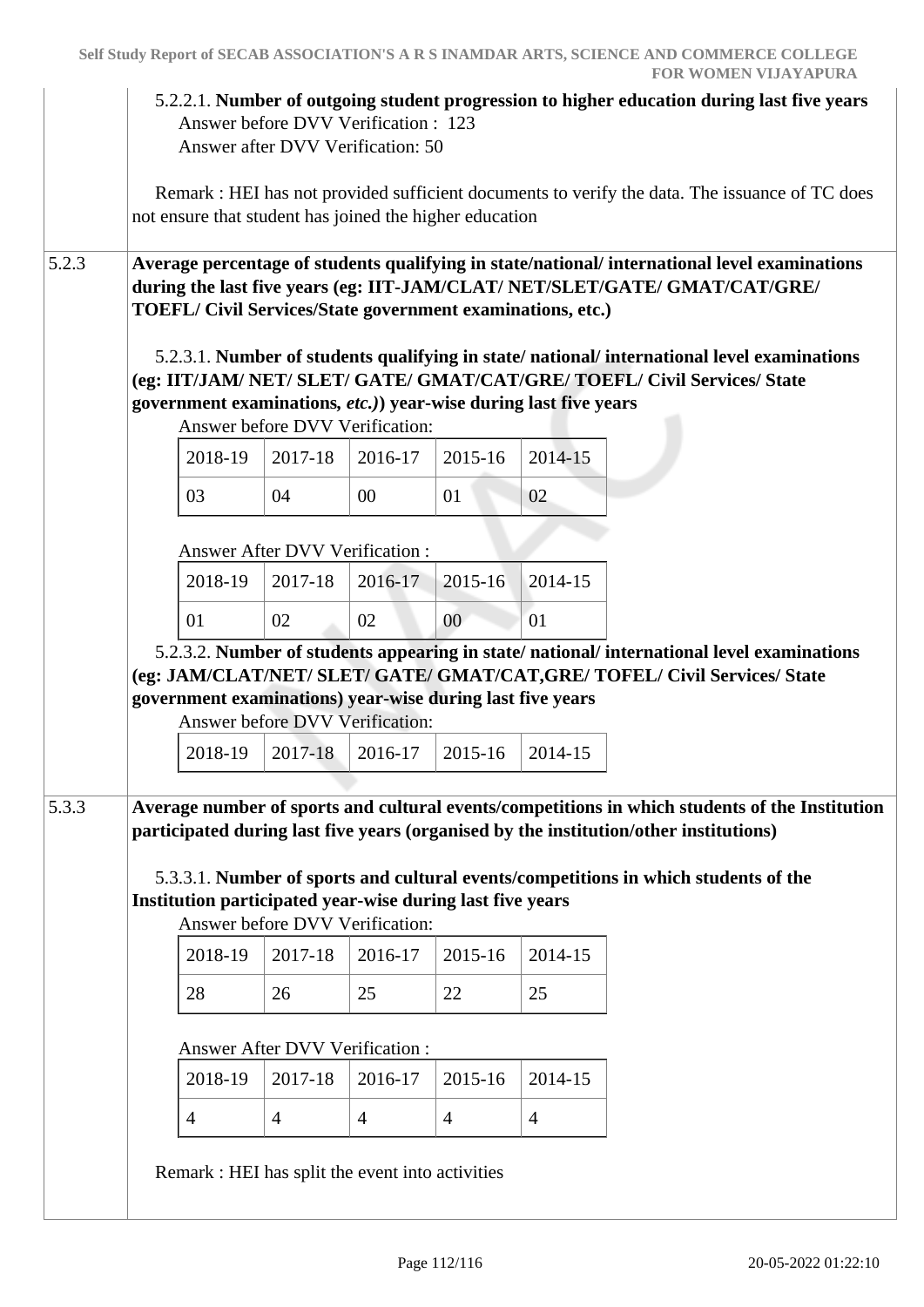5.2.2.1. **Number of outgoing student progression to higher education during last five years**
Answer before DVV Verification : 123
Answer after DVV Verification: 50

Remark : HEI has not provided sufficient documents to verify the data. The issuance of TC does not ensure that student has joined the higher education

**5.2.3** **Average percentage of students qualifying in state/national/ international level examinations during the last five years (eg: IIT-JAM/CLAT/ NET/SLET/GATE/ GMAT/CAT/GRE/ TOEFL/ Civil Services/State government examinations, etc.)**

5.2.3.1. **Number of students qualifying in state/ national/ international level examinations (eg: IIT/JAM/ NET/ SLET/ GATE/ GMAT/CAT/GRE/ TOEFL/ Civil Services/ State government examinations, *etc.*)) year-wise during last five years**

Answer before DVV Verification:

| 2018-19 | 2017-18 | 2016-17 | 2015-16 | 2014-15 |
|---|---|---|---|---|
| 03 | 04 | 00 | 01 | 02 |

Answer After DVV Verification :

| 2018-19 | 2017-18 | 2016-17 | 2015-16 | 2014-15 |
|---|---|---|---|---|
| 01 | 02 | 02 | 00 | 01 |

5.2.3.2. **Number of students appearing in state/ national/ international level examinations (eg: JAM/CLAT/NET/ SLET/ GATE/ GMAT/CAT,GRE/ TOFEL/ Civil Services/ State government examinations) year-wise during last five years**

Answer before DVV Verification:

| 2018-19 | 2017-18 | 2016-17 | 2015-16 | 2014-15 |
|---|---|---|---|---|

**5.3.3** **Average number of sports and cultural events/competitions in which students of the Institution participated during last five years (organised by the institution/other institutions)**

5.3.3.1. **Number of sports and cultural events/competitions in which students of the Institution participated year-wise during last five years**

Answer before DVV Verification:

| 2018-19 | 2017-18 | 2016-17 | 2015-16 | 2014-15 |
|---|---|---|---|---|
| 28 | 26 | 25 | 22 | 25 |

Answer After DVV Verification :

| 2018-19 | 2017-18 | 2016-17 | 2015-16 | 2014-15 |
|---|---|---|---|---|
| 4 | 4 | 4 | 4 | 4 |

Remark : HEI has split the event into activities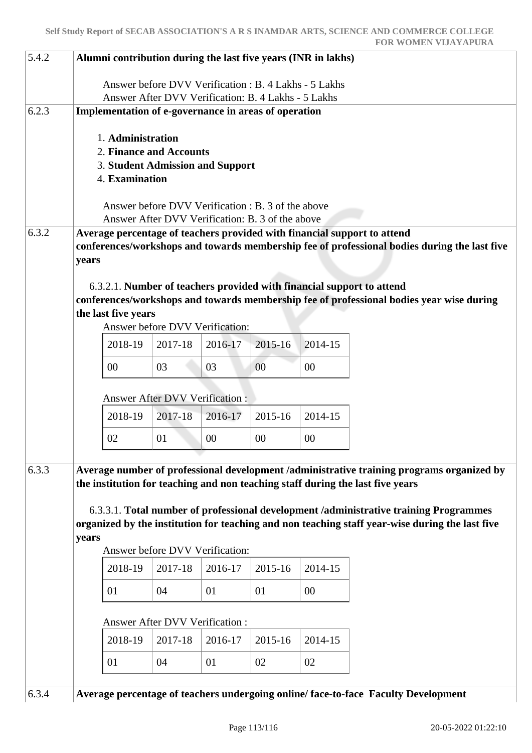| 5.4.2 | **Alumni contribution during the last five years (INR in lakhs)** |
|---|---|

Answer before DVV Verification : B. 4 Lakhs - 5 Lakhs
Answer After DVV Verification: B. 4 Lakhs - 5 Lakhs

**6.2.3 Implementation of e-governance in areas of operation**

1. **Administration**
2. **Finance and Accounts**
3. **Student Admission and Support**
4. **Examination**

Answer before DVV Verification : B. 3 of the above
Answer After DVV Verification: B. 3 of the above

**6.3.2 Average percentage of teachers provided with financial support to attend conferences/workshops and towards membership fee of professional bodies during the last five years**

6.3.2.1. **Number of teachers provided with financial support to attend conferences/workshops and towards membership fee of professional bodies year wise during the last five years**

Answer before DVV Verification:

| 2018-19 | 2017-18 | 2016-17 | 2015-16 | 2014-15 |
|---|---|---|---|---|
| 00 | 03 | 03 | 00 | 00 |

Answer After DVV Verification :

| 2018-19 | 2017-18 | 2016-17 | 2015-16 | 2014-15 |
|---|---|---|---|---|
| 02 | 01 | 00 | 00 | 00 |

**6.3.3 Average number of professional development /administrative training programs organized by the institution for teaching and non teaching staff during the last five years**

6.3.3.1. **Total number of professional development /administrative training Programmes organized by the institution for teaching and non teaching staff year-wise during the last five years**

Answer before DVV Verification:

| 2018-19 | 2017-18 | 2016-17 | 2015-16 | 2014-15 |
|---|---|---|---|---|
| 01 | 04 | 01 | 01 | 00 |

Answer After DVV Verification :

| 2018-19 | 2017-18 | 2016-17 | 2015-16 | 2014-15 |
|---|---|---|---|---|
| 01 | 04 | 01 | 02 | 02 |

**6.3.4 Average percentage of teachers undergoing online/ face-to-face Faculty Development**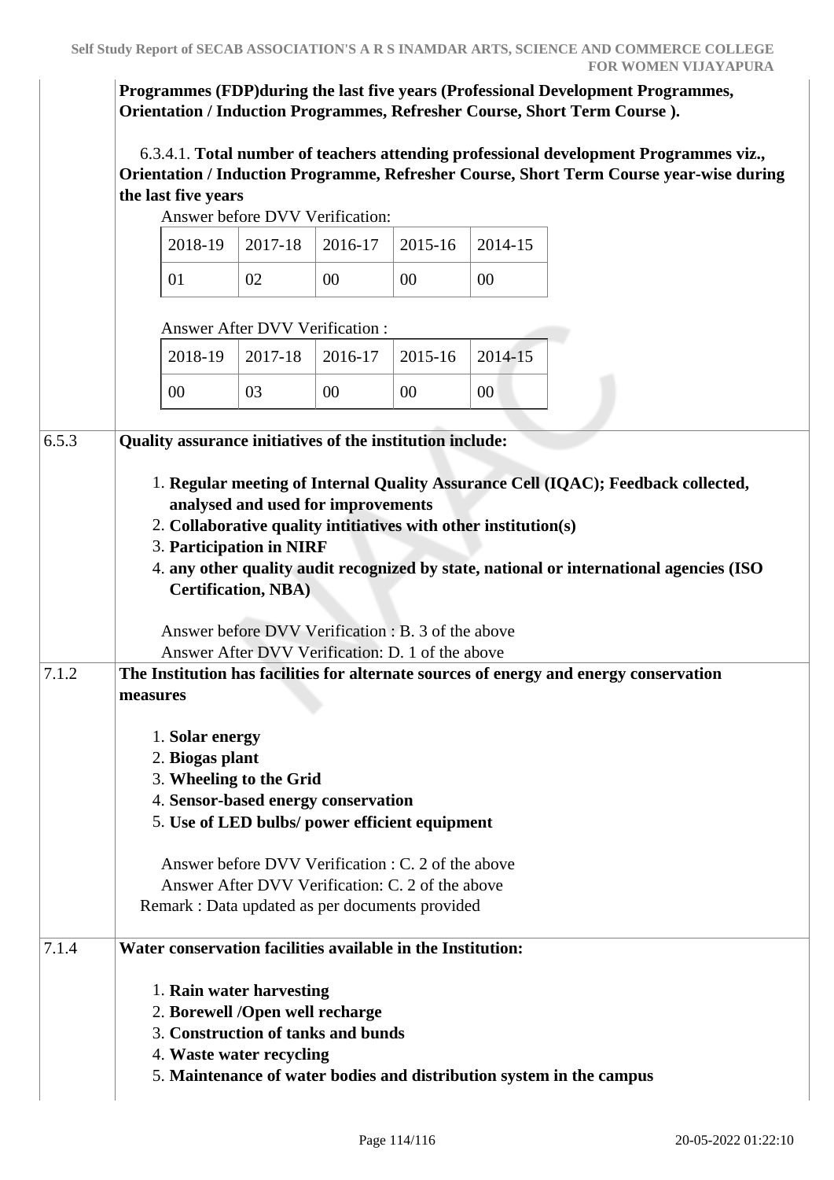**Programmes (FDP)during the last five years (Professional Development Programmes, Orientation / Induction Programmes, Refresher Course, Short Term Course ).**

6.3.4.1. **Total number of teachers attending professional development Programmes viz., Orientation / Induction Programme, Refresher Course, Short Term Course year-wise during the last five years**

Answer before DVV Verification:

| 2018-19 | 2017-18 | 2016-17 | 2015-16 | 2014-15 |
|---|---|---|---|---|
| 01 | 02 | 00 | 00 | 00 |

Answer After DVV Verification :

| 2018-19 | 2017-18 | 2016-17 | 2015-16 | 2014-15 |
|---|---|---|---|---|
| 00 | 03 | 00 | 00 | 00 |

6.5.3 **Quality assurance initiatives of the institution include:**

1. **Regular meeting of Internal Quality Assurance Cell (IQAC); Feedback collected, analysed and used for improvements**
2. **Collaborative quality intitiatives with other institution(s)**
3. **Participation in NIRF**
4. **any other quality audit recognized by state, national or international agencies (ISO Certification, NBA)**

Answer before DVV Verification : B. 3 of the above
Answer After DVV Verification: D. 1 of the above

7.1.2 **The Institution has facilities for alternate sources of energy and energy conservation measures**

1. **Solar energy**
2. **Biogas plant**
3. **Wheeling to the Grid**
4. **Sensor-based energy conservation**
5. **Use of LED bulbs/ power efficient equipment**

Answer before DVV Verification : C. 2 of the above
Answer After DVV Verification: C. 2 of the above
Remark : Data updated as per documents provided

7.1.4 **Water conservation facilities available in the Institution:**

1. **Rain water harvesting**
2. **Borewell /Open well recharge**
3. **Construction of tanks and bunds**
4. **Waste water recycling**
5. **Maintenance of water bodies and distribution system in the campus**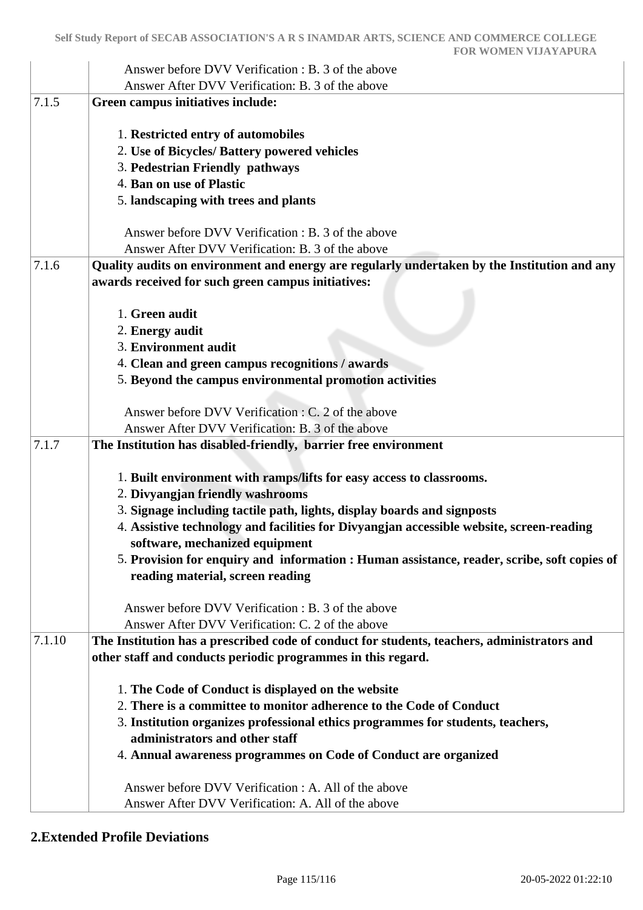| | Answer before DVV Verification : B. 3 of the above<br>Answer After DVV Verification: B. 3 of the above |
|---|---|
| 7.1.5 | **Green campus initiatives include:**<br><br>1. **Restricted entry of automobiles**<br>2. **Use of Bicycles/ Battery powered vehicles**<br>3. **Pedestrian Friendly pathways**<br>4. **Ban on use of Plastic**<br>5. **landscaping with trees and plants**<br><br>Answer before DVV Verification : B. 3 of the above<br>Answer After DVV Verification: B. 3 of the above |
| 7.1.6 | **Quality audits on environment and energy are regularly undertaken by the Institution and any awards received for such green campus initiatives:**<br><br>1. **Green audit**<br>2. **Energy audit**<br>3. **Environment audit**<br>4. **Clean and green campus recognitions / awards**<br>5. **Beyond the campus environmental promotion activities**<br><br>Answer before DVV Verification : C. 2 of the above<br>Answer After DVV Verification: B. 3 of the above |
| 7.1.7 | **The Institution has disabled-friendly, barrier free environment**<br><br>1. **Built environment with ramps/lifts for easy access to classrooms.**<br>2. **Divyangjan friendly washrooms**<br>3. **Signage including tactile path, lights, display boards and signposts**<br>4. **Assistive technology and facilities for Divyangjan accessible website, screen-reading software, mechanized equipment**<br>5. **Provision for enquiry and information : Human assistance, reader, scribe, soft copies of reading material, screen reading**<br><br>Answer before DVV Verification : B. 3 of the above<br>Answer After DVV Verification: C. 2 of the above |
| 7.1.10 | **The Institution has a prescribed code of conduct for students, teachers, administrators and other staff and conducts periodic programmes in this regard.**<br><br>1. **The Code of Conduct is displayed on the website**<br>2. **There is a committee to monitor adherence to the Code of Conduct**<br>3. **Institution organizes professional ethics programmes for students, teachers, administrators and other staff**<br>4. **Annual awareness programmes on Code of Conduct are organized**<br><br>Answer before DVV Verification : A. All of the above<br>Answer After DVV Verification: A. All of the above |

## 2.Extended Profile Deviations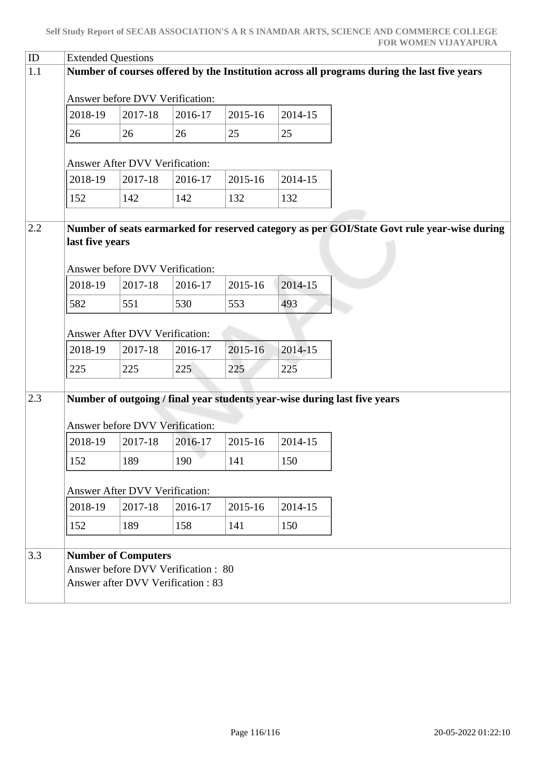| ID | Extended Questions |
|---|---|
| 1.1 | **Number of courses offered by the Institution across all programs during the last five years** |

Answer before DVV Verification:

| 2018-19 | 2017-18 | 2016-17 | 2015-16 | 2014-15 |
|---|---|---|---|---|
| 26 | 26 | 26 | 25 | 25 |

Answer After DVV Verification:

| 2018-19 | 2017-18 | 2016-17 | 2015-16 | 2014-15 |
|---|---|---|---|---|
| 152 | 142 | 142 | 132 | 132 |

| | |
|---|---|
| 2.2 | **Number of seats earmarked for reserved category as per GOI/State Govt rule year-wise during last five years** |

Answer before DVV Verification:

| 2018-19 | 2017-18 | 2016-17 | 2015-16 | 2014-15 |
|---|---|---|---|---|
| 582 | 551 | 530 | 553 | 493 |

Answer After DVV Verification:

| 2018-19 | 2017-18 | 2016-17 | 2015-16 | 2014-15 |
|---|---|---|---|---|
| 225 | 225 | 225 | 225 | 225 |

| | |
|---|---|
| 2.3 | **Number of outgoing / final year students year-wise during last five years** |

Answer before DVV Verification:

| 2018-19 | 2017-18 | 2016-17 | 2015-16 | 2014-15 |
|---|---|---|---|---|
| 152 | 189 | 190 | 141 | 150 |

Answer After DVV Verification:

| 2018-19 | 2017-18 | 2016-17 | 2015-16 | 2014-15 |
|---|---|---|---|---|
| 152 | 189 | 158 | 141 | 150 |

| | |
|---|---|
| 3.3 | **Number of Computers** |

Answer before DVV Verification : 80
Answer after DVV Verification : 83